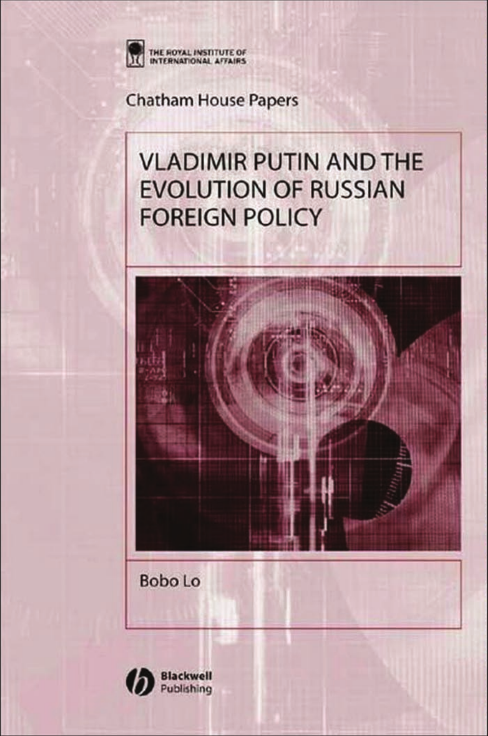THE ROYAL INSTITUTE OF INTERNATIONAL AFFAIRS

Chatham House Papers

# VLADIMIR PUTIN AND THE EVOLUTION OF RUSSIAN FOREIGN POLICY

Bobo Lo

Blackwell Publishing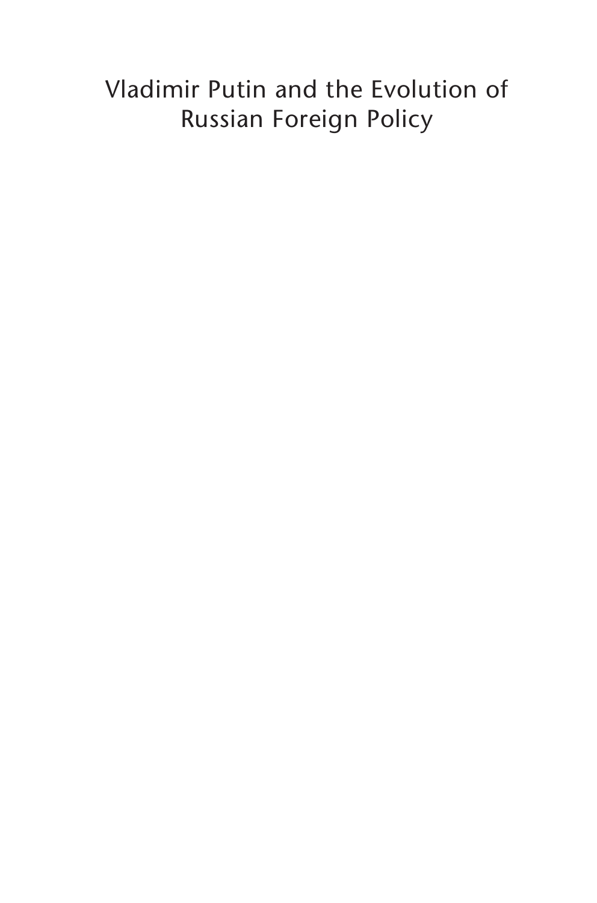# Vladimir Putin and the Evolution of Russian Foreign Policy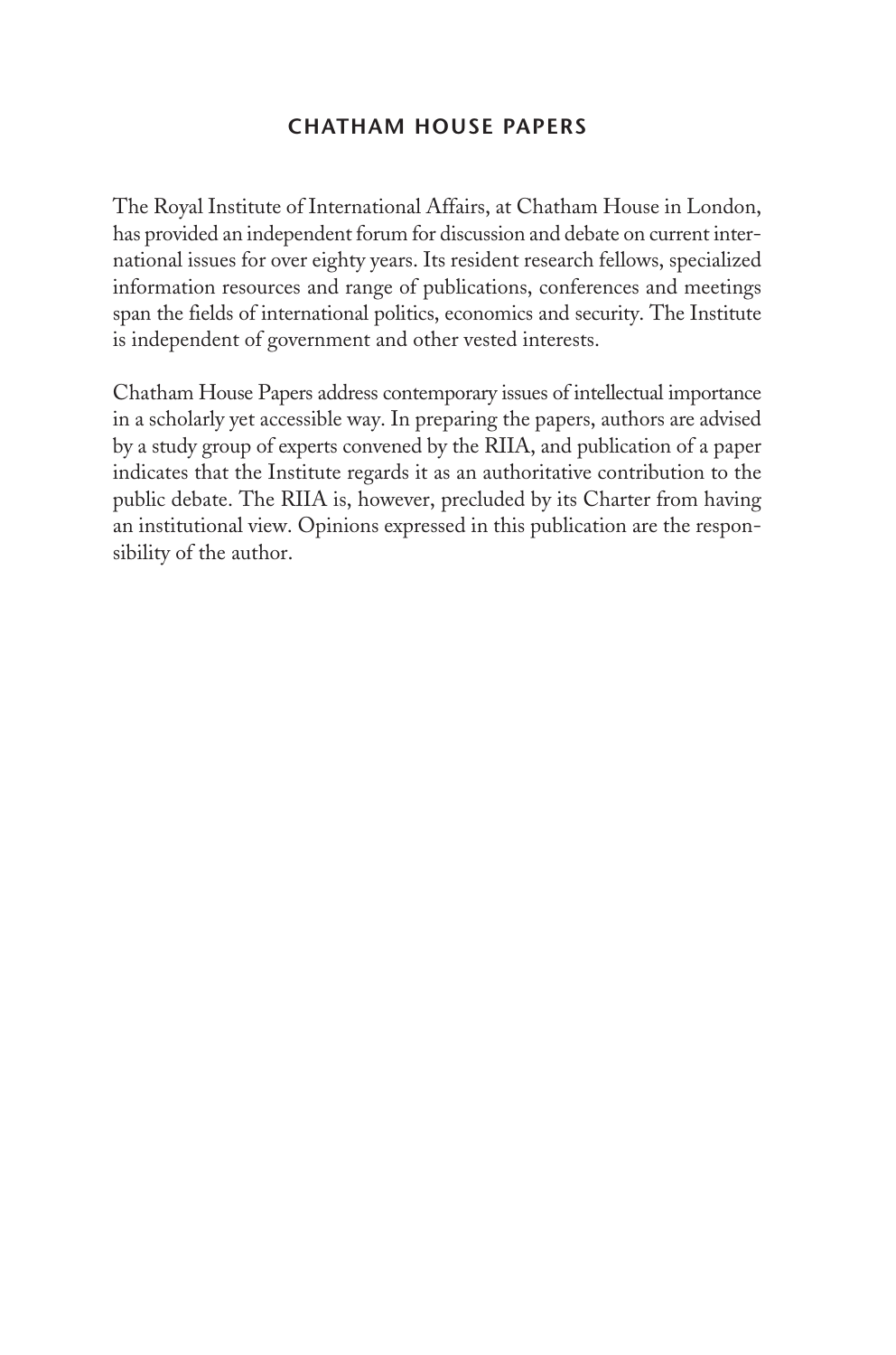## CHATHAM HOUSE PAPERS

The Royal Institute of International Affairs, at Chatham House in London, has provided an independent forum for discussion and debate on current international issues for over eighty years. Its resident research fellows, specialized information resources and range of publications, conferences and meetings span the fields of international politics, economics and security. The Institute is independent of government and other vested interests.

Chatham House Papers address contemporary issues of intellectual importance in a scholarly yet accessible way. In preparing the papers, authors are advised by a study group of experts convened by the RIIA, and publication of a paper indicates that the Institute regards it as an authoritative contribution to the public debate. The RIIA is, however, precluded by its Charter from having an institutional view. Opinions expressed in this publication are the responsibility of the author.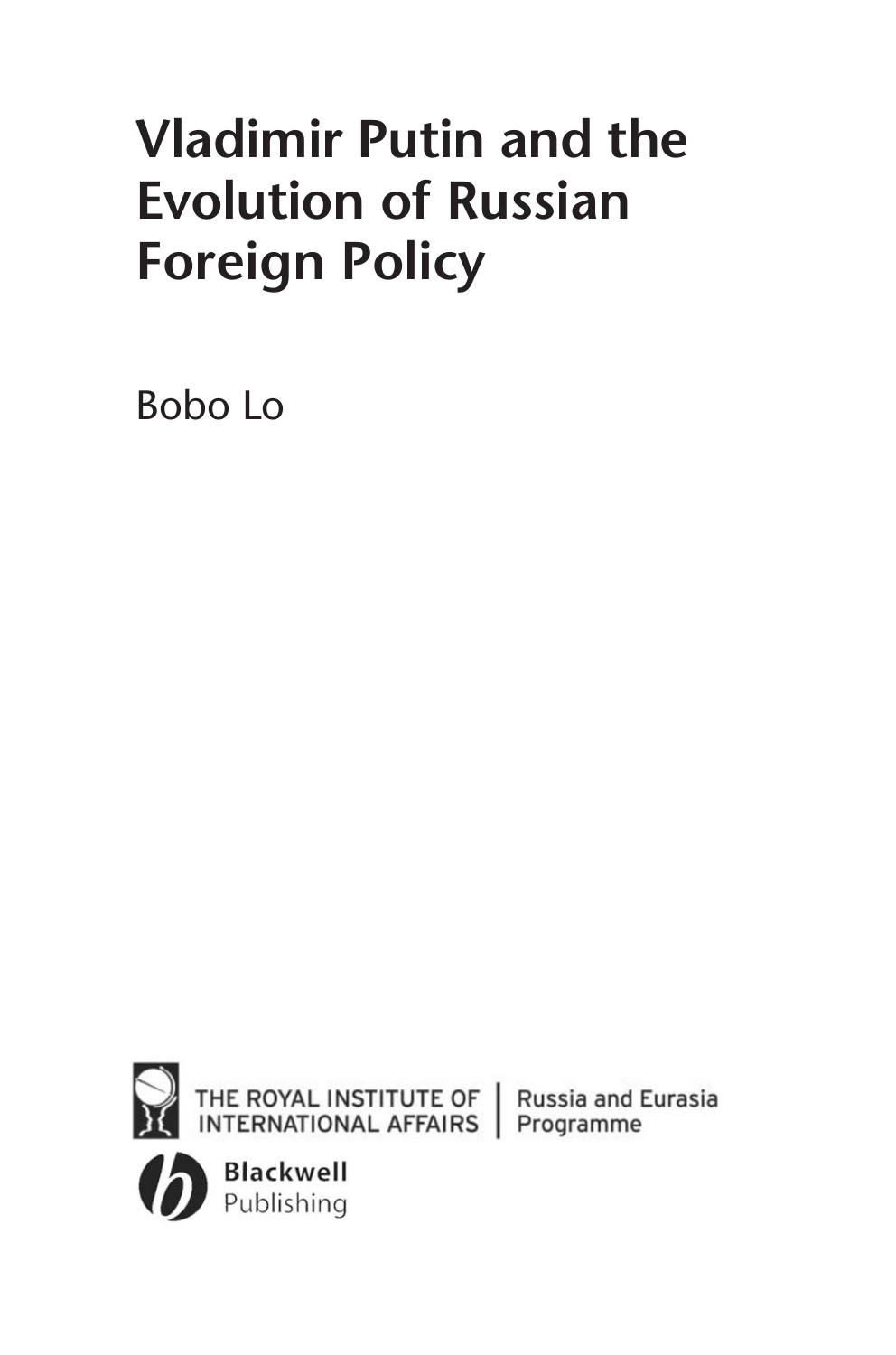# Vladimir Putin and the Evolution of Russian Foreign Policy

Bobo Lo

THE ROYAL INSTITUTE OF INTERNATIONAL AFFAIRS | Russia and Eurasia Programme

Blackwell Publishing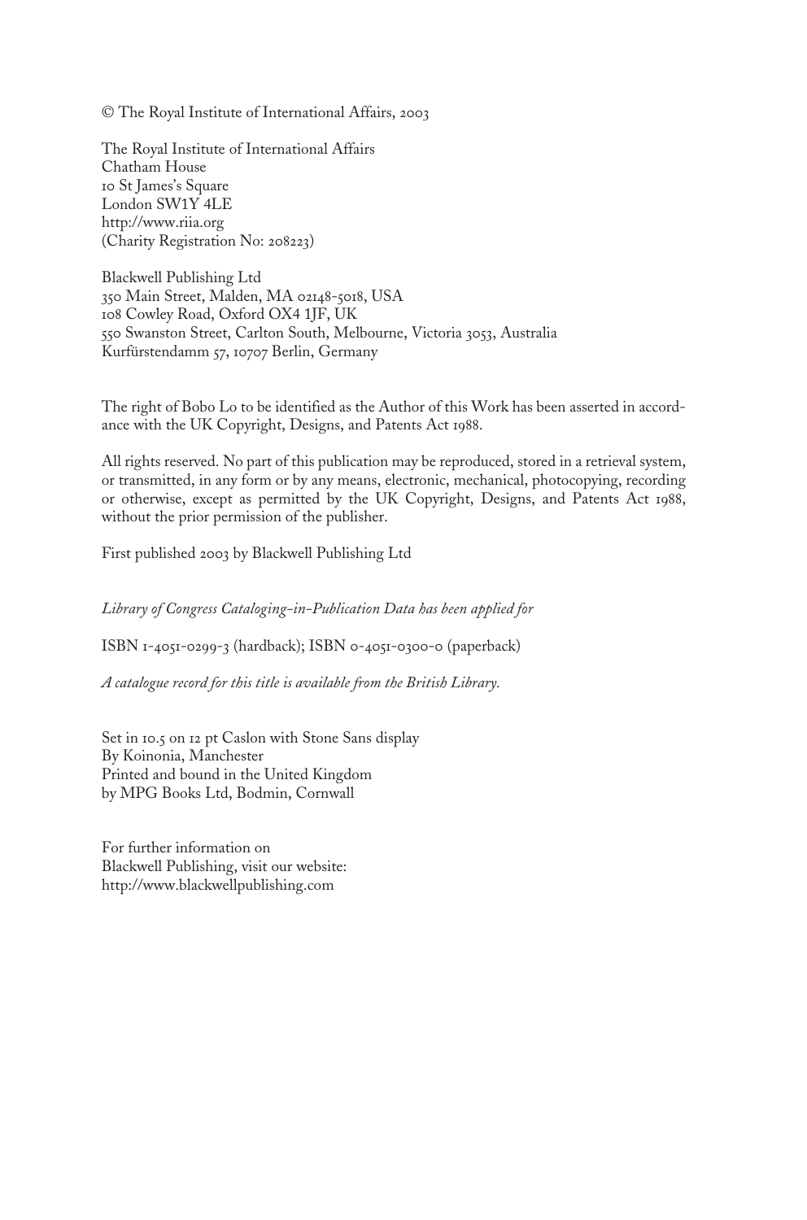© The Royal Institute of International Affairs, 2003

The Royal Institute of International Affairs
Chatham House
10 St James's Square
London SW1Y 4LE
http://www.riia.org
(Charity Registration No: 208223)

Blackwell Publishing Ltd
350 Main Street, Malden, MA 02148-5018, USA
108 Cowley Road, Oxford OX4 1JF, UK
550 Swanston Street, Carlton South, Melbourne, Victoria 3053, Australia
Kurfürstendamm 57, 10707 Berlin, Germany

The right of Bobo Lo to be identified as the Author of this Work has been asserted in accordance with the UK Copyright, Designs, and Patents Act 1988.

All rights reserved. No part of this publication may be reproduced, stored in a retrieval system, or transmitted, in any form or by any means, electronic, mechanical, photocopying, recording or otherwise, except as permitted by the UK Copyright, Designs, and Patents Act 1988, without the prior permission of the publisher.

First published 2003 by Blackwell Publishing Ltd

*Library of Congress Cataloging-in-Publication Data has been applied for*

ISBN 1-4051-0299-3 (hardback); ISBN 0-4051-0300-0 (paperback)

*A catalogue record for this title is available from the British Library.*

Set in 10.5 on 12 pt Caslon with Stone Sans display
By Koinonia, Manchester
Printed and bound in the United Kingdom
by MPG Books Ltd, Bodmin, Cornwall

For further information on
Blackwell Publishing, visit our website:
http://www.blackwellpublishing.com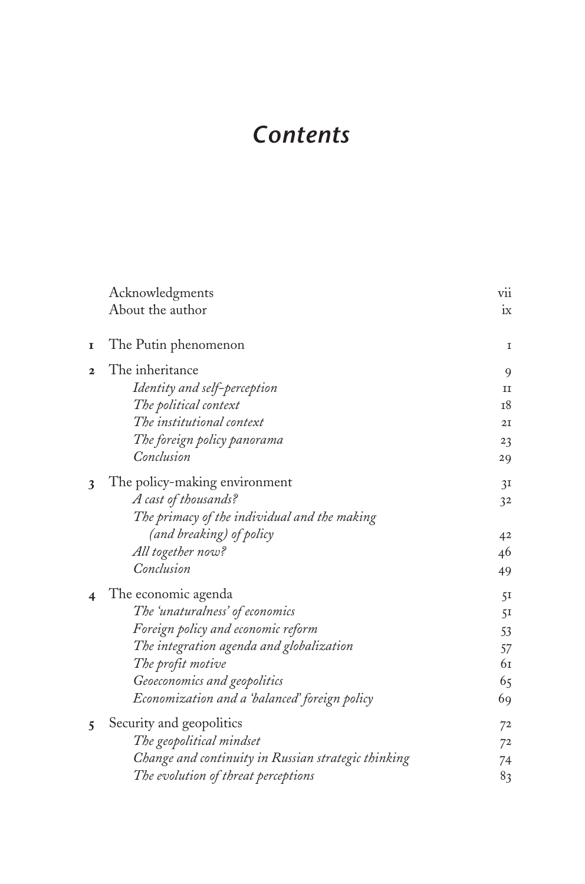# *Contents*

| | | |
|---|---|---|
| | Acknowledgments | vii |
| | About the author | ix |
| 1 | The Putin phenomenon | 1 |
| 2 | The inheritance | 9 |
| | *Identity and self-perception* | 11 |
| | *The political context* | 18 |
| | *The institutional context* | 21 |
| | *The foreign policy panorama* | 23 |
| | *Conclusion* | 29 |
| 3 | The policy-making environment | 31 |
| | *A cast of thousands?* | 32 |
| | *The primacy of the individual and the making (and breaking) of policy* | 42 |
| | *All together now?* | 46 |
| | *Conclusion* | 49 |
| 4 | The economic agenda | 51 |
| | *The 'unaturalness' of economics* | 51 |
| | *Foreign policy and economic reform* | 53 |
| | *The integration agenda and globalization* | 57 |
| | *The profit motive* | 61 |
| | *Geoeconomics and geopolitics* | 65 |
| | *Economization and a 'balanced' foreign policy* | 69 |
| 5 | Security and geopolitics | 72 |
| | *The geopolitical mindset* | 72 |
| | *Change and continuity in Russian strategic thinking* | 74 |
| | *The evolution of threat perceptions* | 83 |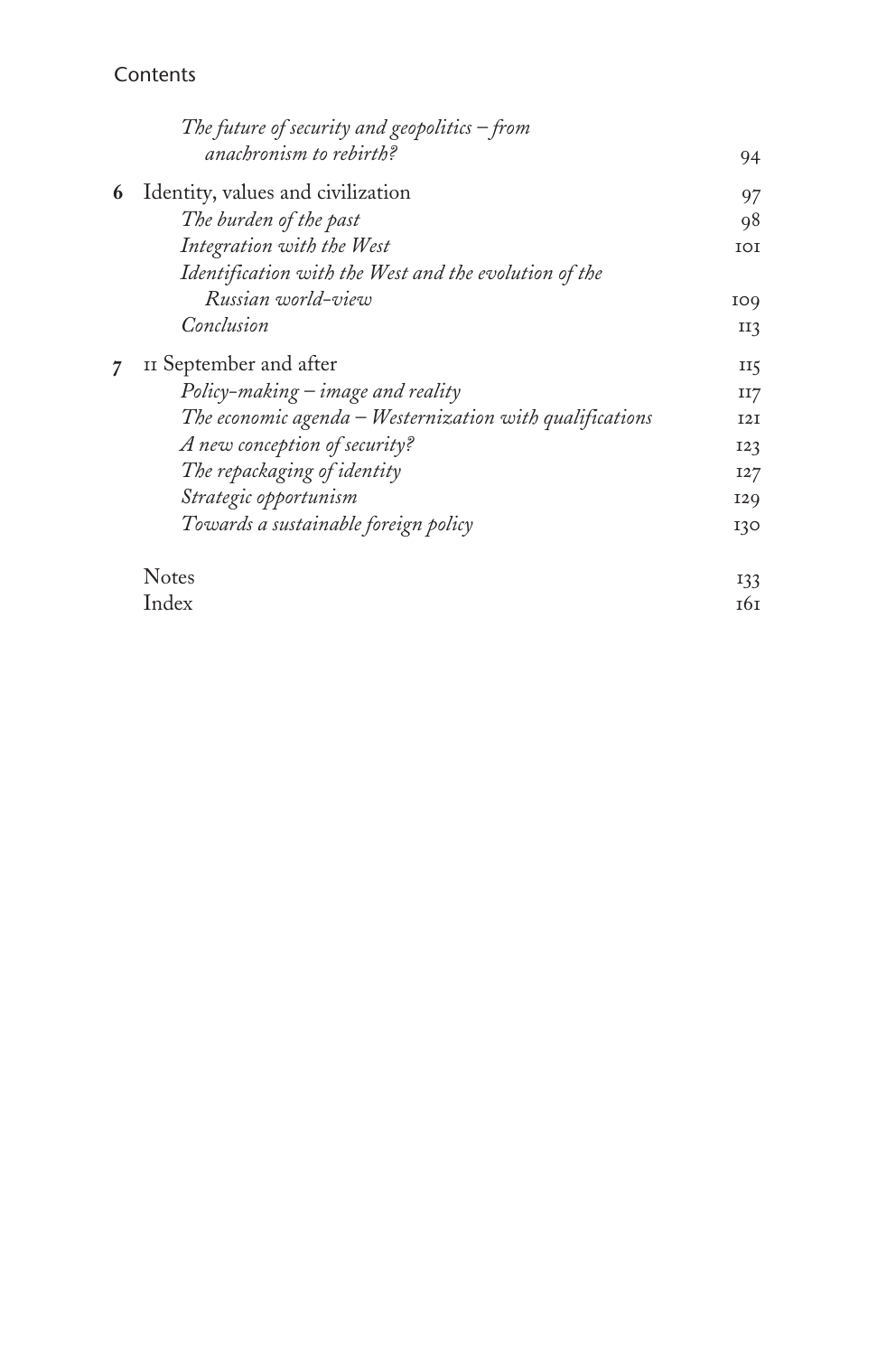*The future of security and geopolitics – from anachronism to rebirth?* 94

**6** Identity, values and civilization 97

*The burden of the past* 98

*Integration with the West* 101

*Identification with the West and the evolution of the Russian world-view* 109

*Conclusion* 113

**7** 11 September and after 115

*Policy-making – image and reality* 117

*The economic agenda – Westernization with qualifications* 121

*A new conception of security?* 123

*The repackaging of identity* 127

*Strategic opportunism* 129

*Towards a sustainable foreign policy* 130

Notes 133

Index 161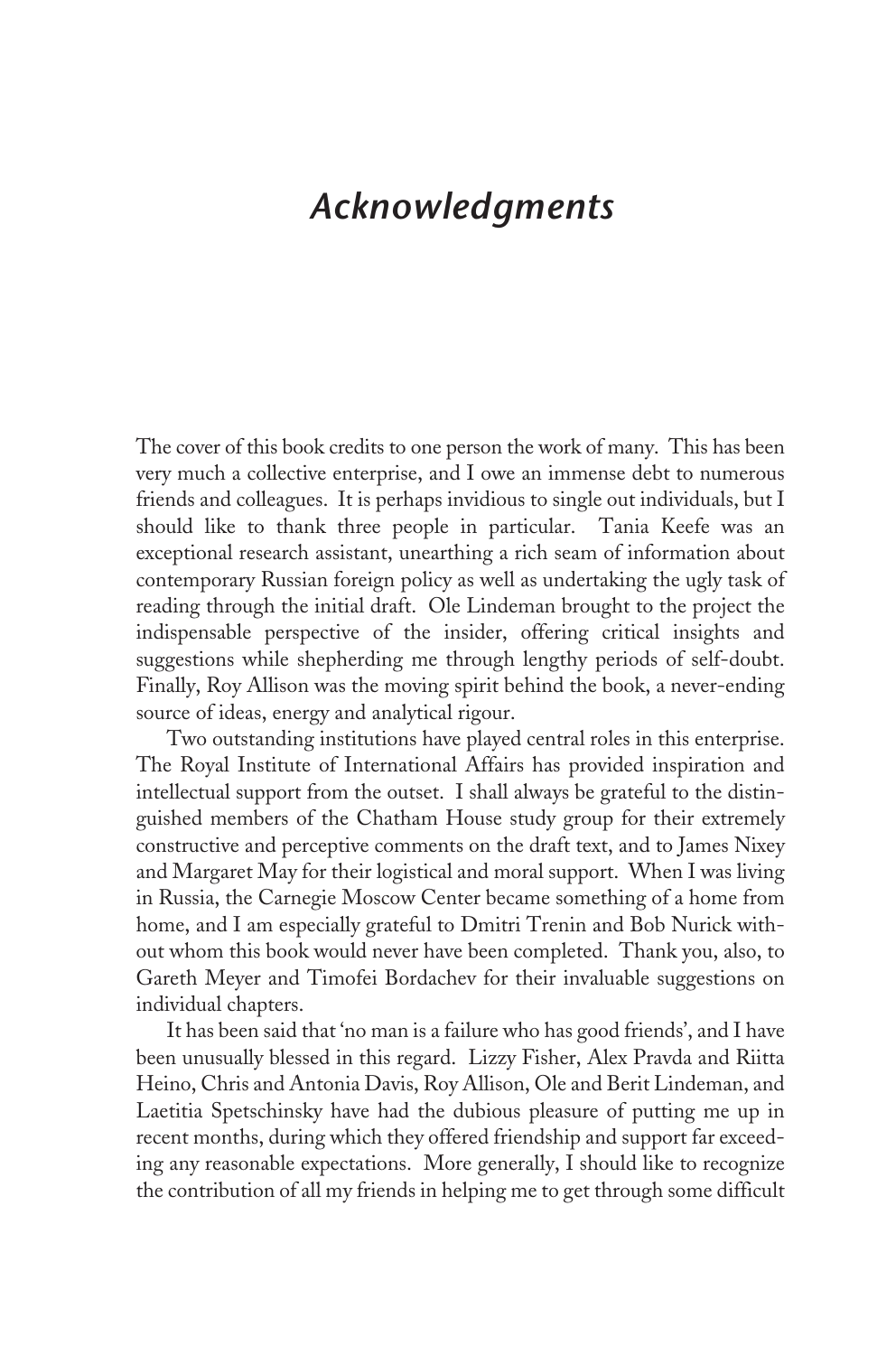# *Acknowledgments*

The cover of this book credits to one person the work of many. This has been very much a collective enterprise, and I owe an immense debt to numerous friends and colleagues. It is perhaps invidious to single out individuals, but I should like to thank three people in particular. Tania Keefe was an exceptional research assistant, unearthing a rich seam of information about contemporary Russian foreign policy as well as undertaking the ugly task of reading through the initial draft. Ole Lindeman brought to the project the indispensable perspective of the insider, offering critical insights and suggestions while shepherding me through lengthy periods of self-doubt. Finally, Roy Allison was the moving spirit behind the book, a never-ending source of ideas, energy and analytical rigour.

Two outstanding institutions have played central roles in this enterprise. The Royal Institute of International Affairs has provided inspiration and intellectual support from the outset. I shall always be grateful to the distinguished members of the Chatham House study group for their extremely constructive and perceptive comments on the draft text, and to James Nixey and Margaret May for their logistical and moral support. When I was living in Russia, the Carnegie Moscow Center became something of a home from home, and I am especially grateful to Dmitri Trenin and Bob Nurick without whom this book would never have been completed. Thank you, also, to Gareth Meyer and Timofei Bordachev for their invaluable suggestions on individual chapters.

It has been said that 'no man is a failure who has good friends', and I have been unusually blessed in this regard. Lizzy Fisher, Alex Pravda and Riitta Heino, Chris and Antonia Davis, Roy Allison, Ole and Berit Lindeman, and Laetitia Spetschinsky have had the dubious pleasure of putting me up in recent months, during which they offered friendship and support far exceeding any reasonable expectations. More generally, I should like to recognize the contribution of all my friends in helping me to get through some difficult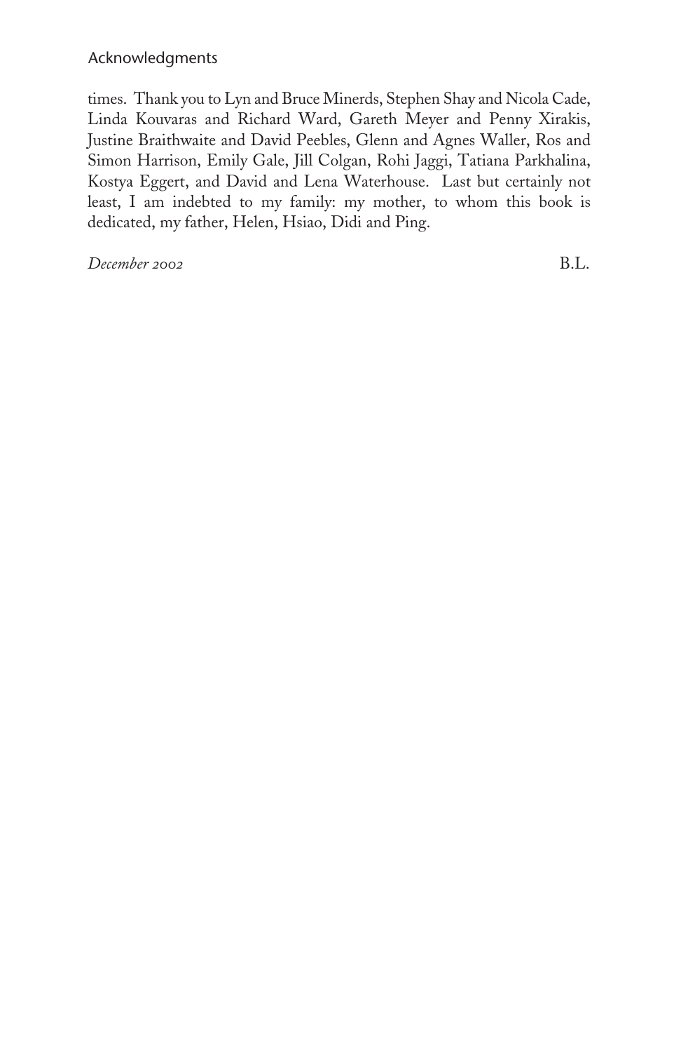times. Thank you to Lyn and Bruce Minerds, Stephen Shay and Nicola Cade, Linda Kouvaras and Richard Ward, Gareth Meyer and Penny Xirakis, Justine Braithwaite and David Peebles, Glenn and Agnes Waller, Ros and Simon Harrison, Emily Gale, Jill Colgan, Rohi Jaggi, Tatiana Parkhalina, Kostya Eggert, and David and Lena Waterhouse. Last but certainly not least, I am indebted to my family: my mother, to whom this book is dedicated, my father, Helen, Hsiao, Didi and Ping.

*December 2002* B.L.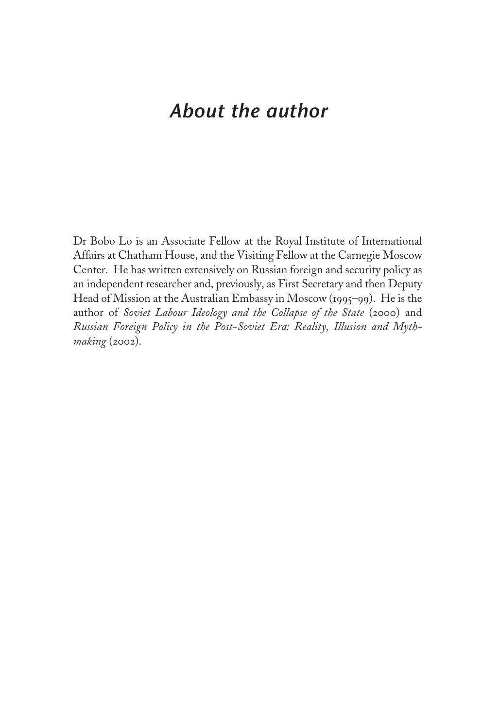# *About the author*

Dr Bobo Lo is an Associate Fellow at the Royal Institute of International Affairs at Chatham House, and the Visiting Fellow at the Carnegie Moscow Center. He has written extensively on Russian foreign and security policy as an independent researcher and, previously, as First Secretary and then Deputy Head of Mission at the Australian Embassy in Moscow (1995–99). He is the author of *Soviet Labour Ideology and the Collapse of the State* (2000) and *Russian Foreign Policy in the Post-Soviet Era: Reality, Illusion and Myth-making* (2002).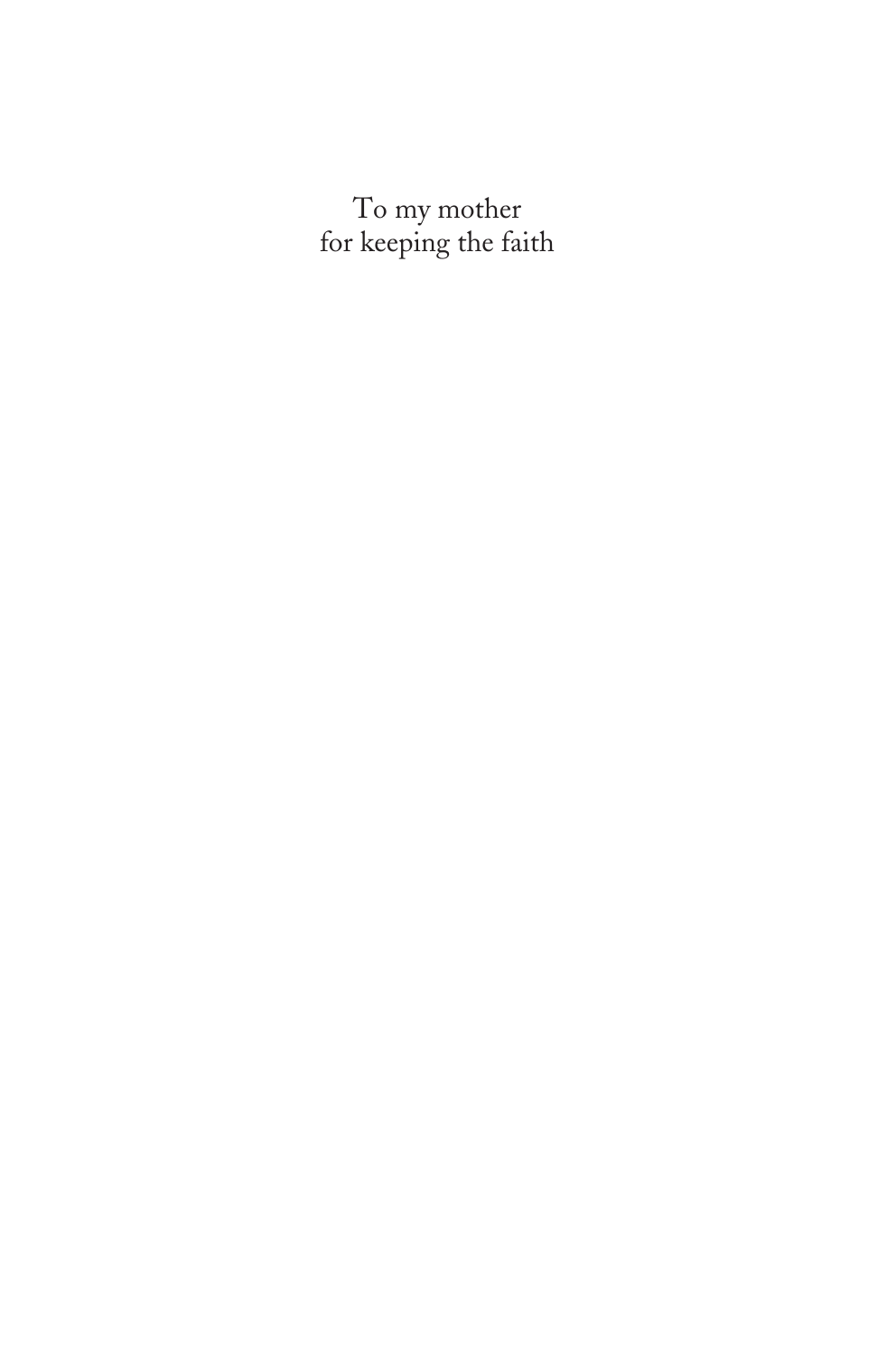To my mother
for keeping the faith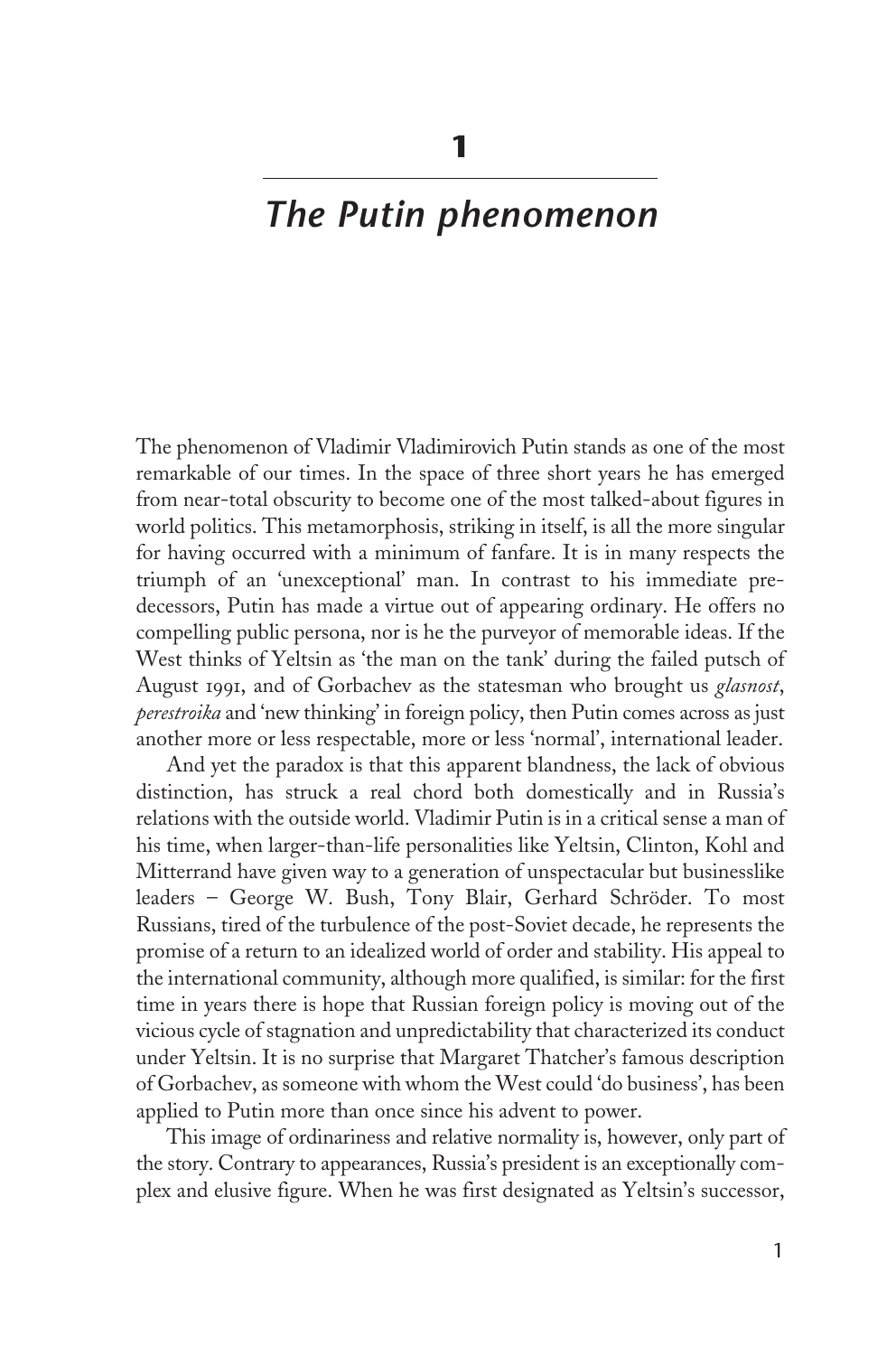# 1

# *The Putin phenomenon*

The phenomenon of Vladimir Vladimirovich Putin stands as one of the most remarkable of our times. In the space of three short years he has emerged from near-total obscurity to become one of the most talked-about figures in world politics. This metamorphosis, striking in itself, is all the more singular for having occurred with a minimum of fanfare. It is in many respects the triumph of an 'unexceptional' man. In contrast to his immediate predecessors, Putin has made a virtue out of appearing ordinary. He offers no compelling public persona, nor is he the purveyor of memorable ideas. If the West thinks of Yeltsin as 'the man on the tank' during the failed putsch of August 1991, and of Gorbachev as the statesman who brought us *glasnost*, *perestroika* and 'new thinking' in foreign policy, then Putin comes across as just another more or less respectable, more or less 'normal', international leader.

And yet the paradox is that this apparent blandness, the lack of obvious distinction, has struck a real chord both domestically and in Russia's relations with the outside world. Vladimir Putin is in a critical sense a man of his time, when larger-than-life personalities like Yeltsin, Clinton, Kohl and Mitterrand have given way to a generation of unspectacular but businesslike leaders – George W. Bush, Tony Blair, Gerhard Schröder. To most Russians, tired of the turbulence of the post-Soviet decade, he represents the promise of a return to an idealized world of order and stability. His appeal to the international community, although more qualified, is similar: for the first time in years there is hope that Russian foreign policy is moving out of the vicious cycle of stagnation and unpredictability that characterized its conduct under Yeltsin. It is no surprise that Margaret Thatcher's famous description of Gorbachev, as someone with whom the West could 'do business', has been applied to Putin more than once since his advent to power.

This image of ordinariness and relative normality is, however, only part of the story. Contrary to appearances, Russia's president is an exceptionally complex and elusive figure. When he was first designated as Yeltsin's successor,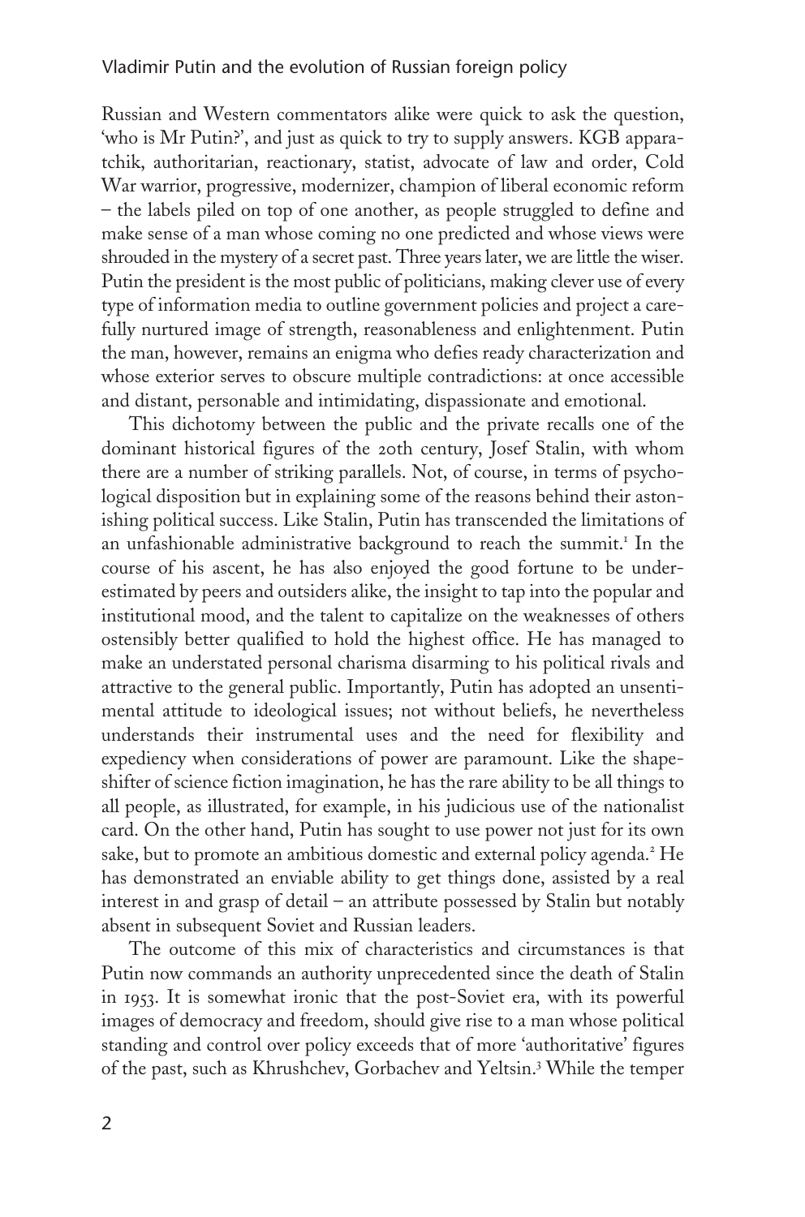Russian and Western commentators alike were quick to ask the question, 'who is Mr Putin?', and just as quick to try to supply answers. KGB apparatchik, authoritarian, reactionary, statist, advocate of law and order, Cold War warrior, progressive, modernizer, champion of liberal economic reform – the labels piled on top of one another, as people struggled to define and make sense of a man whose coming no one predicted and whose views were shrouded in the mystery of a secret past. Three years later, we are little the wiser. Putin the president is the most public of politicians, making clever use of every type of information media to outline government policies and project a carefully nurtured image of strength, reasonableness and enlightenment. Putin the man, however, remains an enigma who defies ready characterization and whose exterior serves to obscure multiple contradictions: at once accessible and distant, personable and intimidating, dispassionate and emotional.

This dichotomy between the public and the private recalls one of the dominant historical figures of the 20th century, Josef Stalin, with whom there are a number of striking parallels. Not, of course, in terms of psychological disposition but in explaining some of the reasons behind their astonishing political success. Like Stalin, Putin has transcended the limitations of an unfashionable administrative background to reach the summit.[1] In the course of his ascent, he has also enjoyed the good fortune to be underestimated by peers and outsiders alike, the insight to tap into the popular and institutional mood, and the talent to capitalize on the weaknesses of others ostensibly better qualified to hold the highest office. He has managed to make an understated personal charisma disarming to his political rivals and attractive to the general public. Importantly, Putin has adopted an unsentimental attitude to ideological issues; not without beliefs, he nevertheless understands their instrumental uses and the need for flexibility and expediency when considerations of power are paramount. Like the shapeshifter of science fiction imagination, he has the rare ability to be all things to all people, as illustrated, for example, in his judicious use of the nationalist card. On the other hand, Putin has sought to use power not just for its own sake, but to promote an ambitious domestic and external policy agenda.[2] He has demonstrated an enviable ability to get things done, assisted by a real interest in and grasp of detail – an attribute possessed by Stalin but notably absent in subsequent Soviet and Russian leaders.

The outcome of this mix of characteristics and circumstances is that Putin now commands an authority unprecedented since the death of Stalin in 1953. It is somewhat ironic that the post-Soviet era, with its powerful images of democracy and freedom, should give rise to a man whose political standing and control over policy exceeds that of more 'authoritative' figures of the past, such as Khrushchev, Gorbachev and Yeltsin.[3] While the temper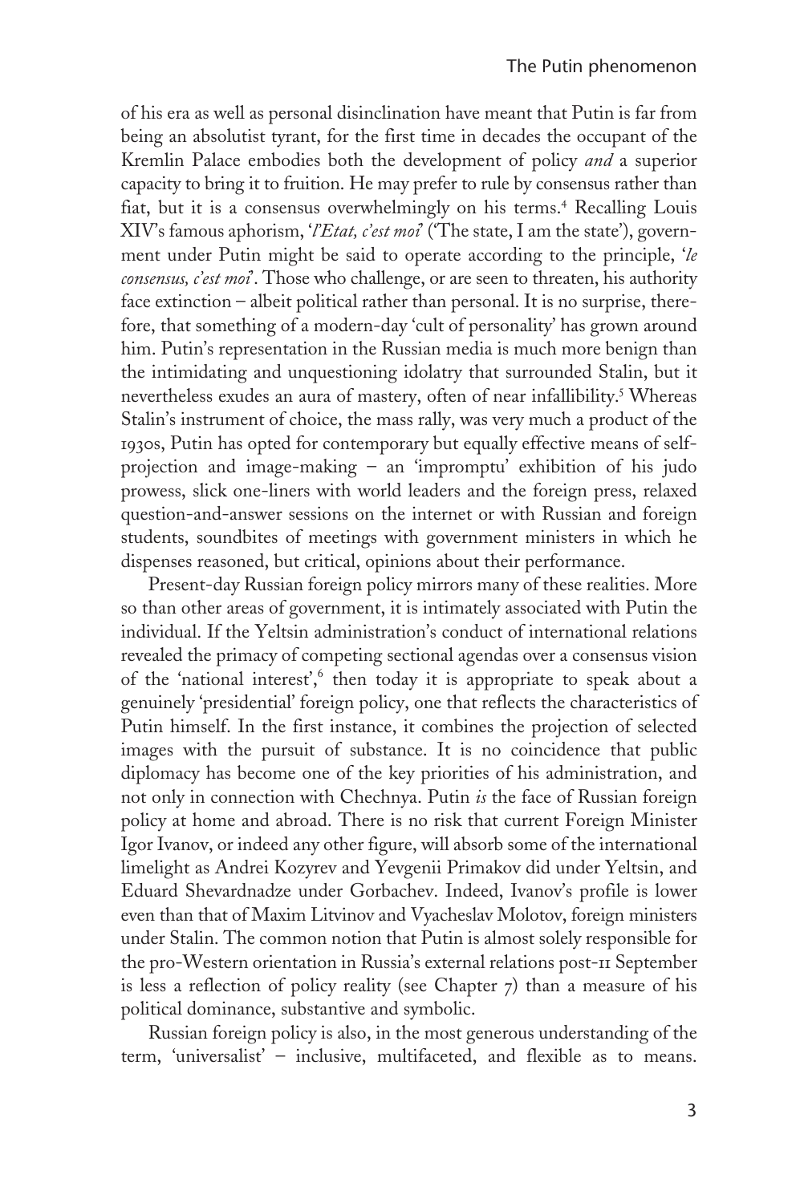of his era as well as personal disinclination have meant that Putin is far from being an absolutist tyrant, for the first time in decades the occupant of the Kremlin Palace embodies both the development of policy *and* a superior capacity to bring it to fruition. He may prefer to rule by consensus rather than fiat, but it is a consensus overwhelmingly on his terms.[4] Recalling Louis XIV's famous aphorism, '*l'Etat, c'est moi*' ('The state, I am the state'), government under Putin might be said to operate according to the principle, '*le consensus, c'est moi*'. Those who challenge, or are seen to threaten, his authority face extinction – albeit political rather than personal. It is no surprise, therefore, that something of a modern-day 'cult of personality' has grown around him. Putin's representation in the Russian media is much more benign than the intimidating and unquestioning idolatry that surrounded Stalin, but it nevertheless exudes an aura of mastery, often of near infallibility.[5] Whereas Stalin's instrument of choice, the mass rally, was very much a product of the 1930s, Putin has opted for contemporary but equally effective means of self-projection and image-making – an 'impromptu' exhibition of his judo prowess, slick one-liners with world leaders and the foreign press, relaxed question-and-answer sessions on the internet or with Russian and foreign students, soundbites of meetings with government ministers in which he dispenses reasoned, but critical, opinions about their performance.

Present-day Russian foreign policy mirrors many of these realities. More so than other areas of government, it is intimately associated with Putin the individual. If the Yeltsin administration's conduct of international relations revealed the primacy of competing sectional agendas over a consensus vision of the 'national interest',[6] then today it is appropriate to speak about a genuinely 'presidential' foreign policy, one that reflects the characteristics of Putin himself. In the first instance, it combines the projection of selected images with the pursuit of substance. It is no coincidence that public diplomacy has become one of the key priorities of his administration, and not only in connection with Chechnya. Putin *is* the face of Russian foreign policy at home and abroad. There is no risk that current Foreign Minister Igor Ivanov, or indeed any other figure, will absorb some of the international limelight as Andrei Kozyrev and Yevgenii Primakov did under Yeltsin, and Eduard Shevardnadze under Gorbachev. Indeed, Ivanov's profile is lower even than that of Maxim Litvinov and Vyacheslav Molotov, foreign ministers under Stalin. The common notion that Putin is almost solely responsible for the pro-Western orientation in Russia's external relations post-11 September is less a reflection of policy reality (see Chapter 7) than a measure of his political dominance, substantive and symbolic.

Russian foreign policy is also, in the most generous understanding of the term, 'universalist' – inclusive, multifaceted, and flexible as to means.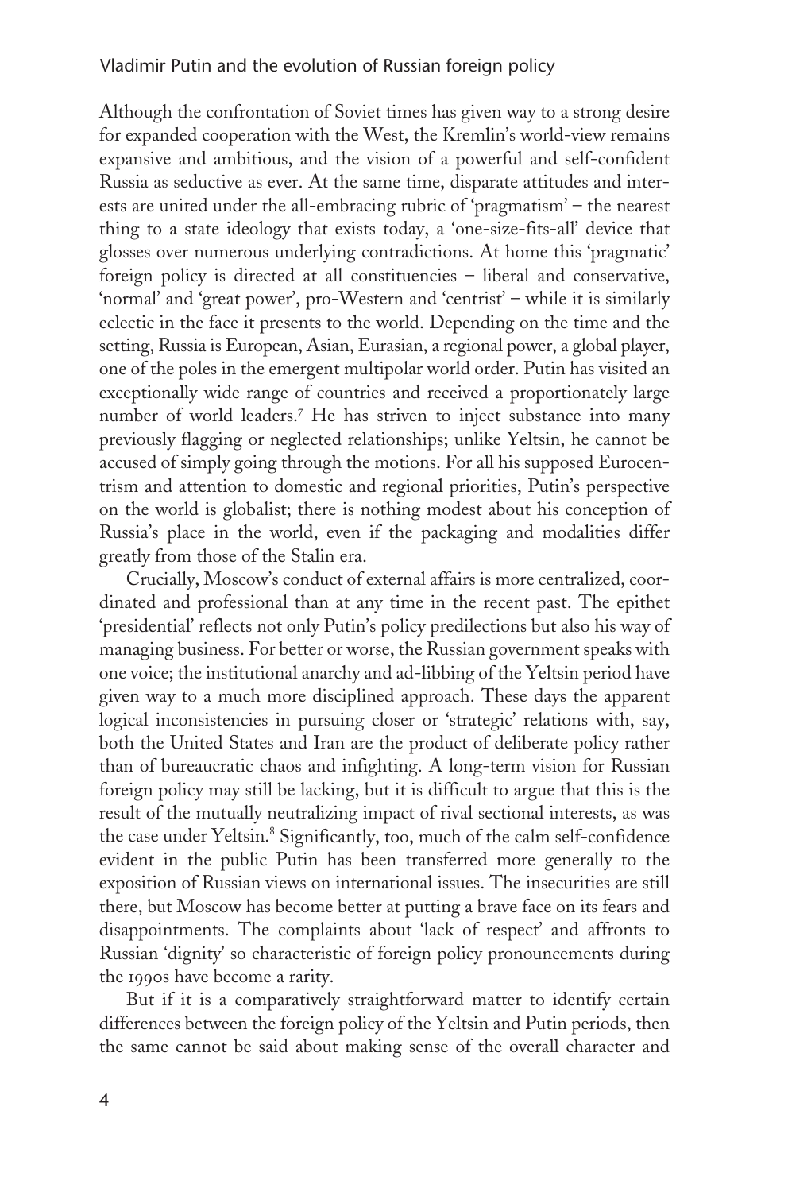Although the confrontation of Soviet times has given way to a strong desire for expanded cooperation with the West, the Kremlin's world-view remains expansive and ambitious, and the vision of a powerful and self-confident Russia as seductive as ever. At the same time, disparate attitudes and interests are united under the all-embracing rubric of 'pragmatism' – the nearest thing to a state ideology that exists today, a 'one-size-fits-all' device that glosses over numerous underlying contradictions. At home this 'pragmatic' foreign policy is directed at all constituencies – liberal and conservative, 'normal' and 'great power', pro-Western and 'centrist' – while it is similarly eclectic in the face it presents to the world. Depending on the time and the setting, Russia is European, Asian, Eurasian, a regional power, a global player, one of the poles in the emergent multipolar world order. Putin has visited an exceptionally wide range of countries and received a proportionately large number of world leaders.[7] He has striven to inject substance into many previously flagging or neglected relationships; unlike Yeltsin, he cannot be accused of simply going through the motions. For all his supposed Eurocentrism and attention to domestic and regional priorities, Putin's perspective on the world is globalist; there is nothing modest about his conception of Russia's place in the world, even if the packaging and modalities differ greatly from those of the Stalin era.

Crucially, Moscow's conduct of external affairs is more centralized, coordinated and professional than at any time in the recent past. The epithet 'presidential' reflects not only Putin's policy predilections but also his way of managing business. For better or worse, the Russian government speaks with one voice; the institutional anarchy and ad-libbing of the Yeltsin period have given way to a much more disciplined approach. These days the apparent logical inconsistencies in pursuing closer or 'strategic' relations with, say, both the United States and Iran are the product of deliberate policy rather than of bureaucratic chaos and infighting. A long-term vision for Russian foreign policy may still be lacking, but it is difficult to argue that this is the result of the mutually neutralizing impact of rival sectional interests, as was the case under Yeltsin.[8] Significantly, too, much of the calm self-confidence evident in the public Putin has been transferred more generally to the exposition of Russian views on international issues. The insecurities are still there, but Moscow has become better at putting a brave face on its fears and disappointments. The complaints about 'lack of respect' and affronts to Russian 'dignity' so characteristic of foreign policy pronouncements during the 1990s have become a rarity.

But if it is a comparatively straightforward matter to identify certain differences between the foreign policy of the Yeltsin and Putin periods, then the same cannot be said about making sense of the overall character and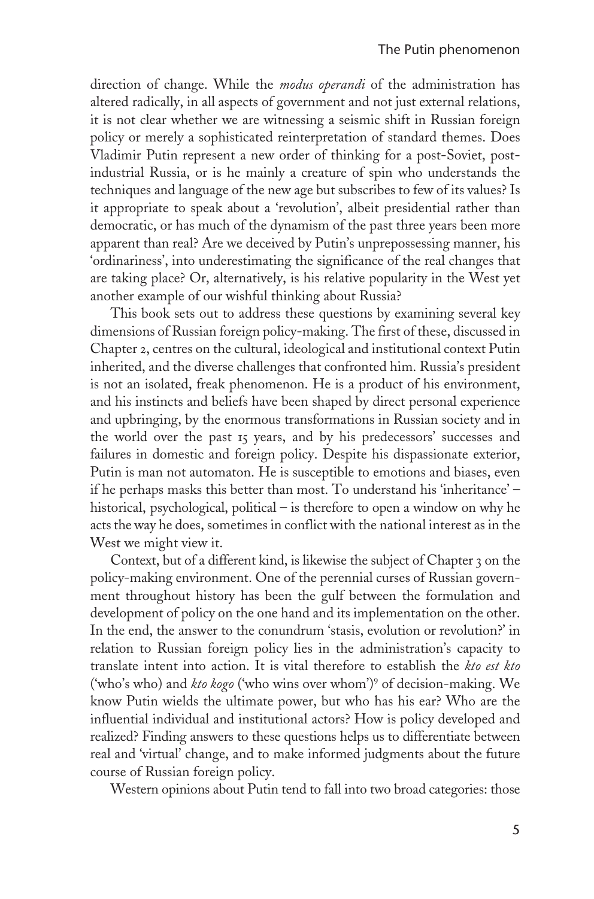direction of change. While the *modus operandi* of the administration has altered radically, in all aspects of government and not just external relations, it is not clear whether we are witnessing a seismic shift in Russian foreign policy or merely a sophisticated reinterpretation of standard themes. Does Vladimir Putin represent a new order of thinking for a post-Soviet, post-industrial Russia, or is he mainly a creature of spin who understands the techniques and language of the new age but subscribes to few of its values? Is it appropriate to speak about a 'revolution', albeit presidential rather than democratic, or has much of the dynamism of the past three years been more apparent than real? Are we deceived by Putin's unprepossessing manner, his 'ordinariness', into underestimating the significance of the real changes that are taking place? Or, alternatively, is his relative popularity in the West yet another example of our wishful thinking about Russia?

This book sets out to address these questions by examining several key dimensions of Russian foreign policy-making. The first of these, discussed in Chapter 2, centres on the cultural, ideological and institutional context Putin inherited, and the diverse challenges that confronted him. Russia's president is not an isolated, freak phenomenon. He is a product of his environment, and his instincts and beliefs have been shaped by direct personal experience and upbringing, by the enormous transformations in Russian society and in the world over the past 15 years, and by his predecessors' successes and failures in domestic and foreign policy. Despite his dispassionate exterior, Putin is man not automaton. He is susceptible to emotions and biases, even if he perhaps masks this better than most. To understand his 'inheritance' – historical, psychological, political – is therefore to open a window on why he acts the way he does, sometimes in conflict with the national interest as in the West we might view it.

Context, but of a different kind, is likewise the subject of Chapter 3 on the policy-making environment. One of the perennial curses of Russian government throughout history has been the gulf between the formulation and development of policy on the one hand and its implementation on the other. In the end, the answer to the conundrum 'stasis, evolution or revolution?' in relation to Russian foreign policy lies in the administration's capacity to translate intent into action. It is vital therefore to establish the *kto est kto* ('who's who) and *kto kogo* ('who wins over whom')[9] of decision-making. We know Putin wields the ultimate power, but who has his ear? Who are the influential individual and institutional actors? How is policy developed and realized? Finding answers to these questions helps us to differentiate between real and 'virtual' change, and to make informed judgments about the future course of Russian foreign policy.

Western opinions about Putin tend to fall into two broad categories: those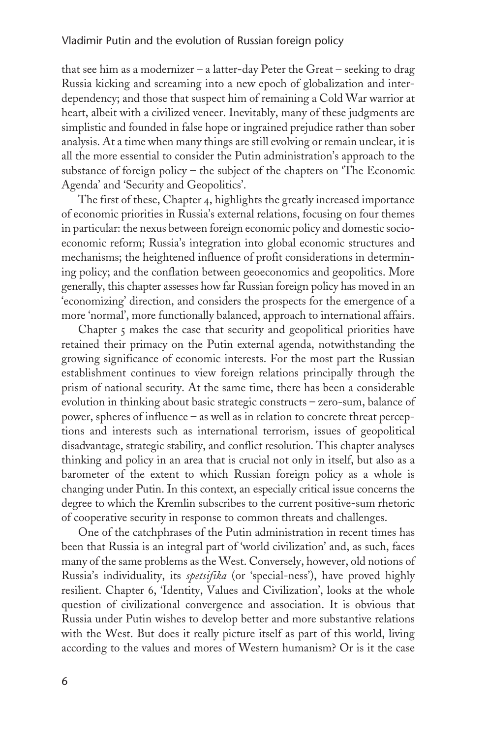that see him as a modernizer – a latter-day Peter the Great – seeking to drag Russia kicking and screaming into a new epoch of globalization and interdependency; and those that suspect him of remaining a Cold War warrior at heart, albeit with a civilized veneer. Inevitably, many of these judgments are simplistic and founded in false hope or ingrained prejudice rather than sober analysis. At a time when many things are still evolving or remain unclear, it is all the more essential to consider the Putin administration's approach to the substance of foreign policy – the subject of the chapters on 'The Economic Agenda' and 'Security and Geopolitics'.

The first of these, Chapter 4, highlights the greatly increased importance of economic priorities in Russia's external relations, focusing on four themes in particular: the nexus between foreign economic policy and domestic socio-economic reform; Russia's integration into global economic structures and mechanisms; the heightened influence of profit considerations in determining policy; and the conflation between geoeconomics and geopolitics. More generally, this chapter assesses how far Russian foreign policy has moved in an 'economizing' direction, and considers the prospects for the emergence of a more 'normal', more functionally balanced, approach to international affairs.

Chapter 5 makes the case that security and geopolitical priorities have retained their primacy on the Putin external agenda, notwithstanding the growing significance of economic interests. For the most part the Russian establishment continues to view foreign relations principally through the prism of national security. At the same time, there has been a considerable evolution in thinking about basic strategic constructs – zero-sum, balance of power, spheres of influence – as well as in relation to concrete threat perceptions and interests such as international terrorism, issues of geopolitical disadvantage, strategic stability, and conflict resolution. This chapter analyses thinking and policy in an area that is crucial not only in itself, but also as a barometer of the extent to which Russian foreign policy as a whole is changing under Putin. In this context, an especially critical issue concerns the degree to which the Kremlin subscribes to the current positive-sum rhetoric of cooperative security in response to common threats and challenges.

One of the catchphrases of the Putin administration in recent times has been that Russia is an integral part of 'world civilization' and, as such, faces many of the same problems as the West. Conversely, however, old notions of Russia's individuality, its *spetsifika* (or 'special-ness'), have proved highly resilient. Chapter 6, 'Identity, Values and Civilization', looks at the whole question of civilizational convergence and association. It is obvious that Russia under Putin wishes to develop better and more substantive relations with the West. But does it really picture itself as part of this world, living according to the values and mores of Western humanism? Or is it the case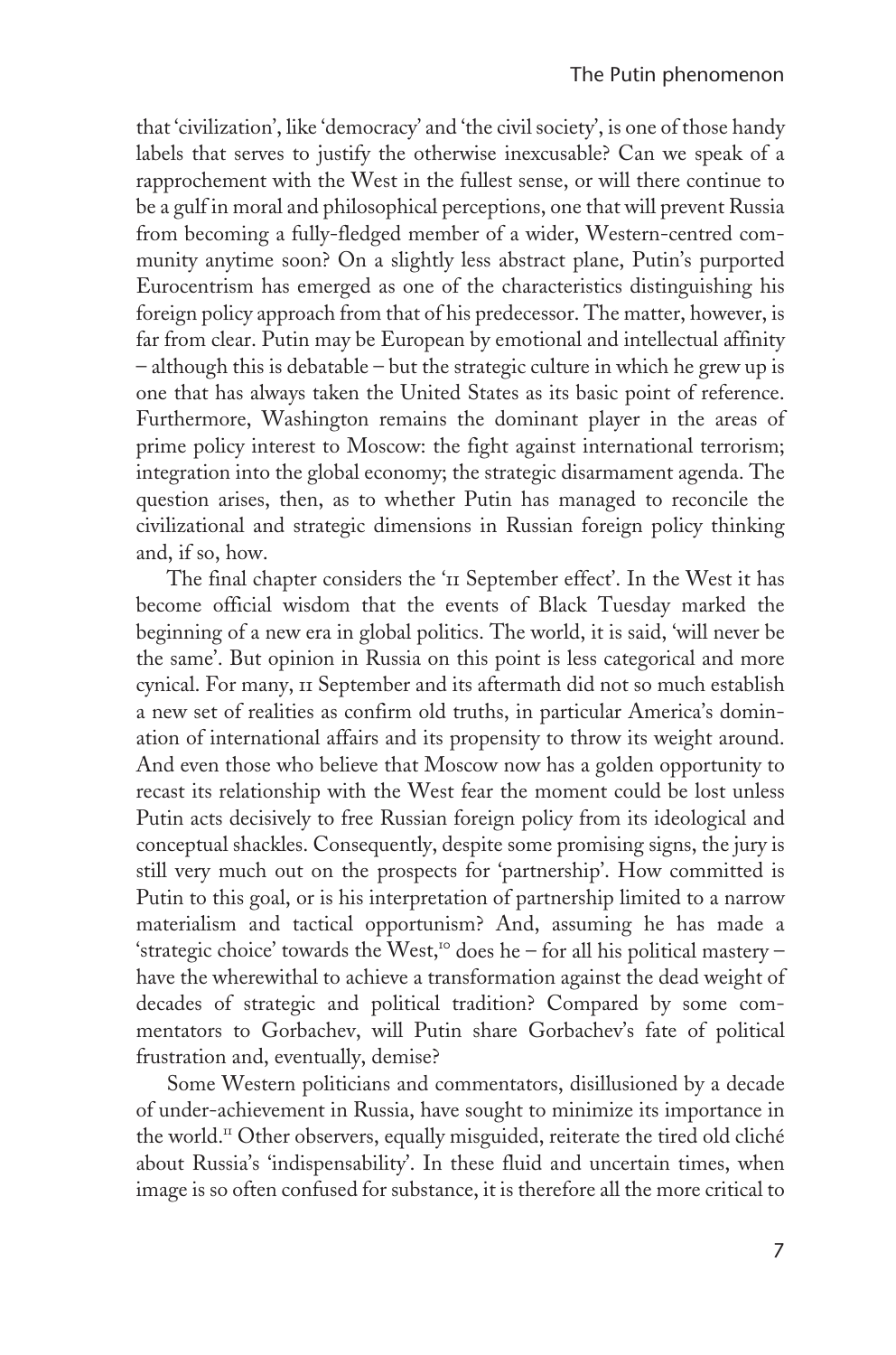that 'civilization', like 'democracy' and 'the civil society', is one of those handy labels that serves to justify the otherwise inexcusable? Can we speak of a rapprochement with the West in the fullest sense, or will there continue to be a gulf in moral and philosophical perceptions, one that will prevent Russia from becoming a fully-fledged member of a wider, Western-centred community anytime soon? On a slightly less abstract plane, Putin's purported Eurocentrism has emerged as one of the characteristics distinguishing his foreign policy approach from that of his predecessor. The matter, however, is far from clear. Putin may be European by emotional and intellectual affinity – although this is debatable – but the strategic culture in which he grew up is one that has always taken the United States as its basic point of reference. Furthermore, Washington remains the dominant player in the areas of prime policy interest to Moscow: the fight against international terrorism; integration into the global economy; the strategic disarmament agenda. The question arises, then, as to whether Putin has managed to reconcile the civilizational and strategic dimensions in Russian foreign policy thinking and, if so, how.

The final chapter considers the '11 September effect'. In the West it has become official wisdom that the events of Black Tuesday marked the beginning of a new era in global politics. The world, it is said, 'will never be the same'. But opinion in Russia on this point is less categorical and more cynical. For many, 11 September and its aftermath did not so much establish a new set of realities as confirm old truths, in particular America's domination of international affairs and its propensity to throw its weight around. And even those who believe that Moscow now has a golden opportunity to recast its relationship with the West fear the moment could be lost unless Putin acts decisively to free Russian foreign policy from its ideological and conceptual shackles. Consequently, despite some promising signs, the jury is still very much out on the prospects for 'partnership'. How committed is Putin to this goal, or is his interpretation of partnership limited to a narrow materialism and tactical opportunism? And, assuming he has made a 'strategic choice' towards the West,[10] does he – for all his political mastery – have the wherewithal to achieve a transformation against the dead weight of decades of strategic and political tradition? Compared by some commentators to Gorbachev, will Putin share Gorbachev's fate of political frustration and, eventually, demise?

Some Western politicians and commentators, disillusioned by a decade of under-achievement in Russia, have sought to minimize its importance in the world.[11] Other observers, equally misguided, reiterate the tired old cliché about Russia's 'indispensability'. In these fluid and uncertain times, when image is so often confused for substance, it is therefore all the more critical to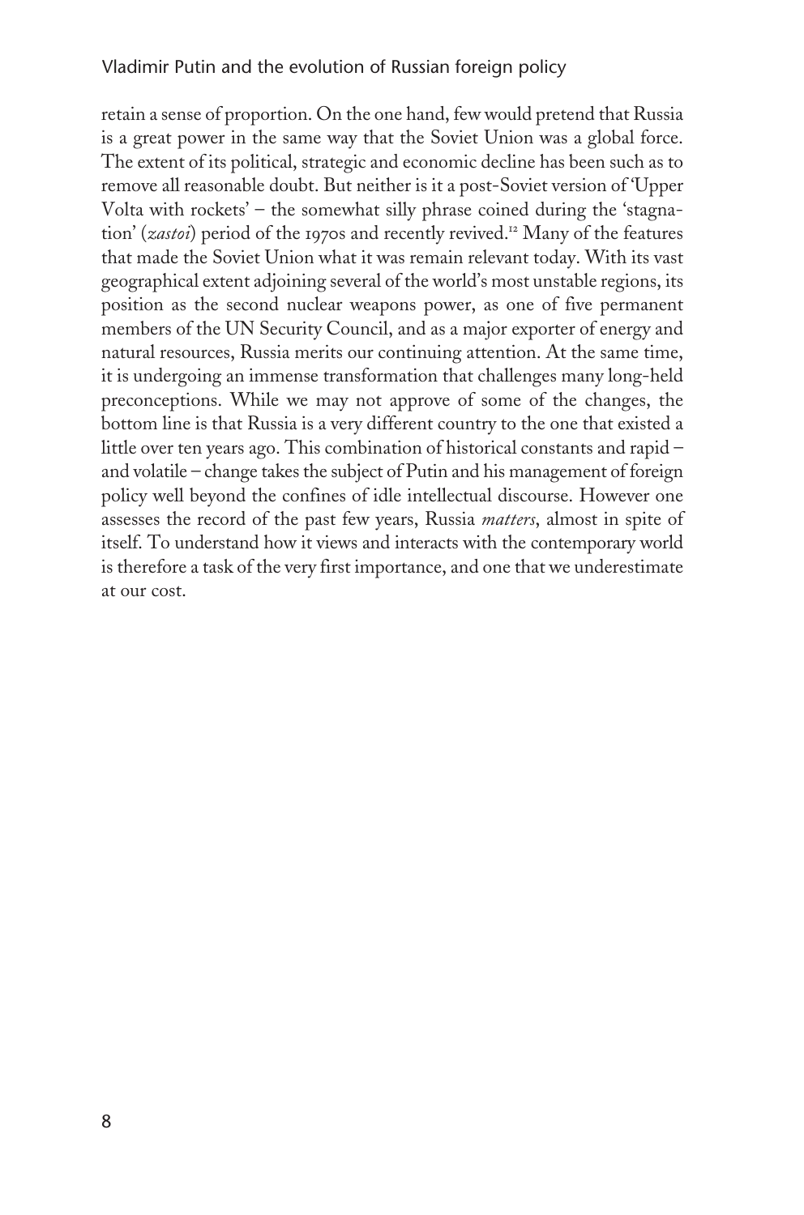retain a sense of proportion. On the one hand, few would pretend that Russia is a great power in the same way that the Soviet Union was a global force. The extent of its political, strategic and economic decline has been such as to remove all reasonable doubt. But neither is it a post-Soviet version of 'Upper Volta with rockets' – the somewhat silly phrase coined during the 'stagnation' (*zastoi*) period of the 1970s and recently revived.[12] Many of the features that made the Soviet Union what it was remain relevant today. With its vast geographical extent adjoining several of the world's most unstable regions, its position as the second nuclear weapons power, as one of five permanent members of the UN Security Council, and as a major exporter of energy and natural resources, Russia merits our continuing attention. At the same time, it is undergoing an immense transformation that challenges many long-held preconceptions. While we may not approve of some of the changes, the bottom line is that Russia is a very different country to the one that existed a little over ten years ago. This combination of historical constants and rapid – and volatile – change takes the subject of Putin and his management of foreign policy well beyond the confines of idle intellectual discourse. However one assesses the record of the past few years, Russia *matters*, almost in spite of itself. To understand how it views and interacts with the contemporary world is therefore a task of the very first importance, and one that we underestimate at our cost.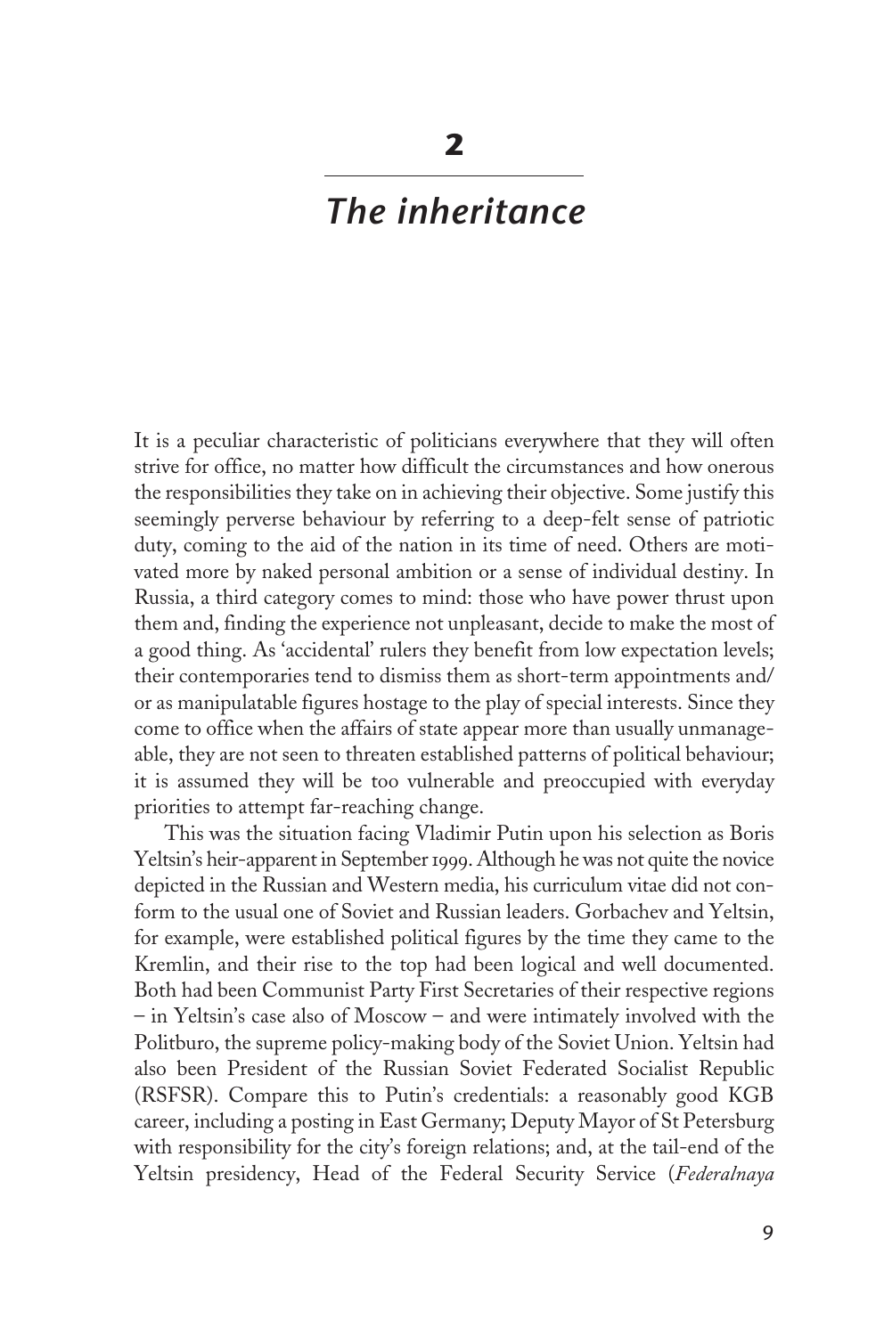# 2

## *The inheritance*

It is a peculiar characteristic of politicians everywhere that they will often strive for office, no matter how difficult the circumstances and how onerous the responsibilities they take on in achieving their objective. Some justify this seemingly perverse behaviour by referring to a deep-felt sense of patriotic duty, coming to the aid of the nation in its time of need. Others are motivated more by naked personal ambition or a sense of individual destiny. In Russia, a third category comes to mind: those who have power thrust upon them and, finding the experience not unpleasant, decide to make the most of a good thing. As 'accidental' rulers they benefit from low expectation levels; their contemporaries tend to dismiss them as short-term appointments and/or as manipulatable figures hostage to the play of special interests. Since they come to office when the affairs of state appear more than usually unmanageable, they are not seen to threaten established patterns of political behaviour; it is assumed they will be too vulnerable and preoccupied with everyday priorities to attempt far-reaching change.

This was the situation facing Vladimir Putin upon his selection as Boris Yeltsin's heir-apparent in September 1999. Although he was not quite the novice depicted in the Russian and Western media, his curriculum vitae did not conform to the usual one of Soviet and Russian leaders. Gorbachev and Yeltsin, for example, were established political figures by the time they came to the Kremlin, and their rise to the top had been logical and well documented. Both had been Communist Party First Secretaries of their respective regions – in Yeltsin's case also of Moscow – and were intimately involved with the Politburo, the supreme policy-making body of the Soviet Union. Yeltsin had also been President of the Russian Soviet Federated Socialist Republic (RSFSR). Compare this to Putin's credentials: a reasonably good KGB career, including a posting in East Germany; Deputy Mayor of St Petersburg with responsibility for the city's foreign relations; and, at the tail-end of the Yeltsin presidency, Head of the Federal Security Service (*Federalnaya*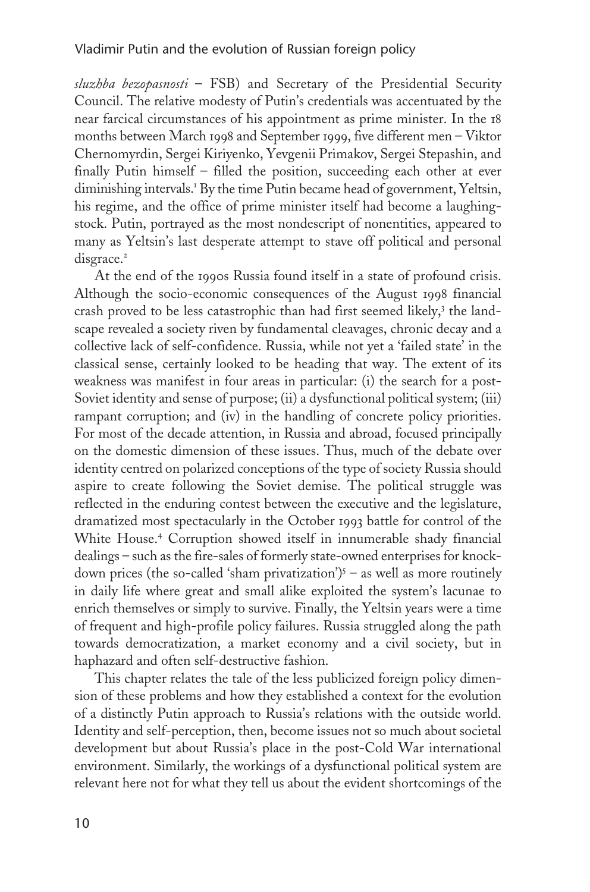*sluzhba bezopasnosti* – FSB) and Secretary of the Presidential Security Council. The relative modesty of Putin's credentials was accentuated by the near farcical circumstances of his appointment as prime minister. In the 18 months between March 1998 and September 1999, five different men – Viktor Chernomyrdin, Sergei Kiriyenko, Yevgenii Primakov, Sergei Stepashin, and finally Putin himself – filled the position, succeeding each other at ever diminishing intervals.[1] By the time Putin became head of government, Yeltsin, his regime, and the office of prime minister itself had become a laughing-stock. Putin, portrayed as the most nondescript of nonentities, appeared to many as Yeltsin's last desperate attempt to stave off political and personal disgrace.[2]

At the end of the 1990s Russia found itself in a state of profound crisis. Although the socio-economic consequences of the August 1998 financial crash proved to be less catastrophic than had first seemed likely,[3] the landscape revealed a society riven by fundamental cleavages, chronic decay and a collective lack of self-confidence. Russia, while not yet a 'failed state' in the classical sense, certainly looked to be heading that way. The extent of its weakness was manifest in four areas in particular: (i) the search for a post-Soviet identity and sense of purpose; (ii) a dysfunctional political system; (iii) rampant corruption; and (iv) in the handling of concrete policy priorities. For most of the decade attention, in Russia and abroad, focused principally on the domestic dimension of these issues. Thus, much of the debate over identity centred on polarized conceptions of the type of society Russia should aspire to create following the Soviet demise. The political struggle was reflected in the enduring contest between the executive and the legislature, dramatized most spectacularly in the October 1993 battle for control of the White House.[4] Corruption showed itself in innumerable shady financial dealings – such as the fire-sales of formerly state-owned enterprises for knock-down prices (the so-called 'sham privatization')[5] – as well as more routinely in daily life where great and small alike exploited the system's lacunae to enrich themselves or simply to survive. Finally, the Yeltsin years were a time of frequent and high-profile policy failures. Russia struggled along the path towards democratization, a market economy and a civil society, but in haphazard and often self-destructive fashion.

This chapter relates the tale of the less publicized foreign policy dimension of these problems and how they established a context for the evolution of a distinctly Putin approach to Russia's relations with the outside world. Identity and self-perception, then, become issues not so much about societal development but about Russia's place in the post-Cold War international environment. Similarly, the workings of a dysfunctional political system are relevant here not for what they tell us about the evident shortcomings of the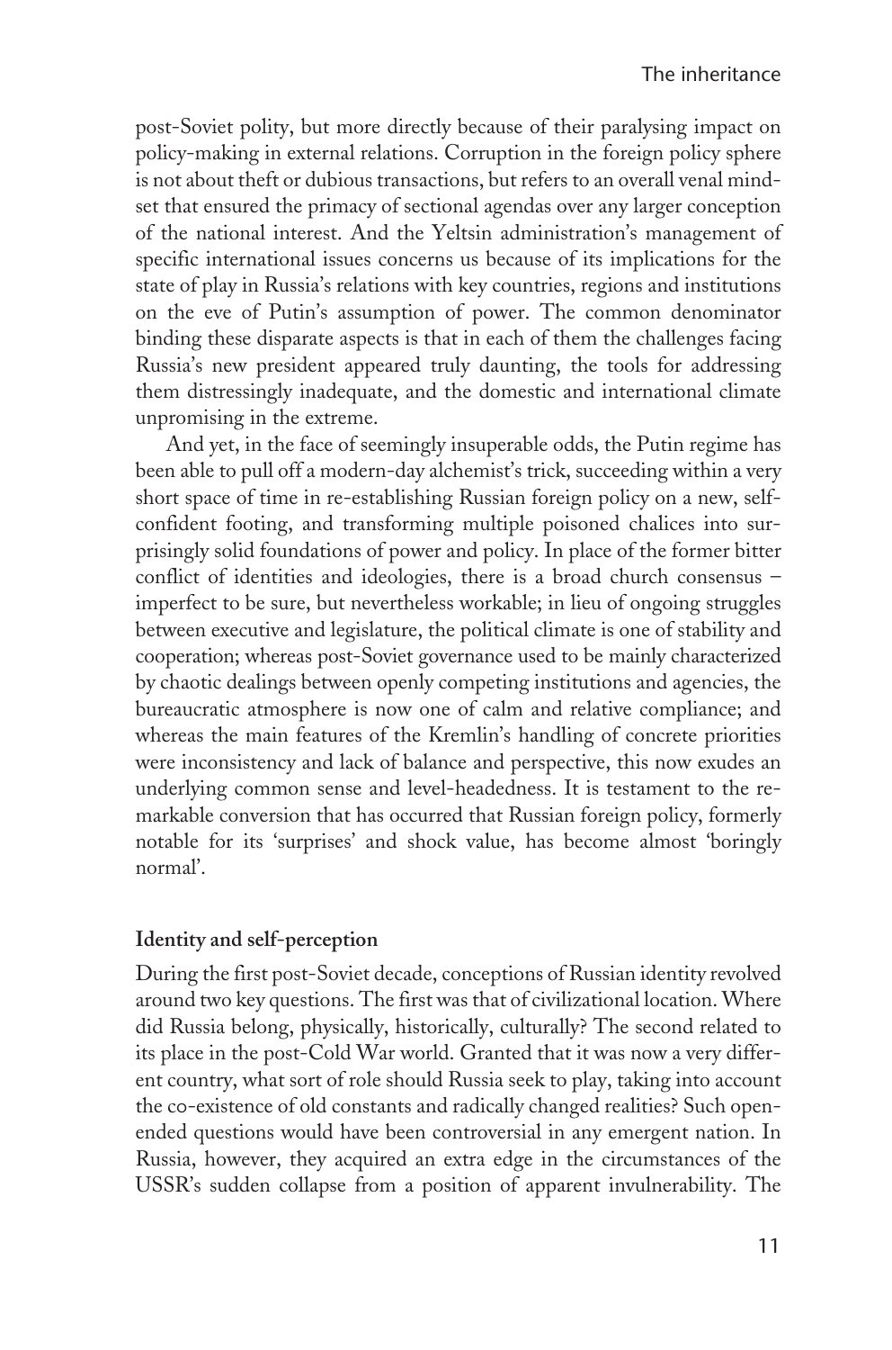post-Soviet polity, but more directly because of their paralysing impact on policy-making in external relations. Corruption in the foreign policy sphere is not about theft or dubious transactions, but refers to an overall venal mind-set that ensured the primacy of sectional agendas over any larger conception of the national interest. And the Yeltsin administration's management of specific international issues concerns us because of its implications for the state of play in Russia's relations with key countries, regions and institutions on the eve of Putin's assumption of power. The common denominator binding these disparate aspects is that in each of them the challenges facing Russia's new president appeared truly daunting, the tools for addressing them distressingly inadequate, and the domestic and international climate unpromising in the extreme.

And yet, in the face of seemingly insuperable odds, the Putin regime has been able to pull off a modern-day alchemist's trick, succeeding within a very short space of time in re-establishing Russian foreign policy on a new, self-confident footing, and transforming multiple poisoned chalices into surprisingly solid foundations of power and policy. In place of the former bitter conflict of identities and ideologies, there is a broad church consensus – imperfect to be sure, but nevertheless workable; in lieu of ongoing struggles between executive and legislature, the political climate is one of stability and cooperation; whereas post-Soviet governance used to be mainly characterized by chaotic dealings between openly competing institutions and agencies, the bureaucratic atmosphere is now one of calm and relative compliance; and whereas the main features of the Kremlin's handling of concrete priorities were inconsistency and lack of balance and perspective, this now exudes an underlying common sense and level-headedness. It is testament to the remarkable conversion that has occurred that Russian foreign policy, formerly notable for its 'surprises' and shock value, has become almost 'boringly normal'.

## Identity and self-perception

During the first post-Soviet decade, conceptions of Russian identity revolved around two key questions. The first was that of civilizational location. Where did Russia belong, physically, historically, culturally? The second related to its place in the post-Cold War world. Granted that it was now a very different country, what sort of role should Russia seek to play, taking into account the co-existence of old constants and radically changed realities? Such open-ended questions would have been controversial in any emergent nation. In Russia, however, they acquired an extra edge in the circumstances of the USSR's sudden collapse from a position of apparent invulnerability. The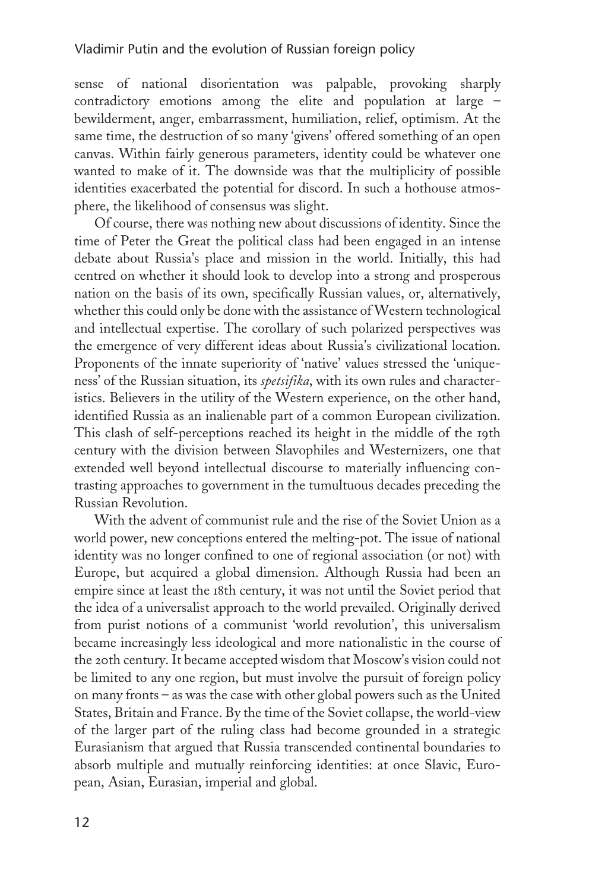sense of national disorientation was palpable, provoking sharply contradictory emotions among the elite and population at large – bewilderment, anger, embarrassment, humiliation, relief, optimism. At the same time, the destruction of so many 'givens' offered something of an open canvas. Within fairly generous parameters, identity could be whatever one wanted to make of it. The downside was that the multiplicity of possible identities exacerbated the potential for discord. In such a hothouse atmosphere, the likelihood of consensus was slight.

Of course, there was nothing new about discussions of identity. Since the time of Peter the Great the political class had been engaged in an intense debate about Russia's place and mission in the world. Initially, this had centred on whether it should look to develop into a strong and prosperous nation on the basis of its own, specifically Russian values, or, alternatively, whether this could only be done with the assistance of Western technological and intellectual expertise. The corollary of such polarized perspectives was the emergence of very different ideas about Russia's civilizational location. Proponents of the innate superiority of 'native' values stressed the 'uniqueness' of the Russian situation, its *spetsifika*, with its own rules and characteristics. Believers in the utility of the Western experience, on the other hand, identified Russia as an inalienable part of a common European civilization. This clash of self-perceptions reached its height in the middle of the 19th century with the division between Slavophiles and Westernizers, one that extended well beyond intellectual discourse to materially influencing contrasting approaches to government in the tumultuous decades preceding the Russian Revolution.

With the advent of communist rule and the rise of the Soviet Union as a world power, new conceptions entered the melting-pot. The issue of national identity was no longer confined to one of regional association (or not) with Europe, but acquired a global dimension. Although Russia had been an empire since at least the 18th century, it was not until the Soviet period that the idea of a universalist approach to the world prevailed. Originally derived from purist notions of a communist 'world revolution', this universalism became increasingly less ideological and more nationalistic in the course of the 20th century. It became accepted wisdom that Moscow's vision could not be limited to any one region, but must involve the pursuit of foreign policy on many fronts – as was the case with other global powers such as the United States, Britain and France. By the time of the Soviet collapse, the world-view of the larger part of the ruling class had become grounded in a strategic Eurasianism that argued that Russia transcended continental boundaries to absorb multiple and mutually reinforcing identities: at once Slavic, European, Asian, Eurasian, imperial and global.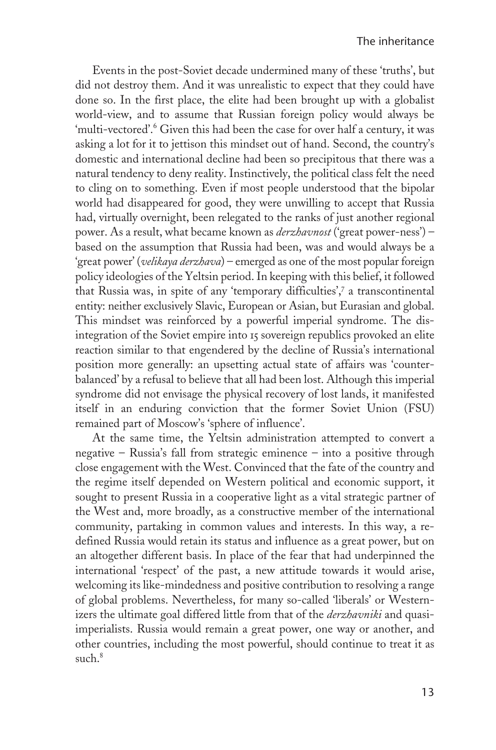Events in the post-Soviet decade undermined many of these 'truths', but did not destroy them. And it was unrealistic to expect that they could have done so. In the first place, the elite had been brought up with a globalist world-view, and to assume that Russian foreign policy would always be 'multi-vectored'.[6] Given this had been the case for over half a century, it was asking a lot for it to jettison this mindset out of hand. Second, the country's domestic and international decline had been so precipitous that there was a natural tendency to deny reality. Instinctively, the political class felt the need to cling on to something. Even if most people understood that the bipolar world had disappeared for good, they were unwilling to accept that Russia had, virtually overnight, been relegated to the ranks of just another regional power. As a result, what became known as *derzhavnost* ('great power-ness') – based on the assumption that Russia had been, was and would always be a 'great power' (*velikaya derzhava*) – emerged as one of the most popular foreign policy ideologies of the Yeltsin period. In keeping with this belief, it followed that Russia was, in spite of any 'temporary difficulties',[7] a transcontinental entity: neither exclusively Slavic, European or Asian, but Eurasian and global. This mindset was reinforced by a powerful imperial syndrome. The disintegration of the Soviet empire into 15 sovereign republics provoked an elite reaction similar to that engendered by the decline of Russia's international position more generally: an upsetting actual state of affairs was 'counter-balanced' by a refusal to believe that all had been lost. Although this imperial syndrome did not envisage the physical recovery of lost lands, it manifested itself in an enduring conviction that the former Soviet Union (FSU) remained part of Moscow's 'sphere of influence'.

At the same time, the Yeltsin administration attempted to convert a negative – Russia's fall from strategic eminence – into a positive through close engagement with the West. Convinced that the fate of the country and the regime itself depended on Western political and economic support, it sought to present Russia in a cooperative light as a vital strategic partner of the West and, more broadly, as a constructive member of the international community, partaking in common values and interests. In this way, a redefined Russia would retain its status and influence as a great power, but on an altogether different basis. In place of the fear that had underpinned the international 'respect' of the past, a new attitude towards it would arise, welcoming its like-mindedness and positive contribution to resolving a range of global problems. Nevertheless, for many so-called 'liberals' or Westernizers the ultimate goal differed little from that of the *derzhavniki* and quasi-imperialists. Russia would remain a great power, one way or another, and other countries, including the most powerful, should continue to treat it as such.[8]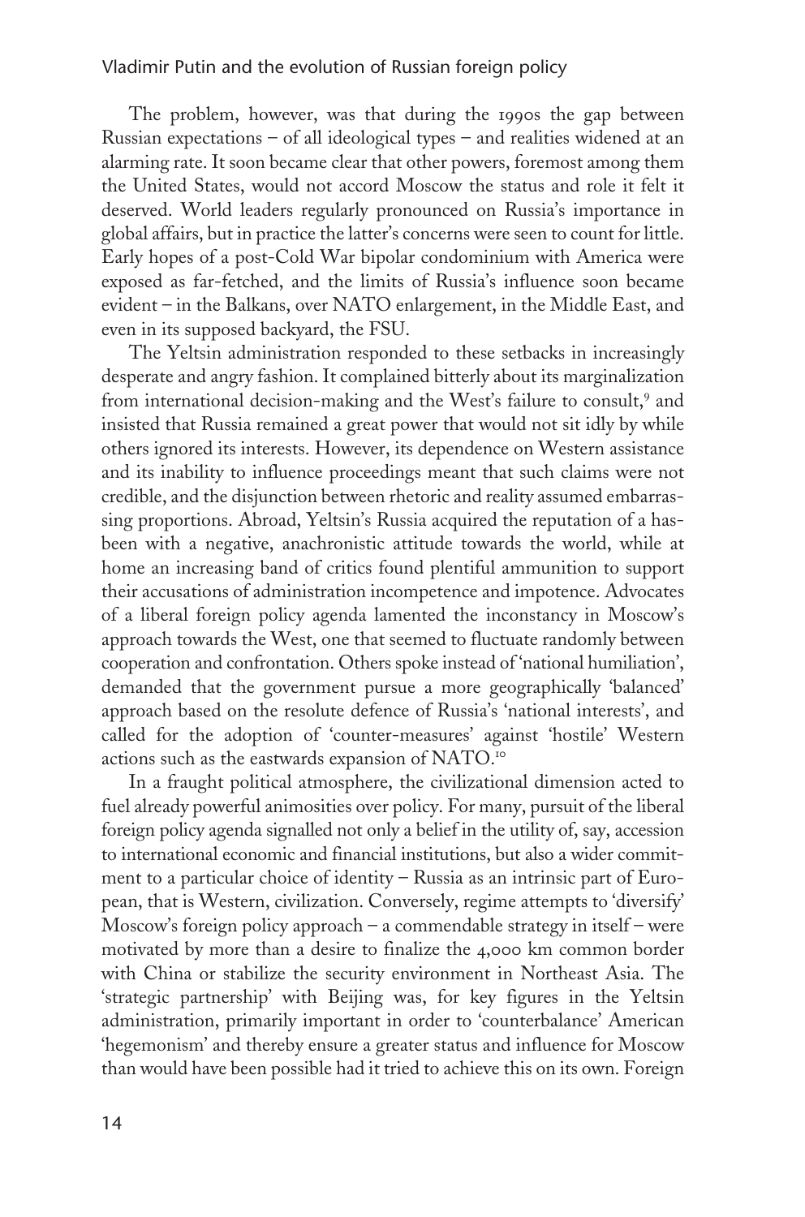The problem, however, was that during the 1990s the gap between Russian expectations – of all ideological types – and realities widened at an alarming rate. It soon became clear that other powers, foremost among them the United States, would not accord Moscow the status and role it felt it deserved. World leaders regularly pronounced on Russia's importance in global affairs, but in practice the latter's concerns were seen to count for little. Early hopes of a post-Cold War bipolar condominium with America were exposed as far-fetched, and the limits of Russia's influence soon became evident – in the Balkans, over NATO enlargement, in the Middle East, and even in its supposed backyard, the FSU.

The Yeltsin administration responded to these setbacks in increasingly desperate and angry fashion. It complained bitterly about its marginalization from international decision-making and the West's failure to consult,[9] and insisted that Russia remained a great power that would not sit idly by while others ignored its interests. However, its dependence on Western assistance and its inability to influence proceedings meant that such claims were not credible, and the disjunction between rhetoric and reality assumed embarrassing proportions. Abroad, Yeltsin's Russia acquired the reputation of a has-been with a negative, anachronistic attitude towards the world, while at home an increasing band of critics found plentiful ammunition to support their accusations of administration incompetence and impotence. Advocates of a liberal foreign policy agenda lamented the inconstancy in Moscow's approach towards the West, one that seemed to fluctuate randomly between cooperation and confrontation. Others spoke instead of 'national humiliation', demanded that the government pursue a more geographically 'balanced' approach based on the resolute defence of Russia's 'national interests', and called for the adoption of 'counter-measures' against 'hostile' Western actions such as the eastwards expansion of NATO.[10]

In a fraught political atmosphere, the civilizational dimension acted to fuel already powerful animosities over policy. For many, pursuit of the liberal foreign policy agenda signalled not only a belief in the utility of, say, accession to international economic and financial institutions, but also a wider commitment to a particular choice of identity – Russia as an intrinsic part of European, that is Western, civilization. Conversely, regime attempts to 'diversify' Moscow's foreign policy approach – a commendable strategy in itself – were motivated by more than a desire to finalize the 4,000 km common border with China or stabilize the security environment in Northeast Asia. The 'strategic partnership' with Beijing was, for key figures in the Yeltsin administration, primarily important in order to 'counterbalance' American 'hegemonism' and thereby ensure a greater status and influence for Moscow than would have been possible had it tried to achieve this on its own. Foreign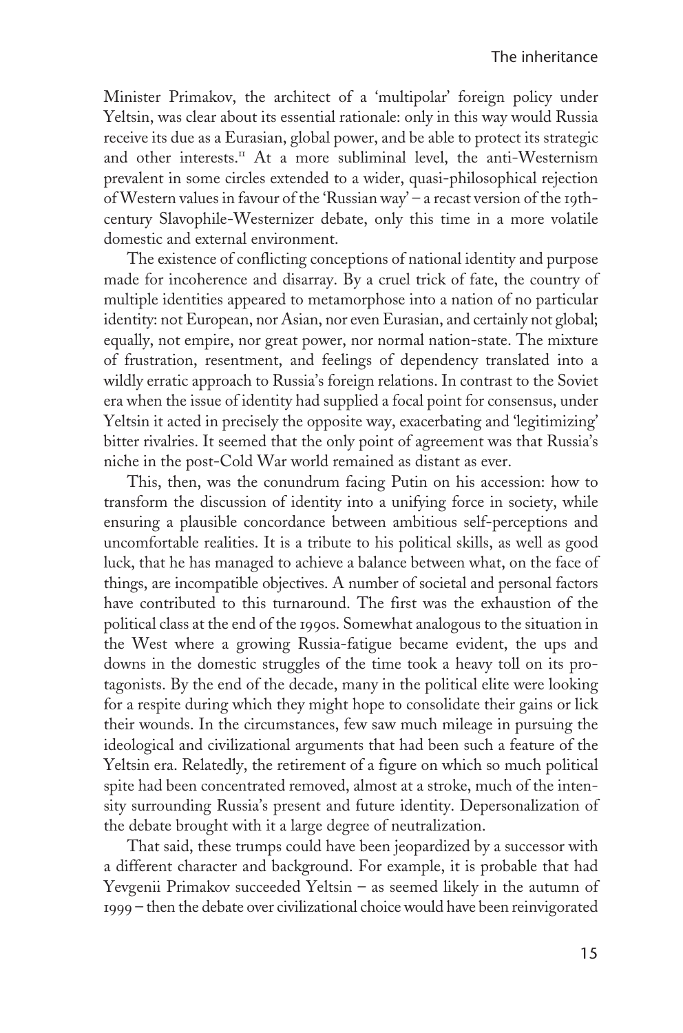Minister Primakov, the architect of a 'multipolar' foreign policy under Yeltsin, was clear about its essential rationale: only in this way would Russia receive its due as a Eurasian, global power, and be able to protect its strategic and other interests.[11] At a more subliminal level, the anti-Westernism prevalent in some circles extended to a wider, quasi-philosophical rejection of Western values in favour of the 'Russian way' – a recast version of the 19th-century Slavophile-Westernizer debate, only this time in a more volatile domestic and external environment.

The existence of conflicting conceptions of national identity and purpose made for incoherence and disarray. By a cruel trick of fate, the country of multiple identities appeared to metamorphose into a nation of no particular identity: not European, nor Asian, nor even Eurasian, and certainly not global; equally, not empire, nor great power, nor normal nation-state. The mixture of frustration, resentment, and feelings of dependency translated into a wildly erratic approach to Russia's foreign relations. In contrast to the Soviet era when the issue of identity had supplied a focal point for consensus, under Yeltsin it acted in precisely the opposite way, exacerbating and 'legitimizing' bitter rivalries. It seemed that the only point of agreement was that Russia's niche in the post-Cold War world remained as distant as ever.

This, then, was the conundrum facing Putin on his accession: how to transform the discussion of identity into a unifying force in society, while ensuring a plausible concordance between ambitious self-perceptions and uncomfortable realities. It is a tribute to his political skills, as well as good luck, that he has managed to achieve a balance between what, on the face of things, are incompatible objectives. A number of societal and personal factors have contributed to this turnaround. The first was the exhaustion of the political class at the end of the 1990s. Somewhat analogous to the situation in the West where a growing Russia-fatigue became evident, the ups and downs in the domestic struggles of the time took a heavy toll on its protagonists. By the end of the decade, many in the political elite were looking for a respite during which they might hope to consolidate their gains or lick their wounds. In the circumstances, few saw much mileage in pursuing the ideological and civilizational arguments that had been such a feature of the Yeltsin era. Relatedly, the retirement of a figure on which so much political spite had been concentrated removed, almost at a stroke, much of the intensity surrounding Russia's present and future identity. Depersonalization of the debate brought with it a large degree of neutralization.

That said, these trumps could have been jeopardized by a successor with a different character and background. For example, it is probable that had Yevgenii Primakov succeeded Yeltsin – as seemed likely in the autumn of 1999 – then the debate over civilizational choice would have been reinvigorated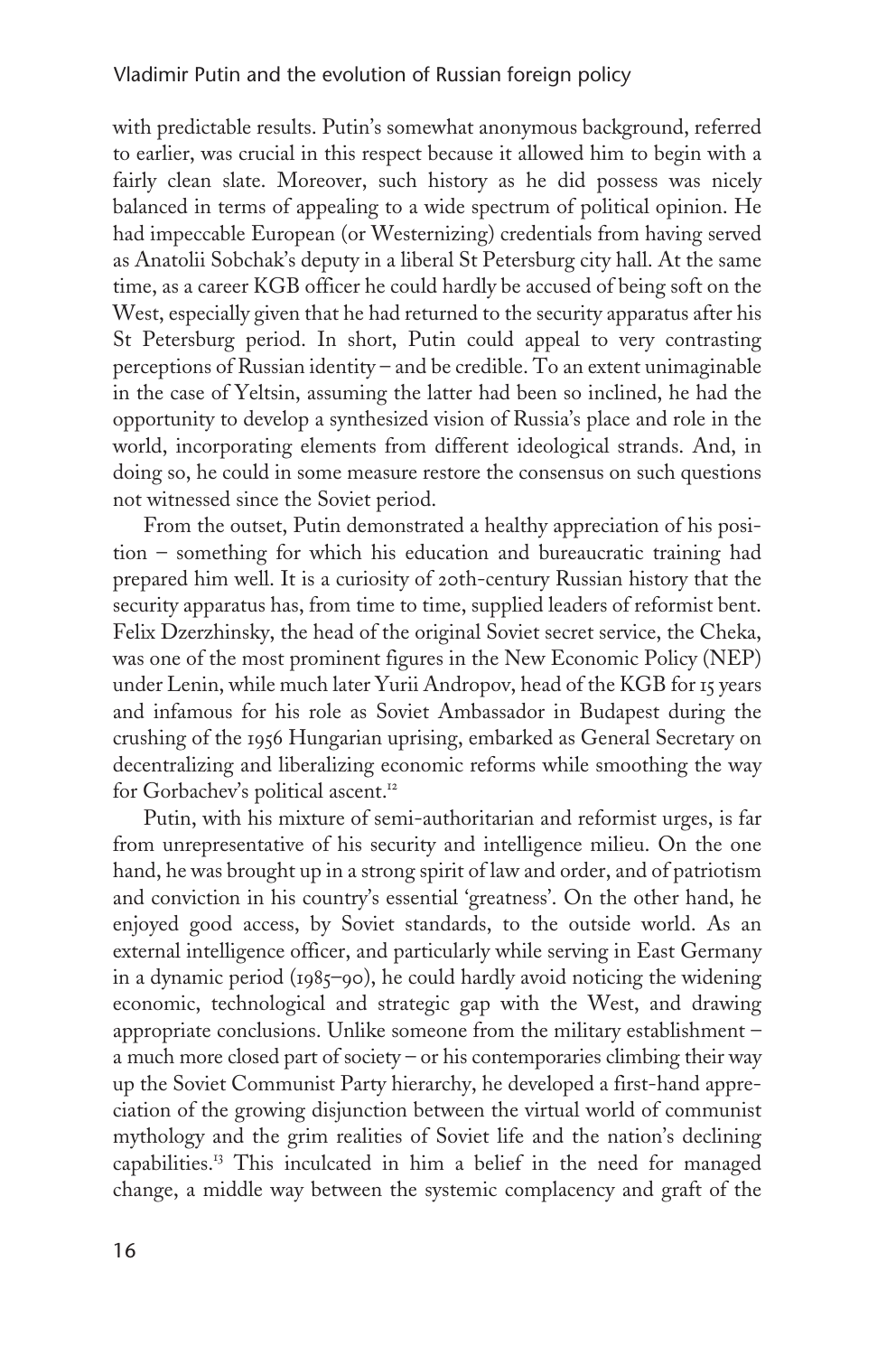with predictable results. Putin's somewhat anonymous background, referred to earlier, was crucial in this respect because it allowed him to begin with a fairly clean slate. Moreover, such history as he did possess was nicely balanced in terms of appealing to a wide spectrum of political opinion. He had impeccable European (or Westernizing) credentials from having served as Anatolii Sobchak's deputy in a liberal St Petersburg city hall. At the same time, as a career KGB officer he could hardly be accused of being soft on the West, especially given that he had returned to the security apparatus after his St Petersburg period. In short, Putin could appeal to very contrasting perceptions of Russian identity – and be credible. To an extent unimaginable in the case of Yeltsin, assuming the latter had been so inclined, he had the opportunity to develop a synthesized vision of Russia's place and role in the world, incorporating elements from different ideological strands. And, in doing so, he could in some measure restore the consensus on such questions not witnessed since the Soviet period.

From the outset, Putin demonstrated a healthy appreciation of his position – something for which his education and bureaucratic training had prepared him well. It is a curiosity of 20th-century Russian history that the security apparatus has, from time to time, supplied leaders of reformist bent. Felix Dzerzhinsky, the head of the original Soviet secret service, the Cheka, was one of the most prominent figures in the New Economic Policy (NEP) under Lenin, while much later Yurii Andropov, head of the KGB for 15 years and infamous for his role as Soviet Ambassador in Budapest during the crushing of the 1956 Hungarian uprising, embarked as General Secretary on decentralizing and liberalizing economic reforms while smoothing the way for Gorbachev's political ascent.[12]

Putin, with his mixture of semi-authoritarian and reformist urges, is far from unrepresentative of his security and intelligence milieu. On the one hand, he was brought up in a strong spirit of law and order, and of patriotism and conviction in his country's essential 'greatness'. On the other hand, he enjoyed good access, by Soviet standards, to the outside world. As an external intelligence officer, and particularly while serving in East Germany in a dynamic period (1985–90), he could hardly avoid noticing the widening economic, technological and strategic gap with the West, and drawing appropriate conclusions. Unlike someone from the military establishment – a much more closed part of society – or his contemporaries climbing their way up the Soviet Communist Party hierarchy, he developed a first-hand appreciation of the growing disjunction between the virtual world of communist mythology and the grim realities of Soviet life and the nation's declining capabilities.[13] This inculcated in him a belief in the need for managed change, a middle way between the systemic complacency and graft of the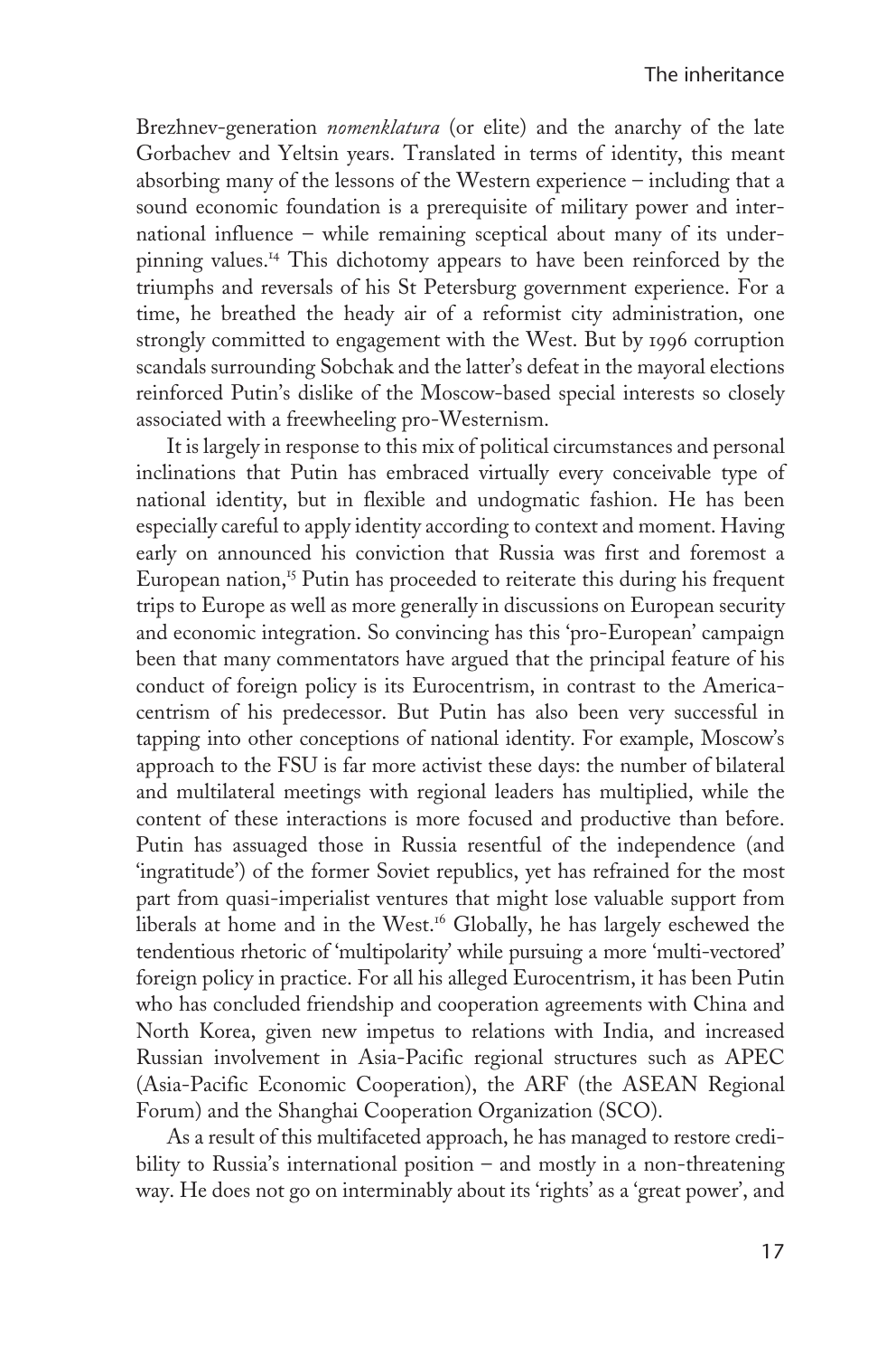Brezhnev-generation *nomenklatura* (or elite) and the anarchy of the late Gorbachev and Yeltsin years. Translated in terms of identity, this meant absorbing many of the lessons of the Western experience – including that a sound economic foundation is a prerequisite of military power and international influence – while remaining sceptical about many of its underpinning values.[14] This dichotomy appears to have been reinforced by the triumphs and reversals of his St Petersburg government experience. For a time, he breathed the heady air of a reformist city administration, one strongly committed to engagement with the West. But by 1996 corruption scandals surrounding Sobchak and the latter's defeat in the mayoral elections reinforced Putin's dislike of the Moscow-based special interests so closely associated with a freewheeling pro-Westernism.

It is largely in response to this mix of political circumstances and personal inclinations that Putin has embraced virtually every conceivable type of national identity, but in flexible and undogmatic fashion. He has been especially careful to apply identity according to context and moment. Having early on announced his conviction that Russia was first and foremost a European nation,[15] Putin has proceeded to reiterate this during his frequent trips to Europe as well as more generally in discussions on European security and economic integration. So convincing has this 'pro-European' campaign been that many commentators have argued that the principal feature of his conduct of foreign policy is its Eurocentrism, in contrast to the Americacentrism of his predecessor. But Putin has also been very successful in tapping into other conceptions of national identity. For example, Moscow's approach to the FSU is far more activist these days: the number of bilateral and multilateral meetings with regional leaders has multiplied, while the content of these interactions is more focused and productive than before. Putin has assuaged those in Russia resentful of the independence (and 'ingratitude') of the former Soviet republics, yet has refrained for the most part from quasi-imperialist ventures that might lose valuable support from liberals at home and in the West.[16] Globally, he has largely eschewed the tendentious rhetoric of 'multipolarity' while pursuing a more 'multi-vectored' foreign policy in practice. For all his alleged Eurocentrism, it has been Putin who has concluded friendship and cooperation agreements with China and North Korea, given new impetus to relations with India, and increased Russian involvement in Asia-Pacific regional structures such as APEC (Asia-Pacific Economic Cooperation), the ARF (the ASEAN Regional Forum) and the Shanghai Cooperation Organization (SCO).

As a result of this multifaceted approach, he has managed to restore credibility to Russia's international position – and mostly in a non-threatening way. He does not go on interminably about its 'rights' as a 'great power', and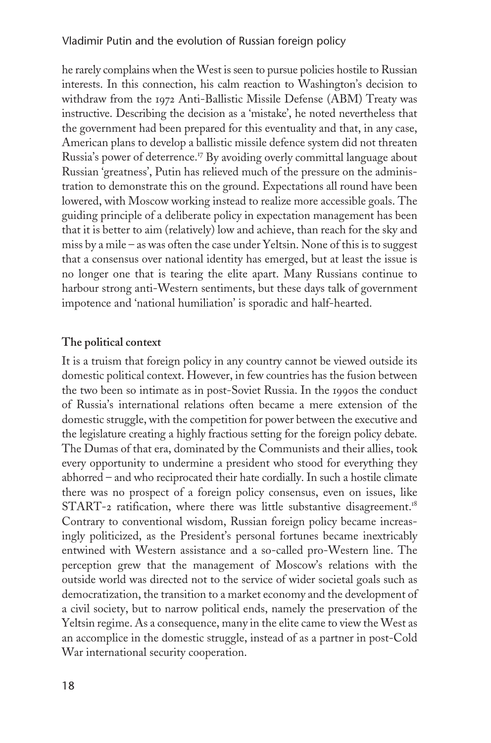he rarely complains when the West is seen to pursue policies hostile to Russian interests. In this connection, his calm reaction to Washington's decision to withdraw from the 1972 Anti-Ballistic Missile Defense (ABM) Treaty was instructive. Describing the decision as a 'mistake', he noted nevertheless that the government had been prepared for this eventuality and that, in any case, American plans to develop a ballistic missile defence system did not threaten Russia's power of deterrence.[17] By avoiding overly committal language about Russian 'greatness', Putin has relieved much of the pressure on the administration to demonstrate this on the ground. Expectations all round have been lowered, with Moscow working instead to realize more accessible goals. The guiding principle of a deliberate policy in expectation management has been that it is better to aim (relatively) low and achieve, than reach for the sky and miss by a mile – as was often the case under Yeltsin. None of this is to suggest that a consensus over national identity has emerged, but at least the issue is no longer one that is tearing the elite apart. Many Russians continue to harbour strong anti-Western sentiments, but these days talk of government impotence and 'national humiliation' is sporadic and half-hearted.

## The political context

It is a truism that foreign policy in any country cannot be viewed outside its domestic political context. However, in few countries has the fusion between the two been so intimate as in post-Soviet Russia. In the 1990s the conduct of Russia's international relations often became a mere extension of the domestic struggle, with the competition for power between the executive and the legislature creating a highly fractious setting for the foreign policy debate. The Dumas of that era, dominated by the Communists and their allies, took every opportunity to undermine a president who stood for everything they abhorred – and who reciprocated their hate cordially. In such a hostile climate there was no prospect of a foreign policy consensus, even on issues, like START-2 ratification, where there was little substantive disagreement.[18] Contrary to conventional wisdom, Russian foreign policy became increasingly politicized, as the President's personal fortunes became inextricably entwined with Western assistance and a so-called pro-Western line. The perception grew that the management of Moscow's relations with the outside world was directed not to the service of wider societal goals such as democratization, the transition to a market economy and the development of a civil society, but to narrow political ends, namely the preservation of the Yeltsin regime. As a consequence, many in the elite came to view the West as an accomplice in the domestic struggle, instead of as a partner in post-Cold War international security cooperation.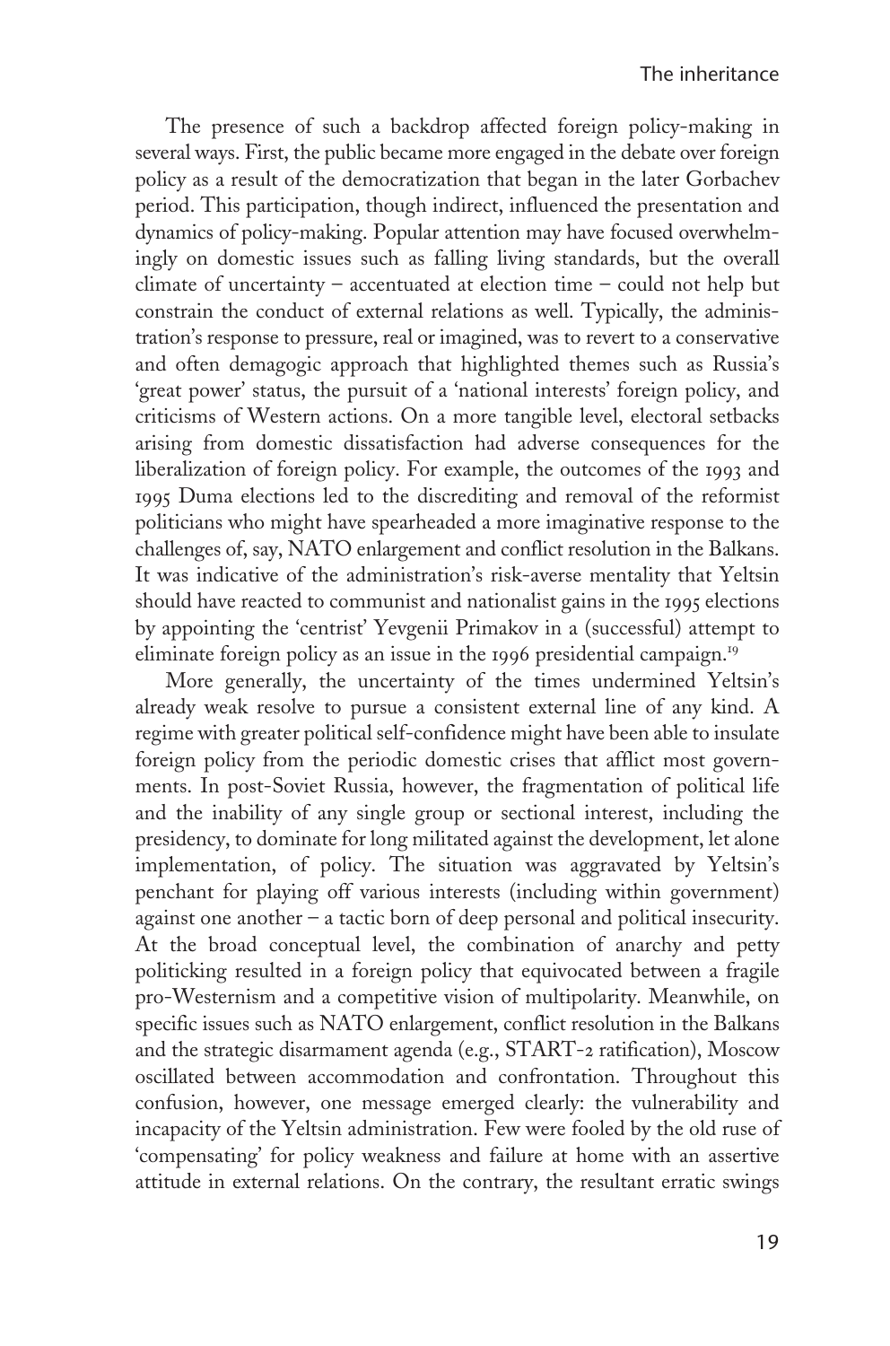The presence of such a backdrop affected foreign policy-making in several ways. First, the public became more engaged in the debate over foreign policy as a result of the democratization that began in the later Gorbachev period. This participation, though indirect, influenced the presentation and dynamics of policy-making. Popular attention may have focused overwhelmingly on domestic issues such as falling living standards, but the overall climate of uncertainty – accentuated at election time – could not help but constrain the conduct of external relations as well. Typically, the administration's response to pressure, real or imagined, was to revert to a conservative and often demagogic approach that highlighted themes such as Russia's 'great power' status, the pursuit of a 'national interests' foreign policy, and criticisms of Western actions. On a more tangible level, electoral setbacks arising from domestic dissatisfaction had adverse consequences for the liberalization of foreign policy. For example, the outcomes of the 1993 and 1995 Duma elections led to the discrediting and removal of the reformist politicians who might have spearheaded a more imaginative response to the challenges of, say, NATO enlargement and conflict resolution in the Balkans. It was indicative of the administration's risk-averse mentality that Yeltsin should have reacted to communist and nationalist gains in the 1995 elections by appointing the 'centrist' Yevgenii Primakov in a (successful) attempt to eliminate foreign policy as an issue in the 1996 presidential campaign.[19]

More generally, the uncertainty of the times undermined Yeltsin's already weak resolve to pursue a consistent external line of any kind. A regime with greater political self-confidence might have been able to insulate foreign policy from the periodic domestic crises that afflict most governments. In post-Soviet Russia, however, the fragmentation of political life and the inability of any single group or sectional interest, including the presidency, to dominate for long militated against the development, let alone implementation, of policy. The situation was aggravated by Yeltsin's penchant for playing off various interests (including within government) against one another – a tactic born of deep personal and political insecurity. At the broad conceptual level, the combination of anarchy and petty politicking resulted in a foreign policy that equivocated between a fragile pro-Westernism and a competitive vision of multipolarity. Meanwhile, on specific issues such as NATO enlargement, conflict resolution in the Balkans and the strategic disarmament agenda (e.g., START-2 ratification), Moscow oscillated between accommodation and confrontation. Throughout this confusion, however, one message emerged clearly: the vulnerability and incapacity of the Yeltsin administration. Few were fooled by the old ruse of 'compensating' for policy weakness and failure at home with an assertive attitude in external relations. On the contrary, the resultant erratic swings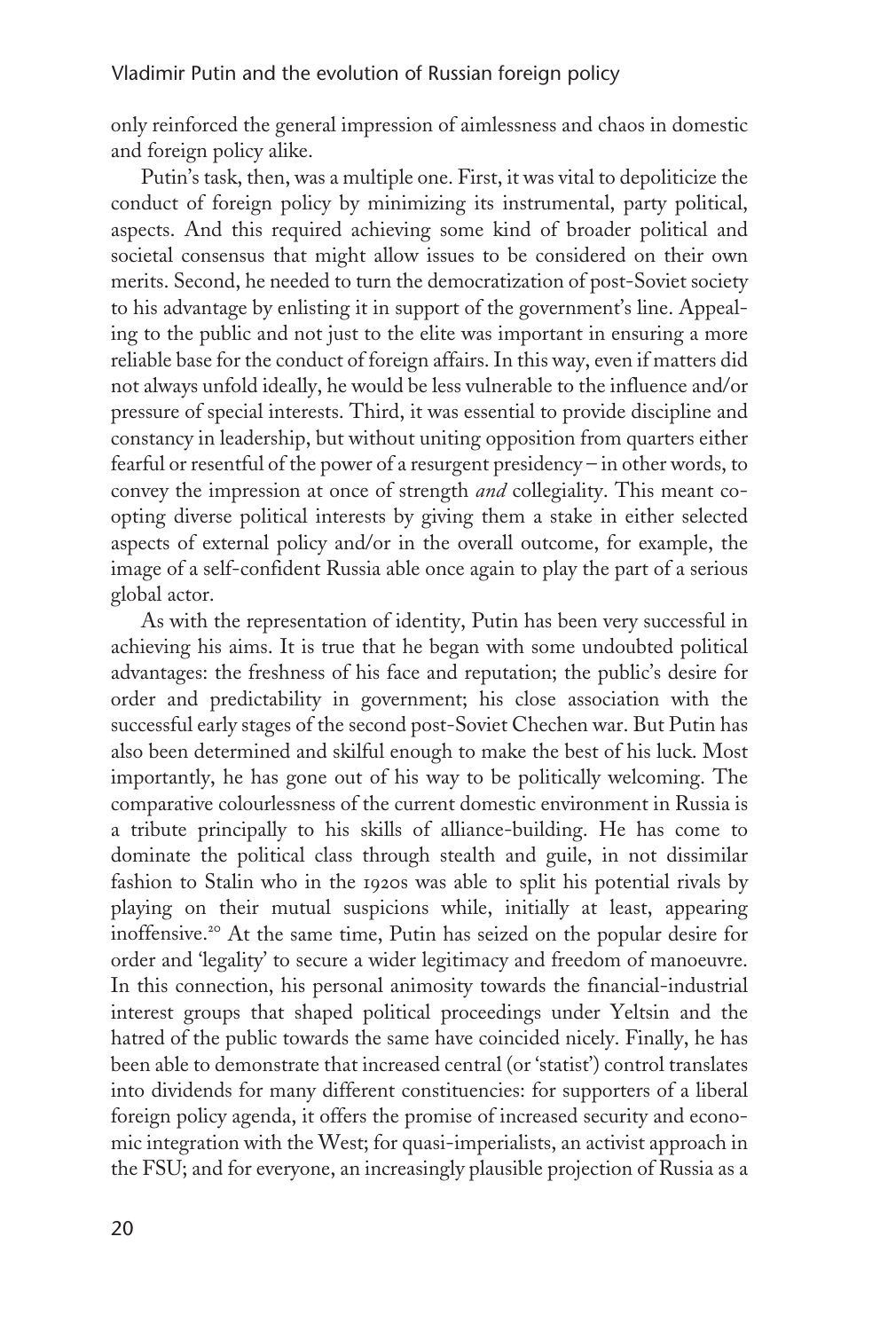only reinforced the general impression of aimlessness and chaos in domestic and foreign policy alike.

Putin's task, then, was a multiple one. First, it was vital to depoliticize the conduct of foreign policy by minimizing its instrumental, party political, aspects. And this required achieving some kind of broader political and societal consensus that might allow issues to be considered on their own merits. Second, he needed to turn the democratization of post-Soviet society to his advantage by enlisting it in support of the government's line. Appealing to the public and not just to the elite was important in ensuring a more reliable base for the conduct of foreign affairs. In this way, even if matters did not always unfold ideally, he would be less vulnerable to the influence and/or pressure of special interests. Third, it was essential to provide discipline and constancy in leadership, but without uniting opposition from quarters either fearful or resentful of the power of a resurgent presidency – in other words, to convey the impression at once of strength *and* collegiality. This meant co-opting diverse political interests by giving them a stake in either selected aspects of external policy and/or in the overall outcome, for example, the image of a self-confident Russia able once again to play the part of a serious global actor.

As with the representation of identity, Putin has been very successful in achieving his aims. It is true that he began with some undoubted political advantages: the freshness of his face and reputation; the public's desire for order and predictability in government; his close association with the successful early stages of the second post-Soviet Chechen war. But Putin has also been determined and skilful enough to make the best of his luck. Most importantly, he has gone out of his way to be politically welcoming. The comparative colourlessness of the current domestic environment in Russia is a tribute principally to his skills of alliance-building. He has come to dominate the political class through stealth and guile, in not dissimilar fashion to Stalin who in the 1920s was able to split his potential rivals by playing on their mutual suspicions while, initially at least, appearing inoffensive.[20] At the same time, Putin has seized on the popular desire for order and 'legality' to secure a wider legitimacy and freedom of manoeuvre. In this connection, his personal animosity towards the financial-industrial interest groups that shaped political proceedings under Yeltsin and the hatred of the public towards the same have coincided nicely. Finally, he has been able to demonstrate that increased central (or 'statist') control translates into dividends for many different constituencies: for supporters of a liberal foreign policy agenda, it offers the promise of increased security and economic integration with the West; for quasi-imperialists, an activist approach in the FSU; and for everyone, an increasingly plausible projection of Russia as a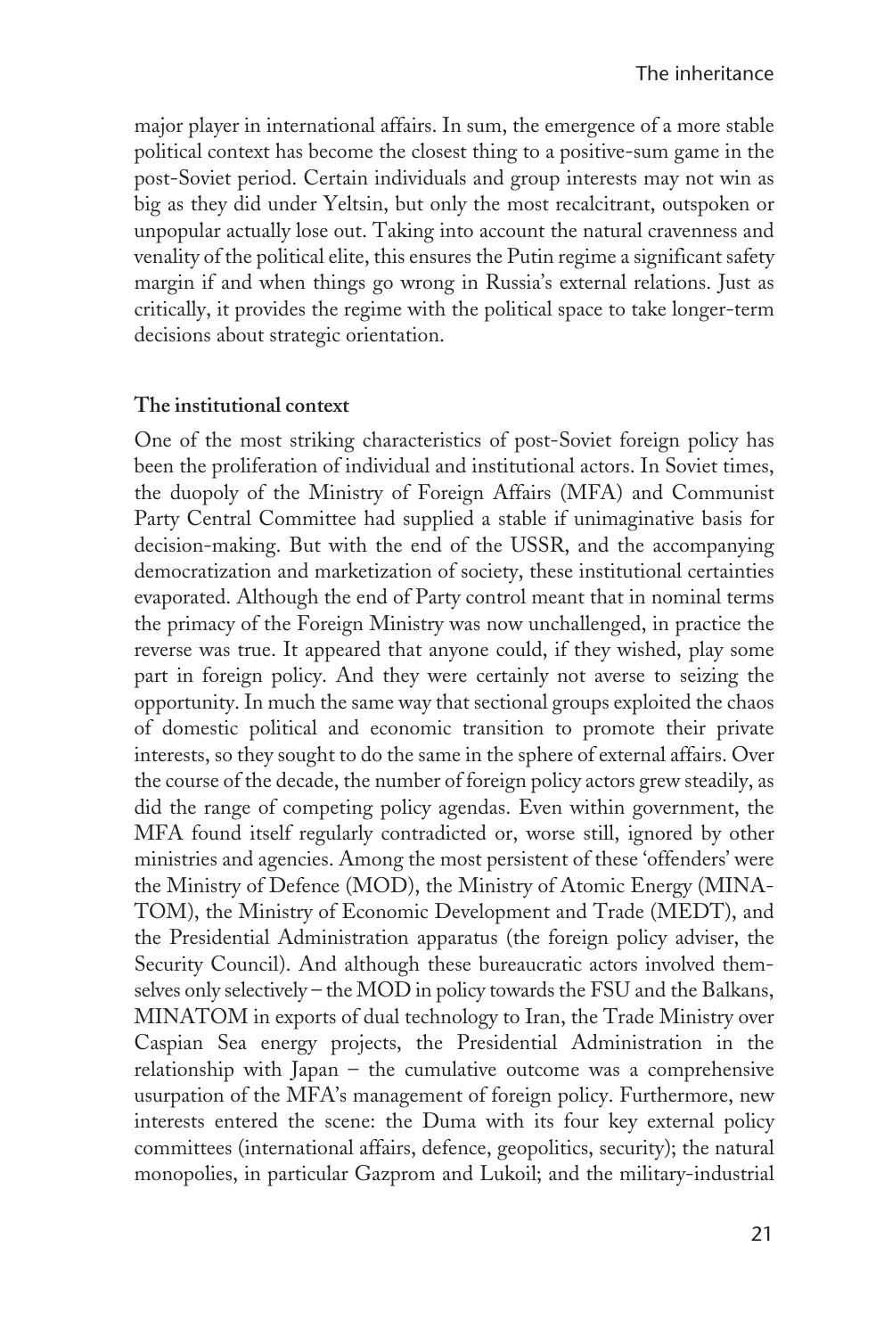major player in international affairs. In sum, the emergence of a more stable political context has become the closest thing to a positive-sum game in the post-Soviet period. Certain individuals and group interests may not win as big as they did under Yeltsin, but only the most recalcitrant, outspoken or unpopular actually lose out. Taking into account the natural cravenness and venality of the political elite, this ensures the Putin regime a significant safety margin if and when things go wrong in Russia's external relations. Just as critically, it provides the regime with the political space to take longer-term decisions about strategic orientation.

## The institutional context

One of the most striking characteristics of post-Soviet foreign policy has been the proliferation of individual and institutional actors. In Soviet times, the duopoly of the Ministry of Foreign Affairs (MFA) and Communist Party Central Committee had supplied a stable if unimaginative basis for decision-making. But with the end of the USSR, and the accompanying democratization and marketization of society, these institutional certainties evaporated. Although the end of Party control meant that in nominal terms the primacy of the Foreign Ministry was now unchallenged, in practice the reverse was true. It appeared that anyone could, if they wished, play some part in foreign policy. And they were certainly not averse to seizing the opportunity. In much the same way that sectional groups exploited the chaos of domestic political and economic transition to promote their private interests, so they sought to do the same in the sphere of external affairs. Over the course of the decade, the number of foreign policy actors grew steadily, as did the range of competing policy agendas. Even within government, the MFA found itself regularly contradicted or, worse still, ignored by other ministries and agencies. Among the most persistent of these 'offenders' were the Ministry of Defence (MOD), the Ministry of Atomic Energy (MINATOM), the Ministry of Economic Development and Trade (MEDT), and the Presidential Administration apparatus (the foreign policy adviser, the Security Council). And although these bureaucratic actors involved themselves only selectively – the MOD in policy towards the FSU and the Balkans, MINATOM in exports of dual technology to Iran, the Trade Ministry over Caspian Sea energy projects, the Presidential Administration in the relationship with Japan – the cumulative outcome was a comprehensive usurpation of the MFA's management of foreign policy. Furthermore, new interests entered the scene: the Duma with its four key external policy committees (international affairs, defence, geopolitics, security); the natural monopolies, in particular Gazprom and Lukoil; and the military-industrial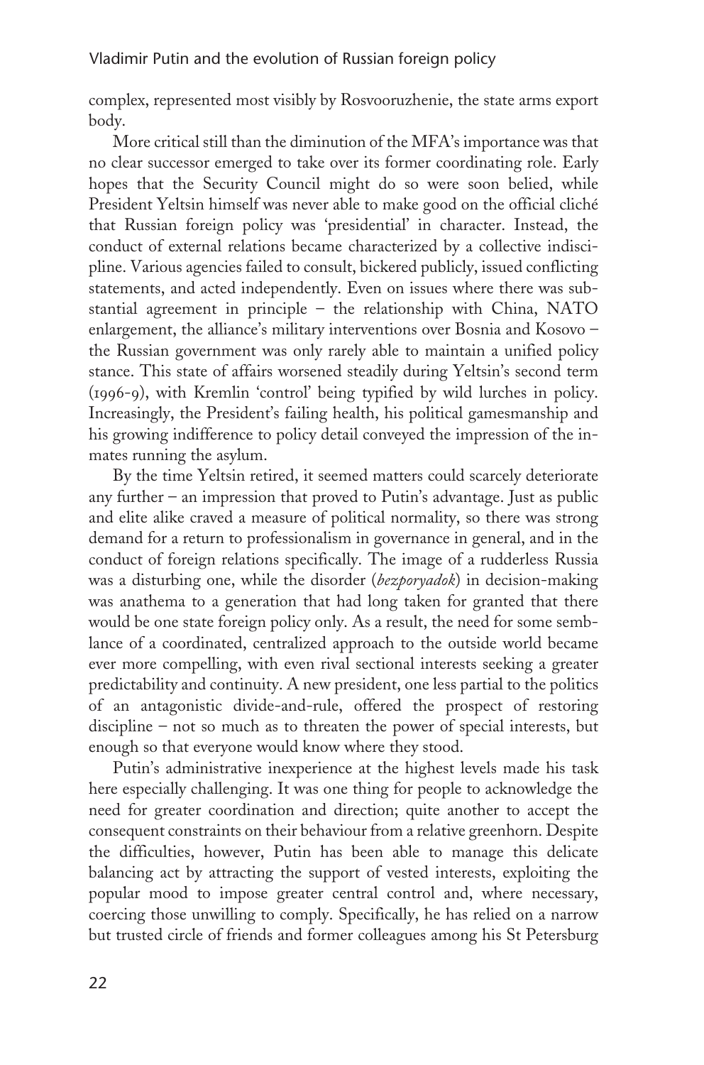complex, represented most visibly by Rosvooruzhenie, the state arms export body.

More critical still than the diminution of the MFA's importance was that no clear successor emerged to take over its former coordinating role. Early hopes that the Security Council might do so were soon belied, while President Yeltsin himself was never able to make good on the official cliché that Russian foreign policy was 'presidential' in character. Instead, the conduct of external relations became characterized by a collective indiscipline. Various agencies failed to consult, bickered publicly, issued conflicting statements, and acted independently. Even on issues where there was substantial agreement in principle – the relationship with China, NATO enlargement, the alliance's military interventions over Bosnia and Kosovo – the Russian government was only rarely able to maintain a unified policy stance. This state of affairs worsened steadily during Yeltsin's second term (1996-9), with Kremlin 'control' being typified by wild lurches in policy. Increasingly, the President's failing health, his political gamesmanship and his growing indifference to policy detail conveyed the impression of the inmates running the asylum.

By the time Yeltsin retired, it seemed matters could scarcely deteriorate any further – an impression that proved to Putin's advantage. Just as public and elite alike craved a measure of political normality, so there was strong demand for a return to professionalism in governance in general, and in the conduct of foreign relations specifically. The image of a rudderless Russia was a disturbing one, while the disorder (*bezporyadok*) in decision-making was anathema to a generation that had long taken for granted that there would be one state foreign policy only. As a result, the need for some semblance of a coordinated, centralized approach to the outside world became ever more compelling, with even rival sectional interests seeking a greater predictability and continuity. A new president, one less partial to the politics of an antagonistic divide-and-rule, offered the prospect of restoring discipline – not so much as to threaten the power of special interests, but enough so that everyone would know where they stood.

Putin's administrative inexperience at the highest levels made his task here especially challenging. It was one thing for people to acknowledge the need for greater coordination and direction; quite another to accept the consequent constraints on their behaviour from a relative greenhorn. Despite the difficulties, however, Putin has been able to manage this delicate balancing act by attracting the support of vested interests, exploiting the popular mood to impose greater central control and, where necessary, coercing those unwilling to comply. Specifically, he has relied on a narrow but trusted circle of friends and former colleagues among his St Petersburg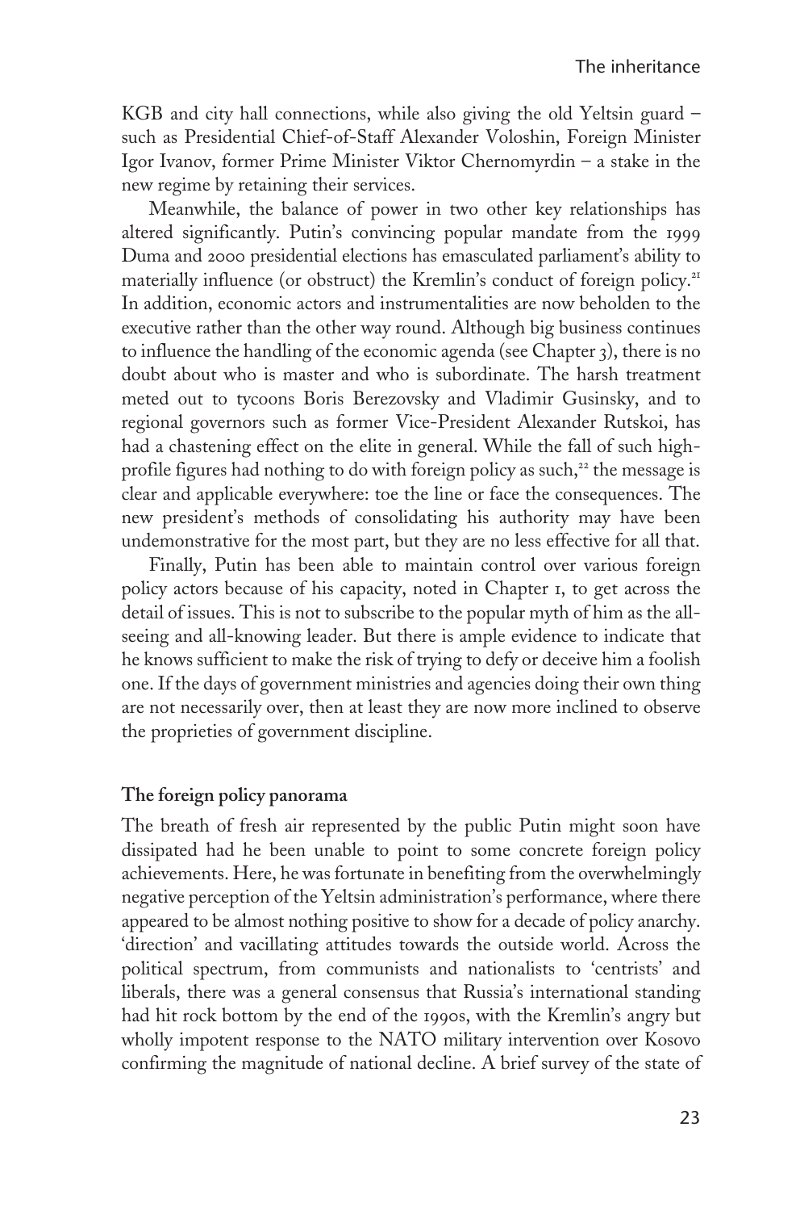KGB and city hall connections, while also giving the old Yeltsin guard – such as Presidential Chief-of-Staff Alexander Voloshin, Foreign Minister Igor Ivanov, former Prime Minister Viktor Chernomyrdin – a stake in the new regime by retaining their services.

Meanwhile, the balance of power in two other key relationships has altered significantly. Putin's convincing popular mandate from the 1999 Duma and 2000 presidential elections has emasculated parliament's ability to materially influence (or obstruct) the Kremlin's conduct of foreign policy.[21] In addition, economic actors and instrumentalities are now beholden to the executive rather than the other way round. Although big business continues to influence the handling of the economic agenda (see Chapter 3), there is no doubt about who is master and who is subordinate. The harsh treatment meted out to tycoons Boris Berezovsky and Vladimir Gusinsky, and to regional governors such as former Vice-President Alexander Rutskoi, has had a chastening effect on the elite in general. While the fall of such high-profile figures had nothing to do with foreign policy as such,[22] the message is clear and applicable everywhere: toe the line or face the consequences. The new president's methods of consolidating his authority may have been undemonstrative for the most part, but they are no less effective for all that.

Finally, Putin has been able to maintain control over various foreign policy actors because of his capacity, noted in Chapter 1, to get across the detail of issues. This is not to subscribe to the popular myth of him as the all-seeing and all-knowing leader. But there is ample evidence to indicate that he knows sufficient to make the risk of trying to defy or deceive him a foolish one. If the days of government ministries and agencies doing their own thing are not necessarily over, then at least they are now more inclined to observe the proprieties of government discipline.

## The foreign policy panorama

The breath of fresh air represented by the public Putin might soon have dissipated had he been unable to point to some concrete foreign policy achievements. Here, he was fortunate in benefiting from the overwhelmingly negative perception of the Yeltsin administration's performance, where there appeared to be almost nothing positive to show for a decade of policy anarchy. 'direction' and vacillating attitudes towards the outside world. Across the political spectrum, from communists and nationalists to 'centrists' and liberals, there was a general consensus that Russia's international standing had hit rock bottom by the end of the 1990s, with the Kremlin's angry but wholly impotent response to the NATO military intervention over Kosovo confirming the magnitude of national decline. A brief survey of the state of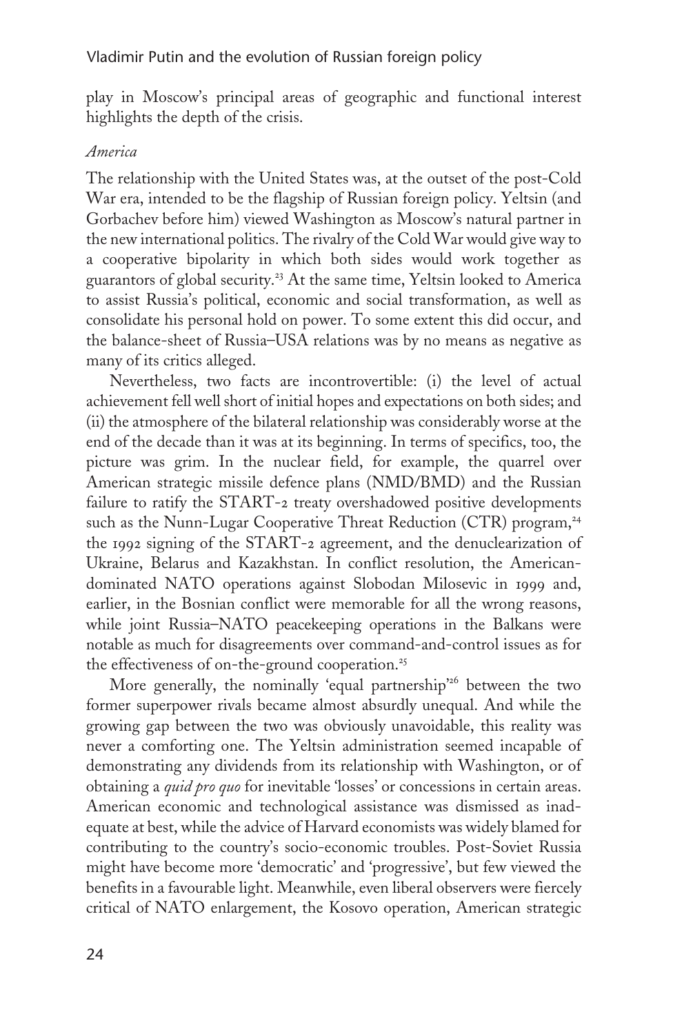play in Moscow's principal areas of geographic and functional interest highlights the depth of the crisis.

### *America*

The relationship with the United States was, at the outset of the post-Cold War era, intended to be the flagship of Russian foreign policy. Yeltsin (and Gorbachev before him) viewed Washington as Moscow's natural partner in the new international politics. The rivalry of the Cold War would give way to a cooperative bipolarity in which both sides would work together as guarantors of global security.[23] At the same time, Yeltsin looked to America to assist Russia's political, economic and social transformation, as well as consolidate his personal hold on power. To some extent this did occur, and the balance-sheet of Russia–USA relations was by no means as negative as many of its critics alleged.

Nevertheless, two facts are incontrovertible: (i) the level of actual achievement fell well short of initial hopes and expectations on both sides; and (ii) the atmosphere of the bilateral relationship was considerably worse at the end of the decade than it was at its beginning. In terms of specifics, too, the picture was grim. In the nuclear field, for example, the quarrel over American strategic missile defence plans (NMD/BMD) and the Russian failure to ratify the START-2 treaty overshadowed positive developments such as the Nunn-Lugar Cooperative Threat Reduction (CTR) program,[24] the 1992 signing of the START-2 agreement, and the denuclearization of Ukraine, Belarus and Kazakhstan. In conflict resolution, the American-dominated NATO operations against Slobodan Milosevic in 1999 and, earlier, in the Bosnian conflict were memorable for all the wrong reasons, while joint Russia–NATO peacekeeping operations in the Balkans were notable as much for disagreements over command-and-control issues as for the effectiveness of on-the-ground cooperation.[25]

More generally, the nominally 'equal partnership'[26] between the two former superpower rivals became almost absurdly unequal. And while the growing gap between the two was obviously unavoidable, this reality was never a comforting one. The Yeltsin administration seemed incapable of demonstrating any dividends from its relationship with Washington, or of obtaining a *quid pro quo* for inevitable 'losses' or concessions in certain areas. American economic and technological assistance was dismissed as inadequate at best, while the advice of Harvard economists was widely blamed for contributing to the country's socio-economic troubles. Post-Soviet Russia might have become more 'democratic' and 'progressive', but few viewed the benefits in a favourable light. Meanwhile, even liberal observers were fiercely critical of NATO enlargement, the Kosovo operation, American strategic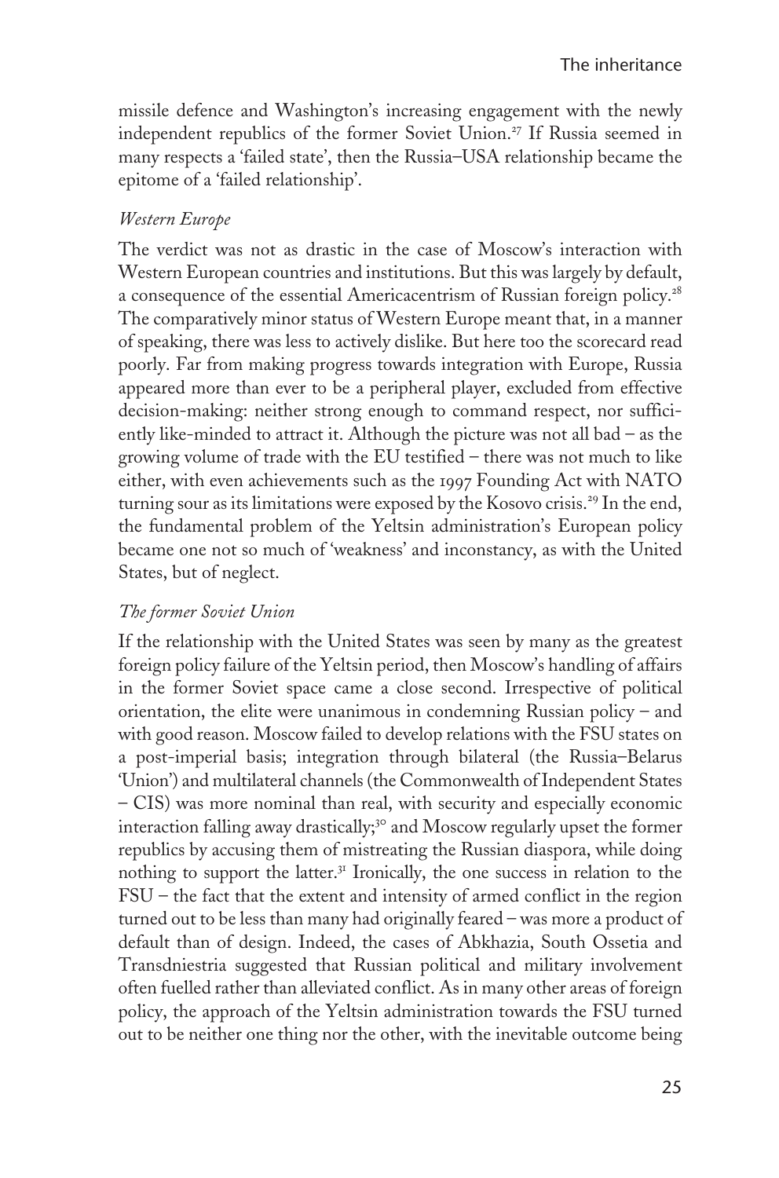missile defence and Washington's increasing engagement with the newly independent republics of the former Soviet Union.[27] If Russia seemed in many respects a 'failed state', then the Russia–USA relationship became the epitome of a 'failed relationship'.

*Western Europe*

The verdict was not as drastic in the case of Moscow's interaction with Western European countries and institutions. But this was largely by default, a consequence of the essential Americacentrism of Russian foreign policy.[28] The comparatively minor status of Western Europe meant that, in a manner of speaking, there was less to actively dislike. But here too the scorecard read poorly. Far from making progress towards integration with Europe, Russia appeared more than ever to be a peripheral player, excluded from effective decision-making: neither strong enough to command respect, nor sufficiently like-minded to attract it. Although the picture was not all bad – as the growing volume of trade with the EU testified – there was not much to like either, with even achievements such as the 1997 Founding Act with NATO turning sour as its limitations were exposed by the Kosovo crisis.[29] In the end, the fundamental problem of the Yeltsin administration's European policy became one not so much of 'weakness' and inconstancy, as with the United States, but of neglect.

*The former Soviet Union*

If the relationship with the United States was seen by many as the greatest foreign policy failure of the Yeltsin period, then Moscow's handling of affairs in the former Soviet space came a close second. Irrespective of political orientation, the elite were unanimous in condemning Russian policy – and with good reason. Moscow failed to develop relations with the FSU states on a post-imperial basis; integration through bilateral (the Russia–Belarus 'Union') and multilateral channels (the Commonwealth of Independent States – CIS) was more nominal than real, with security and especially economic interaction falling away drastically;[30] and Moscow regularly upset the former republics by accusing them of mistreating the Russian diaspora, while doing nothing to support the latter.[31] Ironically, the one success in relation to the FSU – the fact that the extent and intensity of armed conflict in the region turned out to be less than many had originally feared – was more a product of default than of design. Indeed, the cases of Abkhazia, South Ossetia and Transdniestria suggested that Russian political and military involvement often fuelled rather than alleviated conflict. As in many other areas of foreign policy, the approach of the Yeltsin administration towards the FSU turned out to be neither one thing nor the other, with the inevitable outcome being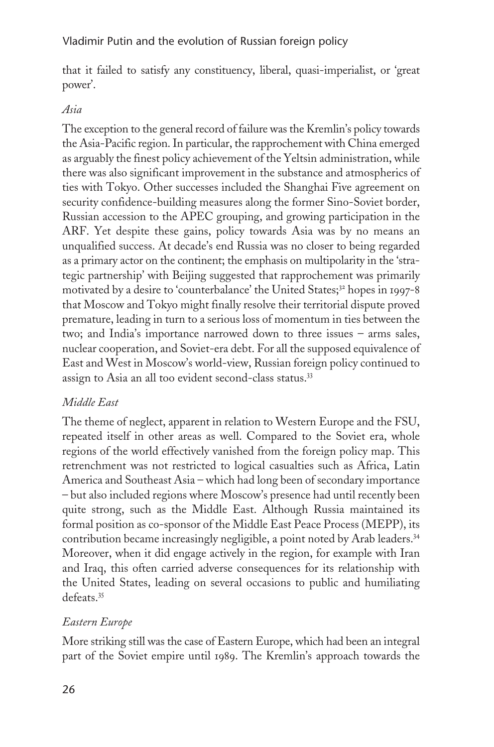that it failed to satisfy any constituency, liberal, quasi-imperialist, or 'great power'.

### *Asia*

The exception to the general record of failure was the Kremlin's policy towards the Asia-Pacific region. In particular, the rapprochement with China emerged as arguably the finest policy achievement of the Yeltsin administration, while there was also significant improvement in the substance and atmospherics of ties with Tokyo. Other successes included the Shanghai Five agreement on security confidence-building measures along the former Sino-Soviet border, Russian accession to the APEC grouping, and growing participation in the ARF. Yet despite these gains, policy towards Asia was by no means an unqualified success. At decade's end Russia was no closer to being regarded as a primary actor on the continent; the emphasis on multipolarity in the 'strategic partnership' with Beijing suggested that rapprochement was primarily motivated by a desire to 'counterbalance' the United States;[32] hopes in 1997-8 that Moscow and Tokyo might finally resolve their territorial dispute proved premature, leading in turn to a serious loss of momentum in ties between the two; and India's importance narrowed down to three issues – arms sales, nuclear cooperation, and Soviet-era debt. For all the supposed equivalence of East and West in Moscow's world-view, Russian foreign policy continued to assign to Asia an all too evident second-class status.[33]

### *Middle East*

The theme of neglect, apparent in relation to Western Europe and the FSU, repeated itself in other areas as well. Compared to the Soviet era, whole regions of the world effectively vanished from the foreign policy map. This retrenchment was not restricted to logical casualties such as Africa, Latin America and Southeast Asia – which had long been of secondary importance – but also included regions where Moscow's presence had until recently been quite strong, such as the Middle East. Although Russia maintained its formal position as co-sponsor of the Middle East Peace Process (MEPP), its contribution became increasingly negligible, a point noted by Arab leaders.[34] Moreover, when it did engage actively in the region, for example with Iran and Iraq, this often carried adverse consequences for its relationship with the United States, leading on several occasions to public and humiliating defeats.[35]

### *Eastern Europe*

More striking still was the case of Eastern Europe, which had been an integral part of the Soviet empire until 1989. The Kremlin's approach towards the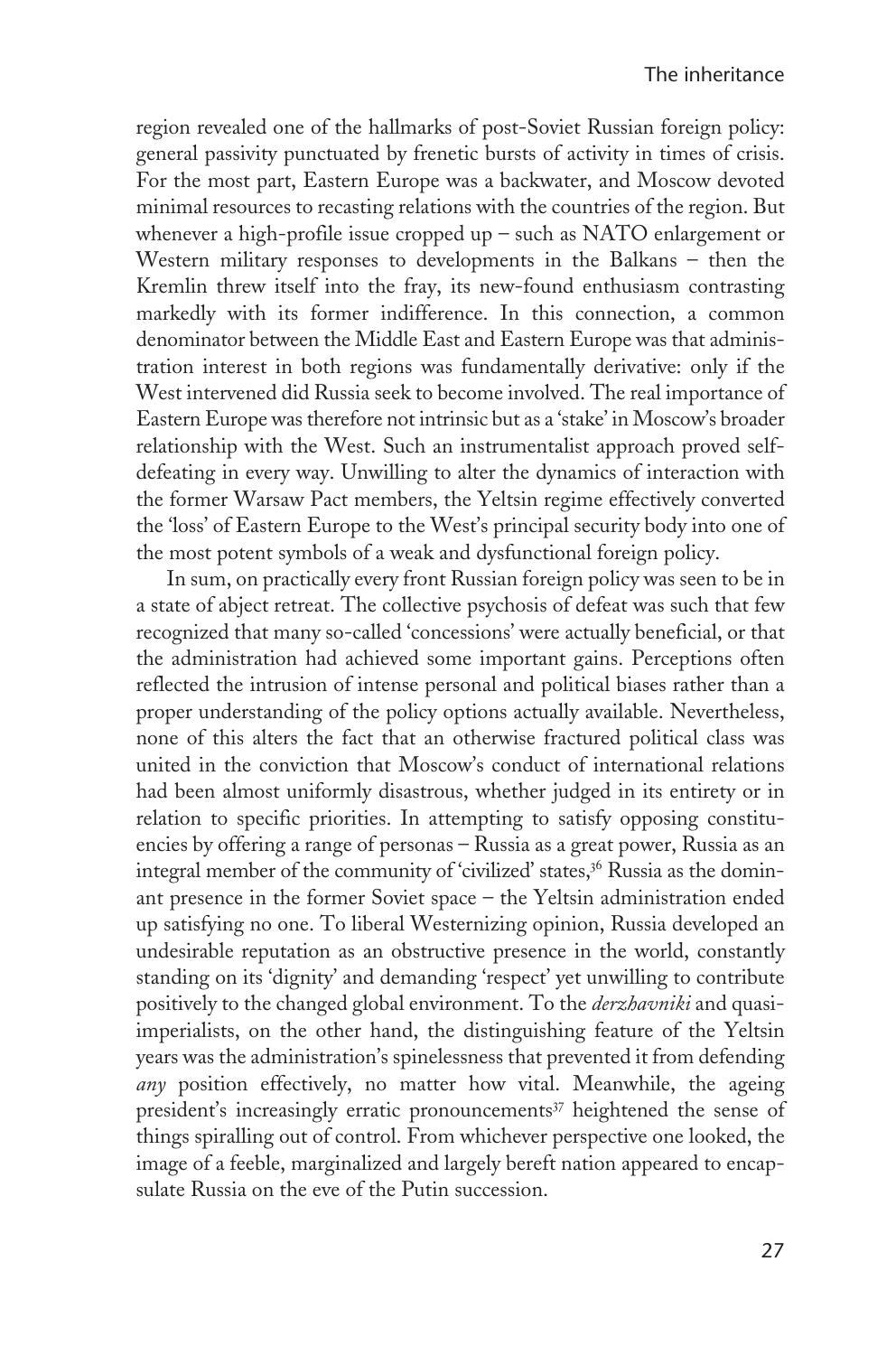region revealed one of the hallmarks of post-Soviet Russian foreign policy: general passivity punctuated by frenetic bursts of activity in times of crisis. For the most part, Eastern Europe was a backwater, and Moscow devoted minimal resources to recasting relations with the countries of the region. But whenever a high-profile issue cropped up – such as NATO enlargement or Western military responses to developments in the Balkans – then the Kremlin threw itself into the fray, its new-found enthusiasm contrasting markedly with its former indifference. In this connection, a common denominator between the Middle East and Eastern Europe was that administration interest in both regions was fundamentally derivative: only if the West intervened did Russia seek to become involved. The real importance of Eastern Europe was therefore not intrinsic but as a 'stake' in Moscow's broader relationship with the West. Such an instrumentalist approach proved self-defeating in every way. Unwilling to alter the dynamics of interaction with the former Warsaw Pact members, the Yeltsin regime effectively converted the 'loss' of Eastern Europe to the West's principal security body into one of the most potent symbols of a weak and dysfunctional foreign policy.

In sum, on practically every front Russian foreign policy was seen to be in a state of abject retreat. The collective psychosis of defeat was such that few recognized that many so-called 'concessions' were actually beneficial, or that the administration had achieved some important gains. Perceptions often reflected the intrusion of intense personal and political biases rather than a proper understanding of the policy options actually available. Nevertheless, none of this alters the fact that an otherwise fractured political class was united in the conviction that Moscow's conduct of international relations had been almost uniformly disastrous, whether judged in its entirety or in relation to specific priorities. In attempting to satisfy opposing constituencies by offering a range of personas – Russia as a great power, Russia as an integral member of the community of 'civilized' states,[36] Russia as the dominant presence in the former Soviet space – the Yeltsin administration ended up satisfying no one. To liberal Westernizing opinion, Russia developed an undesirable reputation as an obstructive presence in the world, constantly standing on its 'dignity' and demanding 'respect' yet unwilling to contribute positively to the changed global environment. To the *derzhavniki* and quasi-imperialists, on the other hand, the distinguishing feature of the Yeltsin years was the administration's spinelessness that prevented it from defending *any* position effectively, no matter how vital. Meanwhile, the ageing president's increasingly erratic pronouncements[37] heightened the sense of things spiralling out of control. From whichever perspective one looked, the image of a feeble, marginalized and largely bereft nation appeared to encapsulate Russia on the eve of the Putin succession.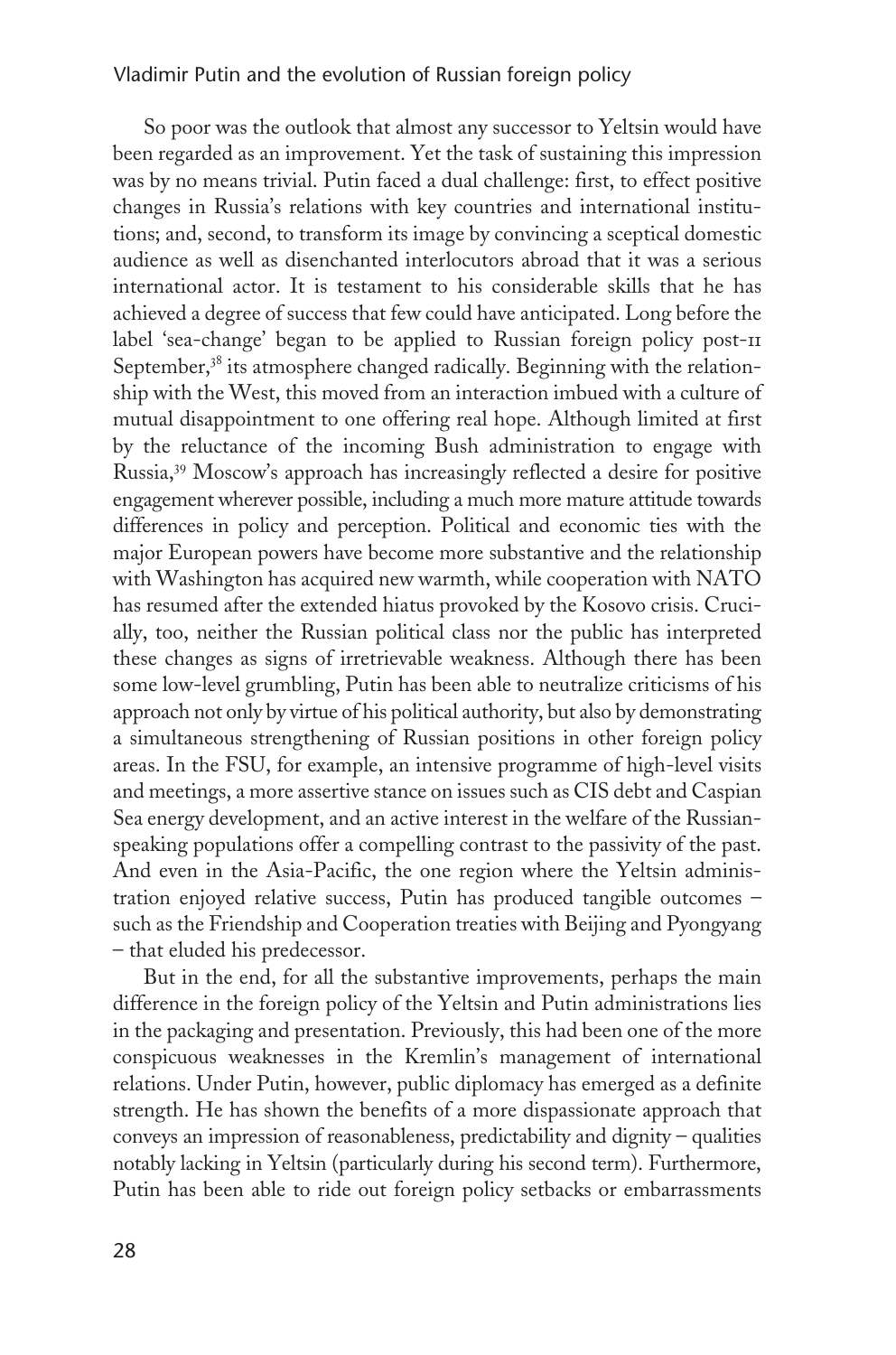So poor was the outlook that almost any successor to Yeltsin would have been regarded as an improvement. Yet the task of sustaining this impression was by no means trivial. Putin faced a dual challenge: first, to effect positive changes in Russia's relations with key countries and international institutions; and, second, to transform its image by convincing a sceptical domestic audience as well as disenchanted interlocutors abroad that it was a serious international actor. It is testament to his considerable skills that he has achieved a degree of success that few could have anticipated. Long before the label 'sea-change' began to be applied to Russian foreign policy post-11 September,[38] its atmosphere changed radically. Beginning with the relationship with the West, this moved from an interaction imbued with a culture of mutual disappointment to one offering real hope. Although limited at first by the reluctance of the incoming Bush administration to engage with Russia,[39] Moscow's approach has increasingly reflected a desire for positive engagement wherever possible, including a much more mature attitude towards differences in policy and perception. Political and economic ties with the major European powers have become more substantive and the relationship with Washington has acquired new warmth, while cooperation with NATO has resumed after the extended hiatus provoked by the Kosovo crisis. Crucially, too, neither the Russian political class nor the public has interpreted these changes as signs of irretrievable weakness. Although there has been some low-level grumbling, Putin has been able to neutralize criticisms of his approach not only by virtue of his political authority, but also by demonstrating a simultaneous strengthening of Russian positions in other foreign policy areas. In the FSU, for example, an intensive programme of high-level visits and meetings, a more assertive stance on issues such as CIS debt and Caspian Sea energy development, and an active interest in the welfare of the Russian-speaking populations offer a compelling contrast to the passivity of the past. And even in the Asia-Pacific, the one region where the Yeltsin administration enjoyed relative success, Putin has produced tangible outcomes – such as the Friendship and Cooperation treaties with Beijing and Pyongyang – that eluded his predecessor.

But in the end, for all the substantive improvements, perhaps the main difference in the foreign policy of the Yeltsin and Putin administrations lies in the packaging and presentation. Previously, this had been one of the more conspicuous weaknesses in the Kremlin's management of international relations. Under Putin, however, public diplomacy has emerged as a definite strength. He has shown the benefits of a more dispassionate approach that conveys an impression of reasonableness, predictability and dignity – qualities notably lacking in Yeltsin (particularly during his second term). Furthermore, Putin has been able to ride out foreign policy setbacks or embarrassments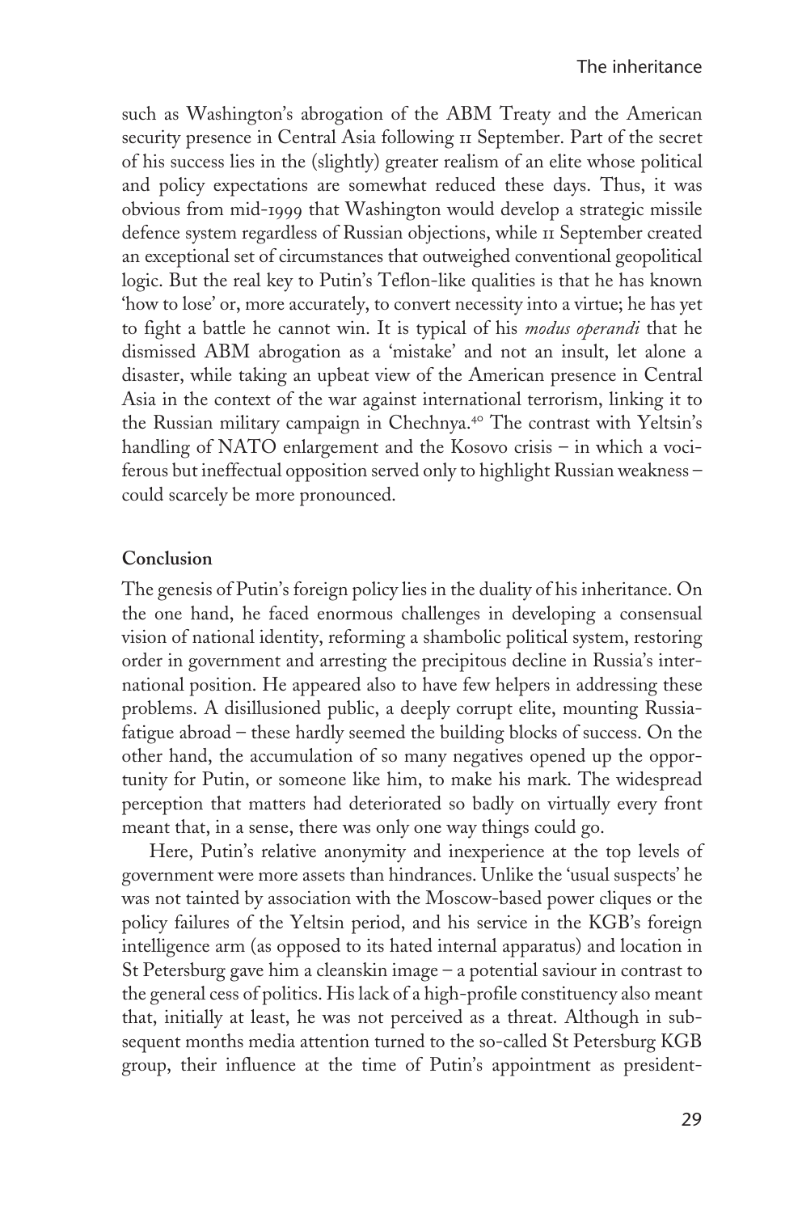such as Washington's abrogation of the ABM Treaty and the American security presence in Central Asia following 11 September. Part of the secret of his success lies in the (slightly) greater realism of an elite whose political and policy expectations are somewhat reduced these days. Thus, it was obvious from mid-1999 that Washington would develop a strategic missile defence system regardless of Russian objections, while 11 September created an exceptional set of circumstances that outweighed conventional geopolitical logic. But the real key to Putin's Teflon-like qualities is that he has known 'how to lose' or, more accurately, to convert necessity into a virtue; he has yet to fight a battle he cannot win. It is typical of his *modus operandi* that he dismissed ABM abrogation as a 'mistake' and not an insult, let alone a disaster, while taking an upbeat view of the American presence in Central Asia in the context of the war against international terrorism, linking it to the Russian military campaign in Chechnya.[40] The contrast with Yeltsin's handling of NATO enlargement and the Kosovo crisis – in which a vociferous but ineffectual opposition served only to highlight Russian weakness – could scarcely be more pronounced.

## Conclusion

The genesis of Putin's foreign policy lies in the duality of his inheritance. On the one hand, he faced enormous challenges in developing a consensual vision of national identity, reforming a shambolic political system, restoring order in government and arresting the precipitous decline in Russia's international position. He appeared also to have few helpers in addressing these problems. A disillusioned public, a deeply corrupt elite, mounting Russia-fatigue abroad – these hardly seemed the building blocks of success. On the other hand, the accumulation of so many negatives opened up the opportunity for Putin, or someone like him, to make his mark. The widespread perception that matters had deteriorated so badly on virtually every front meant that, in a sense, there was only one way things could go.

Here, Putin's relative anonymity and inexperience at the top levels of government were more assets than hindrances. Unlike the 'usual suspects' he was not tainted by association with the Moscow-based power cliques or the policy failures of the Yeltsin period, and his service in the KGB's foreign intelligence arm (as opposed to its hated internal apparatus) and location in St Petersburg gave him a cleanskin image – a potential saviour in contrast to the general cess of politics. His lack of a high-profile constituency also meant that, initially at least, he was not perceived as a threat. Although in subsequent months media attention turned to the so-called St Petersburg KGB group, their influence at the time of Putin's appointment as president-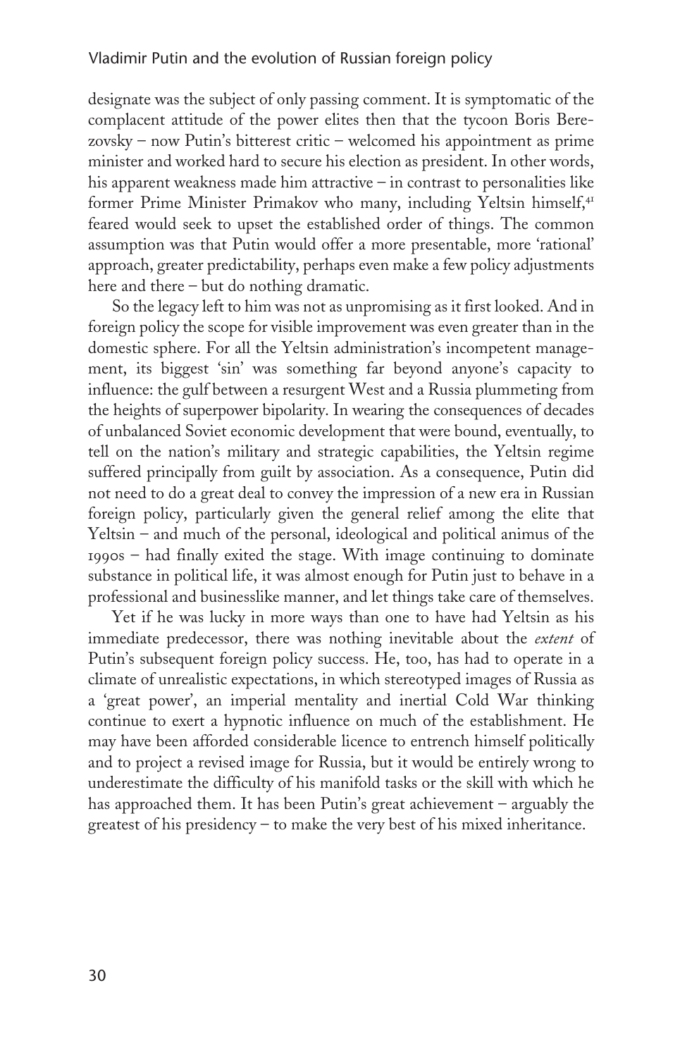designate was the subject of only passing comment. It is symptomatic of the complacent attitude of the power elites then that the tycoon Boris Berezovsky – now Putin's bitterest critic – welcomed his appointment as prime minister and worked hard to secure his election as president. In other words, his apparent weakness made him attractive – in contrast to personalities like former Prime Minister Primakov who many, including Yeltsin himself,[41] feared would seek to upset the established order of things. The common assumption was that Putin would offer a more presentable, more 'rational' approach, greater predictability, perhaps even make a few policy adjustments here and there – but do nothing dramatic.

So the legacy left to him was not as unpromising as it first looked. And in foreign policy the scope for visible improvement was even greater than in the domestic sphere. For all the Yeltsin administration's incompetent management, its biggest 'sin' was something far beyond anyone's capacity to influence: the gulf between a resurgent West and a Russia plummeting from the heights of superpower bipolarity. In wearing the consequences of decades of unbalanced Soviet economic development that were bound, eventually, to tell on the nation's military and strategic capabilities, the Yeltsin regime suffered principally from guilt by association. As a consequence, Putin did not need to do a great deal to convey the impression of a new era in Russian foreign policy, particularly given the general relief among the elite that Yeltsin – and much of the personal, ideological and political animus of the 1990s – had finally exited the stage. With image continuing to dominate substance in political life, it was almost enough for Putin just to behave in a professional and businesslike manner, and let things take care of themselves.

Yet if he was lucky in more ways than one to have had Yeltsin as his immediate predecessor, there was nothing inevitable about the *extent* of Putin's subsequent foreign policy success. He, too, has had to operate in a climate of unrealistic expectations, in which stereotyped images of Russia as a 'great power', an imperial mentality and inertial Cold War thinking continue to exert a hypnotic influence on much of the establishment. He may have been afforded considerable licence to entrench himself politically and to project a revised image for Russia, but it would be entirely wrong to underestimate the difficulty of his manifold tasks or the skill with which he has approached them. It has been Putin's great achievement – arguably the greatest of his presidency – to make the very best of his mixed inheritance.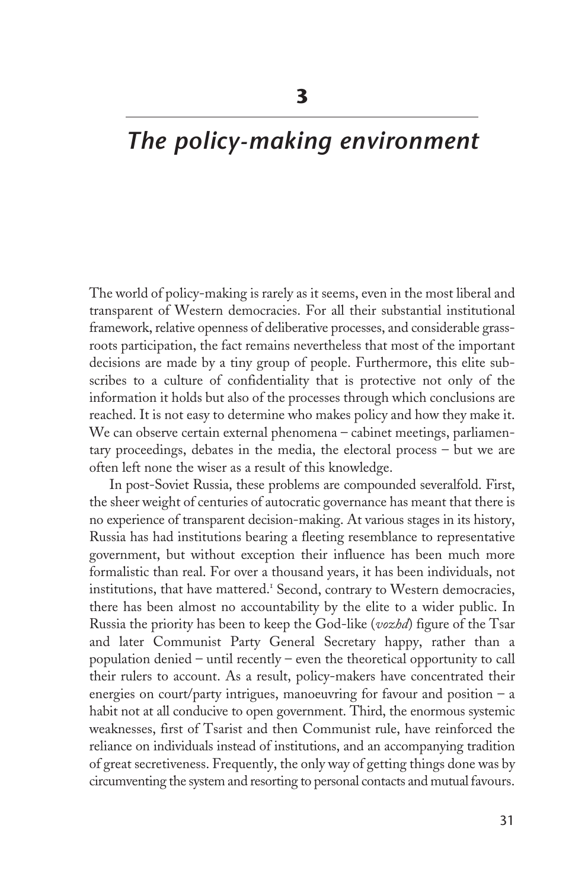# 3

# *The policy-making environment*

The world of policy-making is rarely as it seems, even in the most liberal and transparent of Western democracies. For all their substantial institutional framework, relative openness of deliberative processes, and considerable grass-roots participation, the fact remains nevertheless that most of the important decisions are made by a tiny group of people. Furthermore, this elite subscribes to a culture of confidentiality that is protective not only of the information it holds but also of the processes through which conclusions are reached. It is not easy to determine who makes policy and how they make it. We can observe certain external phenomena – cabinet meetings, parliamentary proceedings, debates in the media, the electoral process – but we are often left none the wiser as a result of this knowledge.

In post-Soviet Russia, these problems are compounded severalfold. First, the sheer weight of centuries of autocratic governance has meant that there is no experience of transparent decision-making. At various stages in its history, Russia has had institutions bearing a fleeting resemblance to representative government, but without exception their influence has been much more formalistic than real. For over a thousand years, it has been individuals, not institutions, that have mattered.[1] Second, contrary to Western democracies, there has been almost no accountability by the elite to a wider public. In Russia the priority has been to keep the God-like (*vozhd*) figure of the Tsar and later Communist Party General Secretary happy, rather than a population denied – until recently – even the theoretical opportunity to call their rulers to account. As a result, policy-makers have concentrated their energies on court/party intrigues, manoeuvring for favour and position – a habit not at all conducive to open government. Third, the enormous systemic weaknesses, first of Tsarist and then Communist rule, have reinforced the reliance on individuals instead of institutions, and an accompanying tradition of great secretiveness. Frequently, the only way of getting things done was by circumventing the system and resorting to personal contacts and mutual favours.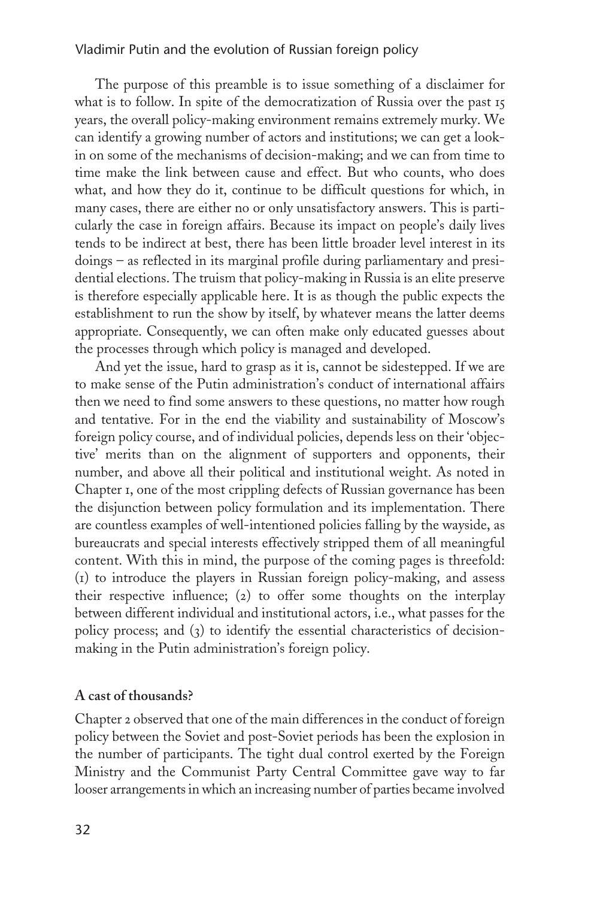The purpose of this preamble is to issue something of a disclaimer for what is to follow. In spite of the democratization of Russia over the past 15 years, the overall policy-making environment remains extremely murky. We can identify a growing number of actors and institutions; we can get a look-in on some of the mechanisms of decision-making; and we can from time to time make the link between cause and effect. But who counts, who does what, and how they do it, continue to be difficult questions for which, in many cases, there are either no or only unsatisfactory answers. This is particularly the case in foreign affairs. Because its impact on people's daily lives tends to be indirect at best, there has been little broader level interest in its doings – as reflected in its marginal profile during parliamentary and presidential elections. The truism that policy-making in Russia is an elite preserve is therefore especially applicable here. It is as though the public expects the establishment to run the show by itself, by whatever means the latter deems appropriate. Consequently, we can often make only educated guesses about the processes through which policy is managed and developed.

And yet the issue, hard to grasp as it is, cannot be sidestepped. If we are to make sense of the Putin administration's conduct of international affairs then we need to find some answers to these questions, no matter how rough and tentative. For in the end the viability and sustainability of Moscow's foreign policy course, and of individual policies, depends less on their 'objective' merits than on the alignment of supporters and opponents, their number, and above all their political and institutional weight. As noted in Chapter 1, one of the most crippling defects of Russian governance has been the disjunction between policy formulation and its implementation. There are countless examples of well-intentioned policies falling by the wayside, as bureaucrats and special interests effectively stripped them of all meaningful content. With this in mind, the purpose of the coming pages is threefold: (1) to introduce the players in Russian foreign policy-making, and assess their respective influence; (2) to offer some thoughts on the interplay between different individual and institutional actors, i.e., what passes for the policy process; and (3) to identify the essential characteristics of decision-making in the Putin administration's foreign policy.

### A cast of thousands?

Chapter 2 observed that one of the main differences in the conduct of foreign policy between the Soviet and post-Soviet periods has been the explosion in the number of participants. The tight dual control exerted by the Foreign Ministry and the Communist Party Central Committee gave way to far looser arrangements in which an increasing number of parties became involved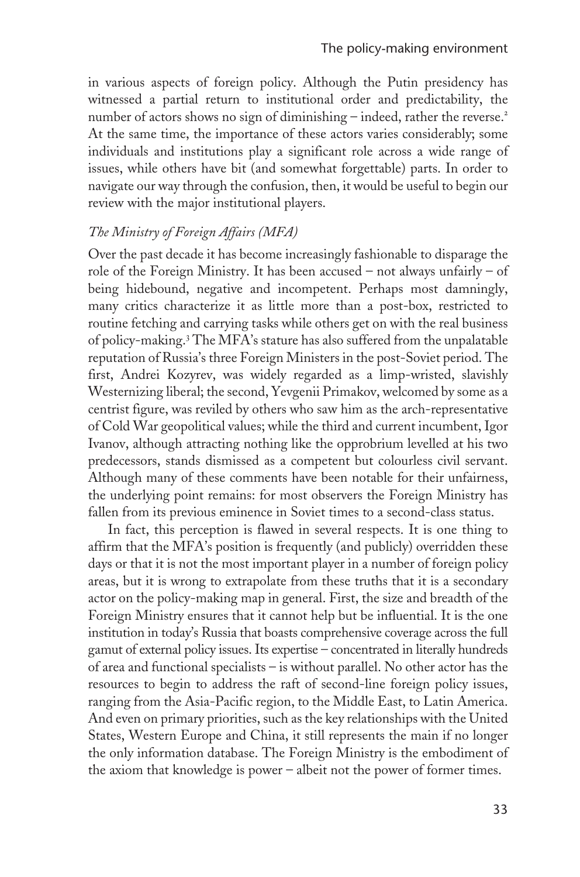in various aspects of foreign policy. Although the Putin presidency has witnessed a partial return to institutional order and predictability, the number of actors shows no sign of diminishing – indeed, rather the reverse.[2] At the same time, the importance of these actors varies considerably; some individuals and institutions play a significant role across a wide range of issues, while others have bit (and somewhat forgettable) parts. In order to navigate our way through the confusion, then, it would be useful to begin our review with the major institutional players.

### *The Ministry of Foreign Affairs (MFA)*

Over the past decade it has become increasingly fashionable to disparage the role of the Foreign Ministry. It has been accused – not always unfairly – of being hidebound, negative and incompetent. Perhaps most damningly, many critics characterize it as little more than a post-box, restricted to routine fetching and carrying tasks while others get on with the real business of policy-making.[3] The MFA's stature has also suffered from the unpalatable reputation of Russia's three Foreign Ministers in the post-Soviet period. The first, Andrei Kozyrev, was widely regarded as a limp-wristed, slavishly Westernizing liberal; the second, Yevgenii Primakov, welcomed by some as a centrist figure, was reviled by others who saw him as the arch-representative of Cold War geopolitical values; while the third and current incumbent, Igor Ivanov, although attracting nothing like the opprobrium levelled at his two predecessors, stands dismissed as a competent but colourless civil servant. Although many of these comments have been notable for their unfairness, the underlying point remains: for most observers the Foreign Ministry has fallen from its previous eminence in Soviet times to a second-class status.

In fact, this perception is flawed in several respects. It is one thing to affirm that the MFA's position is frequently (and publicly) overridden these days or that it is not the most important player in a number of foreign policy areas, but it is wrong to extrapolate from these truths that it is a secondary actor on the policy-making map in general. First, the size and breadth of the Foreign Ministry ensures that it cannot help but be influential. It is the one institution in today's Russia that boasts comprehensive coverage across the full gamut of external policy issues. Its expertise – concentrated in literally hundreds of area and functional specialists – is without parallel. No other actor has the resources to begin to address the raft of second-line foreign policy issues, ranging from the Asia-Pacific region, to the Middle East, to Latin America. And even on primary priorities, such as the key relationships with the United States, Western Europe and China, it still represents the main if no longer the only information database. The Foreign Ministry is the embodiment of the axiom that knowledge is power – albeit not the power of former times.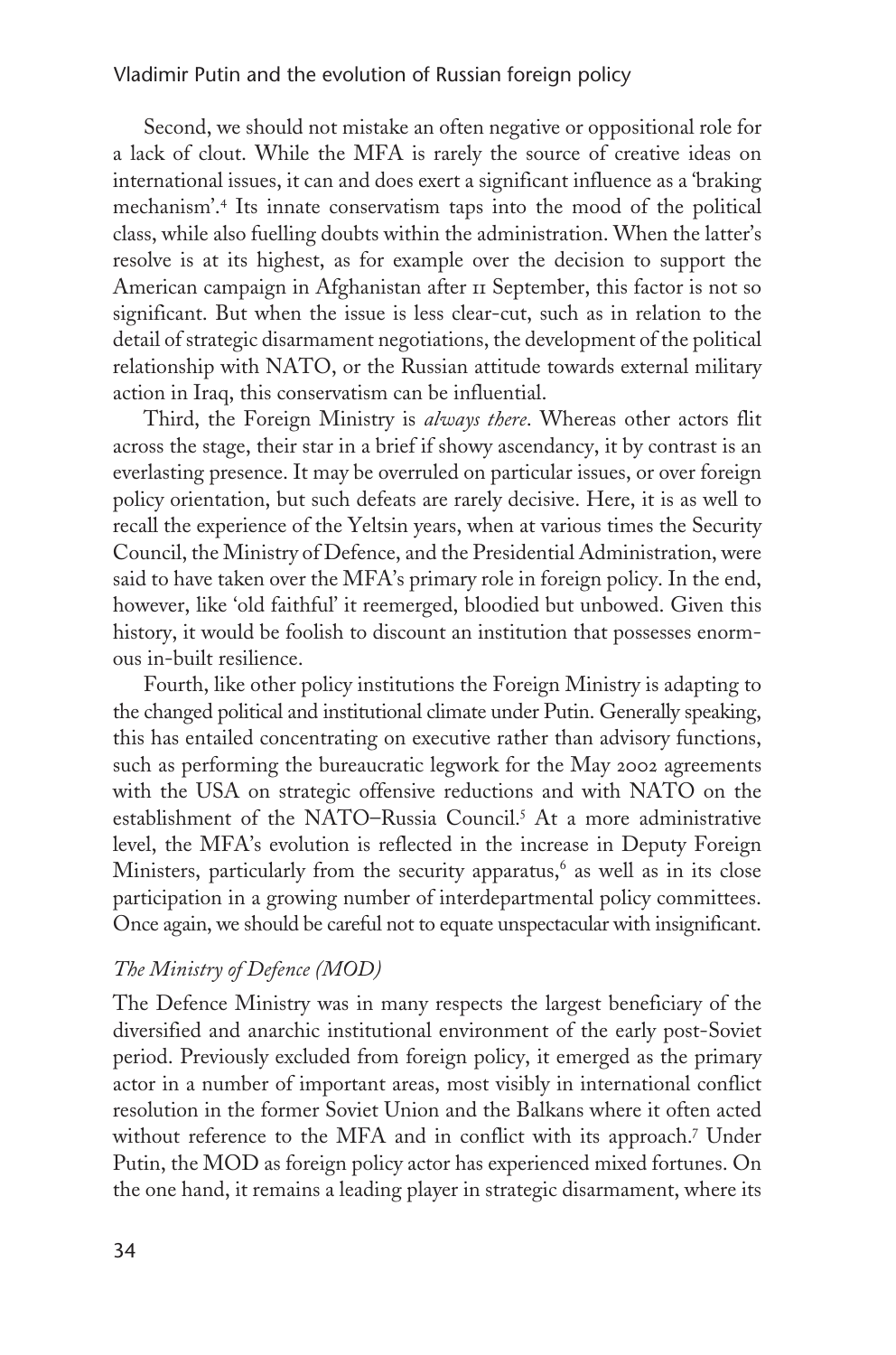Second, we should not mistake an often negative or oppositional role for a lack of clout. While the MFA is rarely the source of creative ideas on international issues, it can and does exert a significant influence as a 'braking mechanism'.[4] Its innate conservatism taps into the mood of the political class, while also fuelling doubts within the administration. When the latter's resolve is at its highest, as for example over the decision to support the American campaign in Afghanistan after 11 September, this factor is not so significant. But when the issue is less clear-cut, such as in relation to the detail of strategic disarmament negotiations, the development of the political relationship with NATO, or the Russian attitude towards external military action in Iraq, this conservatism can be influential.

Third, the Foreign Ministry is *always there*. Whereas other actors flit across the stage, their star in a brief if showy ascendancy, it by contrast is an everlasting presence. It may be overruled on particular issues, or over foreign policy orientation, but such defeats are rarely decisive. Here, it is as well to recall the experience of the Yeltsin years, when at various times the Security Council, the Ministry of Defence, and the Presidential Administration, were said to have taken over the MFA's primary role in foreign policy. In the end, however, like 'old faithful' it reemerged, bloodied but unbowed. Given this history, it would be foolish to discount an institution that possesses enormous in-built resilience.

Fourth, like other policy institutions the Foreign Ministry is adapting to the changed political and institutional climate under Putin. Generally speaking, this has entailed concentrating on executive rather than advisory functions, such as performing the bureaucratic legwork for the May 2002 agreements with the USA on strategic offensive reductions and with NATO on the establishment of the NATO–Russia Council.[5] At a more administrative level, the MFA's evolution is reflected in the increase in Deputy Foreign Ministers, particularly from the security apparatus,[6] as well as in its close participation in a growing number of interdepartmental policy committees. Once again, we should be careful not to equate unspectacular with insignificant.

### *The Ministry of Defence (MOD)*

The Defence Ministry was in many respects the largest beneficiary of the diversified and anarchic institutional environment of the early post-Soviet period. Previously excluded from foreign policy, it emerged as the primary actor in a number of important areas, most visibly in international conflict resolution in the former Soviet Union and the Balkans where it often acted without reference to the MFA and in conflict with its approach.[7] Under Putin, the MOD as foreign policy actor has experienced mixed fortunes. On the one hand, it remains a leading player in strategic disarmament, where its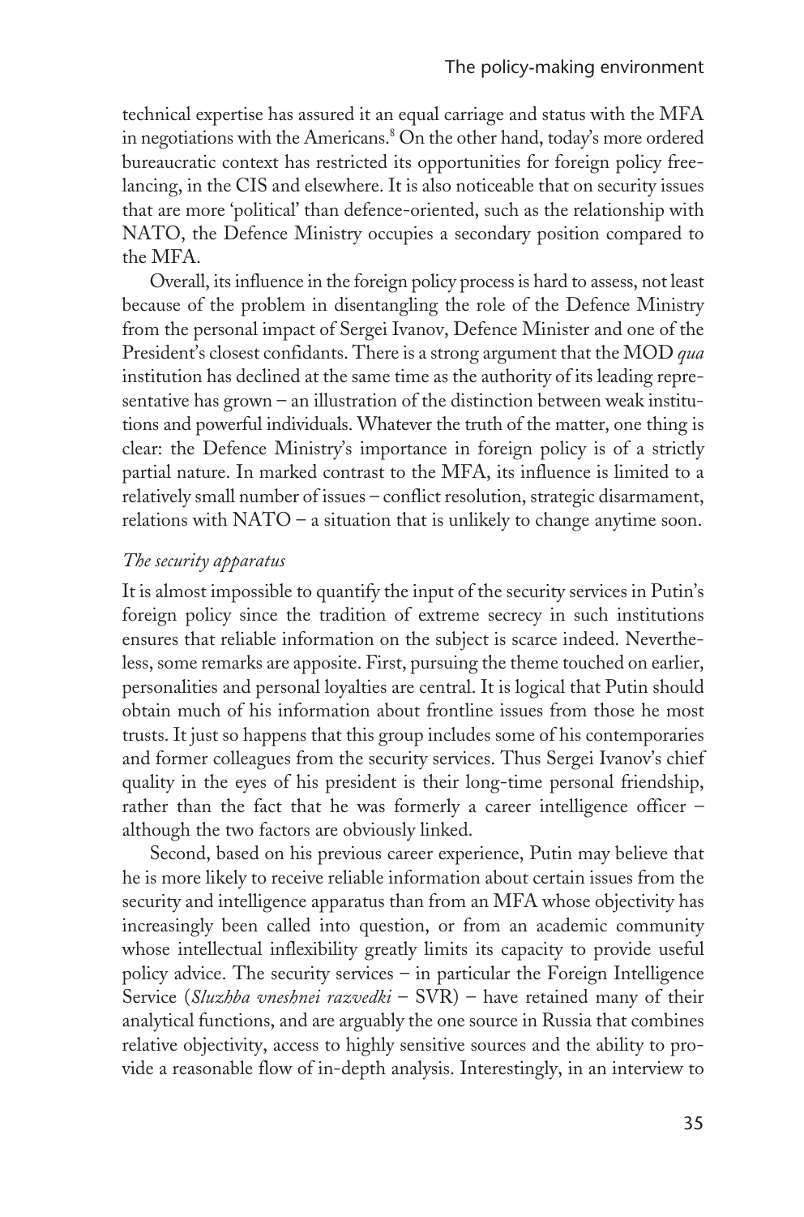technical expertise has assured it an equal carriage and status with the MFA in negotiations with the Americans.[8] On the other hand, today's more ordered bureaucratic context has restricted its opportunities for foreign policy free-lancing, in the CIS and elsewhere. It is also noticeable that on security issues that are more 'political' than defence-oriented, such as the relationship with NATO, the Defence Ministry occupies a secondary position compared to the MFA.

Overall, its influence in the foreign policy process is hard to assess, not least because of the problem in disentangling the role of the Defence Ministry from the personal impact of Sergei Ivanov, Defence Minister and one of the President's closest confidants. There is a strong argument that the MOD *qua* institution has declined at the same time as the authority of its leading representative has grown – an illustration of the distinction between weak institutions and powerful individuals. Whatever the truth of the matter, one thing is clear: the Defence Ministry's importance in foreign policy is of a strictly partial nature. In marked contrast to the MFA, its influence is limited to a relatively small number of issues – conflict resolution, strategic disarmament, relations with NATO – a situation that is unlikely to change anytime soon.

### *The security apparatus*

It is almost impossible to quantify the input of the security services in Putin's foreign policy since the tradition of extreme secrecy in such institutions ensures that reliable information on the subject is scarce indeed. Nevertheless, some remarks are apposite. First, pursuing the theme touched on earlier, personalities and personal loyalties are central. It is logical that Putin should obtain much of his information about frontline issues from those he most trusts. It just so happens that this group includes some of his contemporaries and former colleagues from the security services. Thus Sergei Ivanov's chief quality in the eyes of his president is their long-time personal friendship, rather than the fact that he was formerly a career intelligence officer – although the two factors are obviously linked.

Second, based on his previous career experience, Putin may believe that he is more likely to receive reliable information about certain issues from the security and intelligence apparatus than from an MFA whose objectivity has increasingly been called into question, or from an academic community whose intellectual inflexibility greatly limits its capacity to provide useful policy advice. The security services – in particular the Foreign Intelligence Service (*Sluzhba vneshnei razvedki* – SVR) – have retained many of their analytical functions, and are arguably the one source in Russia that combines relative objectivity, access to highly sensitive sources and the ability to provide a reasonable flow of in-depth analysis. Interestingly, in an interview to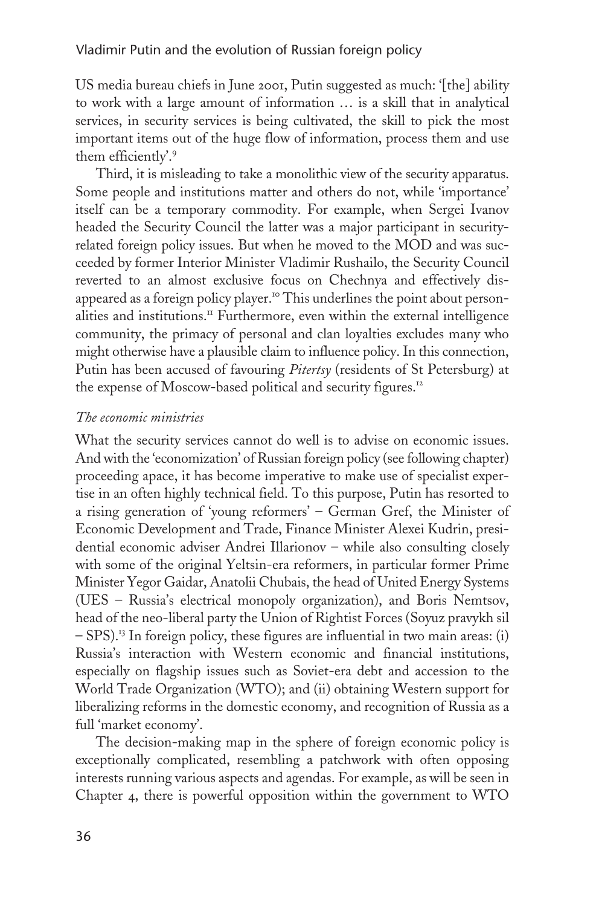US media bureau chiefs in June 2001, Putin suggested as much: '[the] ability to work with a large amount of information … is a skill that in analytical services, in security services is being cultivated, the skill to pick the most important items out of the huge flow of information, process them and use them efficiently'.[9]

Third, it is misleading to take a monolithic view of the security apparatus. Some people and institutions matter and others do not, while 'importance' itself can be a temporary commodity. For example, when Sergei Ivanov headed the Security Council the latter was a major participant in security-related foreign policy issues. But when he moved to the MOD and was succeeded by former Interior Minister Vladimir Rushailo, the Security Council reverted to an almost exclusive focus on Chechnya and effectively disappeared as a foreign policy player.[10] This underlines the point about personalities and institutions.[11] Furthermore, even within the external intelligence community, the primacy of personal and clan loyalties excludes many who might otherwise have a plausible claim to influence policy. In this connection, Putin has been accused of favouring *Pitertsy* (residents of St Petersburg) at the expense of Moscow-based political and security figures.[12]

### *The economic ministries*

What the security services cannot do well is to advise on economic issues. And with the 'economization' of Russian foreign policy (see following chapter) proceeding apace, it has become imperative to make use of specialist expertise in an often highly technical field. To this purpose, Putin has resorted to a rising generation of 'young reformers' – German Gref, the Minister of Economic Development and Trade, Finance Minister Alexei Kudrin, presidential economic adviser Andrei Illarionov – while also consulting closely with some of the original Yeltsin-era reformers, in particular former Prime Minister Yegor Gaidar, Anatolii Chubais, the head of United Energy Systems (UES – Russia's electrical monopoly organization), and Boris Nemtsov, head of the neo-liberal party the Union of Rightist Forces (Soyuz pravykh sil – SPS).[13] In foreign policy, these figures are influential in two main areas: (i) Russia's interaction with Western economic and financial institutions, especially on flagship issues such as Soviet-era debt and accession to the World Trade Organization (WTO); and (ii) obtaining Western support for liberalizing reforms in the domestic economy, and recognition of Russia as a full 'market economy'.

The decision-making map in the sphere of foreign economic policy is exceptionally complicated, resembling a patchwork with often opposing interests running various aspects and agendas. For example, as will be seen in Chapter 4, there is powerful opposition within the government to WTO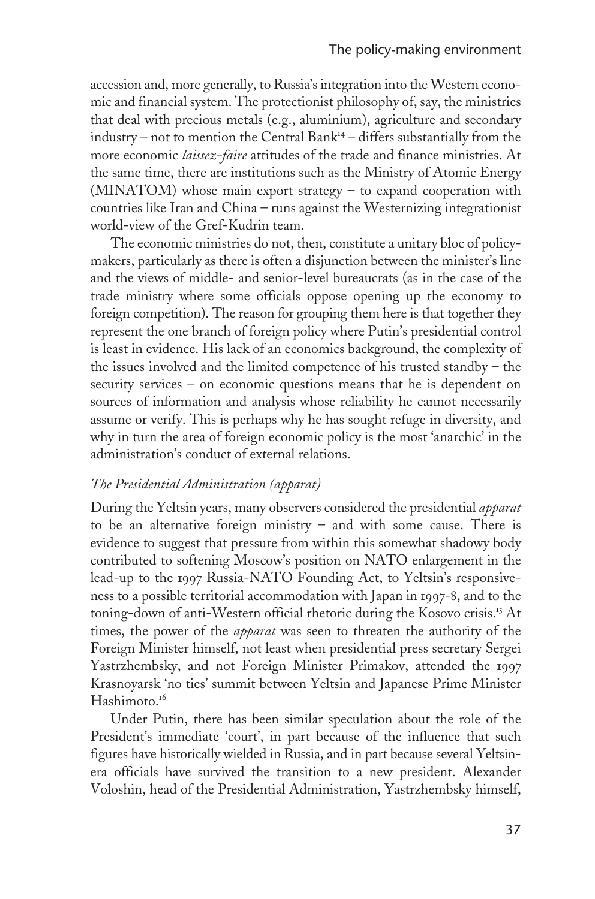accession and, more generally, to Russia's integration into the Western economic and financial system. The protectionist philosophy of, say, the ministries that deal with precious metals (e.g., aluminium), agriculture and secondary industry – not to mention the Central Bank[14] – differs substantially from the more economic *laissez-faire* attitudes of the trade and finance ministries. At the same time, there are institutions such as the Ministry of Atomic Energy (MINATOM) whose main export strategy – to expand cooperation with countries like Iran and China – runs against the Westernizing integrationist world-view of the Gref-Kudrin team.

The economic ministries do not, then, constitute a unitary bloc of policy-makers, particularly as there is often a disjunction between the minister's line and the views of middle- and senior-level bureaucrats (as in the case of the trade ministry where some officials oppose opening up the economy to foreign competition). The reason for grouping them here is that together they represent the one branch of foreign policy where Putin's presidential control is least in evidence. His lack of an economics background, the complexity of the issues involved and the limited competence of his trusted standby – the security services – on economic questions means that he is dependent on sources of information and analysis whose reliability he cannot necessarily assume or verify. This is perhaps why he has sought refuge in diversity, and why in turn the area of foreign economic policy is the most 'anarchic' in the administration's conduct of external relations.

### *The Presidential Administration (apparat)*

During the Yeltsin years, many observers considered the presidential *apparat* to be an alternative foreign ministry – and with some cause. There is evidence to suggest that pressure from within this somewhat shadowy body contributed to softening Moscow's position on NATO enlargement in the lead-up to the 1997 Russia-NATO Founding Act, to Yeltsin's responsiveness to a possible territorial accommodation with Japan in 1997-8, and to the toning-down of anti-Western official rhetoric during the Kosovo crisis.[15] At times, the power of the *apparat* was seen to threaten the authority of the Foreign Minister himself, not least when presidential press secretary Sergei Yastrzhembsky, and not Foreign Minister Primakov, attended the 1997 Krasnoyarsk 'no ties' summit between Yeltsin and Japanese Prime Minister Hashimoto.[16]

Under Putin, there has been similar speculation about the role of the President's immediate 'court', in part because of the influence that such figures have historically wielded in Russia, and in part because several Yeltsin-era officials have survived the transition to a new president. Alexander Voloshin, head of the Presidential Administration, Yastrzhembsky himself,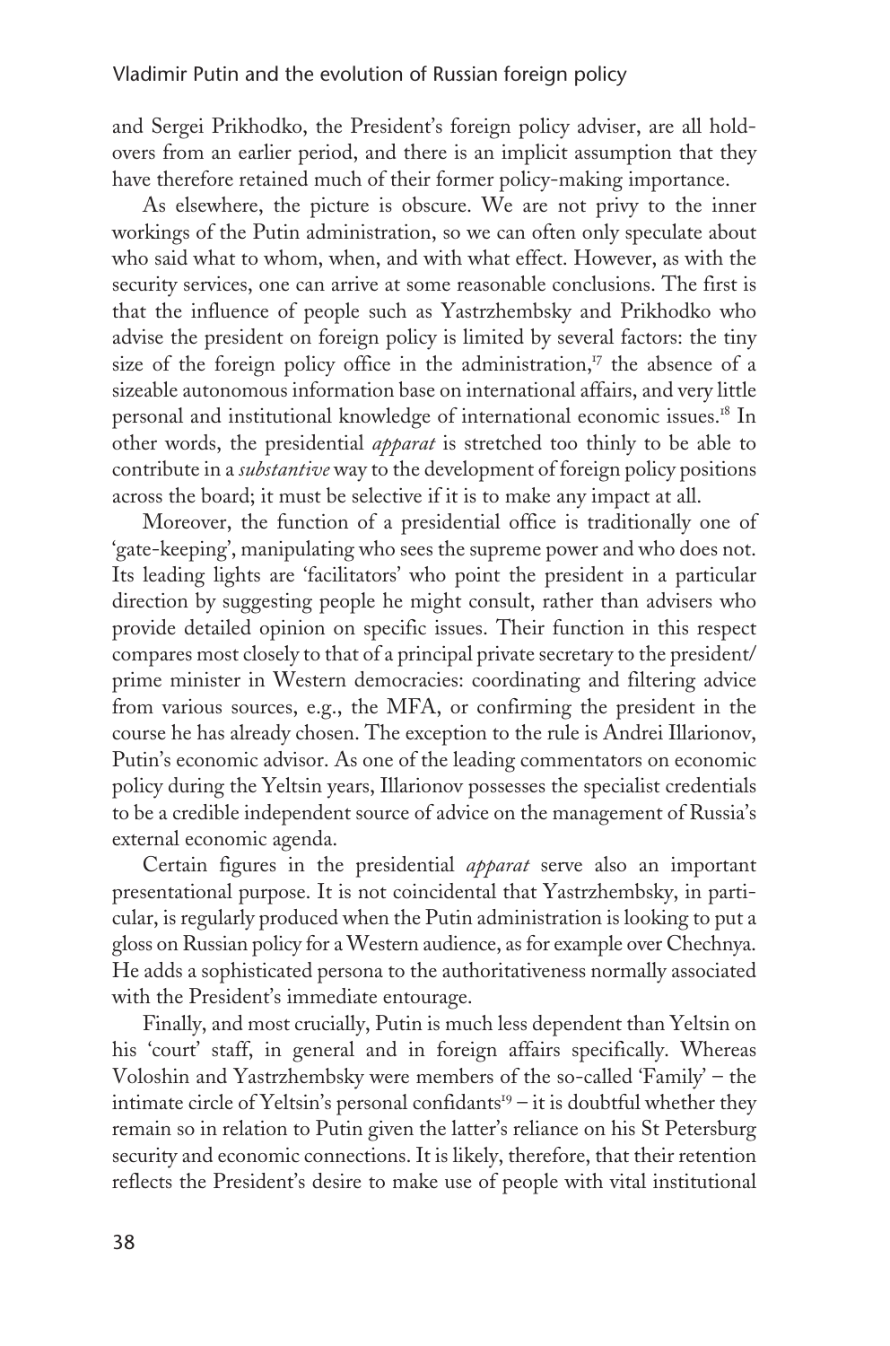and Sergei Prikhodko, the President's foreign policy adviser, are all hold-overs from an earlier period, and there is an implicit assumption that they have therefore retained much of their former policy-making importance.

As elsewhere, the picture is obscure. We are not privy to the inner workings of the Putin administration, so we can often only speculate about who said what to whom, when, and with what effect. However, as with the security services, one can arrive at some reasonable conclusions. The first is that the influence of people such as Yastrzhembsky and Prikhodko who advise the president on foreign policy is limited by several factors: the tiny size of the foreign policy office in the administration,[17] the absence of a sizeable autonomous information base on international affairs, and very little personal and institutional knowledge of international economic issues.[18] In other words, the presidential *apparat* is stretched too thinly to be able to contribute in a *substantive* way to the development of foreign policy positions across the board; it must be selective if it is to make any impact at all.

Moreover, the function of a presidential office is traditionally one of 'gate-keeping', manipulating who sees the supreme power and who does not. Its leading lights are 'facilitators' who point the president in a particular direction by suggesting people he might consult, rather than advisers who provide detailed opinion on specific issues. Their function in this respect compares most closely to that of a principal private secretary to the president/prime minister in Western democracies: coordinating and filtering advice from various sources, e.g., the MFA, or confirming the president in the course he has already chosen. The exception to the rule is Andrei Illarionov, Putin's economic advisor. As one of the leading commentators on economic policy during the Yeltsin years, Illarionov possesses the specialist credentials to be a credible independent source of advice on the management of Russia's external economic agenda.

Certain figures in the presidential *apparat* serve also an important presentational purpose. It is not coincidental that Yastrzhembsky, in particular, is regularly produced when the Putin administration is looking to put a gloss on Russian policy for a Western audience, as for example over Chechnya. He adds a sophisticated persona to the authoritativeness normally associated with the President's immediate entourage.

Finally, and most crucially, Putin is much less dependent than Yeltsin on his 'court' staff, in general and in foreign affairs specifically. Whereas Voloshin and Yastrzhembsky were members of the so-called 'Family' – the intimate circle of Yeltsin's personal confidants[19] – it is doubtful whether they remain so in relation to Putin given the latter's reliance on his St Petersburg security and economic connections. It is likely, therefore, that their retention reflects the President's desire to make use of people with vital institutional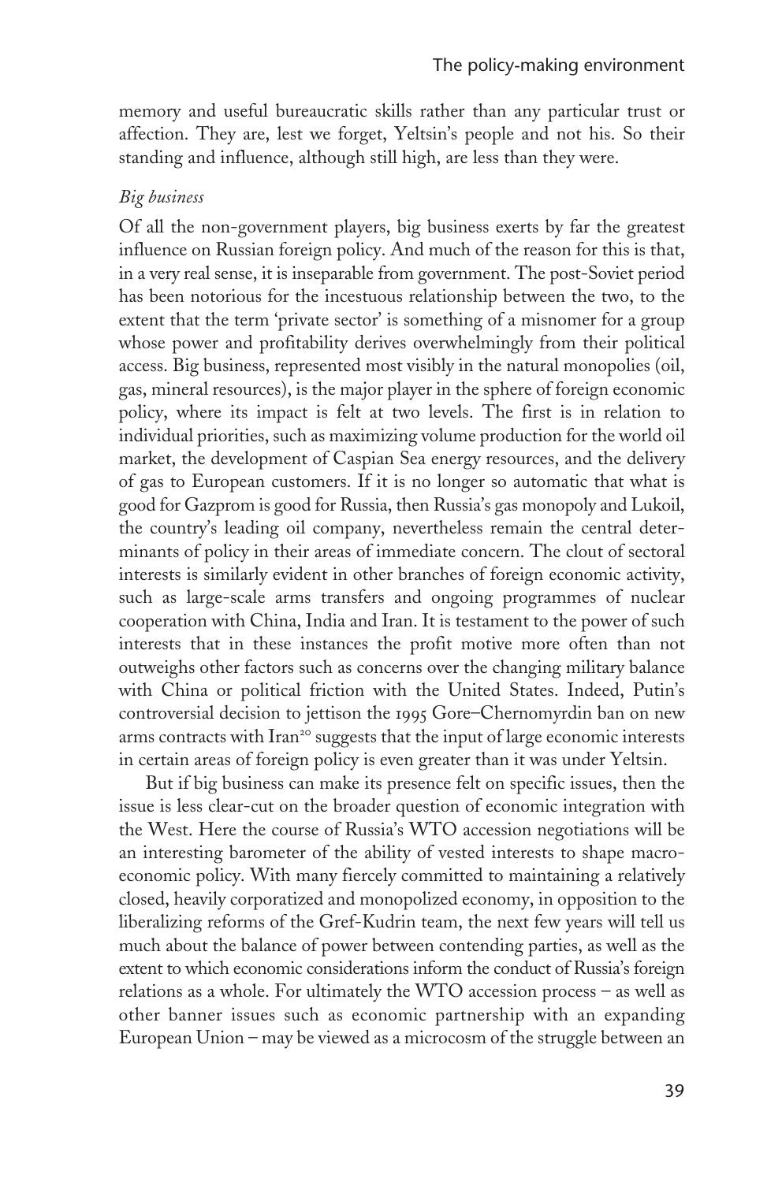memory and useful bureaucratic skills rather than any particular trust or affection. They are, lest we forget, Yeltsin's people and not his. So their standing and influence, although still high, are less than they were.

*Big business*

Of all the non-government players, big business exerts by far the greatest influence on Russian foreign policy. And much of the reason for this is that, in a very real sense, it is inseparable from government. The post-Soviet period has been notorious for the incestuous relationship between the two, to the extent that the term 'private sector' is something of a misnomer for a group whose power and profitability derives overwhelmingly from their political access. Big business, represented most visibly in the natural monopolies (oil, gas, mineral resources), is the major player in the sphere of foreign economic policy, where its impact is felt at two levels. The first is in relation to individual priorities, such as maximizing volume production for the world oil market, the development of Caspian Sea energy resources, and the delivery of gas to European customers. If it is no longer so automatic that what is good for Gazprom is good for Russia, then Russia's gas monopoly and Lukoil, the country's leading oil company, nevertheless remain the central determinants of policy in their areas of immediate concern. The clout of sectoral interests is similarly evident in other branches of foreign economic activity, such as large-scale arms transfers and ongoing programmes of nuclear cooperation with China, India and Iran. It is testament to the power of such interests that in these instances the profit motive more often than not outweighs other factors such as concerns over the changing military balance with China or political friction with the United States. Indeed, Putin's controversial decision to jettison the 1995 Gore–Chernomyrdin ban on new arms contracts with Iran[20] suggests that the input of large economic interests in certain areas of foreign policy is even greater than it was under Yeltsin.

But if big business can make its presence felt on specific issues, then the issue is less clear-cut on the broader question of economic integration with the West. Here the course of Russia's WTO accession negotiations will be an interesting barometer of the ability of vested interests to shape macroeconomic policy. With many fiercely committed to maintaining a relatively closed, heavily corporatized and monopolized economy, in opposition to the liberalizing reforms of the Gref-Kudrin team, the next few years will tell us much about the balance of power between contending parties, as well as the extent to which economic considerations inform the conduct of Russia's foreign relations as a whole. For ultimately the WTO accession process – as well as other banner issues such as economic partnership with an expanding European Union – may be viewed as a microcosm of the struggle between an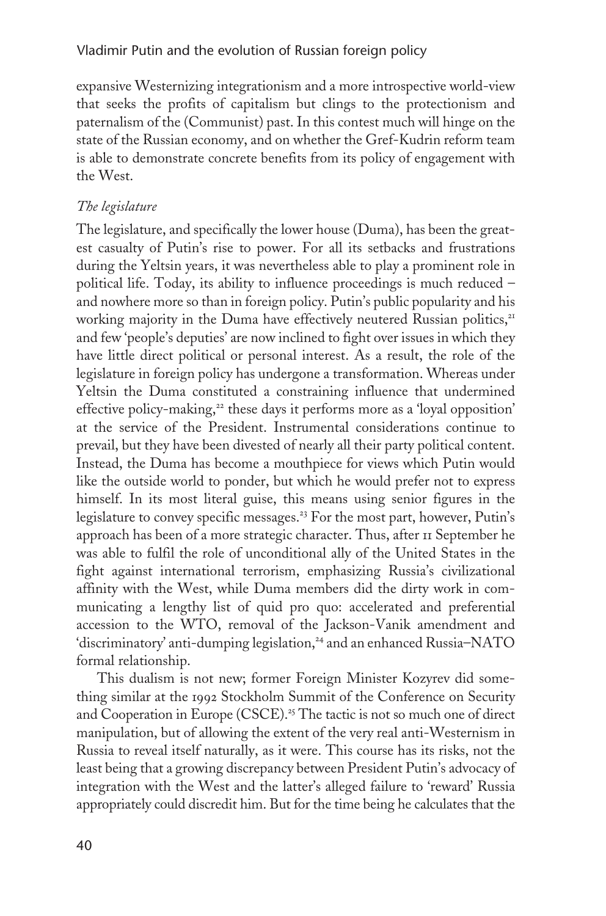expansive Westernizing integrationism and a more introspective world-view that seeks the profits of capitalism but clings to the protectionism and paternalism of the (Communist) past. In this contest much will hinge on the state of the Russian economy, and on whether the Gref-Kudrin reform team is able to demonstrate concrete benefits from its policy of engagement with the West.

*The legislature*

The legislature, and specifically the lower house (Duma), has been the greatest casualty of Putin's rise to power. For all its setbacks and frustrations during the Yeltsin years, it was nevertheless able to play a prominent role in political life. Today, its ability to influence proceedings is much reduced – and nowhere more so than in foreign policy. Putin's public popularity and his working majority in the Duma have effectively neutered Russian politics,[21] and few 'people's deputies' are now inclined to fight over issues in which they have little direct political or personal interest. As a result, the role of the legislature in foreign policy has undergone a transformation. Whereas under Yeltsin the Duma constituted a constraining influence that undermined effective policy-making,[22] these days it performs more as a 'loyal opposition' at the service of the President. Instrumental considerations continue to prevail, but they have been divested of nearly all their party political content. Instead, the Duma has become a mouthpiece for views which Putin would like the outside world to ponder, but which he would prefer not to express himself. In its most literal guise, this means using senior figures in the legislature to convey specific messages.[23] For the most part, however, Putin's approach has been of a more strategic character. Thus, after 11 September he was able to fulfil the role of unconditional ally of the United States in the fight against international terrorism, emphasizing Russia's civilizational affinity with the West, while Duma members did the dirty work in communicating a lengthy list of quid pro quo: accelerated and preferential accession to the WTO, removal of the Jackson-Vanik amendment and 'discriminatory' anti-dumping legislation,[24] and an enhanced Russia–NATO formal relationship.

This dualism is not new; former Foreign Minister Kozyrev did something similar at the 1992 Stockholm Summit of the Conference on Security and Cooperation in Europe (CSCE).[25] The tactic is not so much one of direct manipulation, but of allowing the extent of the very real anti-Westernism in Russia to reveal itself naturally, as it were. This course has its risks, not the least being that a growing discrepancy between President Putin's advocacy of integration with the West and the latter's alleged failure to 'reward' Russia appropriately could discredit him. But for the time being he calculates that the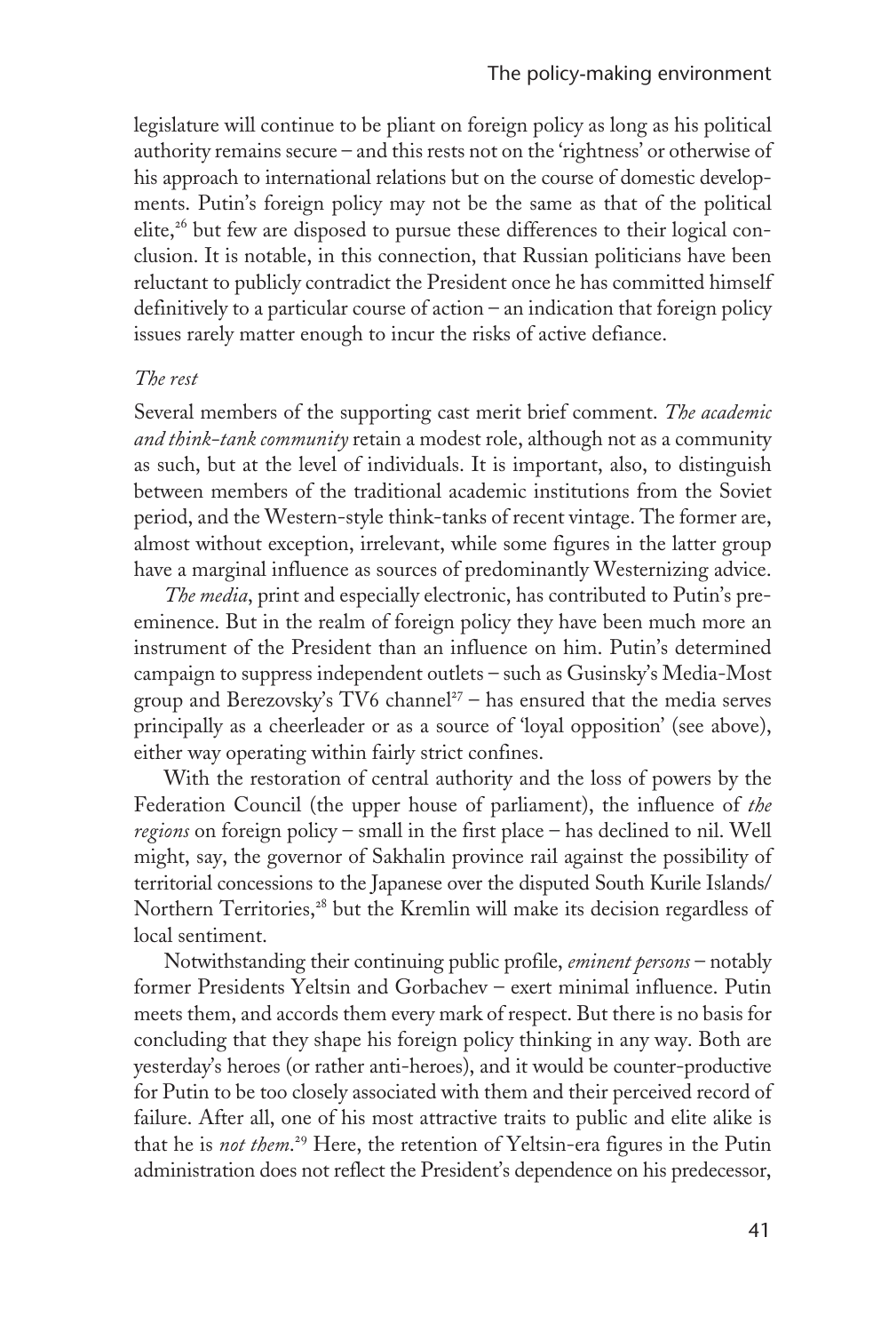legislature will continue to be pliant on foreign policy as long as his political authority remains secure – and this rests not on the 'rightness' or otherwise of his approach to international relations but on the course of domestic developments. Putin's foreign policy may not be the same as that of the political elite,[26] but few are disposed to pursue these differences to their logical conclusion. It is notable, in this connection, that Russian politicians have been reluctant to publicly contradict the President once he has committed himself definitively to a particular course of action – an indication that foreign policy issues rarely matter enough to incur the risks of active defiance.

*The rest*

Several members of the supporting cast merit brief comment. *The academic and think-tank community* retain a modest role, although not as a community as such, but at the level of individuals. It is important, also, to distinguish between members of the traditional academic institutions from the Soviet period, and the Western-style think-tanks of recent vintage. The former are, almost without exception, irrelevant, while some figures in the latter group have a marginal influence as sources of predominantly Westernizing advice.

*The media*, print and especially electronic, has contributed to Putin's preeminence. But in the realm of foreign policy they have been much more an instrument of the President than an influence on him. Putin's determined campaign to suppress independent outlets – such as Gusinsky's Media-Most group and Berezovsky's TV6 channel[27] – has ensured that the media serves principally as a cheerleader or as a source of 'loyal opposition' (see above), either way operating within fairly strict confines.

With the restoration of central authority and the loss of powers by the Federation Council (the upper house of parliament), the influence of *the regions* on foreign policy – small in the first place – has declined to nil. Well might, say, the governor of Sakhalin province rail against the possibility of territorial concessions to the Japanese over the disputed South Kurile Islands/ Northern Territories,[28] but the Kremlin will make its decision regardless of local sentiment.

Notwithstanding their continuing public profile, *eminent persons* – notably former Presidents Yeltsin and Gorbachev – exert minimal influence. Putin meets them, and accords them every mark of respect. But there is no basis for concluding that they shape his foreign policy thinking in any way. Both are yesterday's heroes (or rather anti-heroes), and it would be counter-productive for Putin to be too closely associated with them and their perceived record of failure. After all, one of his most attractive traits to public and elite alike is that he is *not them*.[29] Here, the retention of Yeltsin-era figures in the Putin administration does not reflect the President's dependence on his predecessor,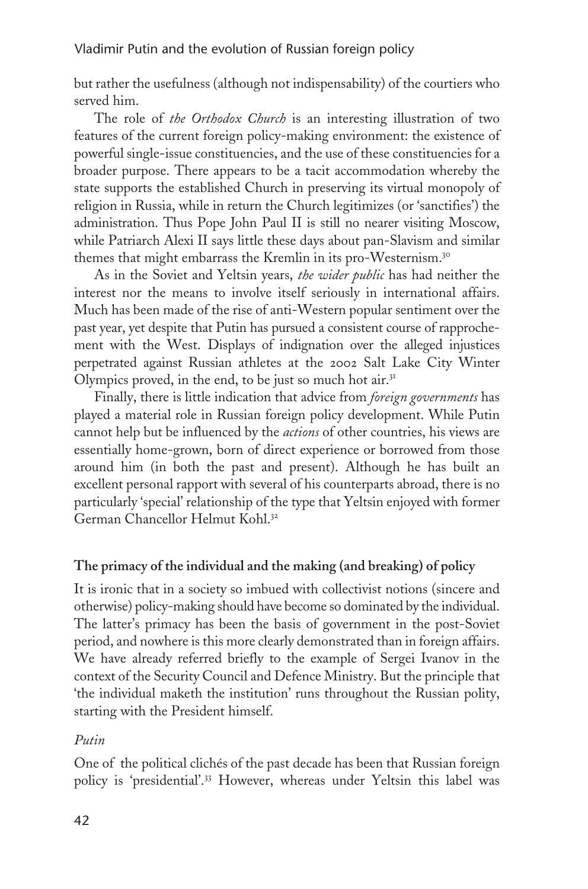but rather the usefulness (although not indispensability) of the courtiers who served him.

The role of *the Orthodox Church* is an interesting illustration of two features of the current foreign policy-making environment: the existence of powerful single-issue constituencies, and the use of these constituencies for a broader purpose. There appears to be a tacit accommodation whereby the state supports the established Church in preserving its virtual monopoly of religion in Russia, while in return the Church legitimizes (or 'sanctifies') the administration. Thus Pope John Paul II is still no nearer visiting Moscow, while Patriarch Alexi II says little these days about pan-Slavism and similar themes that might embarrass the Kremlin in its pro-Westernism.[30]

As in the Soviet and Yeltsin years, *the wider public* has had neither the interest nor the means to involve itself seriously in international affairs. Much has been made of the rise of anti-Western popular sentiment over the past year, yet despite that Putin has pursued a consistent course of rapprochement with the West. Displays of indignation over the alleged injustices perpetrated against Russian athletes at the 2002 Salt Lake City Winter Olympics proved, in the end, to be just so much hot air.[31]

Finally, there is little indication that advice from *foreign governments* has played a material role in Russian foreign policy development. While Putin cannot help but be influenced by the *actions* of other countries, his views are essentially home-grown, born of direct experience or borrowed from those around him (in both the past and present). Although he has built an excellent personal rapport with several of his counterparts abroad, there is no particularly 'special' relationship of the type that Yeltsin enjoyed with former German Chancellor Helmut Kohl.[32]

## The primacy of the individual and the making (and breaking) of policy

It is ironic that in a society so imbued with collectivist notions (sincere and otherwise) policy-making should have become so dominated by the individual. The latter's primacy has been the basis of government in the post-Soviet period, and nowhere is this more clearly demonstrated than in foreign affairs. We have already referred briefly to the example of Sergei Ivanov in the context of the Security Council and Defence Ministry. But the principle that 'the individual maketh the institution' runs throughout the Russian polity, starting with the President himself.

### *Putin*

One of the political clichés of the past decade has been that Russian foreign policy is 'presidential'.[33] However, whereas under Yeltsin this label was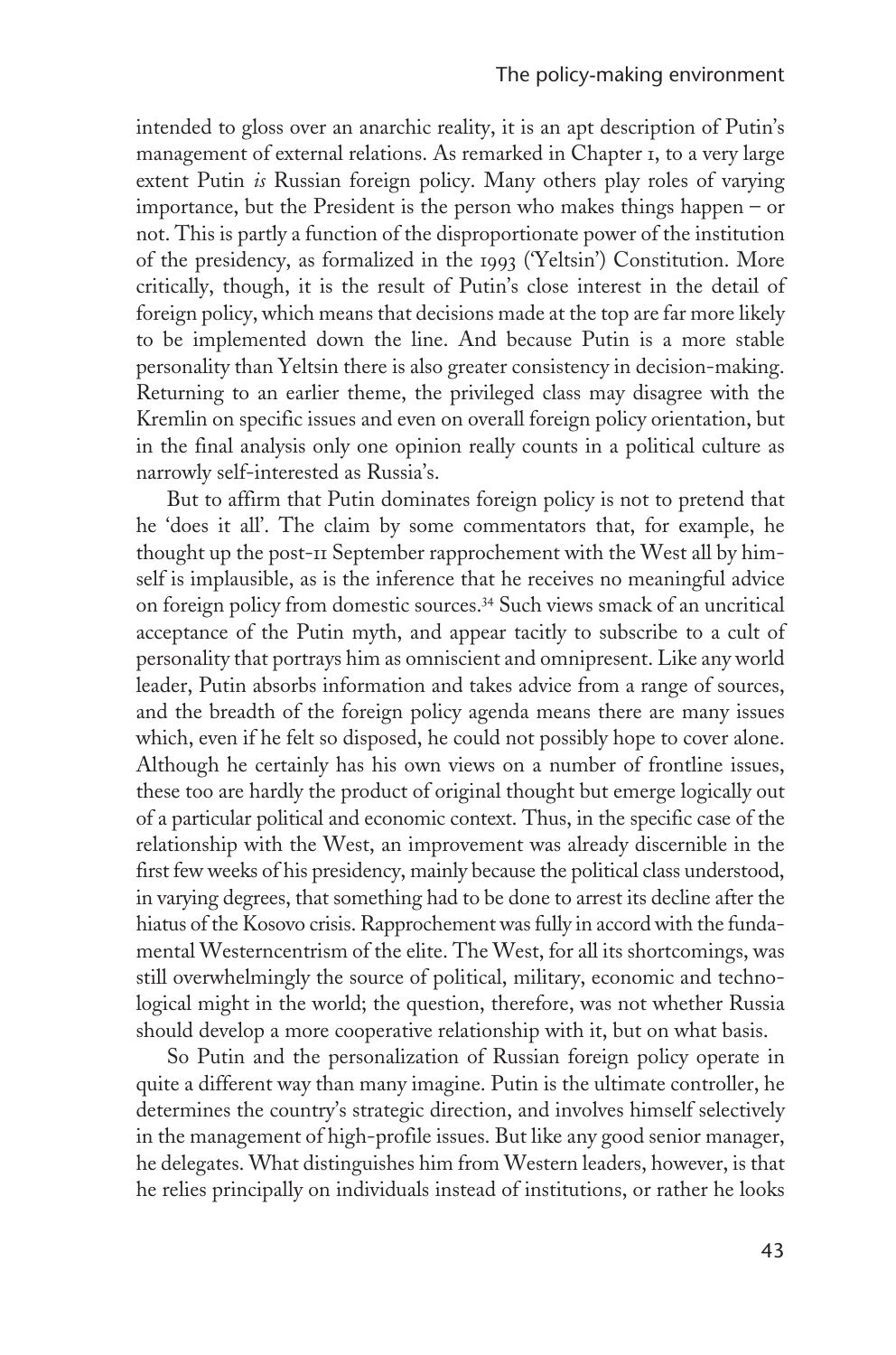intended to gloss over an anarchic reality, it is an apt description of Putin's management of external relations. As remarked in Chapter 1, to a very large extent Putin *is* Russian foreign policy. Many others play roles of varying importance, but the President is the person who makes things happen – or not. This is partly a function of the disproportionate power of the institution of the presidency, as formalized in the 1993 ('Yeltsin') Constitution. More critically, though, it is the result of Putin's close interest in the detail of foreign policy, which means that decisions made at the top are far more likely to be implemented down the line. And because Putin is a more stable personality than Yeltsin there is also greater consistency in decision-making. Returning to an earlier theme, the privileged class may disagree with the Kremlin on specific issues and even on overall foreign policy orientation, but in the final analysis only one opinion really counts in a political culture as narrowly self-interested as Russia's.

But to affirm that Putin dominates foreign policy is not to pretend that he 'does it all'. The claim by some commentators that, for example, he thought up the post-11 September rapprochement with the West all by himself is implausible, as is the inference that he receives no meaningful advice on foreign policy from domestic sources.[34] Such views smack of an uncritical acceptance of the Putin myth, and appear tacitly to subscribe to a cult of personality that portrays him as omniscient and omnipresent. Like any world leader, Putin absorbs information and takes advice from a range of sources, and the breadth of the foreign policy agenda means there are many issues which, even if he felt so disposed, he could not possibly hope to cover alone. Although he certainly has his own views on a number of frontline issues, these too are hardly the product of original thought but emerge logically out of a particular political and economic context. Thus, in the specific case of the relationship with the West, an improvement was already discernible in the first few weeks of his presidency, mainly because the political class understood, in varying degrees, that something had to be done to arrest its decline after the hiatus of the Kosovo crisis. Rapprochement was fully in accord with the fundamental Westerncentrism of the elite. The West, for all its shortcomings, was still overwhelmingly the source of political, military, economic and technological might in the world; the question, therefore, was not whether Russia should develop a more cooperative relationship with it, but on what basis.

So Putin and the personalization of Russian foreign policy operate in quite a different way than many imagine. Putin is the ultimate controller, he determines the country's strategic direction, and involves himself selectively in the management of high-profile issues. But like any good senior manager, he delegates. What distinguishes him from Western leaders, however, is that he relies principally on individuals instead of institutions, or rather he looks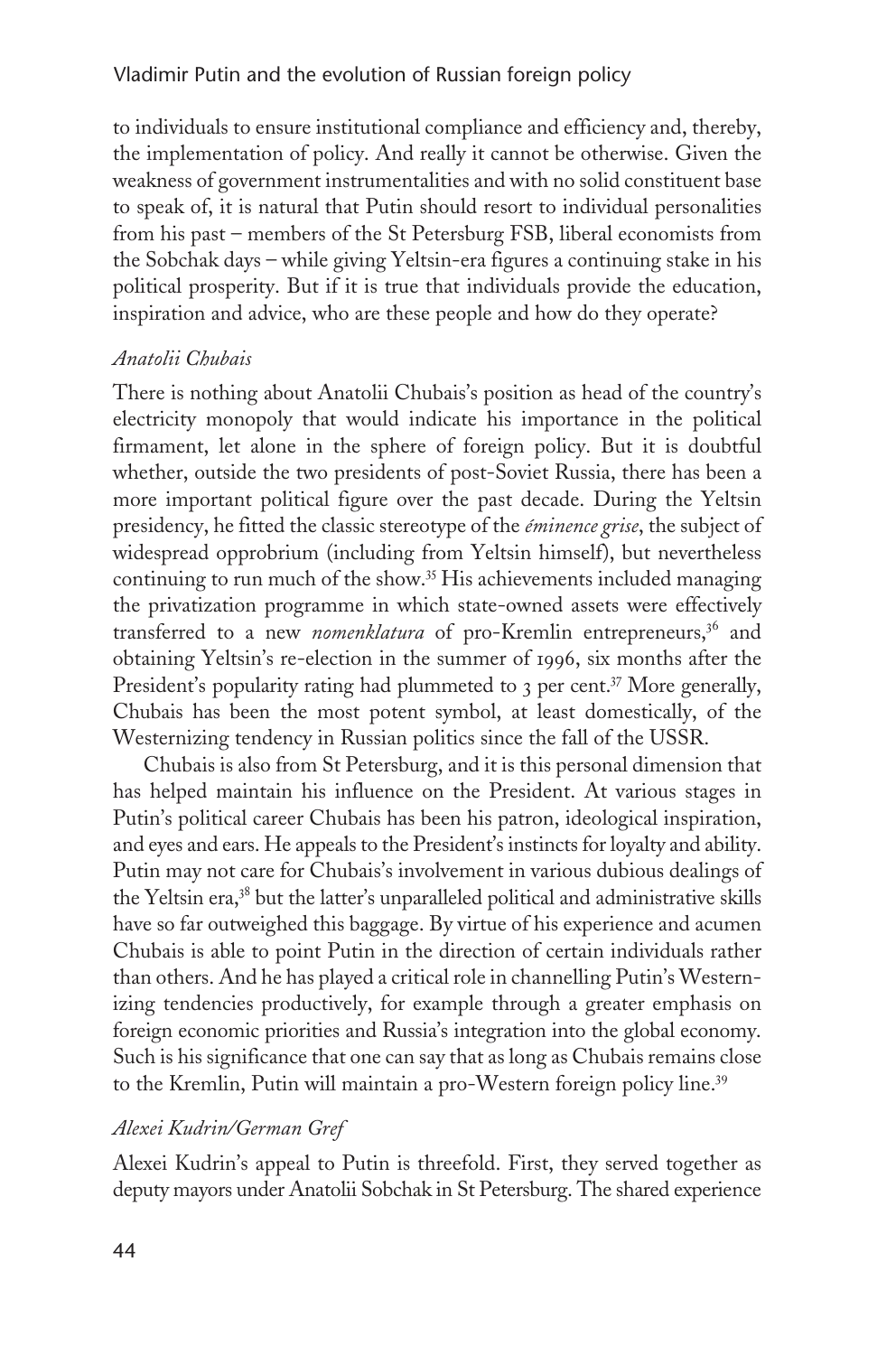to individuals to ensure institutional compliance and efficiency and, thereby, the implementation of policy. And really it cannot be otherwise. Given the weakness of government instrumentalities and with no solid constituent base to speak of, it is natural that Putin should resort to individual personalities from his past – members of the St Petersburg FSB, liberal economists from the Sobchak days – while giving Yeltsin-era figures a continuing stake in his political prosperity. But if it is true that individuals provide the education, inspiration and advice, who are these people and how do they operate?

*Anatolii Chubais*

There is nothing about Anatolii Chubais's position as head of the country's electricity monopoly that would indicate his importance in the political firmament, let alone in the sphere of foreign policy. But it is doubtful whether, outside the two presidents of post-Soviet Russia, there has been a more important political figure over the past decade. During the Yeltsin presidency, he fitted the classic stereotype of the *éminence grise*, the subject of widespread opprobrium (including from Yeltsin himself), but nevertheless continuing to run much of the show.[35] His achievements included managing the privatization programme in which state-owned assets were effectively transferred to a new *nomenklatura* of pro-Kremlin entrepreneurs,[36] and obtaining Yeltsin's re-election in the summer of 1996, six months after the President's popularity rating had plummeted to 3 per cent.[37] More generally, Chubais has been the most potent symbol, at least domestically, of the Westernizing tendency in Russian politics since the fall of the USSR.

Chubais is also from St Petersburg, and it is this personal dimension that has helped maintain his influence on the President. At various stages in Putin's political career Chubais has been his patron, ideological inspiration, and eyes and ears. He appeals to the President's instincts for loyalty and ability. Putin may not care for Chubais's involvement in various dubious dealings of the Yeltsin era,[38] but the latter's unparalleled political and administrative skills have so far outweighed this baggage. By virtue of his experience and acumen Chubais is able to point Putin in the direction of certain individuals rather than others. And he has played a critical role in channelling Putin's Westernizing tendencies productively, for example through a greater emphasis on foreign economic priorities and Russia's integration into the global economy. Such is his significance that one can say that as long as Chubais remains close to the Kremlin, Putin will maintain a pro-Western foreign policy line.[39]

*Alexei Kudrin/German Gref*

Alexei Kudrin's appeal to Putin is threefold. First, they served together as deputy mayors under Anatolii Sobchak in St Petersburg. The shared experience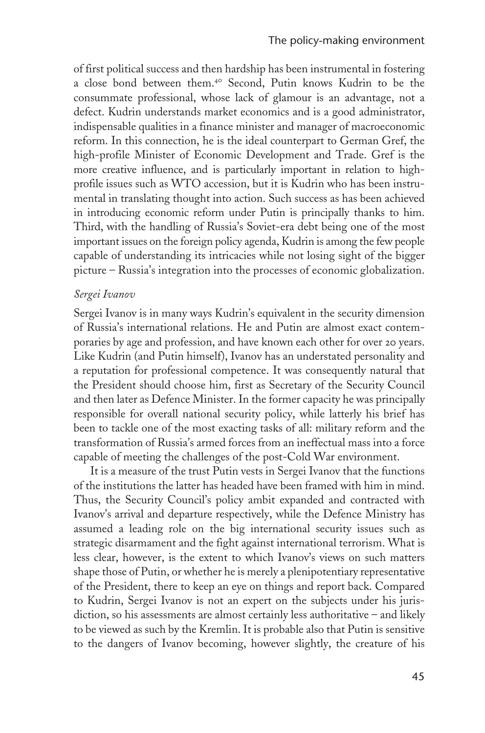of first political success and then hardship has been instrumental in fostering a close bond between them.[40] Second, Putin knows Kudrin to be the consummate professional, whose lack of glamour is an advantage, not a defect. Kudrin understands market economics and is a good administrator, indispensable qualities in a finance minister and manager of macroeconomic reform. In this connection, he is the ideal counterpart to German Gref, the high-profile Minister of Economic Development and Trade. Gref is the more creative influence, and is particularly important in relation to high-profile issues such as WTO accession, but it is Kudrin who has been instrumental in translating thought into action. Such success as has been achieved in introducing economic reform under Putin is principally thanks to him. Third, with the handling of Russia's Soviet-era debt being one of the most important issues on the foreign policy agenda, Kudrin is among the few people capable of understanding its intricacies while not losing sight of the bigger picture – Russia's integration into the processes of economic globalization.

*Sergei Ivanov*

Sergei Ivanov is in many ways Kudrin's equivalent in the security dimension of Russia's international relations. He and Putin are almost exact contemporaries by age and profession, and have known each other for over 20 years. Like Kudrin (and Putin himself), Ivanov has an understated personality and a reputation for professional competence. It was consequently natural that the President should choose him, first as Secretary of the Security Council and then later as Defence Minister. In the former capacity he was principally responsible for overall national security policy, while latterly his brief has been to tackle one of the most exacting tasks of all: military reform and the transformation of Russia's armed forces from an ineffectual mass into a force capable of meeting the challenges of the post-Cold War environment.

It is a measure of the trust Putin vests in Sergei Ivanov that the functions of the institutions the latter has headed have been framed with him in mind. Thus, the Security Council's policy ambit expanded and contracted with Ivanov's arrival and departure respectively, while the Defence Ministry has assumed a leading role on the big international security issues such as strategic disarmament and the fight against international terrorism. What is less clear, however, is the extent to which Ivanov's views on such matters shape those of Putin, or whether he is merely a plenipotentiary representative of the President, there to keep an eye on things and report back. Compared to Kudrin, Sergei Ivanov is not an expert on the subjects under his jurisdiction, so his assessments are almost certainly less authoritative – and likely to be viewed as such by the Kremlin. It is probable also that Putin is sensitive to the dangers of Ivanov becoming, however slightly, the creature of his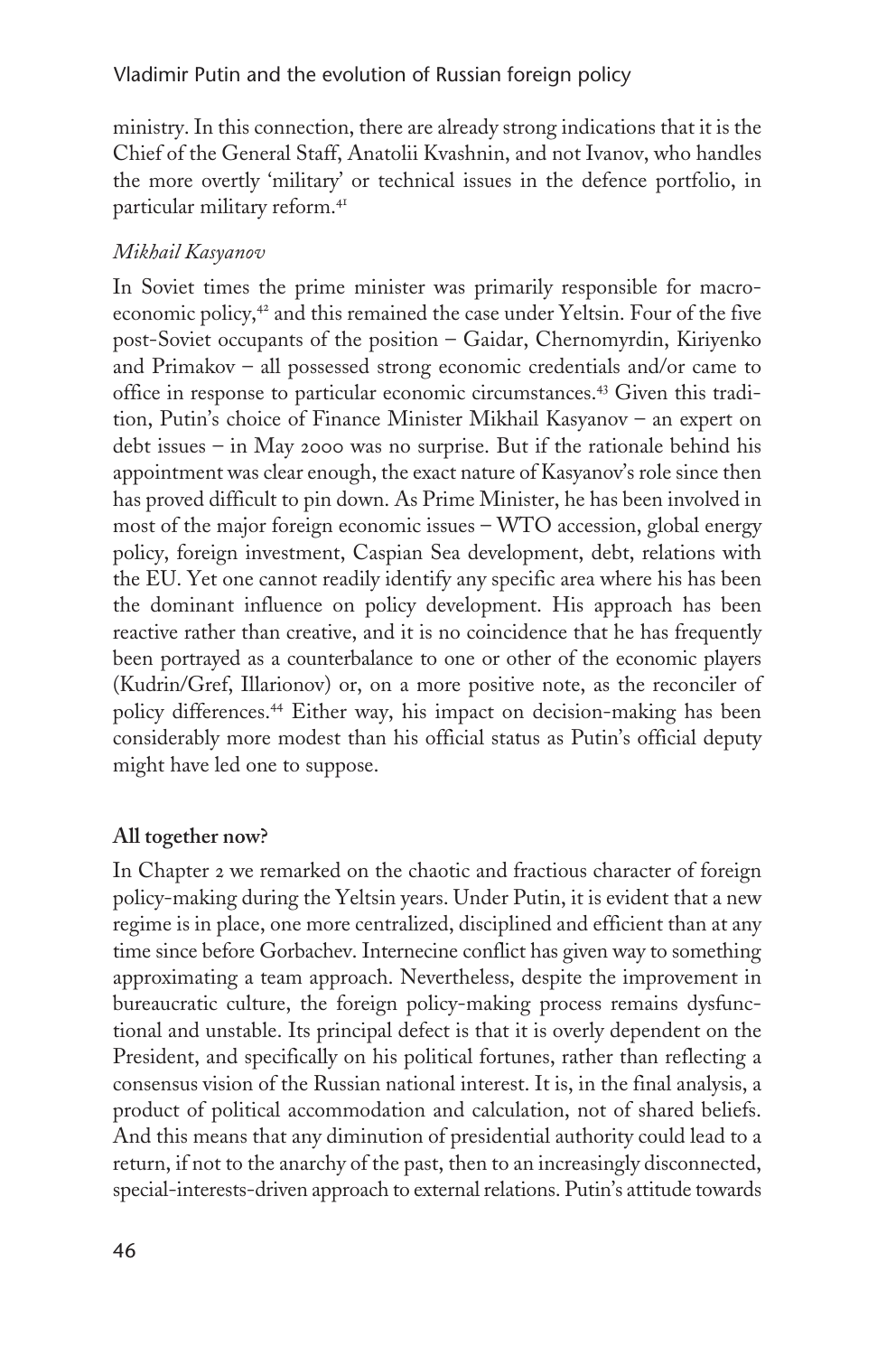ministry. In this connection, there are already strong indications that it is the Chief of the General Staff, Anatolii Kvashnin, and not Ivanov, who handles the more overtly 'military' or technical issues in the defence portfolio, in particular military reform.[41]

*Mikhail Kasyanov*

In Soviet times the prime minister was primarily responsible for macro-economic policy,[42] and this remained the case under Yeltsin. Four of the five post-Soviet occupants of the position – Gaidar, Chernomyrdin, Kiriyenko and Primakov – all possessed strong economic credentials and/or came to office in response to particular economic circumstances.[43] Given this tradition, Putin's choice of Finance Minister Mikhail Kasyanov – an expert on debt issues – in May 2000 was no surprise. But if the rationale behind his appointment was clear enough, the exact nature of Kasyanov's role since then has proved difficult to pin down. As Prime Minister, he has been involved in most of the major foreign economic issues – WTO accession, global energy policy, foreign investment, Caspian Sea development, debt, relations with the EU. Yet one cannot readily identify any specific area where his has been the dominant influence on policy development. His approach has been reactive rather than creative, and it is no coincidence that he has frequently been portrayed as a counterbalance to one or other of the economic players (Kudrin/Gref, Illarionov) or, on a more positive note, as the reconciler of policy differences.[44] Either way, his impact on decision-making has been considerably more modest than his official status as Putin's official deputy might have led one to suppose.

## All together now?

In Chapter 2 we remarked on the chaotic and fractious character of foreign policy-making during the Yeltsin years. Under Putin, it is evident that a new regime is in place, one more centralized, disciplined and efficient than at any time since before Gorbachev. Internecine conflict has given way to something approximating a team approach. Nevertheless, despite the improvement in bureaucratic culture, the foreign policy-making process remains dysfunctional and unstable. Its principal defect is that it is overly dependent on the President, and specifically on his political fortunes, rather than reflecting a consensus vision of the Russian national interest. It is, in the final analysis, a product of political accommodation and calculation, not of shared beliefs. And this means that any diminution of presidential authority could lead to a return, if not to the anarchy of the past, then to an increasingly disconnected, special-interests-driven approach to external relations. Putin's attitude towards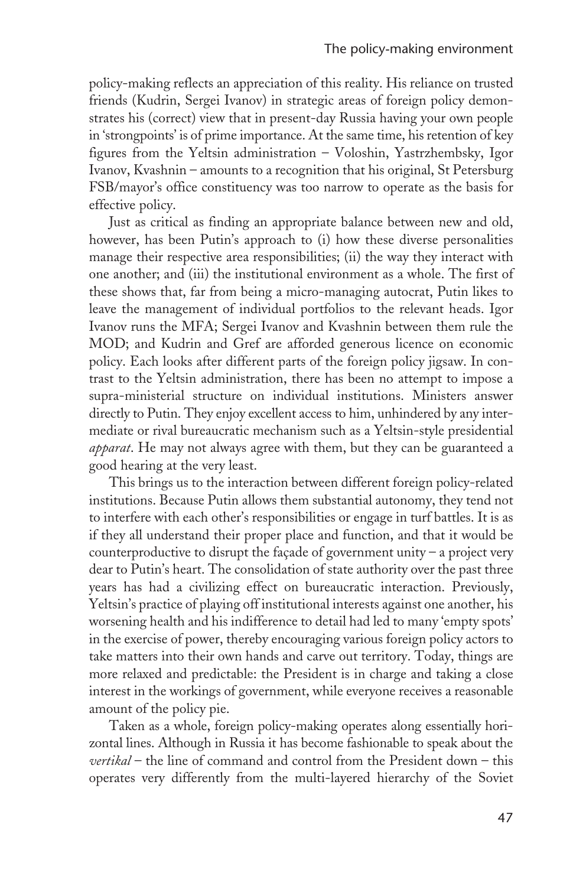policy-making reflects an appreciation of this reality. His reliance on trusted friends (Kudrin, Sergei Ivanov) in strategic areas of foreign policy demonstrates his (correct) view that in present-day Russia having your own people in 'strongpoints' is of prime importance. At the same time, his retention of key figures from the Yeltsin administration – Voloshin, Yastrzhembsky, Igor Ivanov, Kvashnin – amounts to a recognition that his original, St Petersburg FSB/mayor's office constituency was too narrow to operate as the basis for effective policy.

Just as critical as finding an appropriate balance between new and old, however, has been Putin's approach to (i) how these diverse personalities manage their respective area responsibilities; (ii) the way they interact with one another; and (iii) the institutional environment as a whole. The first of these shows that, far from being a micro-managing autocrat, Putin likes to leave the management of individual portfolios to the relevant heads. Igor Ivanov runs the MFA; Sergei Ivanov and Kvashnin between them rule the MOD; and Kudrin and Gref are afforded generous licence on economic policy. Each looks after different parts of the foreign policy jigsaw. In contrast to the Yeltsin administration, there has been no attempt to impose a supra-ministerial structure on individual institutions. Ministers answer directly to Putin. They enjoy excellent access to him, unhindered by any intermediate or rival bureaucratic mechanism such as a Yeltsin-style presidential *apparat*. He may not always agree with them, but they can be guaranteed a good hearing at the very least.

This brings us to the interaction between different foreign policy-related institutions. Because Putin allows them substantial autonomy, they tend not to interfere with each other's responsibilities or engage in turf battles. It is as if they all understand their proper place and function, and that it would be counterproductive to disrupt the façade of government unity – a project very dear to Putin's heart. The consolidation of state authority over the past three years has had a civilizing effect on bureaucratic interaction. Previously, Yeltsin's practice of playing off institutional interests against one another, his worsening health and his indifference to detail had led to many 'empty spots' in the exercise of power, thereby encouraging various foreign policy actors to take matters into their own hands and carve out territory. Today, things are more relaxed and predictable: the President is in charge and taking a close interest in the workings of government, while everyone receives a reasonable amount of the policy pie.

Taken as a whole, foreign policy-making operates along essentially horizontal lines. Although in Russia it has become fashionable to speak about the *vertikal* – the line of command and control from the President down – this operates very differently from the multi-layered hierarchy of the Soviet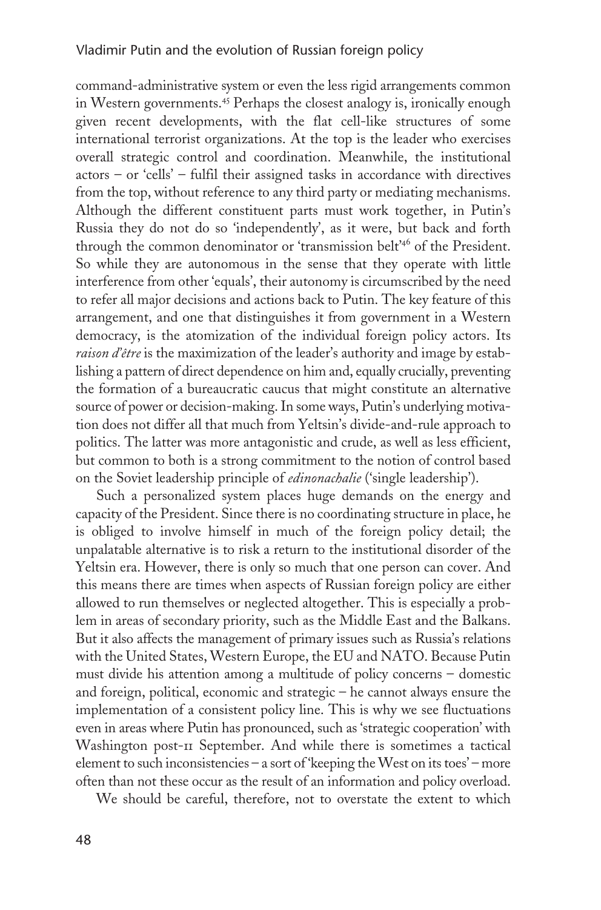command-administrative system or even the less rigid arrangements common in Western governments.[45] Perhaps the closest analogy is, ironically enough given recent developments, with the flat cell-like structures of some international terrorist organizations. At the top is the leader who exercises overall strategic control and coordination. Meanwhile, the institutional actors – or 'cells' – fulfil their assigned tasks in accordance with directives from the top, without reference to any third party or mediating mechanisms. Although the different constituent parts must work together, in Putin's Russia they do not do so 'independently', as it were, but back and forth through the common denominator or 'transmission belt'[46] of the President. So while they are autonomous in the sense that they operate with little interference from other 'equals', their autonomy is circumscribed by the need to refer all major decisions and actions back to Putin. The key feature of this arrangement, and one that distinguishes it from government in a Western democracy, is the atomization of the individual foreign policy actors. Its *raison d'être* is the maximization of the leader's authority and image by establishing a pattern of direct dependence on him and, equally crucially, preventing the formation of a bureaucratic caucus that might constitute an alternative source of power or decision-making. In some ways, Putin's underlying motivation does not differ all that much from Yeltsin's divide-and-rule approach to politics. The latter was more antagonistic and crude, as well as less efficient, but common to both is a strong commitment to the notion of control based on the Soviet leadership principle of *edinonachalie* ('single leadership').

Such a personalized system places huge demands on the energy and capacity of the President. Since there is no coordinating structure in place, he is obliged to involve himself in much of the foreign policy detail; the unpalatable alternative is to risk a return to the institutional disorder of the Yeltsin era. However, there is only so much that one person can cover. And this means there are times when aspects of Russian foreign policy are either allowed to run themselves or neglected altogether. This is especially a problem in areas of secondary priority, such as the Middle East and the Balkans. But it also affects the management of primary issues such as Russia's relations with the United States, Western Europe, the EU and NATO. Because Putin must divide his attention among a multitude of policy concerns – domestic and foreign, political, economic and strategic – he cannot always ensure the implementation of a consistent policy line. This is why we see fluctuations even in areas where Putin has pronounced, such as 'strategic cooperation' with Washington post-11 September. And while there is sometimes a tactical element to such inconsistencies – a sort of 'keeping the West on its toes' – more often than not these occur as the result of an information and policy overload.

We should be careful, therefore, not to overstate the extent to which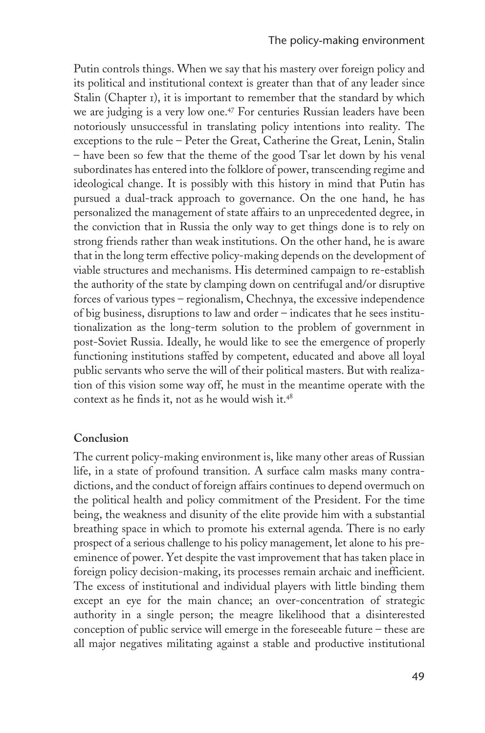Putin controls things. When we say that his mastery over foreign policy and its political and institutional context is greater than that of any leader since Stalin (Chapter 1), it is important to remember that the standard by which we are judging is a very low one.[47] For centuries Russian leaders have been notoriously unsuccessful in translating policy intentions into reality. The exceptions to the rule – Peter the Great, Catherine the Great, Lenin, Stalin – have been so few that the theme of the good Tsar let down by his venal subordinates has entered into the folklore of power, transcending regime and ideological change. It is possibly with this history in mind that Putin has pursued a dual-track approach to governance. On the one hand, he has personalized the management of state affairs to an unprecedented degree, in the conviction that in Russia the only way to get things done is to rely on strong friends rather than weak institutions. On the other hand, he is aware that in the long term effective policy-making depends on the development of viable structures and mechanisms. His determined campaign to re-establish the authority of the state by clamping down on centrifugal and/or disruptive forces of various types – regionalism, Chechnya, the excessive independence of big business, disruptions to law and order – indicates that he sees institutionalization as the long-term solution to the problem of government in post-Soviet Russia. Ideally, he would like to see the emergence of properly functioning institutions staffed by competent, educated and above all loyal public servants who serve the will of their political masters. But with realization of this vision some way off, he must in the meantime operate with the context as he finds it, not as he would wish it.[48]

## Conclusion

The current policy-making environment is, like many other areas of Russian life, in a state of profound transition. A surface calm masks many contradictions, and the conduct of foreign affairs continues to depend overmuch on the political health and policy commitment of the President. For the time being, the weakness and disunity of the elite provide him with a substantial breathing space in which to promote his external agenda. There is no early prospect of a serious challenge to his policy management, let alone to his preeminence of power. Yet despite the vast improvement that has taken place in foreign policy decision-making, its processes remain archaic and inefficient. The excess of institutional and individual players with little binding them except an eye for the main chance; an over-concentration of strategic authority in a single person; the meagre likelihood that a disinterested conception of public service will emerge in the foreseeable future – these are all major negatives militating against a stable and productive institutional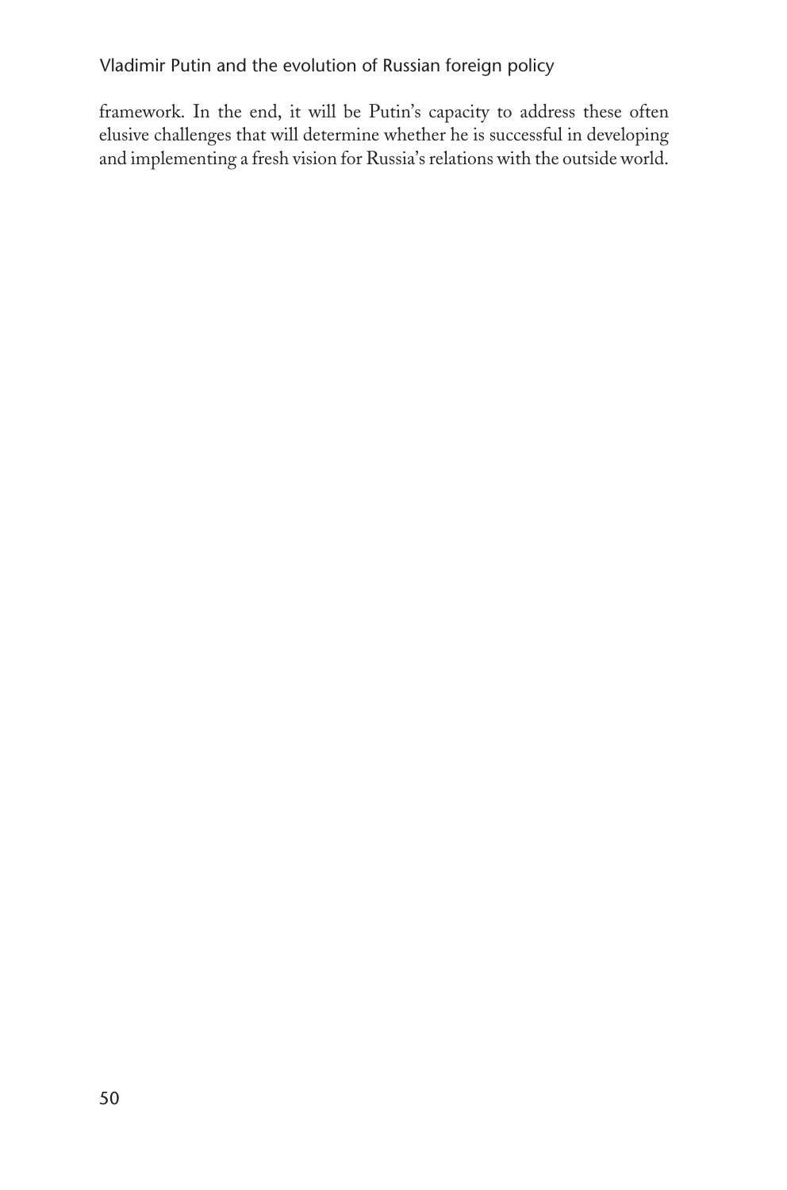framework. In the end, it will be Putin's capacity to address these often elusive challenges that will determine whether he is successful in developing and implementing a fresh vision for Russia's relations with the outside world.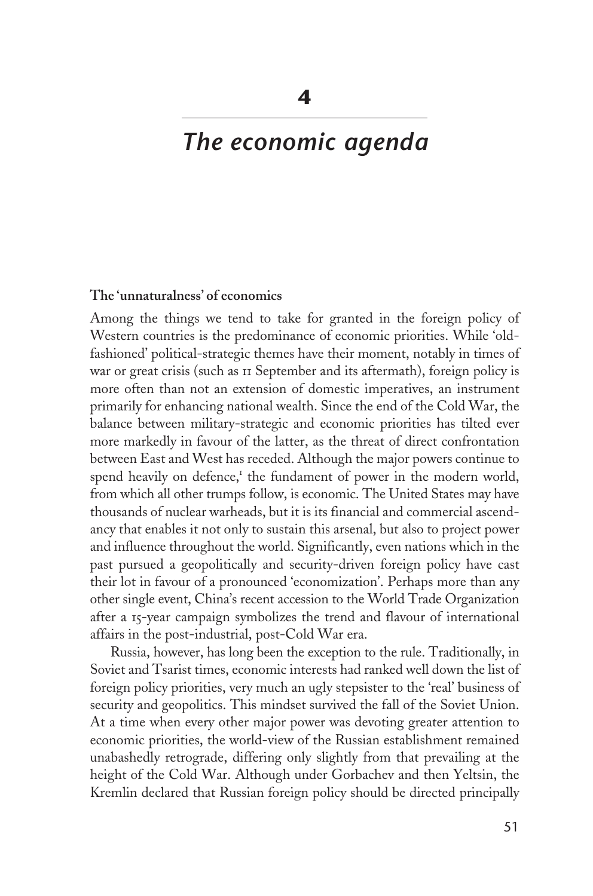# 4

# *The economic agenda*

### The 'unnaturalness' of economics

Among the things we tend to take for granted in the foreign policy of Western countries is the predominance of economic priorities. While 'old-fashioned' political-strategic themes have their moment, notably in times of war or great crisis (such as 11 September and its aftermath), foreign policy is more often than not an extension of domestic imperatives, an instrument primarily for enhancing national wealth. Since the end of the Cold War, the balance between military-strategic and economic priorities has tilted ever more markedly in favour of the latter, as the threat of direct confrontation between East and West has receded. Although the major powers continue to spend heavily on defence,[1] the fundament of power in the modern world, from which all other trumps follow, is economic. The United States may have thousands of nuclear warheads, but it is its financial and commercial ascendancy that enables it not only to sustain this arsenal, but also to project power and influence throughout the world. Significantly, even nations which in the past pursued a geopolitically and security-driven foreign policy have cast their lot in favour of a pronounced 'economization'. Perhaps more than any other single event, China's recent accession to the World Trade Organization after a 15-year campaign symbolizes the trend and flavour of international affairs in the post-industrial, post-Cold War era.

Russia, however, has long been the exception to the rule. Traditionally, in Soviet and Tsarist times, economic interests had ranked well down the list of foreign policy priorities, very much an ugly stepsister to the 'real' business of security and geopolitics. This mindset survived the fall of the Soviet Union. At a time when every other major power was devoting greater attention to economic priorities, the world-view of the Russian establishment remained unabashedly retrograde, differing only slightly from that prevailing at the height of the Cold War. Although under Gorbachev and then Yeltsin, the Kremlin declared that Russian foreign policy should be directed principally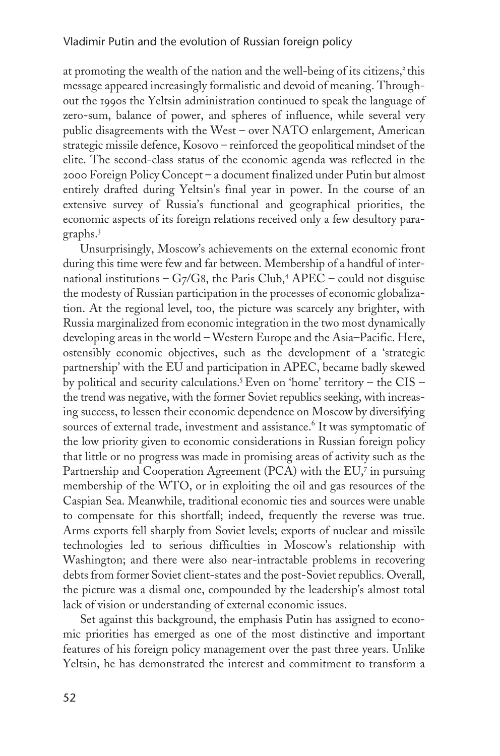at promoting the wealth of the nation and the well-being of its citizens,[2] this message appeared increasingly formalistic and devoid of meaning. Throughout the 1990s the Yeltsin administration continued to speak the language of zero-sum, balance of power, and spheres of influence, while several very public disagreements with the West – over NATO enlargement, American strategic missile defence, Kosovo – reinforced the geopolitical mindset of the elite. The second-class status of the economic agenda was reflected in the 2000 Foreign Policy Concept – a document finalized under Putin but almost entirely drafted during Yeltsin's final year in power. In the course of an extensive survey of Russia's functional and geographical priorities, the economic aspects of its foreign relations received only a few desultory paragraphs.[3]

Unsurprisingly, Moscow's achievements on the external economic front during this time were few and far between. Membership of a handful of international institutions – G7/G8, the Paris Club,[4] APEC – could not disguise the modesty of Russian participation in the processes of economic globalization. At the regional level, too, the picture was scarcely any brighter, with Russia marginalized from economic integration in the two most dynamically developing areas in the world – Western Europe and the Asia–Pacific. Here, ostensibly economic objectives, such as the development of a 'strategic partnership' with the EU and participation in APEC, became badly skewed by political and security calculations.[5] Even on 'home' territory – the CIS – the trend was negative, with the former Soviet republics seeking, with increasing success, to lessen their economic dependence on Moscow by diversifying sources of external trade, investment and assistance.[6] It was symptomatic of the low priority given to economic considerations in Russian foreign policy that little or no progress was made in promising areas of activity such as the Partnership and Cooperation Agreement (PCA) with the EU,[7] in pursuing membership of the WTO, or in exploiting the oil and gas resources of the Caspian Sea. Meanwhile, traditional economic ties and sources were unable to compensate for this shortfall; indeed, frequently the reverse was true. Arms exports fell sharply from Soviet levels; exports of nuclear and missile technologies led to serious difficulties in Moscow's relationship with Washington; and there were also near-intractable problems in recovering debts from former Soviet client-states and the post-Soviet republics. Overall, the picture was a dismal one, compounded by the leadership's almost total lack of vision or understanding of external economic issues.

Set against this background, the emphasis Putin has assigned to economic priorities has emerged as one of the most distinctive and important features of his foreign policy management over the past three years. Unlike Yeltsin, he has demonstrated the interest and commitment to transform a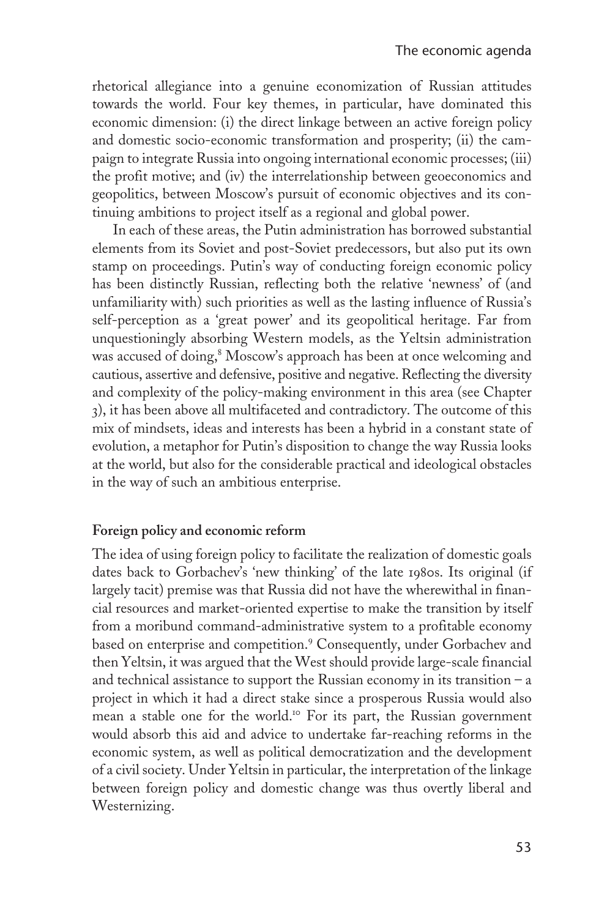rhetorical allegiance into a genuine economization of Russian attitudes towards the world. Four key themes, in particular, have dominated this economic dimension: (i) the direct linkage between an active foreign policy and domestic socio-economic transformation and prosperity; (ii) the campaign to integrate Russia into ongoing international economic processes; (iii) the profit motive; and (iv) the interrelationship between geoeconomics and geopolitics, between Moscow's pursuit of economic objectives and its continuing ambitions to project itself as a regional and global power.

In each of these areas, the Putin administration has borrowed substantial elements from its Soviet and post-Soviet predecessors, but also put its own stamp on proceedings. Putin's way of conducting foreign economic policy has been distinctly Russian, reflecting both the relative 'newness' of (and unfamiliarity with) such priorities as well as the lasting influence of Russia's self-perception as a 'great power' and its geopolitical heritage. Far from unquestioningly absorbing Western models, as the Yeltsin administration was accused of doing,[8] Moscow's approach has been at once welcoming and cautious, assertive and defensive, positive and negative. Reflecting the diversity and complexity of the policy-making environment in this area (see Chapter 3), it has been above all multifaceted and contradictory. The outcome of this mix of mindsets, ideas and interests has been a hybrid in a constant state of evolution, a metaphor for Putin's disposition to change the way Russia looks at the world, but also for the considerable practical and ideological obstacles in the way of such an ambitious enterprise.

**Foreign policy and economic reform**

The idea of using foreign policy to facilitate the realization of domestic goals dates back to Gorbachev's 'new thinking' of the late 1980s. Its original (if largely tacit) premise was that Russia did not have the wherewithal in financial resources and market-oriented expertise to make the transition by itself from a moribund command-administrative system to a profitable economy based on enterprise and competition.[9] Consequently, under Gorbachev and then Yeltsin, it was argued that the West should provide large-scale financial and technical assistance to support the Russian economy in its transition – a project in which it had a direct stake since a prosperous Russia would also mean a stable one for the world.[10] For its part, the Russian government would absorb this aid and advice to undertake far-reaching reforms in the economic system, as well as political democratization and the development of a civil society. Under Yeltsin in particular, the interpretation of the linkage between foreign policy and domestic change was thus overtly liberal and Westernizing.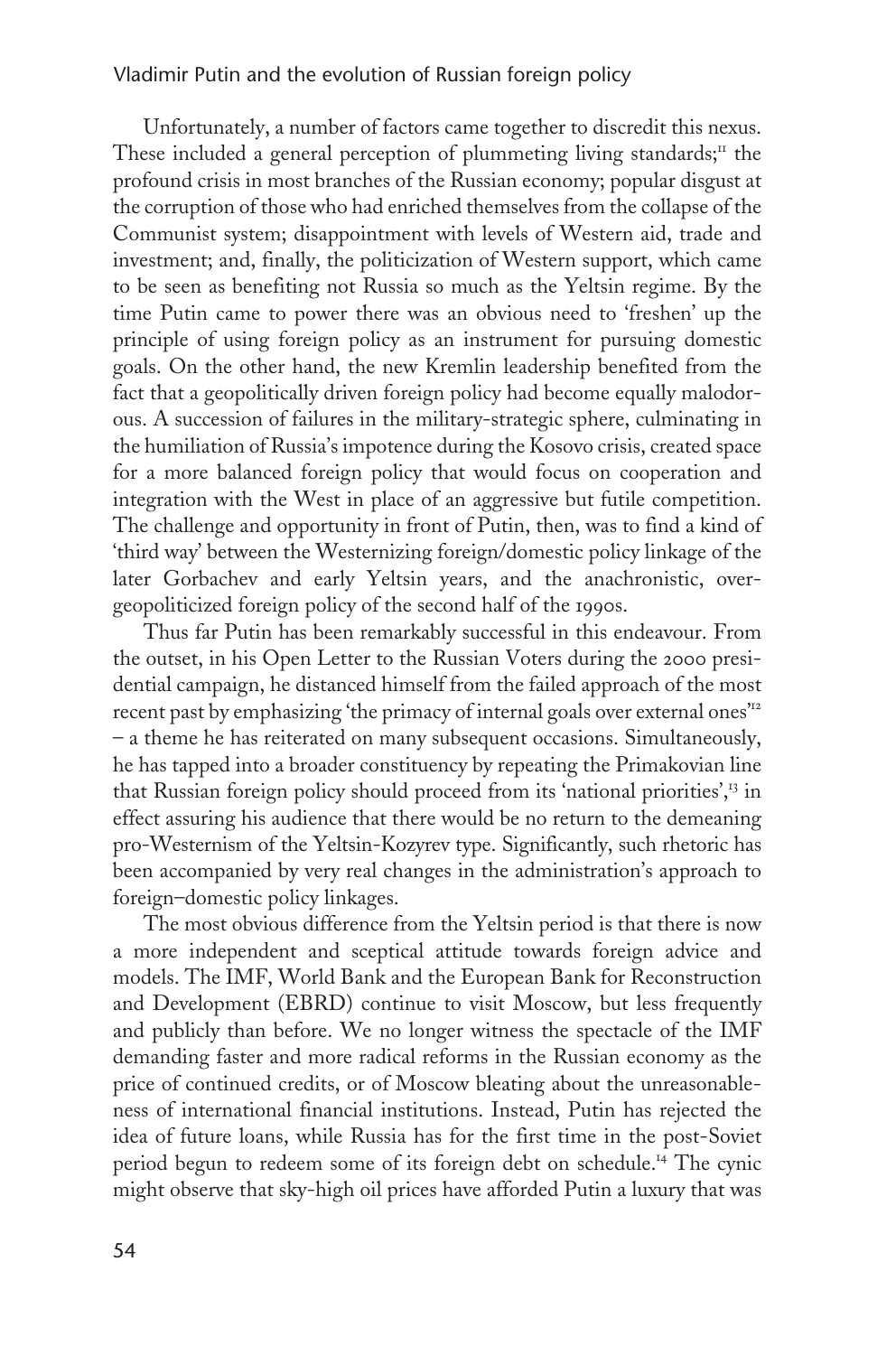Unfortunately, a number of factors came together to discredit this nexus. These included a general perception of plummeting living standards;[11] the profound crisis in most branches of the Russian economy; popular disgust at the corruption of those who had enriched themselves from the collapse of the Communist system; disappointment with levels of Western aid, trade and investment; and, finally, the politicization of Western support, which came to be seen as benefiting not Russia so much as the Yeltsin regime. By the time Putin came to power there was an obvious need to 'freshen' up the principle of using foreign policy as an instrument for pursuing domestic goals. On the other hand, the new Kremlin leadership benefited from the fact that a geopolitically driven foreign policy had become equally malodorous. A succession of failures in the military-strategic sphere, culminating in the humiliation of Russia's impotence during the Kosovo crisis, created space for a more balanced foreign policy that would focus on cooperation and integration with the West in place of an aggressive but futile competition. The challenge and opportunity in front of Putin, then, was to find a kind of 'third way' between the Westernizing foreign/domestic policy linkage of the later Gorbachev and early Yeltsin years, and the anachronistic, over-geopoliticized foreign policy of the second half of the 1990s.

Thus far Putin has been remarkably successful in this endeavour. From the outset, in his Open Letter to the Russian Voters during the 2000 presidential campaign, he distanced himself from the failed approach of the most recent past by emphasizing 'the primacy of internal goals over external ones'[12] – a theme he has reiterated on many subsequent occasions. Simultaneously, he has tapped into a broader constituency by repeating the Primakovian line that Russian foreign policy should proceed from its 'national priorities',[13] in effect assuring his audience that there would be no return to the demeaning pro-Westernism of the Yeltsin-Kozyrev type. Significantly, such rhetoric has been accompanied by very real changes in the administration's approach to foreign–domestic policy linkages.

The most obvious difference from the Yeltsin period is that there is now a more independent and sceptical attitude towards foreign advice and models. The IMF, World Bank and the European Bank for Reconstruction and Development (EBRD) continue to visit Moscow, but less frequently and publicly than before. We no longer witness the spectacle of the IMF demanding faster and more radical reforms in the Russian economy as the price of continued credits, or of Moscow bleating about the unreasonableness of international financial institutions. Instead, Putin has rejected the idea of future loans, while Russia has for the first time in the post-Soviet period begun to redeem some of its foreign debt on schedule.[14] The cynic might observe that sky-high oil prices have afforded Putin a luxury that was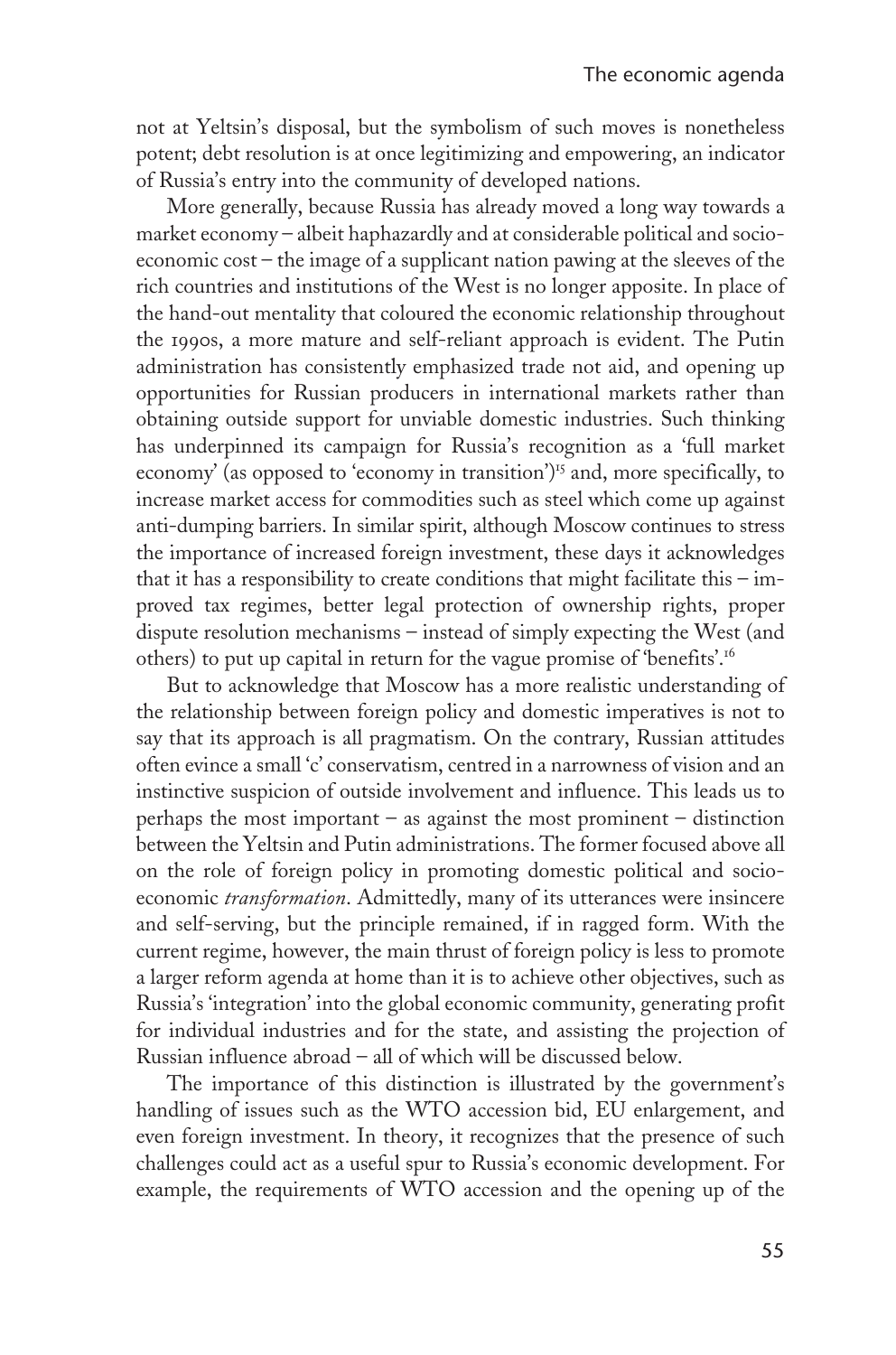not at Yeltsin's disposal, but the symbolism of such moves is nonetheless potent; debt resolution is at once legitimizing and empowering, an indicator of Russia's entry into the community of developed nations.

More generally, because Russia has already moved a long way towards a market economy – albeit haphazardly and at considerable political and socio-economic cost – the image of a supplicant nation pawing at the sleeves of the rich countries and institutions of the West is no longer apposite. In place of the hand-out mentality that coloured the economic relationship throughout the 1990s, a more mature and self-reliant approach is evident. The Putin administration has consistently emphasized trade not aid, and opening up opportunities for Russian producers in international markets rather than obtaining outside support for unviable domestic industries. Such thinking has underpinned its campaign for Russia's recognition as a 'full market economy' (as opposed to 'economy in transition')[15] and, more specifically, to increase market access for commodities such as steel which come up against anti-dumping barriers. In similar spirit, although Moscow continues to stress the importance of increased foreign investment, these days it acknowledges that it has a responsibility to create conditions that might facilitate this – improved tax regimes, better legal protection of ownership rights, proper dispute resolution mechanisms – instead of simply expecting the West (and others) to put up capital in return for the vague promise of 'benefits'.[16]

But to acknowledge that Moscow has a more realistic understanding of the relationship between foreign policy and domestic imperatives is not to say that its approach is all pragmatism. On the contrary, Russian attitudes often evince a small 'c' conservatism, centred in a narrowness of vision and an instinctive suspicion of outside involvement and influence. This leads us to perhaps the most important – as against the most prominent – distinction between the Yeltsin and Putin administrations. The former focused above all on the role of foreign policy in promoting domestic political and socio-economic *transformation*. Admittedly, many of its utterances were insincere and self-serving, but the principle remained, if in ragged form. With the current regime, however, the main thrust of foreign policy is less to promote a larger reform agenda at home than it is to achieve other objectives, such as Russia's 'integration' into the global economic community, generating profit for individual industries and for the state, and assisting the projection of Russian influence abroad – all of which will be discussed below.

The importance of this distinction is illustrated by the government's handling of issues such as the WTO accession bid, EU enlargement, and even foreign investment. In theory, it recognizes that the presence of such challenges could act as a useful spur to Russia's economic development. For example, the requirements of WTO accession and the opening up of the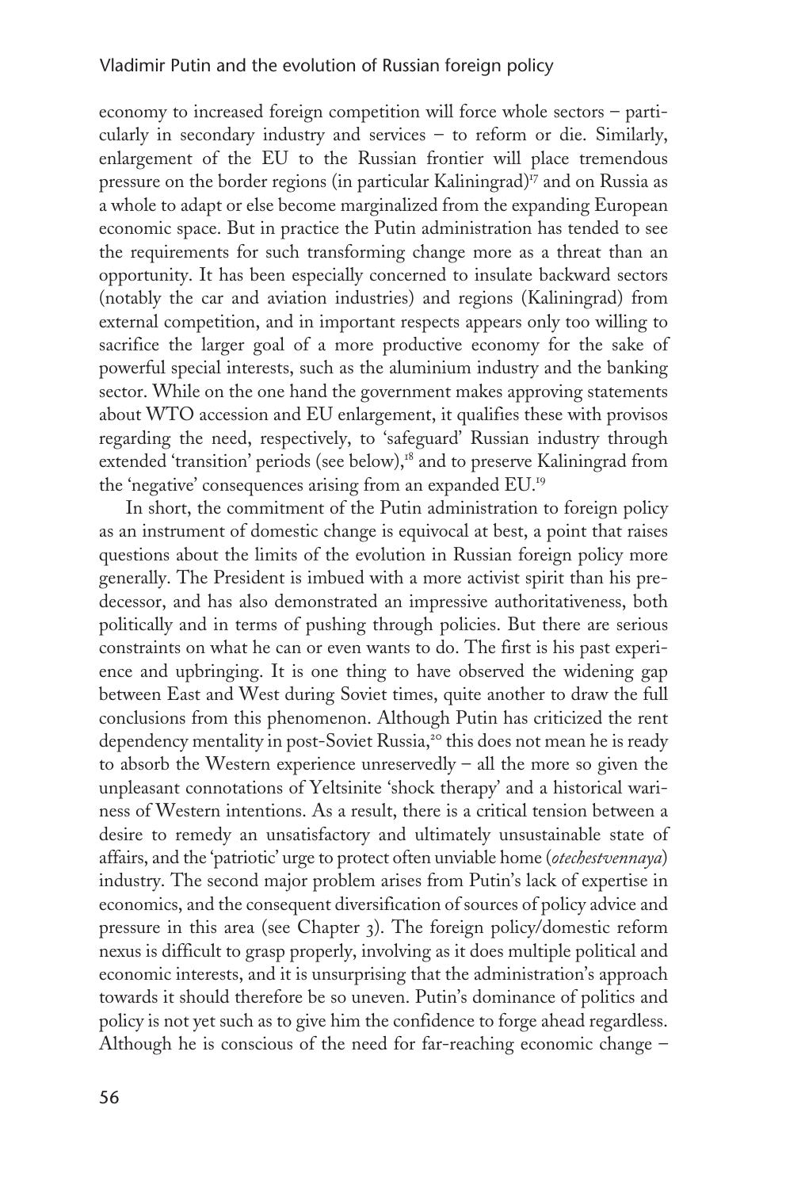economy to increased foreign competition will force whole sectors – particularly in secondary industry and services – to reform or die. Similarly, enlargement of the EU to the Russian frontier will place tremendous pressure on the border regions (in particular Kaliningrad)[17] and on Russia as a whole to adapt or else become marginalized from the expanding European economic space. But in practice the Putin administration has tended to see the requirements for such transforming change more as a threat than an opportunity. It has been especially concerned to insulate backward sectors (notably the car and aviation industries) and regions (Kaliningrad) from external competition, and in important respects appears only too willing to sacrifice the larger goal of a more productive economy for the sake of powerful special interests, such as the aluminium industry and the banking sector. While on the one hand the government makes approving statements about WTO accession and EU enlargement, it qualifies these with provisos regarding the need, respectively, to 'safeguard' Russian industry through extended 'transition' periods (see below),[18] and to preserve Kaliningrad from the 'negative' consequences arising from an expanded EU.[19]

In short, the commitment of the Putin administration to foreign policy as an instrument of domestic change is equivocal at best, a point that raises questions about the limits of the evolution in Russian foreign policy more generally. The President is imbued with a more activist spirit than his predecessor, and has also demonstrated an impressive authoritativeness, both politically and in terms of pushing through policies. But there are serious constraints on what he can or even wants to do. The first is his past experience and upbringing. It is one thing to have observed the widening gap between East and West during Soviet times, quite another to draw the full conclusions from this phenomenon. Although Putin has criticized the rent dependency mentality in post-Soviet Russia,[20] this does not mean he is ready to absorb the Western experience unreservedly – all the more so given the unpleasant connotations of Yeltsinite 'shock therapy' and a historical wariness of Western intentions. As a result, there is a critical tension between a desire to remedy an unsatisfactory and ultimately unsustainable state of affairs, and the 'patriotic' urge to protect often unviable home (*otechestvennaya*) industry. The second major problem arises from Putin's lack of expertise in economics, and the consequent diversification of sources of policy advice and pressure in this area (see Chapter 3). The foreign policy/domestic reform nexus is difficult to grasp properly, involving as it does multiple political and economic interests, and it is unsurprising that the administration's approach towards it should therefore be so uneven. Putin's dominance of politics and policy is not yet such as to give him the confidence to forge ahead regardless. Although he is conscious of the need for far-reaching economic change –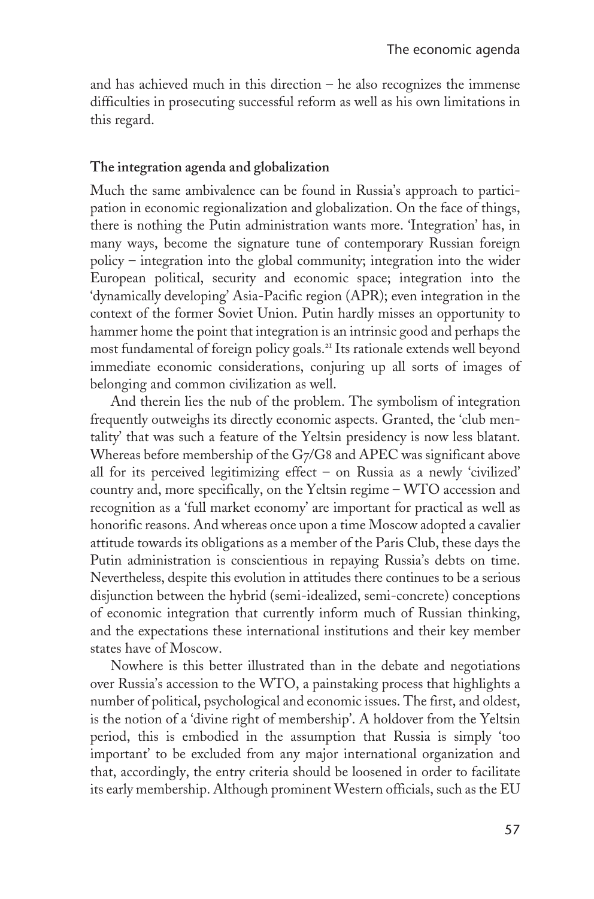and has achieved much in this direction – he also recognizes the immense difficulties in prosecuting successful reform as well as his own limitations in this regard.

### The integration agenda and globalization

Much the same ambivalence can be found in Russia's approach to participation in economic regionalization and globalization. On the face of things, there is nothing the Putin administration wants more. 'Integration' has, in many ways, become the signature tune of contemporary Russian foreign policy – integration into the global community; integration into the wider European political, security and economic space; integration into the 'dynamically developing' Asia-Pacific region (APR); even integration in the context of the former Soviet Union. Putin hardly misses an opportunity to hammer home the point that integration is an intrinsic good and perhaps the most fundamental of foreign policy goals.[21] Its rationale extends well beyond immediate economic considerations, conjuring up all sorts of images of belonging and common civilization as well.

And therein lies the nub of the problem. The symbolism of integration frequently outweighs its directly economic aspects. Granted, the 'club mentality' that was such a feature of the Yeltsin presidency is now less blatant. Whereas before membership of the G7/G8 and APEC was significant above all for its perceived legitimizing effect – on Russia as a newly 'civilized' country and, more specifically, on the Yeltsin regime – WTO accession and recognition as a 'full market economy' are important for practical as well as honorific reasons. And whereas once upon a time Moscow adopted a cavalier attitude towards its obligations as a member of the Paris Club, these days the Putin administration is conscientious in repaying Russia's debts on time. Nevertheless, despite this evolution in attitudes there continues to be a serious disjunction between the hybrid (semi-idealized, semi-concrete) conceptions of economic integration that currently inform much of Russian thinking, and the expectations these international institutions and their key member states have of Moscow.

Nowhere is this better illustrated than in the debate and negotiations over Russia's accession to the WTO, a painstaking process that highlights a number of political, psychological and economic issues. The first, and oldest, is the notion of a 'divine right of membership'. A holdover from the Yeltsin period, this is embodied in the assumption that Russia is simply 'too important' to be excluded from any major international organization and that, accordingly, the entry criteria should be loosened in order to facilitate its early membership. Although prominent Western officials, such as the EU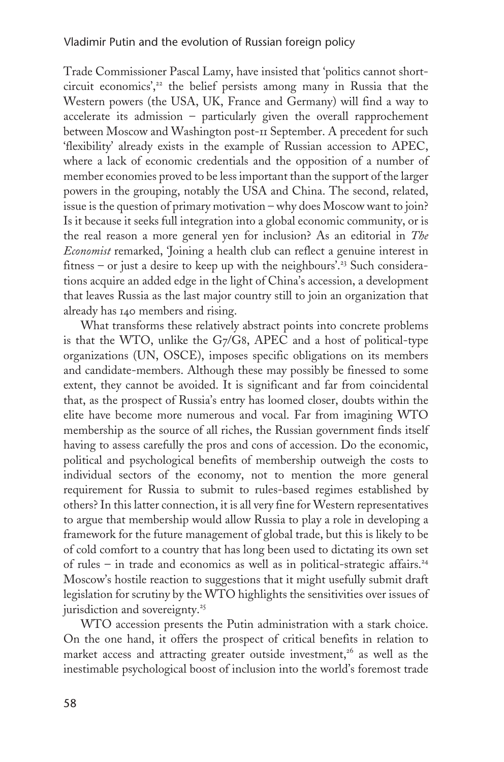Trade Commissioner Pascal Lamy, have insisted that 'politics cannot short-circuit economics',[22] the belief persists among many in Russia that the Western powers (the USA, UK, France and Germany) will find a way to accelerate its admission – particularly given the overall rapprochement between Moscow and Washington post-11 September. A precedent for such 'flexibility' already exists in the example of Russian accession to APEC, where a lack of economic credentials and the opposition of a number of member economies proved to be less important than the support of the larger powers in the grouping, notably the USA and China. The second, related, issue is the question of primary motivation – why does Moscow want to join? Is it because it seeks full integration into a global economic community, or is the real reason a more general yen for inclusion? As an editorial in *The Economist* remarked, 'Joining a health club can reflect a genuine interest in fitness – or just a desire to keep up with the neighbours'.[23] Such considerations acquire an added edge in the light of China's accession, a development that leaves Russia as the last major country still to join an organization that already has 140 members and rising.

What transforms these relatively abstract points into concrete problems is that the WTO, unlike the G7/G8, APEC and a host of political-type organizations (UN, OSCE), imposes specific obligations on its members and candidate-members. Although these may possibly be finessed to some extent, they cannot be avoided. It is significant and far from coincidental that, as the prospect of Russia's entry has loomed closer, doubts within the elite have become more numerous and vocal. Far from imagining WTO membership as the source of all riches, the Russian government finds itself having to assess carefully the pros and cons of accession. Do the economic, political and psychological benefits of membership outweigh the costs to individual sectors of the economy, not to mention the more general requirement for Russia to submit to rules-based regimes established by others? In this latter connection, it is all very fine for Western representatives to argue that membership would allow Russia to play a role in developing a framework for the future management of global trade, but this is likely to be of cold comfort to a country that has long been used to dictating its own set of rules – in trade and economics as well as in political-strategic affairs.[24] Moscow's hostile reaction to suggestions that it might usefully submit draft legislation for scrutiny by the WTO highlights the sensitivities over issues of jurisdiction and sovereignty.[25]

WTO accession presents the Putin administration with a stark choice. On the one hand, it offers the prospect of critical benefits in relation to market access and attracting greater outside investment,[26] as well as the inestimable psychological boost of inclusion into the world's foremost trade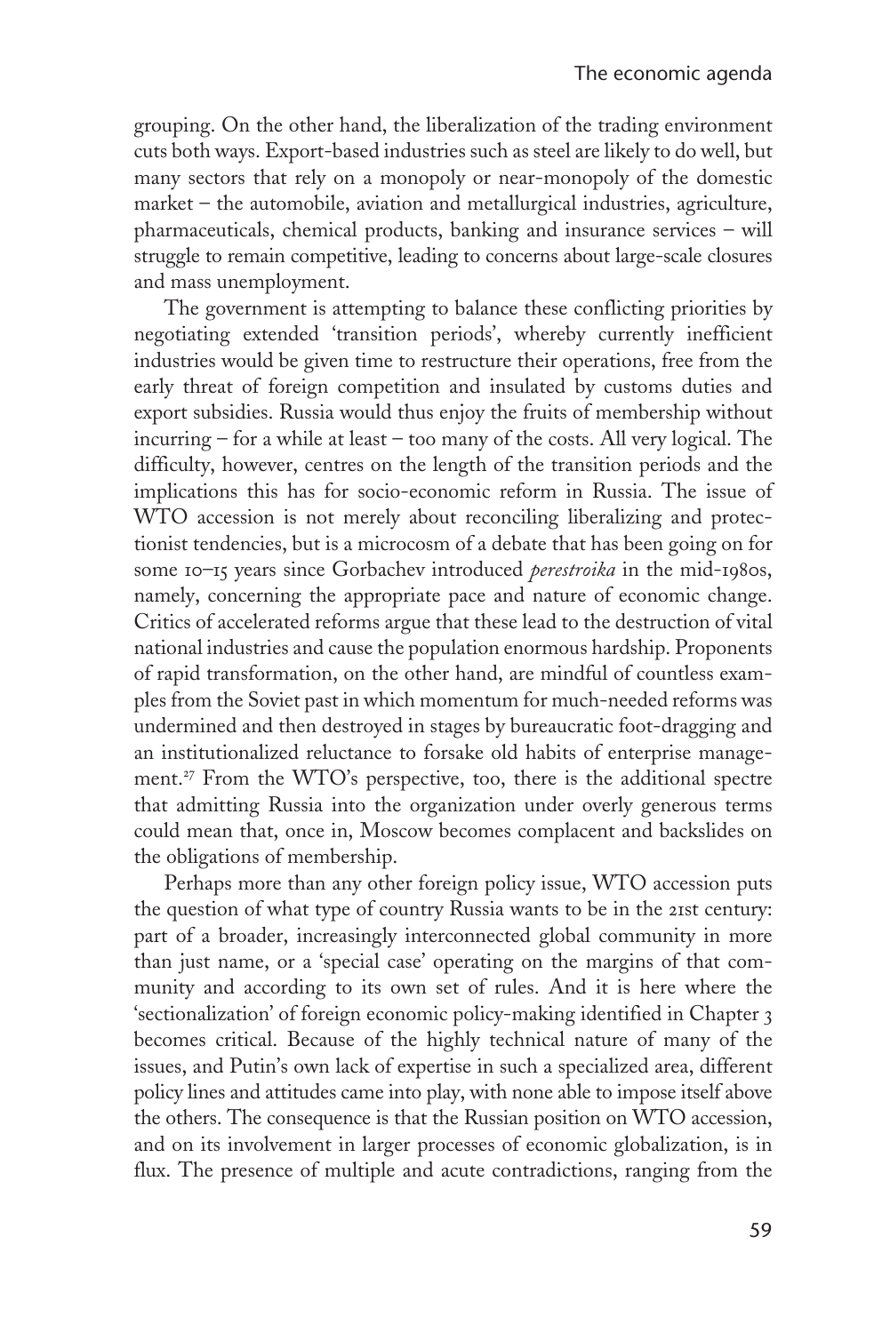grouping. On the other hand, the liberalization of the trading environment cuts both ways. Export-based industries such as steel are likely to do well, but many sectors that rely on a monopoly or near-monopoly of the domestic market – the automobile, aviation and metallurgical industries, agriculture, pharmaceuticals, chemical products, banking and insurance services – will struggle to remain competitive, leading to concerns about large-scale closures and mass unemployment.

The government is attempting to balance these conflicting priorities by negotiating extended 'transition periods', whereby currently inefficient industries would be given time to restructure their operations, free from the early threat of foreign competition and insulated by customs duties and export subsidies. Russia would thus enjoy the fruits of membership without incurring – for a while at least – too many of the costs. All very logical. The difficulty, however, centres on the length of the transition periods and the implications this has for socio-economic reform in Russia. The issue of WTO accession is not merely about reconciling liberalizing and protectionist tendencies, but is a microcosm of a debate that has been going on for some 10–15 years since Gorbachev introduced *perestroika* in the mid-1980s, namely, concerning the appropriate pace and nature of economic change. Critics of accelerated reforms argue that these lead to the destruction of vital national industries and cause the population enormous hardship. Proponents of rapid transformation, on the other hand, are mindful of countless examples from the Soviet past in which momentum for much-needed reforms was undermined and then destroyed in stages by bureaucratic foot-dragging and an institutionalized reluctance to forsake old habits of enterprise management.[27] From the WTO's perspective, too, there is the additional spectre that admitting Russia into the organization under overly generous terms could mean that, once in, Moscow becomes complacent and backslides on the obligations of membership.

Perhaps more than any other foreign policy issue, WTO accession puts the question of what type of country Russia wants to be in the 21st century: part of a broader, increasingly interconnected global community in more than just name, or a 'special case' operating on the margins of that community and according to its own set of rules. And it is here where the 'sectionalization' of foreign economic policy-making identified in Chapter 3 becomes critical. Because of the highly technical nature of many of the issues, and Putin's own lack of expertise in such a specialized area, different policy lines and attitudes came into play, with none able to impose itself above the others. The consequence is that the Russian position on WTO accession, and on its involvement in larger processes of economic globalization, is in flux. The presence of multiple and acute contradictions, ranging from the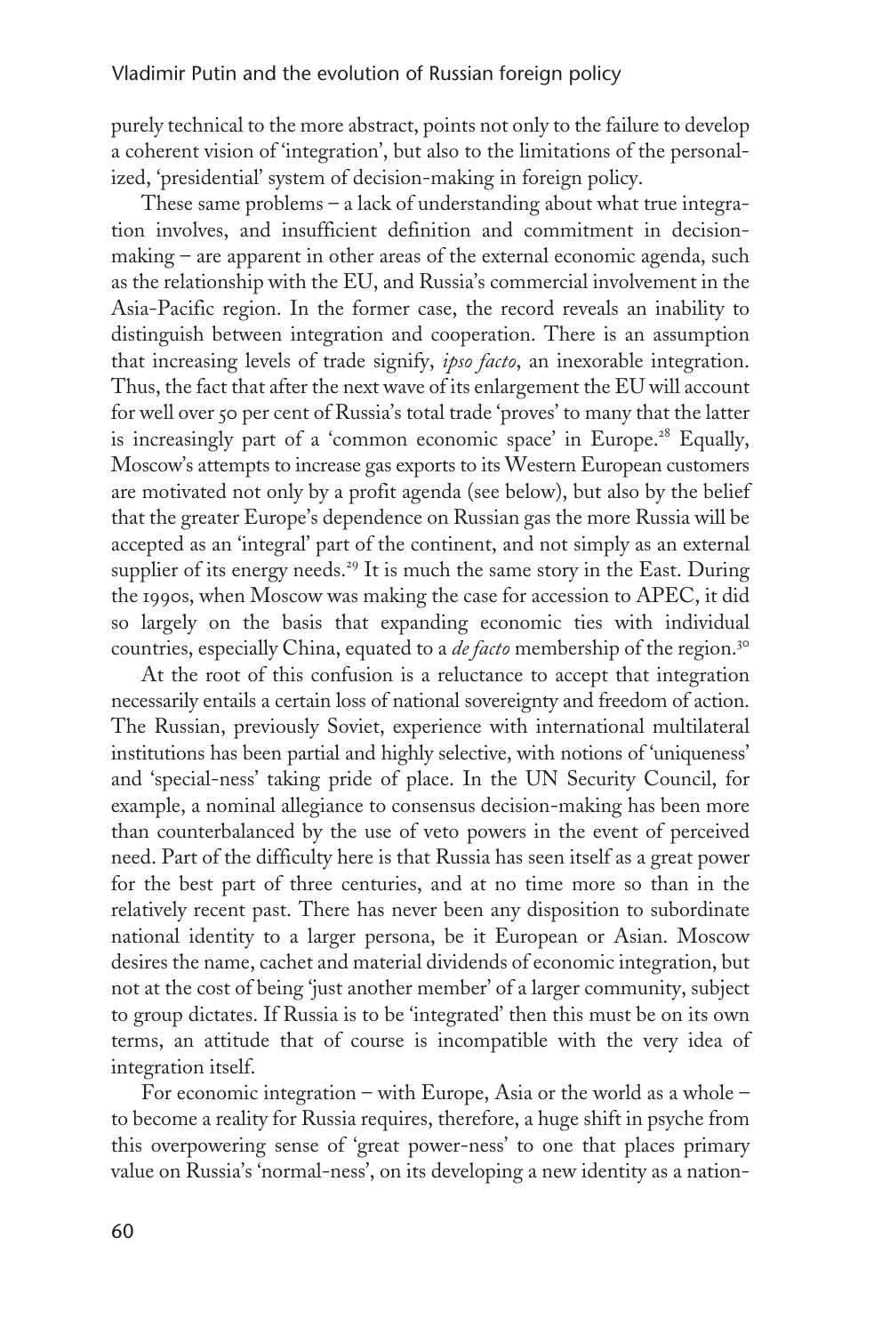purely technical to the more abstract, points not only to the failure to develop a coherent vision of 'integration', but also to the limitations of the personalized, 'presidential' system of decision-making in foreign policy.

These same problems – a lack of understanding about what true integration involves, and insufficient definition and commitment in decision-making – are apparent in other areas of the external economic agenda, such as the relationship with the EU, and Russia's commercial involvement in the Asia-Pacific region. In the former case, the record reveals an inability to distinguish between integration and cooperation. There is an assumption that increasing levels of trade signify, *ipso facto*, an inexorable integration. Thus, the fact that after the next wave of its enlargement the EU will account for well over 50 per cent of Russia's total trade 'proves' to many that the latter is increasingly part of a 'common economic space' in Europe.[28] Equally, Moscow's attempts to increase gas exports to its Western European customers are motivated not only by a profit agenda (see below), but also by the belief that the greater Europe's dependence on Russian gas the more Russia will be accepted as an 'integral' part of the continent, and not simply as an external supplier of its energy needs.[29] It is much the same story in the East. During the 1990s, when Moscow was making the case for accession to APEC, it did so largely on the basis that expanding economic ties with individual countries, especially China, equated to a *de facto* membership of the region.[30]

At the root of this confusion is a reluctance to accept that integration necessarily entails a certain loss of national sovereignty and freedom of action. The Russian, previously Soviet, experience with international multilateral institutions has been partial and highly selective, with notions of 'uniqueness' and 'special-ness' taking pride of place. In the UN Security Council, for example, a nominal allegiance to consensus decision-making has been more than counterbalanced by the use of veto powers in the event of perceived need. Part of the difficulty here is that Russia has seen itself as a great power for the best part of three centuries, and at no time more so than in the relatively recent past. There has never been any disposition to subordinate national identity to a larger persona, be it European or Asian. Moscow desires the name, cachet and material dividends of economic integration, but not at the cost of being 'just another member' of a larger community, subject to group dictates. If Russia is to be 'integrated' then this must be on its own terms, an attitude that of course is incompatible with the very idea of integration itself.

For economic integration – with Europe, Asia or the world as a whole – to become a reality for Russia requires, therefore, a huge shift in psyche from this overpowering sense of 'great power-ness' to one that places primary value on Russia's 'normal-ness', on its developing a new identity as a nation-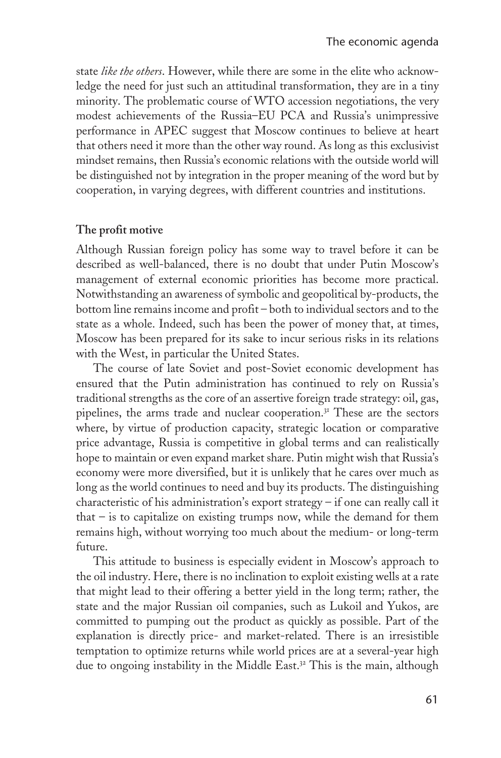state *like the others*. However, while there are some in the elite who acknowledge the need for just such an attitudinal transformation, they are in a tiny minority. The problematic course of WTO accession negotiations, the very modest achievements of the Russia–EU PCA and Russia's unimpressive performance in APEC suggest that Moscow continues to believe at heart that others need it more than the other way round. As long as this exclusivist mindset remains, then Russia's economic relations with the outside world will be distinguished not by integration in the proper meaning of the word but by cooperation, in varying degrees, with different countries and institutions.

**The profit motive**

Although Russian foreign policy has some way to travel before it can be described as well-balanced, there is no doubt that under Putin Moscow's management of external economic priorities has become more practical. Notwithstanding an awareness of symbolic and geopolitical by-products, the bottom line remains income and profit – both to individual sectors and to the state as a whole. Indeed, such has been the power of money that, at times, Moscow has been prepared for its sake to incur serious risks in its relations with the West, in particular the United States.

The course of late Soviet and post-Soviet economic development has ensured that the Putin administration has continued to rely on Russia's traditional strengths as the core of an assertive foreign trade strategy: oil, gas, pipelines, the arms trade and nuclear cooperation.[31] These are the sectors where, by virtue of production capacity, strategic location or comparative price advantage, Russia is competitive in global terms and can realistically hope to maintain or even expand market share. Putin might wish that Russia's economy were more diversified, but it is unlikely that he cares over much as long as the world continues to need and buy its products. The distinguishing characteristic of his administration's export strategy – if one can really call it that – is to capitalize on existing trumps now, while the demand for them remains high, without worrying too much about the medium- or long-term future.

This attitude to business is especially evident in Moscow's approach to the oil industry. Here, there is no inclination to exploit existing wells at a rate that might lead to their offering a better yield in the long term; rather, the state and the major Russian oil companies, such as Lukoil and Yukos, are committed to pumping out the product as quickly as possible. Part of the explanation is directly price- and market-related. There is an irresistible temptation to optimize returns while world prices are at a several-year high due to ongoing instability in the Middle East.[32] This is the main, although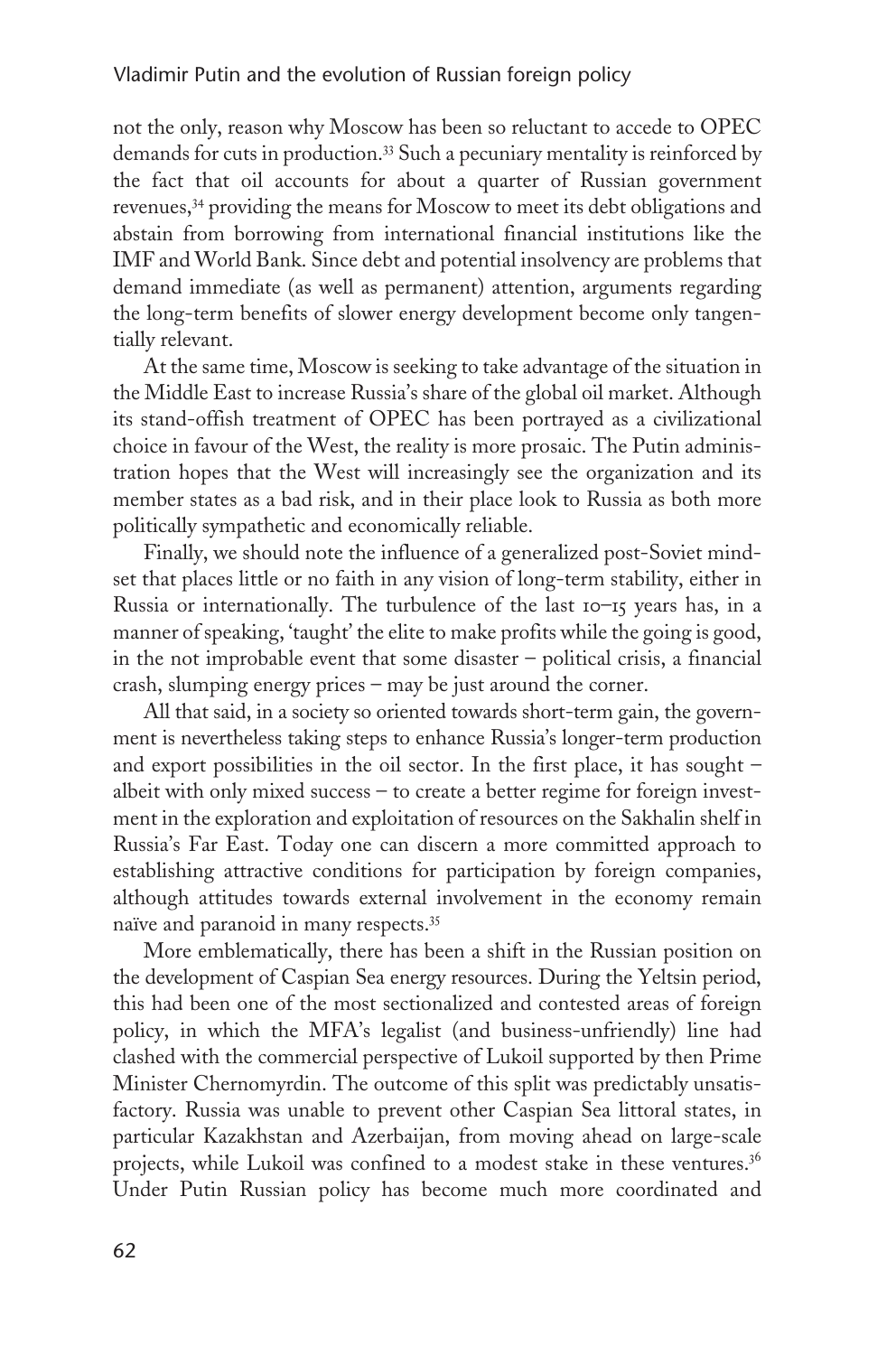not the only, reason why Moscow has been so reluctant to accede to OPEC demands for cuts in production.[33] Such a pecuniary mentality is reinforced by the fact that oil accounts for about a quarter of Russian government revenues,[34] providing the means for Moscow to meet its debt obligations and abstain from borrowing from international financial institutions like the IMF and World Bank. Since debt and potential insolvency are problems that demand immediate (as well as permanent) attention, arguments regarding the long-term benefits of slower energy development become only tangentially relevant.

At the same time, Moscow is seeking to take advantage of the situation in the Middle East to increase Russia's share of the global oil market. Although its stand-offish treatment of OPEC has been portrayed as a civilizational choice in favour of the West, the reality is more prosaic. The Putin administration hopes that the West will increasingly see the organization and its member states as a bad risk, and in their place look to Russia as both more politically sympathetic and economically reliable.

Finally, we should note the influence of a generalized post-Soviet mindset that places little or no faith in any vision of long-term stability, either in Russia or internationally. The turbulence of the last 10–15 years has, in a manner of speaking, 'taught' the elite to make profits while the going is good, in the not improbable event that some disaster – political crisis, a financial crash, slumping energy prices – may be just around the corner.

All that said, in a society so oriented towards short-term gain, the government is nevertheless taking steps to enhance Russia's longer-term production and export possibilities in the oil sector. In the first place, it has sought – albeit with only mixed success – to create a better regime for foreign investment in the exploration and exploitation of resources on the Sakhalin shelf in Russia's Far East. Today one can discern a more committed approach to establishing attractive conditions for participation by foreign companies, although attitudes towards external involvement in the economy remain naïve and paranoid in many respects.[35]

More emblematically, there has been a shift in the Russian position on the development of Caspian Sea energy resources. During the Yeltsin period, this had been one of the most sectionalized and contested areas of foreign policy, in which the MFA's legalist (and business-unfriendly) line had clashed with the commercial perspective of Lukoil supported by then Prime Minister Chernomyrdin. The outcome of this split was predictably unsatisfactory. Russia was unable to prevent other Caspian Sea littoral states, in particular Kazakhstan and Azerbaijan, from moving ahead on large-scale projects, while Lukoil was confined to a modest stake in these ventures.[36] Under Putin Russian policy has become much more coordinated and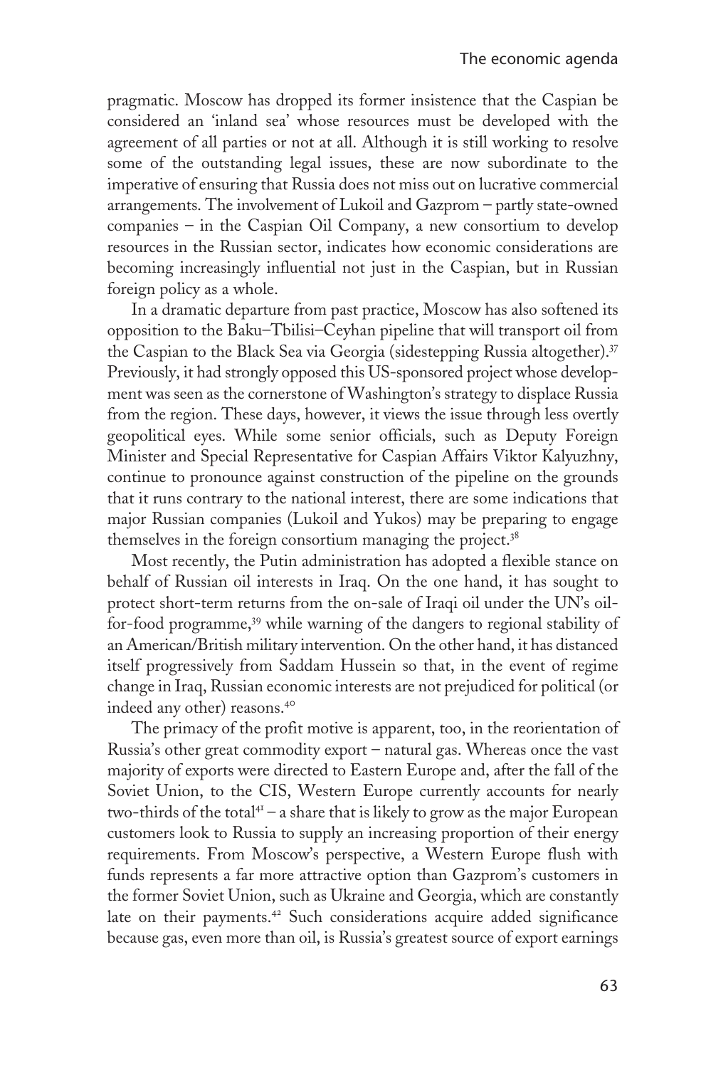pragmatic. Moscow has dropped its former insistence that the Caspian be considered an 'inland sea' whose resources must be developed with the agreement of all parties or not at all. Although it is still working to resolve some of the outstanding legal issues, these are now subordinate to the imperative of ensuring that Russia does not miss out on lucrative commercial arrangements. The involvement of Lukoil and Gazprom – partly state-owned companies – in the Caspian Oil Company, a new consortium to develop resources in the Russian sector, indicates how economic considerations are becoming increasingly influential not just in the Caspian, but in Russian foreign policy as a whole.

In a dramatic departure from past practice, Moscow has also softened its opposition to the Baku–Tbilisi–Ceyhan pipeline that will transport oil from the Caspian to the Black Sea via Georgia (sidestepping Russia altogether).[37] Previously, it had strongly opposed this US-sponsored project whose development was seen as the cornerstone of Washington's strategy to displace Russia from the region. These days, however, it views the issue through less overtly geopolitical eyes. While some senior officials, such as Deputy Foreign Minister and Special Representative for Caspian Affairs Viktor Kalyuzhny, continue to pronounce against construction of the pipeline on the grounds that it runs contrary to the national interest, there are some indications that major Russian companies (Lukoil and Yukos) may be preparing to engage themselves in the foreign consortium managing the project.[38]

Most recently, the Putin administration has adopted a flexible stance on behalf of Russian oil interests in Iraq. On the one hand, it has sought to protect short-term returns from the on-sale of Iraqi oil under the UN's oil-for-food programme,[39] while warning of the dangers to regional stability of an American/British military intervention. On the other hand, it has distanced itself progressively from Saddam Hussein so that, in the event of regime change in Iraq, Russian economic interests are not prejudiced for political (or indeed any other) reasons.[40]

The primacy of the profit motive is apparent, too, in the reorientation of Russia's other great commodity export – natural gas. Whereas once the vast majority of exports were directed to Eastern Europe and, after the fall of the Soviet Union, to the CIS, Western Europe currently accounts for nearly two-thirds of the total[41] – a share that is likely to grow as the major European customers look to Russia to supply an increasing proportion of their energy requirements. From Moscow's perspective, a Western Europe flush with funds represents a far more attractive option than Gazprom's customers in the former Soviet Union, such as Ukraine and Georgia, which are constantly late on their payments.[42] Such considerations acquire added significance because gas, even more than oil, is Russia's greatest source of export earnings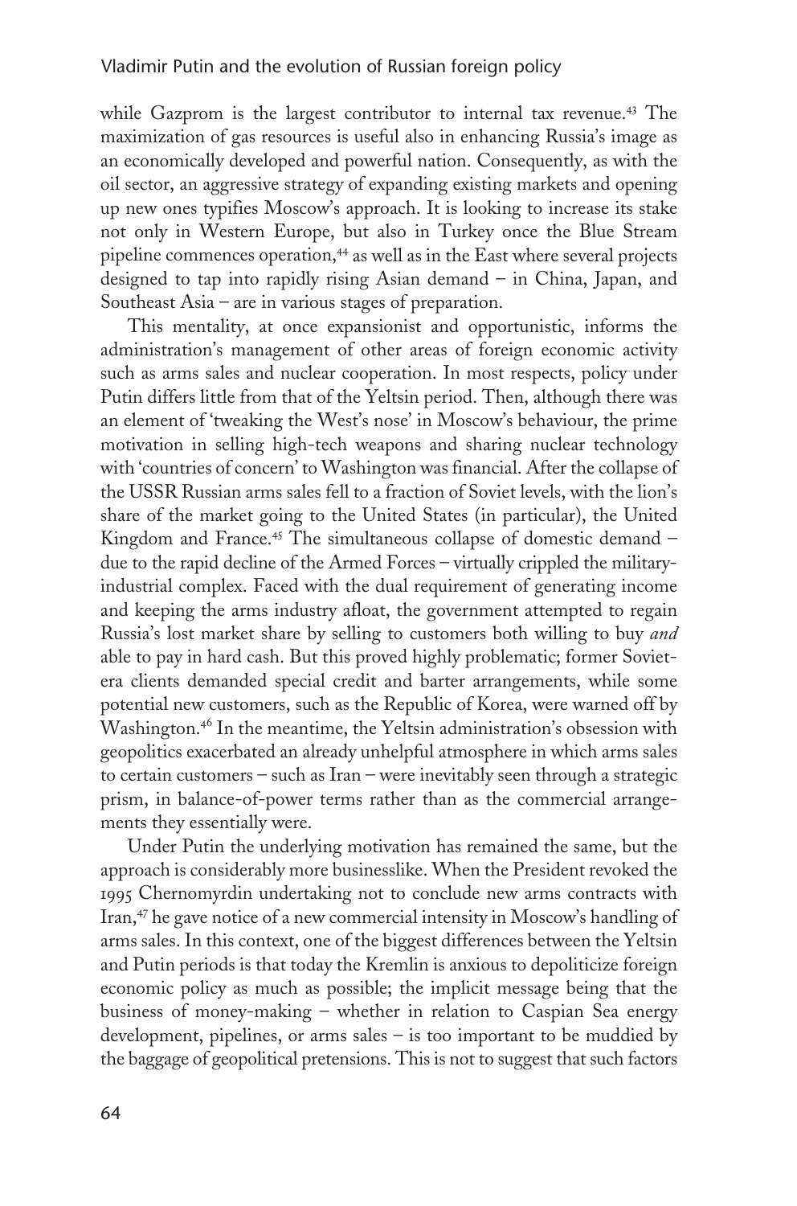while Gazprom is the largest contributor to internal tax revenue.[43] The maximization of gas resources is useful also in enhancing Russia's image as an economically developed and powerful nation. Consequently, as with the oil sector, an aggressive strategy of expanding existing markets and opening up new ones typifies Moscow's approach. It is looking to increase its stake not only in Western Europe, but also in Turkey once the Blue Stream pipeline commences operation,[44] as well as in the East where several projects designed to tap into rapidly rising Asian demand – in China, Japan, and Southeast Asia – are in various stages of preparation.

This mentality, at once expansionist and opportunistic, informs the administration's management of other areas of foreign economic activity such as arms sales and nuclear cooperation. In most respects, policy under Putin differs little from that of the Yeltsin period. Then, although there was an element of 'tweaking the West's nose' in Moscow's behaviour, the prime motivation in selling high-tech weapons and sharing nuclear technology with 'countries of concern' to Washington was financial. After the collapse of the USSR Russian arms sales fell to a fraction of Soviet levels, with the lion's share of the market going to the United States (in particular), the United Kingdom and France.[45] The simultaneous collapse of domestic demand – due to the rapid decline of the Armed Forces – virtually crippled the military-industrial complex. Faced with the dual requirement of generating income and keeping the arms industry afloat, the government attempted to regain Russia's lost market share by selling to customers both willing to buy *and* able to pay in hard cash. But this proved highly problematic; former Soviet-era clients demanded special credit and barter arrangements, while some potential new customers, such as the Republic of Korea, were warned off by Washington.[46] In the meantime, the Yeltsin administration's obsession with geopolitics exacerbated an already unhelpful atmosphere in which arms sales to certain customers – such as Iran – were inevitably seen through a strategic prism, in balance-of-power terms rather than as the commercial arrangements they essentially were.

Under Putin the underlying motivation has remained the same, but the approach is considerably more businesslike. When the President revoked the 1995 Chernomyrdin undertaking not to conclude new arms contracts with Iran,[47] he gave notice of a new commercial intensity in Moscow's handling of arms sales. In this context, one of the biggest differences between the Yeltsin and Putin periods is that today the Kremlin is anxious to depoliticize foreign economic policy as much as possible; the implicit message being that the business of money-making – whether in relation to Caspian Sea energy development, pipelines, or arms sales – is too important to be muddied by the baggage of geopolitical pretensions. This is not to suggest that such factors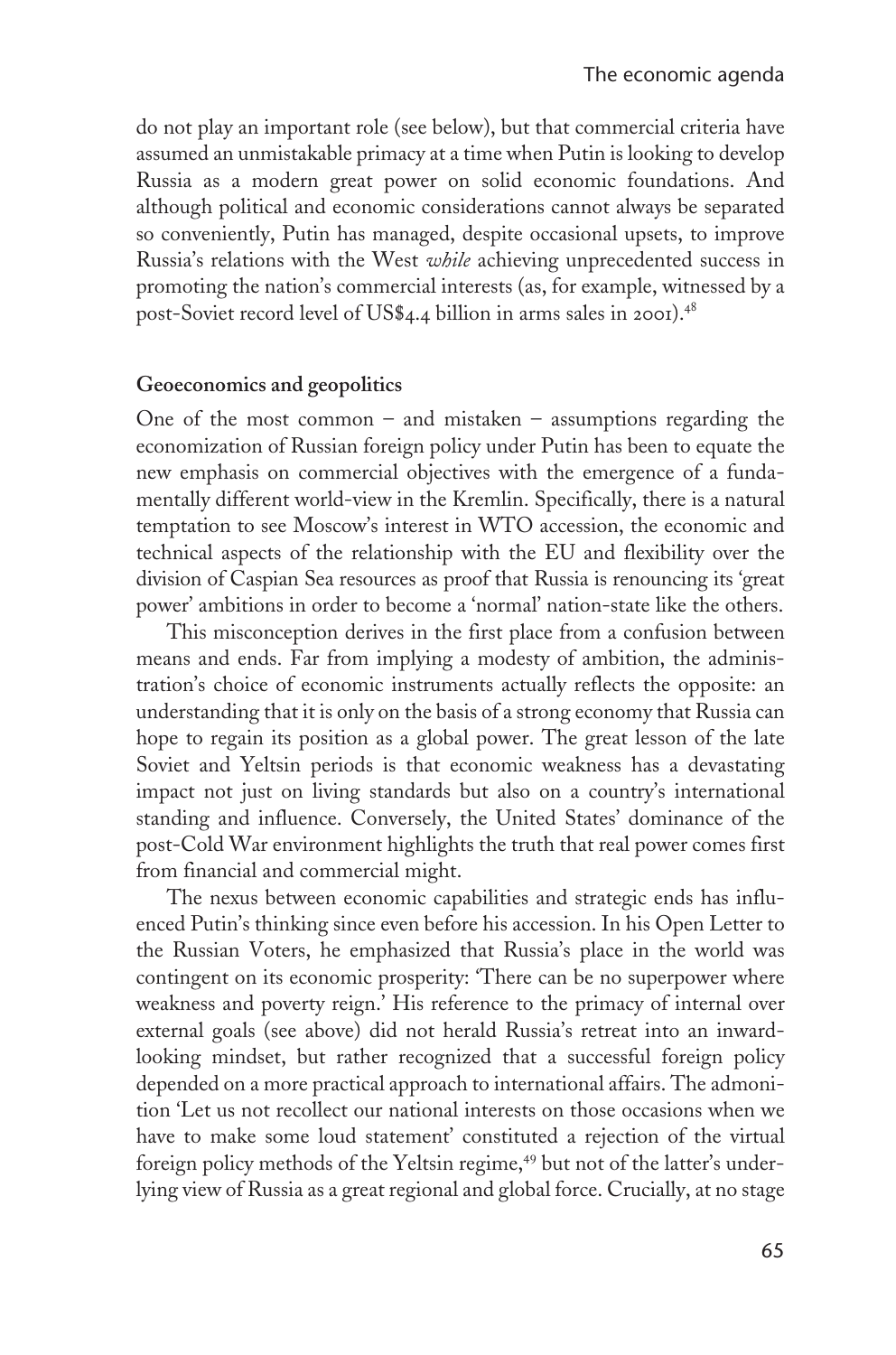do not play an important role (see below), but that commercial criteria have assumed an unmistakable primacy at a time when Putin is looking to develop Russia as a modern great power on solid economic foundations. And although political and economic considerations cannot always be separated so conveniently, Putin has managed, despite occasional upsets, to improve Russia's relations with the West *while* achieving unprecedented success in promoting the nation's commercial interests (as, for example, witnessed by a post-Soviet record level of US$4.4 billion in arms sales in 2001).[48]

**Geoeconomics and geopolitics**

One of the most common – and mistaken – assumptions regarding the economization of Russian foreign policy under Putin has been to equate the new emphasis on commercial objectives with the emergence of a fundamentally different world-view in the Kremlin. Specifically, there is a natural temptation to see Moscow's interest in WTO accession, the economic and technical aspects of the relationship with the EU and flexibility over the division of Caspian Sea resources as proof that Russia is renouncing its 'great power' ambitions in order to become a 'normal' nation-state like the others.

This misconception derives in the first place from a confusion between means and ends. Far from implying a modesty of ambition, the administration's choice of economic instruments actually reflects the opposite: an understanding that it is only on the basis of a strong economy that Russia can hope to regain its position as a global power. The great lesson of the late Soviet and Yeltsin periods is that economic weakness has a devastating impact not just on living standards but also on a country's international standing and influence. Conversely, the United States' dominance of the post-Cold War environment highlights the truth that real power comes first from financial and commercial might.

The nexus between economic capabilities and strategic ends has influenced Putin's thinking since even before his accession. In his Open Letter to the Russian Voters, he emphasized that Russia's place in the world was contingent on its economic prosperity: 'There can be no superpower where weakness and poverty reign.' His reference to the primacy of internal over external goals (see above) did not herald Russia's retreat into an inward-looking mindset, but rather recognized that a successful foreign policy depended on a more practical approach to international affairs. The admonition 'Let us not recollect our national interests on those occasions when we have to make some loud statement' constituted a rejection of the virtual foreign policy methods of the Yeltsin regime,[49] but not of the latter's underlying view of Russia as a great regional and global force. Crucially, at no stage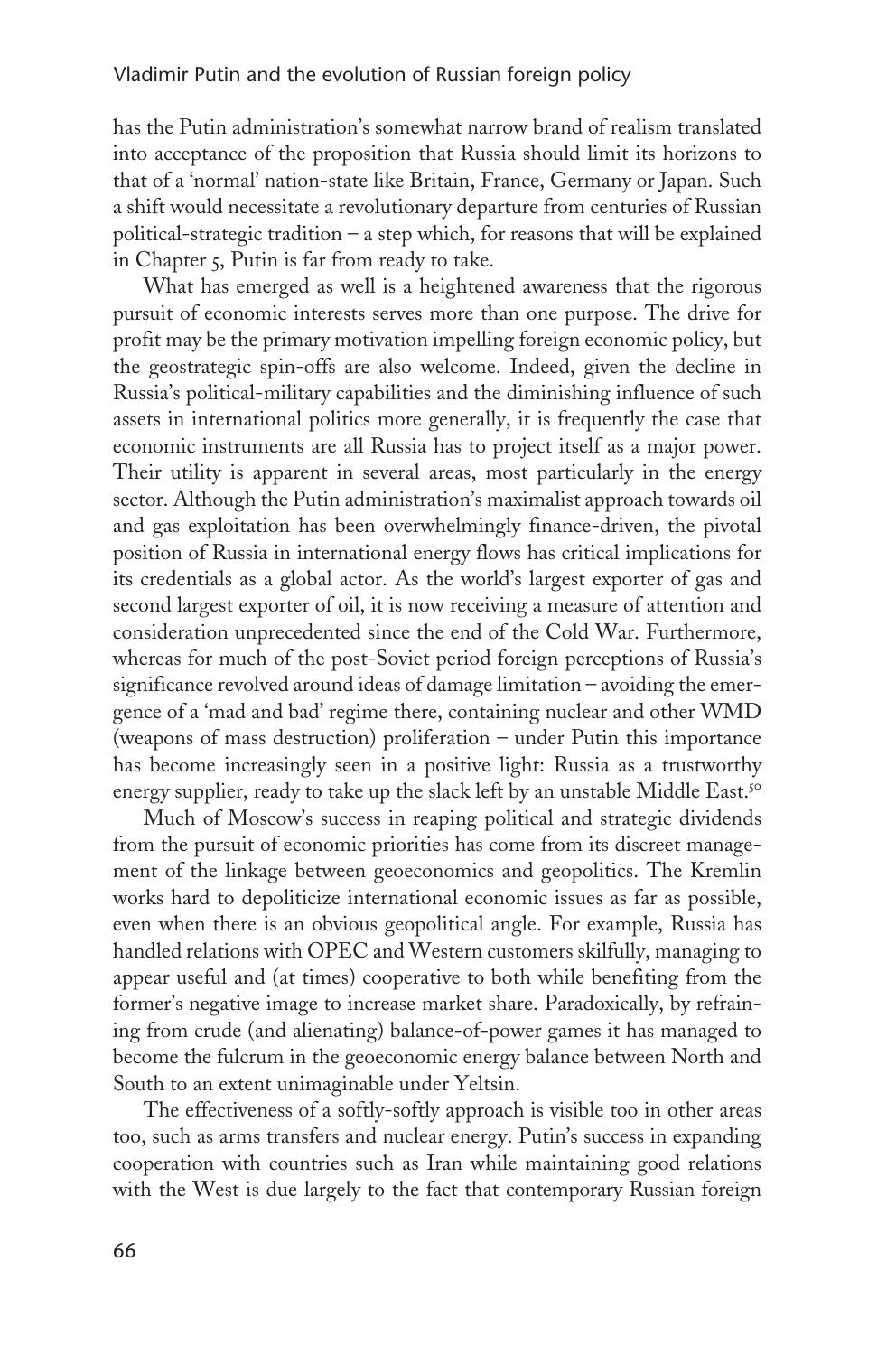has the Putin administration's somewhat narrow brand of realism translated into acceptance of the proposition that Russia should limit its horizons to that of a 'normal' nation-state like Britain, France, Germany or Japan. Such a shift would necessitate a revolutionary departure from centuries of Russian political-strategic tradition – a step which, for reasons that will be explained in Chapter 5, Putin is far from ready to take.

What has emerged as well is a heightened awareness that the rigorous pursuit of economic interests serves more than one purpose. The drive for profit may be the primary motivation impelling foreign economic policy, but the geostrategic spin-offs are also welcome. Indeed, given the decline in Russia's political-military capabilities and the diminishing influence of such assets in international politics more generally, it is frequently the case that economic instruments are all Russia has to project itself as a major power. Their utility is apparent in several areas, most particularly in the energy sector. Although the Putin administration's maximalist approach towards oil and gas exploitation has been overwhelmingly finance-driven, the pivotal position of Russia in international energy flows has critical implications for its credentials as a global actor. As the world's largest exporter of gas and second largest exporter of oil, it is now receiving a measure of attention and consideration unprecedented since the end of the Cold War. Furthermore, whereas for much of the post-Soviet period foreign perceptions of Russia's significance revolved around ideas of damage limitation – avoiding the emergence of a 'mad and bad' regime there, containing nuclear and other WMD (weapons of mass destruction) proliferation – under Putin this importance has become increasingly seen in a positive light: Russia as a trustworthy energy supplier, ready to take up the slack left by an unstable Middle East.[50]

Much of Moscow's success in reaping political and strategic dividends from the pursuit of economic priorities has come from its discreet management of the linkage between geoeconomics and geopolitics. The Kremlin works hard to depoliticize international economic issues as far as possible, even when there is an obvious geopolitical angle. For example, Russia has handled relations with OPEC and Western customers skilfully, managing to appear useful and (at times) cooperative to both while benefiting from the former's negative image to increase market share. Paradoxically, by refraining from crude (and alienating) balance-of-power games it has managed to become the fulcrum in the geoeconomic energy balance between North and South to an extent unimaginable under Yeltsin.

The effectiveness of a softly-softly approach is visible too in other areas too, such as arms transfers and nuclear energy. Putin's success in expanding cooperation with countries such as Iran while maintaining good relations with the West is due largely to the fact that contemporary Russian foreign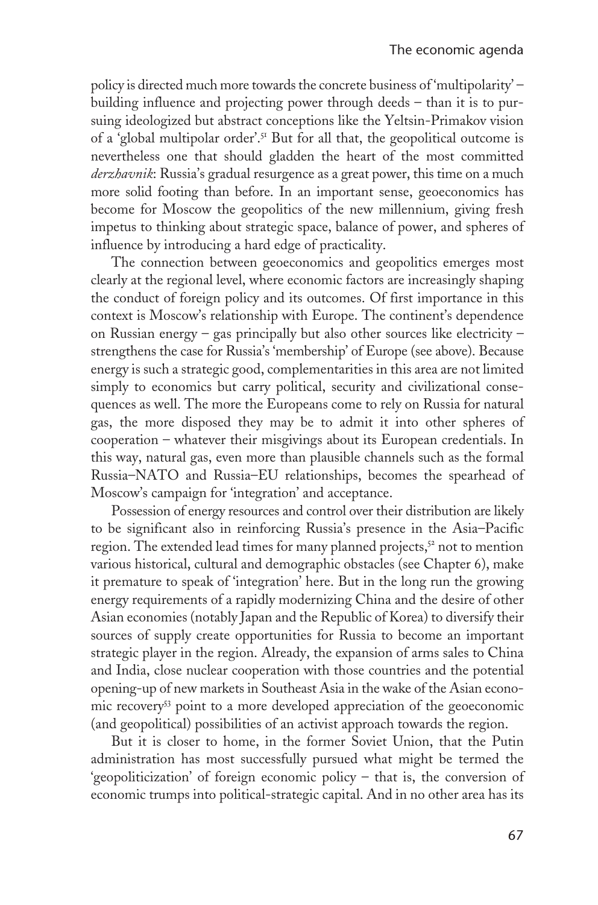policy is directed much more towards the concrete business of 'multipolarity' – building influence and projecting power through deeds – than it is to pursuing ideologized but abstract conceptions like the Yeltsin-Primakov vision of a 'global multipolar order'.[51] But for all that, the geopolitical outcome is nevertheless one that should gladden the heart of the most committed *derzhavnik*: Russia's gradual resurgence as a great power, this time on a much more solid footing than before. In an important sense, geoeconomics has become for Moscow the geopolitics of the new millennium, giving fresh impetus to thinking about strategic space, balance of power, and spheres of influence by introducing a hard edge of practicality.

The connection between geoeconomics and geopolitics emerges most clearly at the regional level, where economic factors are increasingly shaping the conduct of foreign policy and its outcomes. Of first importance in this context is Moscow's relationship with Europe. The continent's dependence on Russian energy – gas principally but also other sources like electricity – strengthens the case for Russia's 'membership' of Europe (see above). Because energy is such a strategic good, complementarities in this area are not limited simply to economics but carry political, security and civilizational consequences as well. The more the Europeans come to rely on Russia for natural gas, the more disposed they may be to admit it into other spheres of cooperation – whatever their misgivings about its European credentials. In this way, natural gas, even more than plausible channels such as the formal Russia–NATO and Russia–EU relationships, becomes the spearhead of Moscow's campaign for 'integration' and acceptance.

Possession of energy resources and control over their distribution are likely to be significant also in reinforcing Russia's presence in the Asia–Pacific region. The extended lead times for many planned projects,[52] not to mention various historical, cultural and demographic obstacles (see Chapter 6), make it premature to speak of 'integration' here. But in the long run the growing energy requirements of a rapidly modernizing China and the desire of other Asian economies (notably Japan and the Republic of Korea) to diversify their sources of supply create opportunities for Russia to become an important strategic player in the region. Already, the expansion of arms sales to China and India, close nuclear cooperation with those countries and the potential opening-up of new markets in Southeast Asia in the wake of the Asian economic recovery[53] point to a more developed appreciation of the geoeconomic (and geopolitical) possibilities of an activist approach towards the region.

But it is closer to home, in the former Soviet Union, that the Putin administration has most successfully pursued what might be termed the 'geopoliticization' of foreign economic policy – that is, the conversion of economic trumps into political-strategic capital. And in no other area has its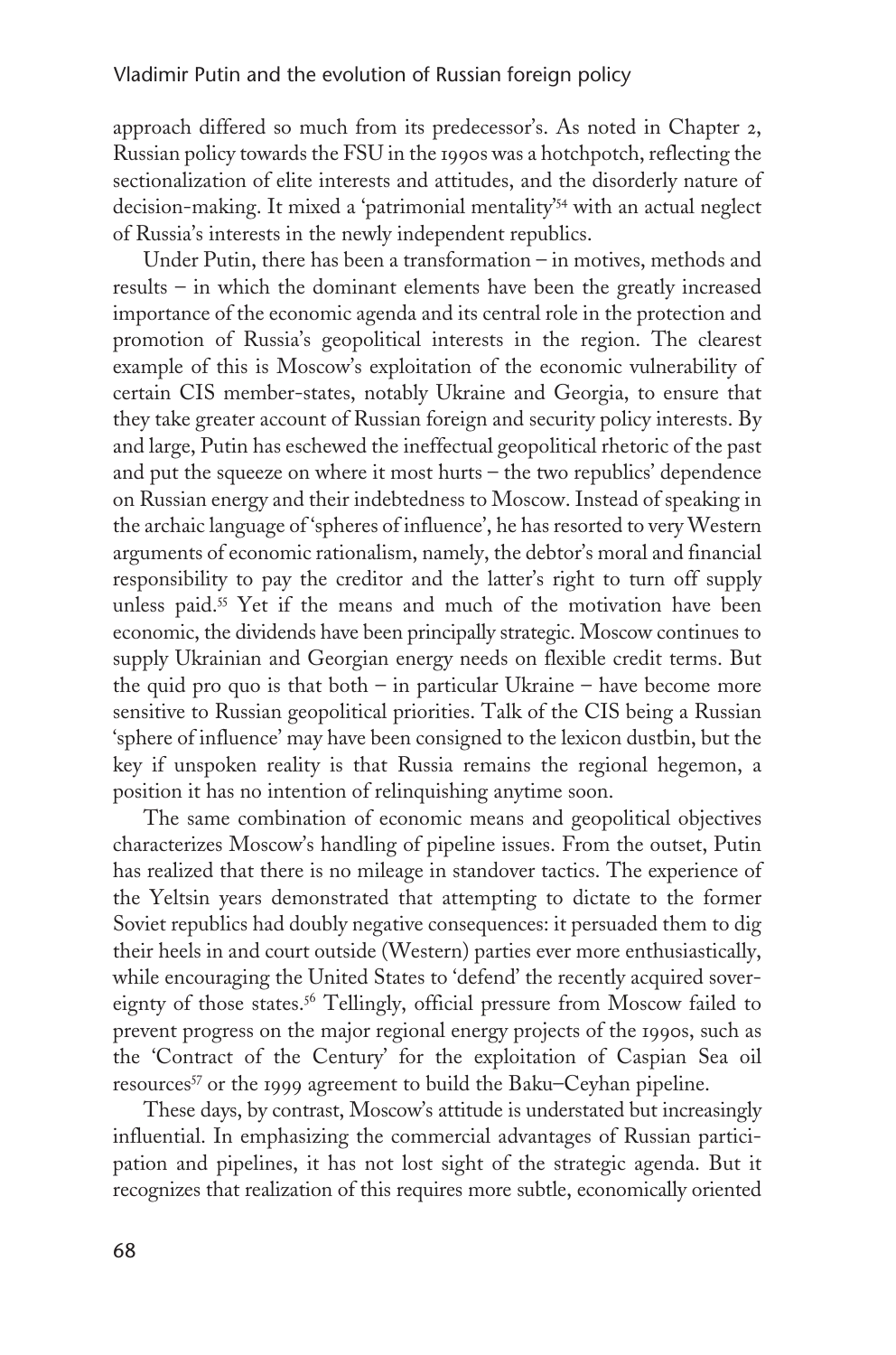approach differed so much from its predecessor's. As noted in Chapter 2, Russian policy towards the FSU in the 1990s was a hotchpotch, reflecting the sectionalization of elite interests and attitudes, and the disorderly nature of decision-making. It mixed a 'patrimonial mentality'[54] with an actual neglect of Russia's interests in the newly independent republics.

Under Putin, there has been a transformation – in motives, methods and results – in which the dominant elements have been the greatly increased importance of the economic agenda and its central role in the protection and promotion of Russia's geopolitical interests in the region. The clearest example of this is Moscow's exploitation of the economic vulnerability of certain CIS member-states, notably Ukraine and Georgia, to ensure that they take greater account of Russian foreign and security policy interests. By and large, Putin has eschewed the ineffectual geopolitical rhetoric of the past and put the squeeze on where it most hurts – the two republics' dependence on Russian energy and their indebtedness to Moscow. Instead of speaking in the archaic language of 'spheres of influence', he has resorted to very Western arguments of economic rationalism, namely, the debtor's moral and financial responsibility to pay the creditor and the latter's right to turn off supply unless paid.[55] Yet if the means and much of the motivation have been economic, the dividends have been principally strategic. Moscow continues to supply Ukrainian and Georgian energy needs on flexible credit terms. But the quid pro quo is that both – in particular Ukraine – have become more sensitive to Russian geopolitical priorities. Talk of the CIS being a Russian 'sphere of influence' may have been consigned to the lexicon dustbin, but the key if unspoken reality is that Russia remains the regional hegemon, a position it has no intention of relinquishing anytime soon.

The same combination of economic means and geopolitical objectives characterizes Moscow's handling of pipeline issues. From the outset, Putin has realized that there is no mileage in standover tactics. The experience of the Yeltsin years demonstrated that attempting to dictate to the former Soviet republics had doubly negative consequences: it persuaded them to dig their heels in and court outside (Western) parties ever more enthusiastically, while encouraging the United States to 'defend' the recently acquired sovereignty of those states.[56] Tellingly, official pressure from Moscow failed to prevent progress on the major regional energy projects of the 1990s, such as the 'Contract of the Century' for the exploitation of Caspian Sea oil resources[57] or the 1999 agreement to build the Baku–Ceyhan pipeline.

These days, by contrast, Moscow's attitude is understated but increasingly influential. In emphasizing the commercial advantages of Russian participation and pipelines, it has not lost sight of the strategic agenda. But it recognizes that realization of this requires more subtle, economically oriented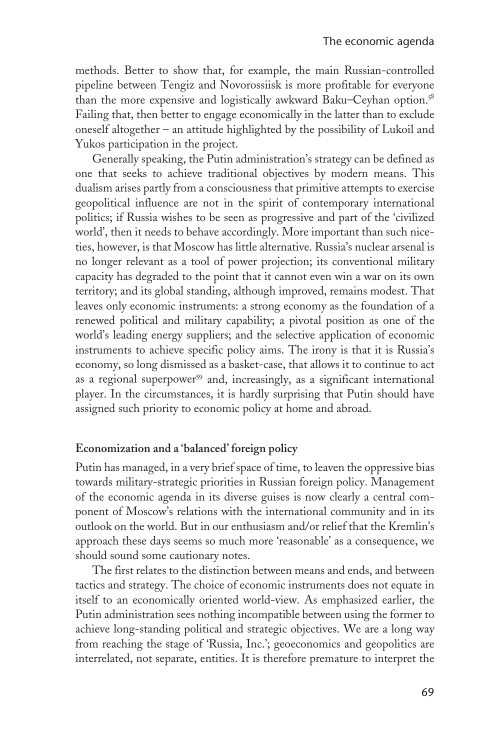methods. Better to show that, for example, the main Russian-controlled pipeline between Tengiz and Novorossiisk is more profitable for everyone than the more expensive and logistically awkward Baku–Ceyhan option.[58] Failing that, then better to engage economically in the latter than to exclude oneself altogether – an attitude highlighted by the possibility of Lukoil and Yukos participation in the project.

Generally speaking, the Putin administration's strategy can be defined as one that seeks to achieve traditional objectives by modern means. This dualism arises partly from a consciousness that primitive attempts to exercise geopolitical influence are not in the spirit of contemporary international politics; if Russia wishes to be seen as progressive and part of the 'civilized world', then it needs to behave accordingly. More important than such niceties, however, is that Moscow has little alternative. Russia's nuclear arsenal is no longer relevant as a tool of power projection; its conventional military capacity has degraded to the point that it cannot even win a war on its own territory; and its global standing, although improved, remains modest. That leaves only economic instruments: a strong economy as the foundation of a renewed political and military capability; a pivotal position as one of the world's leading energy suppliers; and the selective application of economic instruments to achieve specific policy aims. The irony is that it is Russia's economy, so long dismissed as a basket-case, that allows it to continue to act as a regional superpower[59] and, increasingly, as a significant international player. In the circumstances, it is hardly surprising that Putin should have assigned such priority to economic policy at home and abroad.

### Economization and a 'balanced' foreign policy

Putin has managed, in a very brief space of time, to leaven the oppressive bias towards military-strategic priorities in Russian foreign policy. Management of the economic agenda in its diverse guises is now clearly a central component of Moscow's relations with the international community and in its outlook on the world. But in our enthusiasm and/or relief that the Kremlin's approach these days seems so much more 'reasonable' as a consequence, we should sound some cautionary notes.

The first relates to the distinction between means and ends, and between tactics and strategy. The choice of economic instruments does not equate in itself to an economically oriented world-view. As emphasized earlier, the Putin administration sees nothing incompatible between using the former to achieve long-standing political and strategic objectives. We are a long way from reaching the stage of 'Russia, Inc.'; geoeconomics and geopolitics are interrelated, not separate, entities. It is therefore premature to interpret the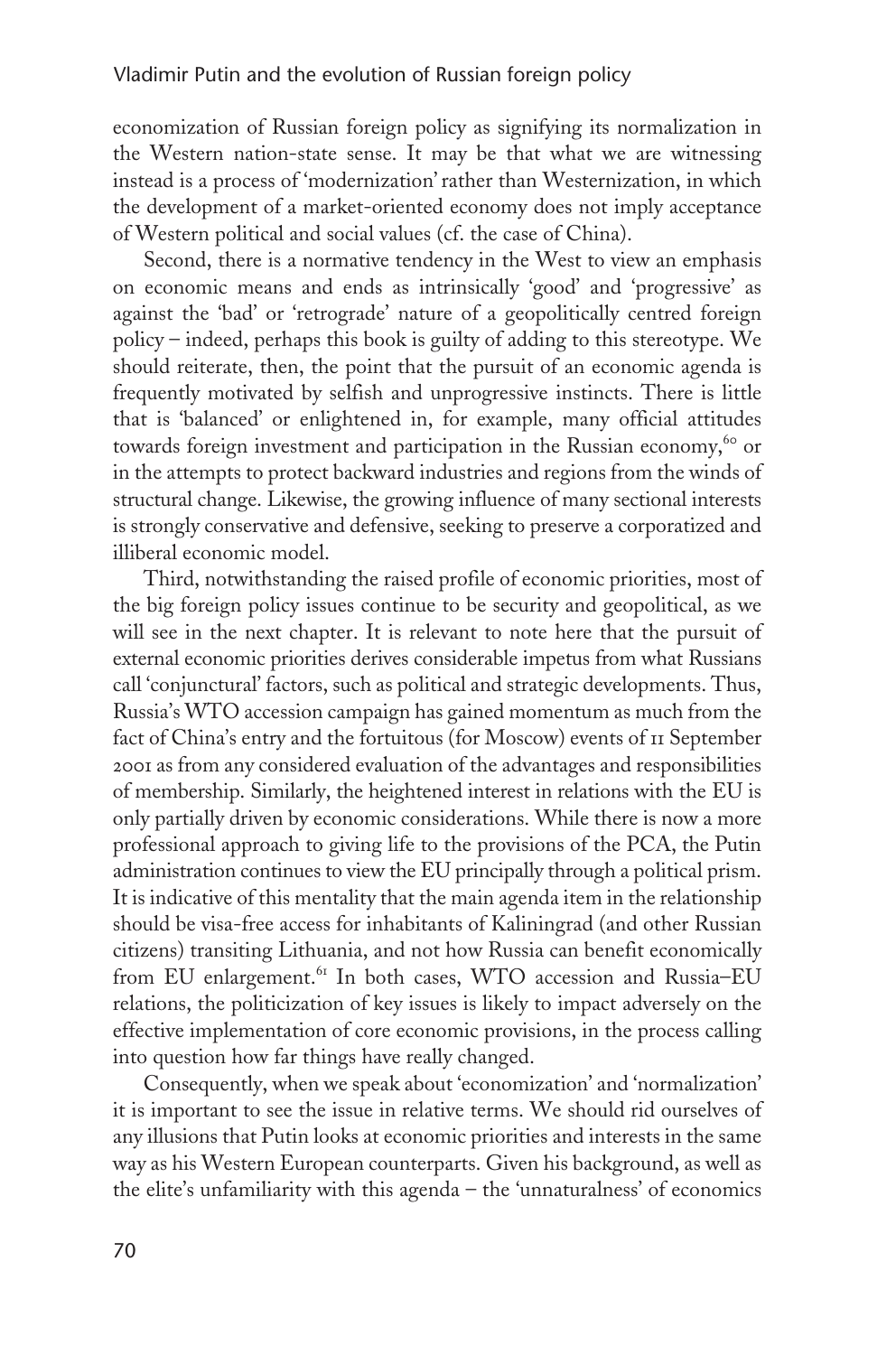economization of Russian foreign policy as signifying its normalization in the Western nation-state sense. It may be that what we are witnessing instead is a process of 'modernization' rather than Westernization, in which the development of a market-oriented economy does not imply acceptance of Western political and social values (cf. the case of China).

Second, there is a normative tendency in the West to view an emphasis on economic means and ends as intrinsically 'good' and 'progressive' as against the 'bad' or 'retrograde' nature of a geopolitically centred foreign policy – indeed, perhaps this book is guilty of adding to this stereotype. We should reiterate, then, the point that the pursuit of an economic agenda is frequently motivated by selfish and unprogressive instincts. There is little that is 'balanced' or enlightened in, for example, many official attitudes towards foreign investment and participation in the Russian economy,[60] or in the attempts to protect backward industries and regions from the winds of structural change. Likewise, the growing influence of many sectional interests is strongly conservative and defensive, seeking to preserve a corporatized and illiberal economic model.

Third, notwithstanding the raised profile of economic priorities, most of the big foreign policy issues continue to be security and geopolitical, as we will see in the next chapter. It is relevant to note here that the pursuit of external economic priorities derives considerable impetus from what Russians call 'conjunctural' factors, such as political and strategic developments. Thus, Russia's WTO accession campaign has gained momentum as much from the fact of China's entry and the fortuitous (for Moscow) events of 11 September 2001 as from any considered evaluation of the advantages and responsibilities of membership. Similarly, the heightened interest in relations with the EU is only partially driven by economic considerations. While there is now a more professional approach to giving life to the provisions of the PCA, the Putin administration continues to view the EU principally through a political prism. It is indicative of this mentality that the main agenda item in the relationship should be visa-free access for inhabitants of Kaliningrad (and other Russian citizens) transiting Lithuania, and not how Russia can benefit economically from EU enlargement.[61] In both cases, WTO accession and Russia–EU relations, the politicization of key issues is likely to impact adversely on the effective implementation of core economic provisions, in the process calling into question how far things have really changed.

Consequently, when we speak about 'economization' and 'normalization' it is important to see the issue in relative terms. We should rid ourselves of any illusions that Putin looks at economic priorities and interests in the same way as his Western European counterparts. Given his background, as well as the elite's unfamiliarity with this agenda – the 'unnaturalness' of economics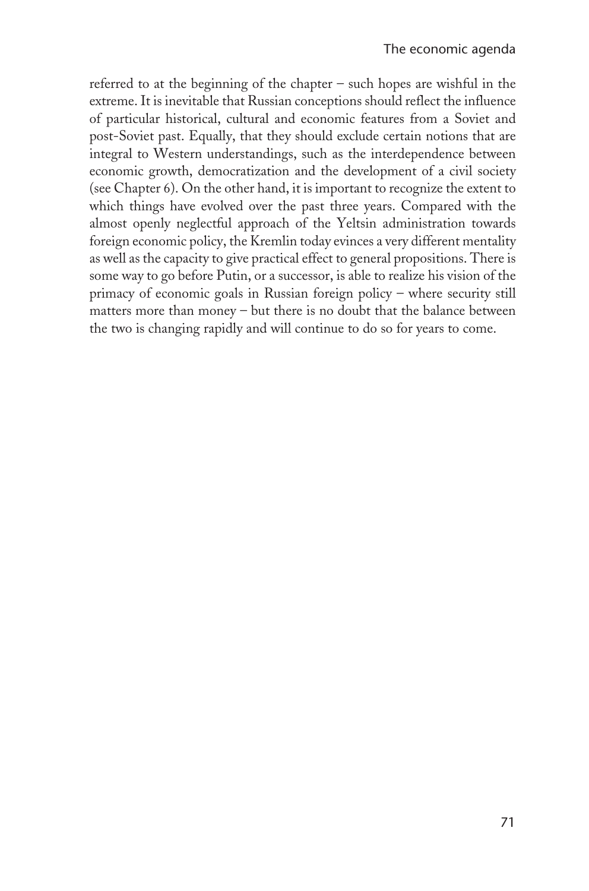referred to at the beginning of the chapter – such hopes are wishful in the extreme. It is inevitable that Russian conceptions should reflect the influence of particular historical, cultural and economic features from a Soviet and post-Soviet past. Equally, that they should exclude certain notions that are integral to Western understandings, such as the interdependence between economic growth, democratization and the development of a civil society (see Chapter 6). On the other hand, it is important to recognize the extent to which things have evolved over the past three years. Compared with the almost openly neglectful approach of the Yeltsin administration towards foreign economic policy, the Kremlin today evinces a very different mentality as well as the capacity to give practical effect to general propositions. There is some way to go before Putin, or a successor, is able to realize his vision of the primacy of economic goals in Russian foreign policy – where security still matters more than money – but there is no doubt that the balance between the two is changing rapidly and will continue to do so for years to come.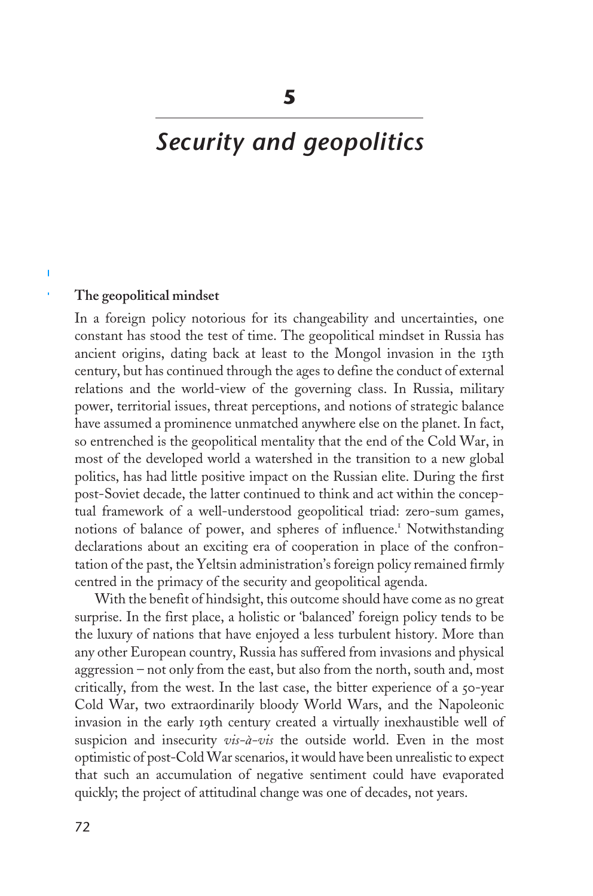# 5

# *Security and geopolitics*

## The geopolitical mindset

In a foreign policy notorious for its changeability and uncertainties, one constant has stood the test of time. The geopolitical mindset in Russia has ancient origins, dating back at least to the Mongol invasion in the 13th century, but has continued through the ages to define the conduct of external relations and the world-view of the governing class. In Russia, military power, territorial issues, threat perceptions, and notions of strategic balance have assumed a prominence unmatched anywhere else on the planet. In fact, so entrenched is the geopolitical mentality that the end of the Cold War, in most of the developed world a watershed in the transition to a new global politics, has had little positive impact on the Russian elite. During the first post-Soviet decade, the latter continued to think and act within the conceptual framework of a well-understood geopolitical triad: zero-sum games, notions of balance of power, and spheres of influence.[1] Notwithstanding declarations about an exciting era of cooperation in place of the confrontation of the past, the Yeltsin administration's foreign policy remained firmly centred in the primacy of the security and geopolitical agenda.

With the benefit of hindsight, this outcome should have come as no great surprise. In the first place, a holistic or 'balanced' foreign policy tends to be the luxury of nations that have enjoyed a less turbulent history. More than any other European country, Russia has suffered from invasions and physical aggression – not only from the east, but also from the north, south and, most critically, from the west. In the last case, the bitter experience of a 50-year Cold War, two extraordinarily bloody World Wars, and the Napoleonic invasion in the early 19th century created a virtually inexhaustible well of suspicion and insecurity *vis-à-vis* the outside world. Even in the most optimistic of post-Cold War scenarios, it would have been unrealistic to expect that such an accumulation of negative sentiment could have evaporated quickly; the project of attitudinal change was one of decades, not years.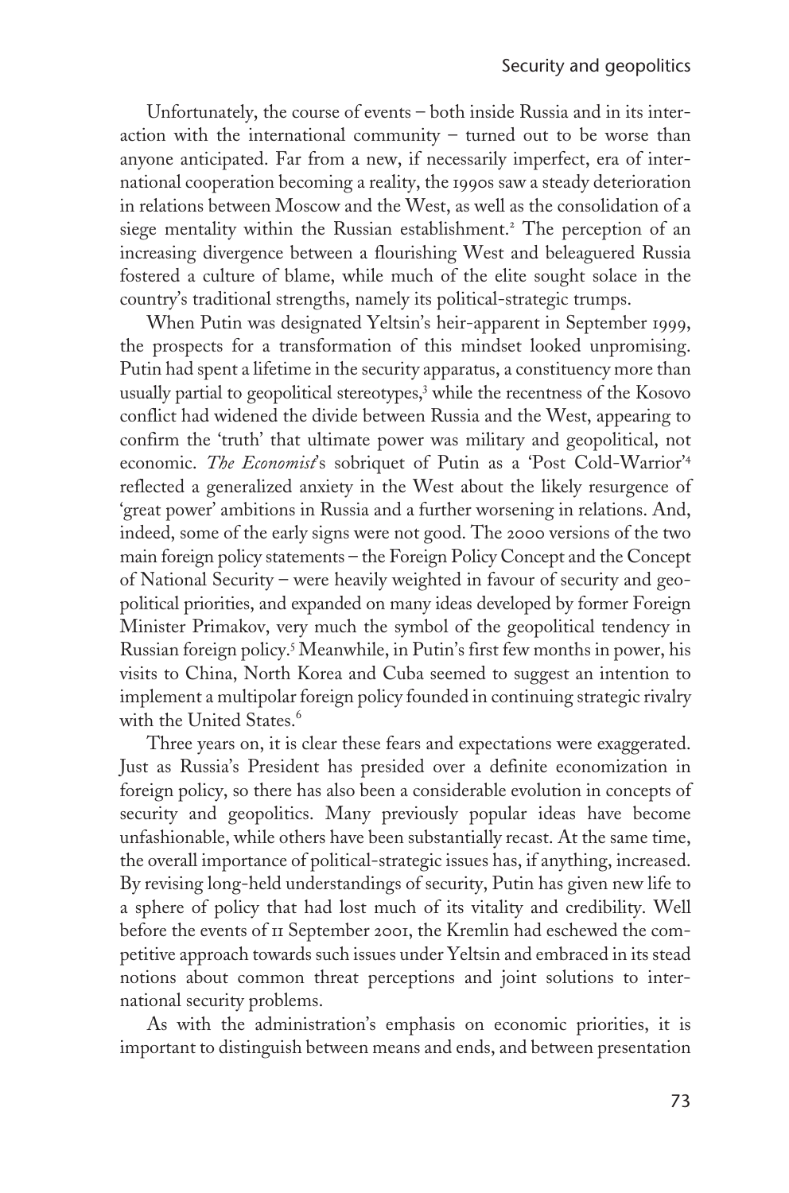Unfortunately, the course of events – both inside Russia and in its interaction with the international community – turned out to be worse than anyone anticipated. Far from a new, if necessarily imperfect, era of international cooperation becoming a reality, the 1990s saw a steady deterioration in relations between Moscow and the West, as well as the consolidation of a siege mentality within the Russian establishment.[2] The perception of an increasing divergence between a flourishing West and beleaguered Russia fostered a culture of blame, while much of the elite sought solace in the country's traditional strengths, namely its political-strategic trumps.

When Putin was designated Yeltsin's heir-apparent in September 1999, the prospects for a transformation of this mindset looked unpromising. Putin had spent a lifetime in the security apparatus, a constituency more than usually partial to geopolitical stereotypes,[3] while the recentness of the Kosovo conflict had widened the divide between Russia and the West, appearing to confirm the 'truth' that ultimate power was military and geopolitical, not economic. *The Economist*'s sobriquet of Putin as a 'Post Cold-Warrior'[4] reflected a generalized anxiety in the West about the likely resurgence of 'great power' ambitions in Russia and a further worsening in relations. And, indeed, some of the early signs were not good. The 2000 versions of the two main foreign policy statements – the Foreign Policy Concept and the Concept of National Security – were heavily weighted in favour of security and geopolitical priorities, and expanded on many ideas developed by former Foreign Minister Primakov, very much the symbol of the geopolitical tendency in Russian foreign policy.[5] Meanwhile, in Putin's first few months in power, his visits to China, North Korea and Cuba seemed to suggest an intention to implement a multipolar foreign policy founded in continuing strategic rivalry with the United States.[6]

Three years on, it is clear these fears and expectations were exaggerated. Just as Russia's President has presided over a definite economization in foreign policy, so there has also been a considerable evolution in concepts of security and geopolitics. Many previously popular ideas have become unfashionable, while others have been substantially recast. At the same time, the overall importance of political-strategic issues has, if anything, increased. By revising long-held understandings of security, Putin has given new life to a sphere of policy that had lost much of its vitality and credibility. Well before the events of 11 September 2001, the Kremlin had eschewed the competitive approach towards such issues under Yeltsin and embraced in its stead notions about common threat perceptions and joint solutions to international security problems.

As with the administration's emphasis on economic priorities, it is important to distinguish between means and ends, and between presentation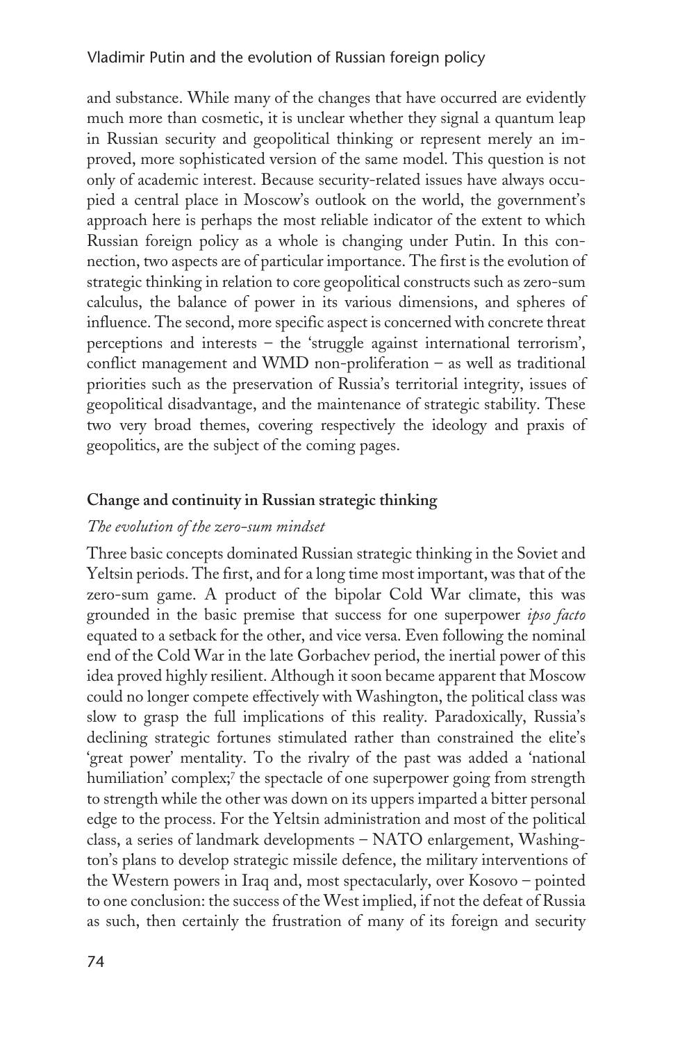and substance. While many of the changes that have occurred are evidently much more than cosmetic, it is unclear whether they signal a quantum leap in Russian security and geopolitical thinking or represent merely an improved, more sophisticated version of the same model. This question is not only of academic interest. Because security-related issues have always occupied a central place in Moscow's outlook on the world, the government's approach here is perhaps the most reliable indicator of the extent to which Russian foreign policy as a whole is changing under Putin. In this connection, two aspects are of particular importance. The first is the evolution of strategic thinking in relation to core geopolitical constructs such as zero-sum calculus, the balance of power in its various dimensions, and spheres of influence. The second, more specific aspect is concerned with concrete threat perceptions and interests – the 'struggle against international terrorism', conflict management and WMD non-proliferation – as well as traditional priorities such as the preservation of Russia's territorial integrity, issues of geopolitical disadvantage, and the maintenance of strategic stability. These two very broad themes, covering respectively the ideology and praxis of geopolitics, are the subject of the coming pages.

## Change and continuity in Russian strategic thinking

### *The evolution of the zero-sum mindset*

Three basic concepts dominated Russian strategic thinking in the Soviet and Yeltsin periods. The first, and for a long time most important, was that of the zero-sum game. A product of the bipolar Cold War climate, this was grounded in the basic premise that success for one superpower *ipso facto* equated to a setback for the other, and vice versa. Even following the nominal end of the Cold War in the late Gorbachev period, the inertial power of this idea proved highly resilient. Although it soon became apparent that Moscow could no longer compete effectively with Washington, the political class was slow to grasp the full implications of this reality. Paradoxically, Russia's declining strategic fortunes stimulated rather than constrained the elite's 'great power' mentality. To the rivalry of the past was added a 'national humiliation' complex;[7] the spectacle of one superpower going from strength to strength while the other was down on its uppers imparted a bitter personal edge to the process. For the Yeltsin administration and most of the political class, a series of landmark developments – NATO enlargement, Washington's plans to develop strategic missile defence, the military interventions of the Western powers in Iraq and, most spectacularly, over Kosovo – pointed to one conclusion: the success of the West implied, if not the defeat of Russia as such, then certainly the frustration of many of its foreign and security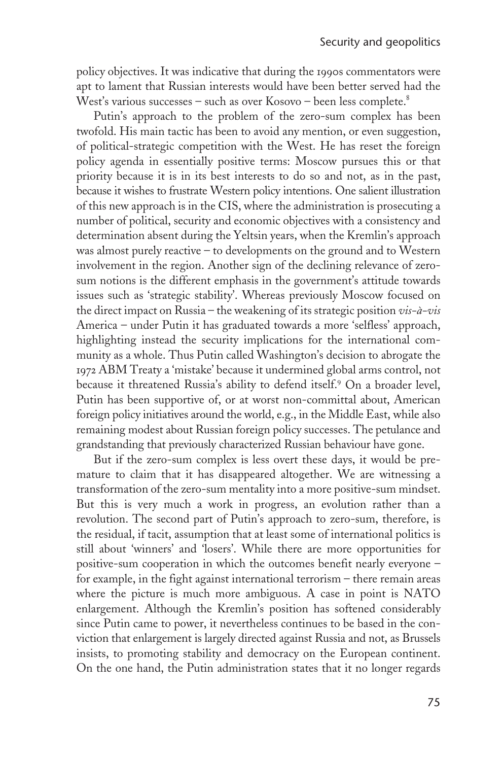policy objectives. It was indicative that during the 1990s commentators were apt to lament that Russian interests would have been better served had the West's various successes – such as over Kosovo – been less complete.[8]

Putin's approach to the problem of the zero-sum complex has been twofold. His main tactic has been to avoid any mention, or even suggestion, of political-strategic competition with the West. He has reset the foreign policy agenda in essentially positive terms: Moscow pursues this or that priority because it is in its best interests to do so and not, as in the past, because it wishes to frustrate Western policy intentions. One salient illustration of this new approach is in the CIS, where the administration is prosecuting a number of political, security and economic objectives with a consistency and determination absent during the Yeltsin years, when the Kremlin's approach was almost purely reactive – to developments on the ground and to Western involvement in the region. Another sign of the declining relevance of zero-sum notions is the different emphasis in the government's attitude towards issues such as 'strategic stability'. Whereas previously Moscow focused on the direct impact on Russia – the weakening of its strategic position *vis-à-vis* America – under Putin it has graduated towards a more 'selfless' approach, highlighting instead the security implications for the international community as a whole. Thus Putin called Washington's decision to abrogate the 1972 ABM Treaty a 'mistake' because it undermined global arms control, not because it threatened Russia's ability to defend itself.[9] On a broader level, Putin has been supportive of, or at worst non-committal about, American foreign policy initiatives around the world, e.g., in the Middle East, while also remaining modest about Russian foreign policy successes. The petulance and grandstanding that previously characterized Russian behaviour have gone.

But if the zero-sum complex is less overt these days, it would be premature to claim that it has disappeared altogether. We are witnessing a transformation of the zero-sum mentality into a more positive-sum mindset. But this is very much a work in progress, an evolution rather than a revolution. The second part of Putin's approach to zero-sum, therefore, is the residual, if tacit, assumption that at least some of international politics is still about 'winners' and 'losers'. While there are more opportunities for positive-sum cooperation in which the outcomes benefit nearly everyone – for example, in the fight against international terrorism – there remain areas where the picture is much more ambiguous. A case in point is NATO enlargement. Although the Kremlin's position has softened considerably since Putin came to power, it nevertheless continues to be based in the conviction that enlargement is largely directed against Russia and not, as Brussels insists, to promoting stability and democracy on the European continent. On the one hand, the Putin administration states that it no longer regards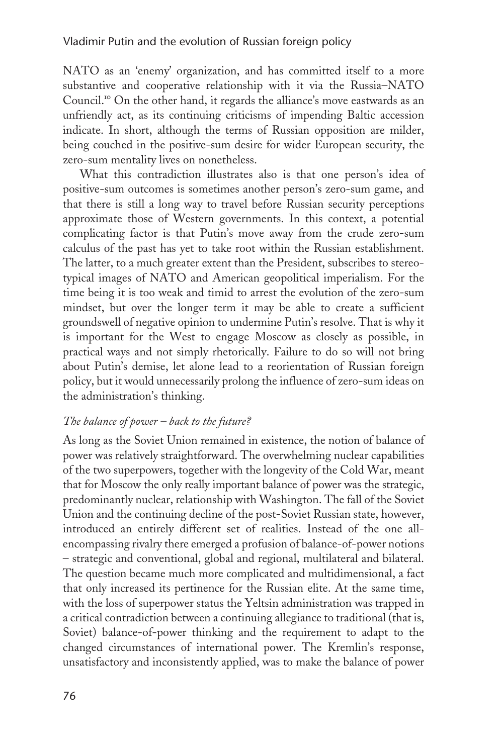NATO as an 'enemy' organization, and has committed itself to a more substantive and cooperative relationship with it via the Russia–NATO Council.[10] On the other hand, it regards the alliance's move eastwards as an unfriendly act, as its continuing criticisms of impending Baltic accession indicate. In short, although the terms of Russian opposition are milder, being couched in the positive-sum desire for wider European security, the zero-sum mentality lives on nonetheless.

What this contradiction illustrates also is that one person's idea of positive-sum outcomes is sometimes another person's zero-sum game, and that there is still a long way to travel before Russian security perceptions approximate those of Western governments. In this context, a potential complicating factor is that Putin's move away from the crude zero-sum calculus of the past has yet to take root within the Russian establishment. The latter, to a much greater extent than the President, subscribes to stereotypical images of NATO and American geopolitical imperialism. For the time being it is too weak and timid to arrest the evolution of the zero-sum mindset, but over the longer term it may be able to create a sufficient groundswell of negative opinion to undermine Putin's resolve. That is why it is important for the West to engage Moscow as closely as possible, in practical ways and not simply rhetorically. Failure to do so will not bring about Putin's demise, let alone lead to a reorientation of Russian foreign policy, but it would unnecessarily prolong the influence of zero-sum ideas on the administration's thinking.

### *The balance of power – back to the future?*

As long as the Soviet Union remained in existence, the notion of balance of power was relatively straightforward. The overwhelming nuclear capabilities of the two superpowers, together with the longevity of the Cold War, meant that for Moscow the only really important balance of power was the strategic, predominantly nuclear, relationship with Washington. The fall of the Soviet Union and the continuing decline of the post-Soviet Russian state, however, introduced an entirely different set of realities. Instead of the one all-encompassing rivalry there emerged a profusion of balance-of-power notions – strategic and conventional, global and regional, multilateral and bilateral. The question became much more complicated and multidimensional, a fact that only increased its pertinence for the Russian elite. At the same time, with the loss of superpower status the Yeltsin administration was trapped in a critical contradiction between a continuing allegiance to traditional (that is, Soviet) balance-of-power thinking and the requirement to adapt to the changed circumstances of international power. The Kremlin's response, unsatisfactory and inconsistently applied, was to make the balance of power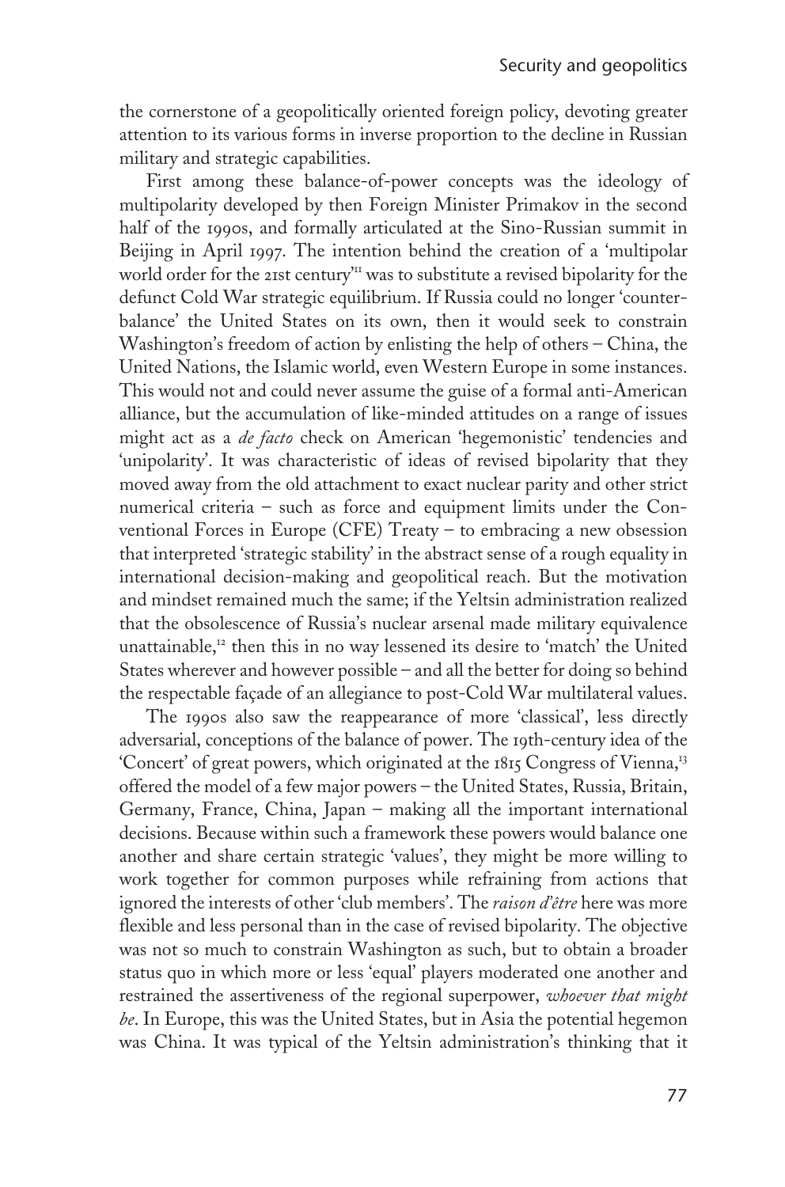the cornerstone of a geopolitically oriented foreign policy, devoting greater attention to its various forms in inverse proportion to the decline in Russian military and strategic capabilities.

First among these balance-of-power concepts was the ideology of multipolarity developed by then Foreign Minister Primakov in the second half of the 1990s, and formally articulated at the Sino-Russian summit in Beijing in April 1997. The intention behind the creation of a 'multipolar world order for the 21st century'[11] was to substitute a revised bipolarity for the defunct Cold War strategic equilibrium. If Russia could no longer 'counter-balance' the United States on its own, then it would seek to constrain Washington's freedom of action by enlisting the help of others – China, the United Nations, the Islamic world, even Western Europe in some instances. This would not and could never assume the guise of a formal anti-American alliance, but the accumulation of like-minded attitudes on a range of issues might act as a *de facto* check on American 'hegemonistic' tendencies and 'unipolarity'. It was characteristic of ideas of revised bipolarity that they moved away from the old attachment to exact nuclear parity and other strict numerical criteria – such as force and equipment limits under the Conventional Forces in Europe (CFE) Treaty – to embracing a new obsession that interpreted 'strategic stability' in the abstract sense of a rough equality in international decision-making and geopolitical reach. But the motivation and mindset remained much the same; if the Yeltsin administration realized that the obsolescence of Russia's nuclear arsenal made military equivalence unattainable,[12] then this in no way lessened its desire to 'match' the United States wherever and however possible – and all the better for doing so behind the respectable façade of an allegiance to post-Cold War multilateral values.

The 1990s also saw the reappearance of more 'classical', less directly adversarial, conceptions of the balance of power. The 19th-century idea of the 'Concert' of great powers, which originated at the 1815 Congress of Vienna,[13] offered the model of a few major powers – the United States, Russia, Britain, Germany, France, China, Japan – making all the important international decisions. Because within such a framework these powers would balance one another and share certain strategic 'values', they might be more willing to work together for common purposes while refraining from actions that ignored the interests of other 'club members'. The *raison d'être* here was more flexible and less personal than in the case of revised bipolarity. The objective was not so much to constrain Washington as such, but to obtain a broader status quo in which more or less 'equal' players moderated one another and restrained the assertiveness of the regional superpower, *whoever that might be*. In Europe, this was the United States, but in Asia the potential hegemon was China. It was typical of the Yeltsin administration's thinking that it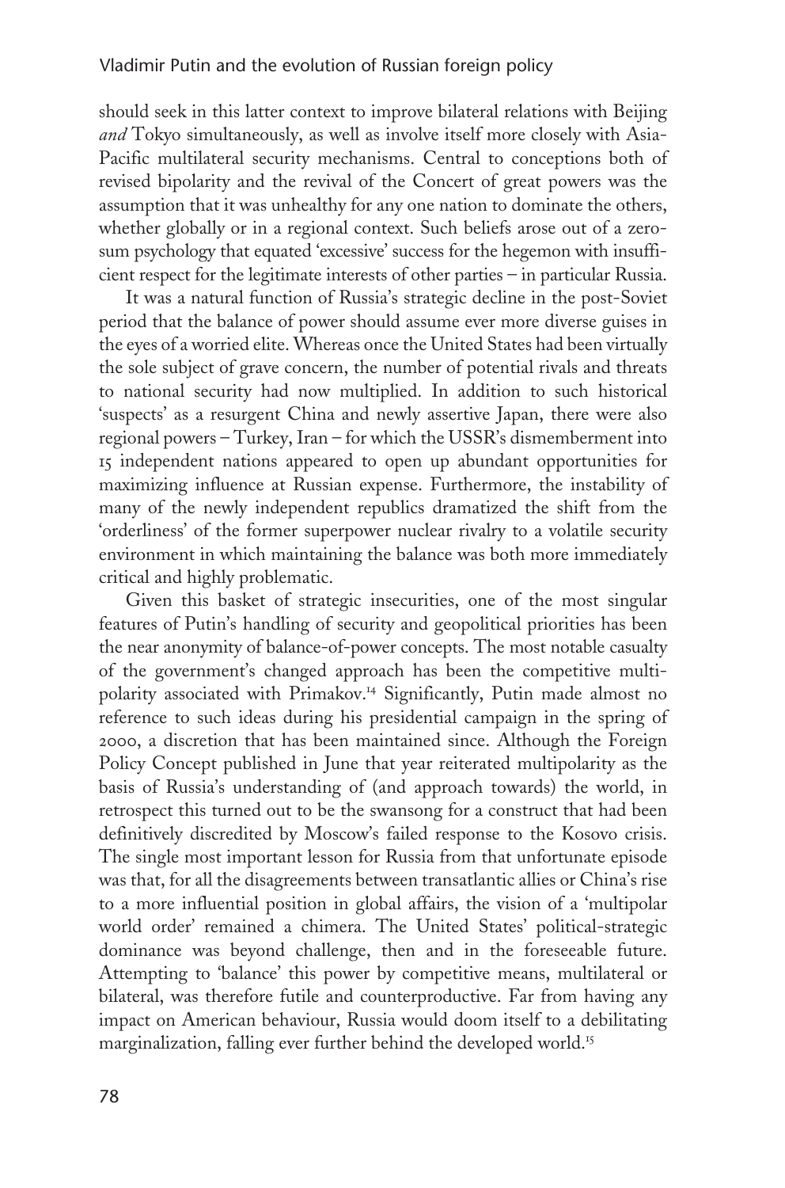should seek in this latter context to improve bilateral relations with Beijing *and* Tokyo simultaneously, as well as involve itself more closely with Asia-Pacific multilateral security mechanisms. Central to conceptions both of revised bipolarity and the revival of the Concert of great powers was the assumption that it was unhealthy for any one nation to dominate the others, whether globally or in a regional context. Such beliefs arose out of a zero-sum psychology that equated 'excessive' success for the hegemon with insufficient respect for the legitimate interests of other parties – in particular Russia.

It was a natural function of Russia's strategic decline in the post-Soviet period that the balance of power should assume ever more diverse guises in the eyes of a worried elite. Whereas once the United States had been virtually the sole subject of grave concern, the number of potential rivals and threats to national security had now multiplied. In addition to such historical 'suspects' as a resurgent China and newly assertive Japan, there were also regional powers – Turkey, Iran – for which the USSR's dismemberment into 15 independent nations appeared to open up abundant opportunities for maximizing influence at Russian expense. Furthermore, the instability of many of the newly independent republics dramatized the shift from the 'orderliness' of the former superpower nuclear rivalry to a volatile security environment in which maintaining the balance was both more immediately critical and highly problematic.

Given this basket of strategic insecurities, one of the most singular features of Putin's handling of security and geopolitical priorities has been the near anonymity of balance-of-power concepts. The most notable casualty of the government's changed approach has been the competitive multipolarity associated with Primakov.[14] Significantly, Putin made almost no reference to such ideas during his presidential campaign in the spring of 2000, a discretion that has been maintained since. Although the Foreign Policy Concept published in June that year reiterated multipolarity as the basis of Russia's understanding of (and approach towards) the world, in retrospect this turned out to be the swansong for a construct that had been definitively discredited by Moscow's failed response to the Kosovo crisis. The single most important lesson for Russia from that unfortunate episode was that, for all the disagreements between transatlantic allies or China's rise to a more influential position in global affairs, the vision of a 'multipolar world order' remained a chimera. The United States' political-strategic dominance was beyond challenge, then and in the foreseeable future. Attempting to 'balance' this power by competitive means, multilateral or bilateral, was therefore futile and counterproductive. Far from having any impact on American behaviour, Russia would doom itself to a debilitating marginalization, falling ever further behind the developed world.[15]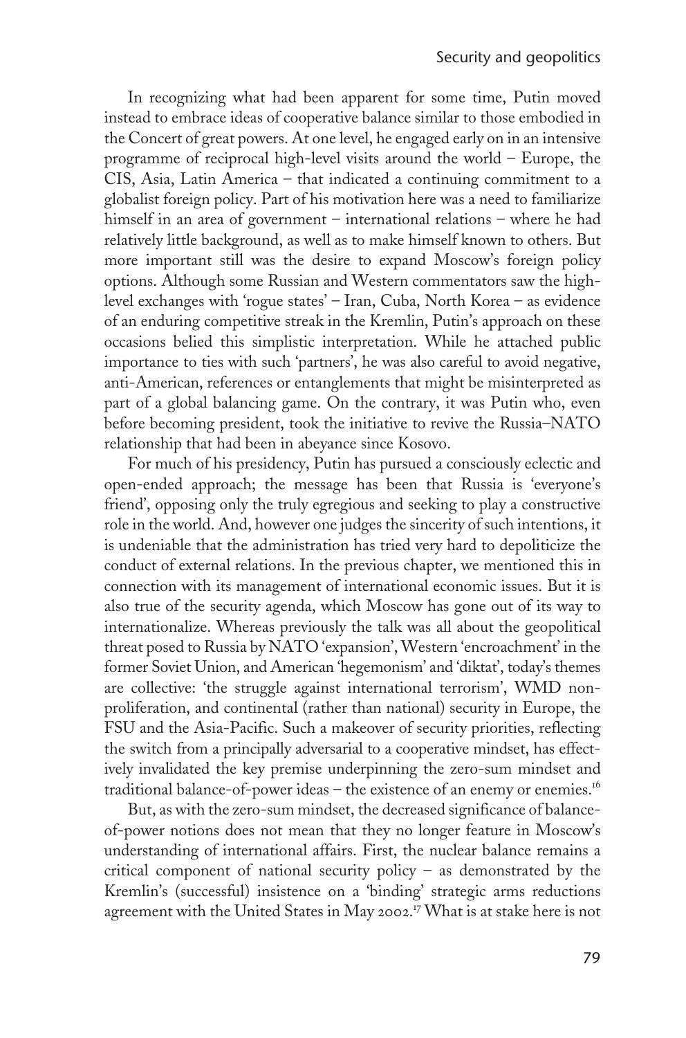In recognizing what had been apparent for some time, Putin moved instead to embrace ideas of cooperative balance similar to those embodied in the Concert of great powers. At one level, he engaged early on in an intensive programme of reciprocal high-level visits around the world – Europe, the CIS, Asia, Latin America – that indicated a continuing commitment to a globalist foreign policy. Part of his motivation here was a need to familiarize himself in an area of government – international relations – where he had relatively little background, as well as to make himself known to others. But more important still was the desire to expand Moscow's foreign policy options. Although some Russian and Western commentators saw the high-level exchanges with 'rogue states' – Iran, Cuba, North Korea – as evidence of an enduring competitive streak in the Kremlin, Putin's approach on these occasions belied this simplistic interpretation. While he attached public importance to ties with such 'partners', he was also careful to avoid negative, anti-American, references or entanglements that might be misinterpreted as part of a global balancing game. On the contrary, it was Putin who, even before becoming president, took the initiative to revive the Russia–NATO relationship that had been in abeyance since Kosovo.

For much of his presidency, Putin has pursued a consciously eclectic and open-ended approach; the message has been that Russia is 'everyone's friend', opposing only the truly egregious and seeking to play a constructive role in the world. And, however one judges the sincerity of such intentions, it is undeniable that the administration has tried very hard to depoliticize the conduct of external relations. In the previous chapter, we mentioned this in connection with its management of international economic issues. But it is also true of the security agenda, which Moscow has gone out of its way to internationalize. Whereas previously the talk was all about the geopolitical threat posed to Russia by NATO 'expansion', Western 'encroachment' in the former Soviet Union, and American 'hegemonism' and 'diktat', today's themes are collective: 'the struggle against international terrorism', WMD non-proliferation, and continental (rather than national) security in Europe, the FSU and the Asia-Pacific. Such a makeover of security priorities, reflecting the switch from a principally adversarial to a cooperative mindset, has effectively invalidated the key premise underpinning the zero-sum mindset and traditional balance-of-power ideas – the existence of an enemy or enemies.[16]

But, as with the zero-sum mindset, the decreased significance of balance-of-power notions does not mean that they no longer feature in Moscow's understanding of international affairs. First, the nuclear balance remains a critical component of national security policy – as demonstrated by the Kremlin's (successful) insistence on a 'binding' strategic arms reductions agreement with the United States in May 2002.[17] What is at stake here is not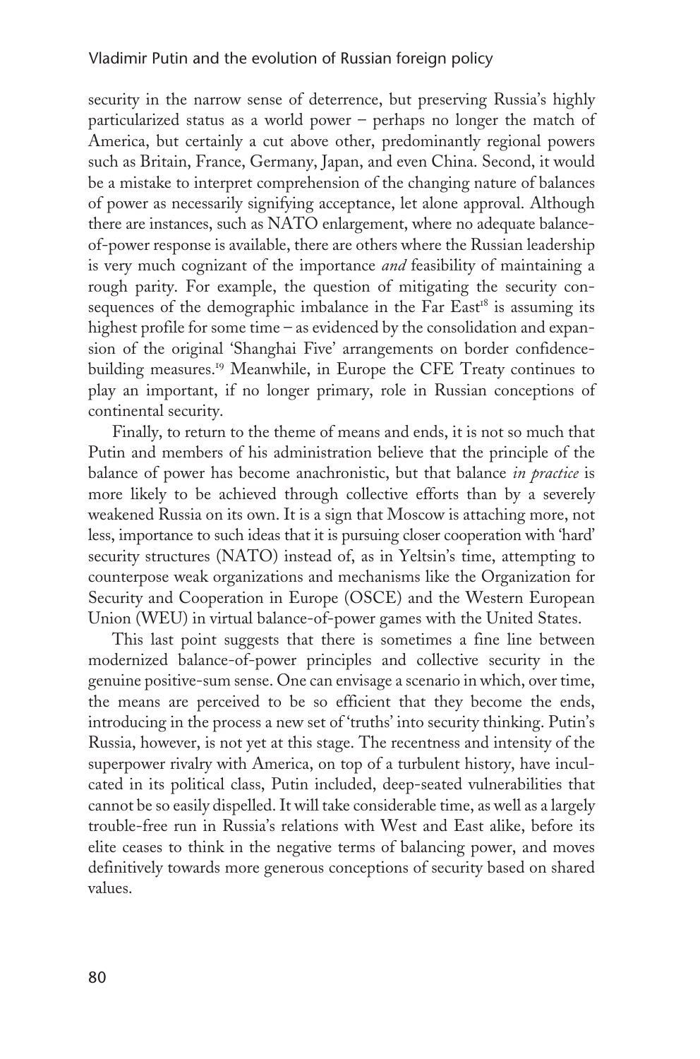security in the narrow sense of deterrence, but preserving Russia's highly particularized status as a world power – perhaps no longer the match of America, but certainly a cut above other, predominantly regional powers such as Britain, France, Germany, Japan, and even China. Second, it would be a mistake to interpret comprehension of the changing nature of balances of power as necessarily signifying acceptance, let alone approval. Although there are instances, such as NATO enlargement, where no adequate balance-of-power response is available, there are others where the Russian leadership is very much cognizant of the importance *and* feasibility of maintaining a rough parity. For example, the question of mitigating the security consequences of the demographic imbalance in the Far East[18] is assuming its highest profile for some time – as evidenced by the consolidation and expansion of the original 'Shanghai Five' arrangements on border confidence-building measures.[19] Meanwhile, in Europe the CFE Treaty continues to play an important, if no longer primary, role in Russian conceptions of continental security.

Finally, to return to the theme of means and ends, it is not so much that Putin and members of his administration believe that the principle of the balance of power has become anachronistic, but that balance *in practice* is more likely to be achieved through collective efforts than by a severely weakened Russia on its own. It is a sign that Moscow is attaching more, not less, importance to such ideas that it is pursuing closer cooperation with 'hard' security structures (NATO) instead of, as in Yeltsin's time, attempting to counterpose weak organizations and mechanisms like the Organization for Security and Cooperation in Europe (OSCE) and the Western European Union (WEU) in virtual balance-of-power games with the United States.

This last point suggests that there is sometimes a fine line between modernized balance-of-power principles and collective security in the genuine positive-sum sense. One can envisage a scenario in which, over time, the means are perceived to be so efficient that they become the ends, introducing in the process a new set of 'truths' into security thinking. Putin's Russia, however, is not yet at this stage. The recentness and intensity of the superpower rivalry with America, on top of a turbulent history, have inculcated in its political class, Putin included, deep-seated vulnerabilities that cannot be so easily dispelled. It will take considerable time, as well as a largely trouble-free run in Russia's relations with West and East alike, before its elite ceases to think in the negative terms of balancing power, and moves definitively towards more generous conceptions of security based on shared values.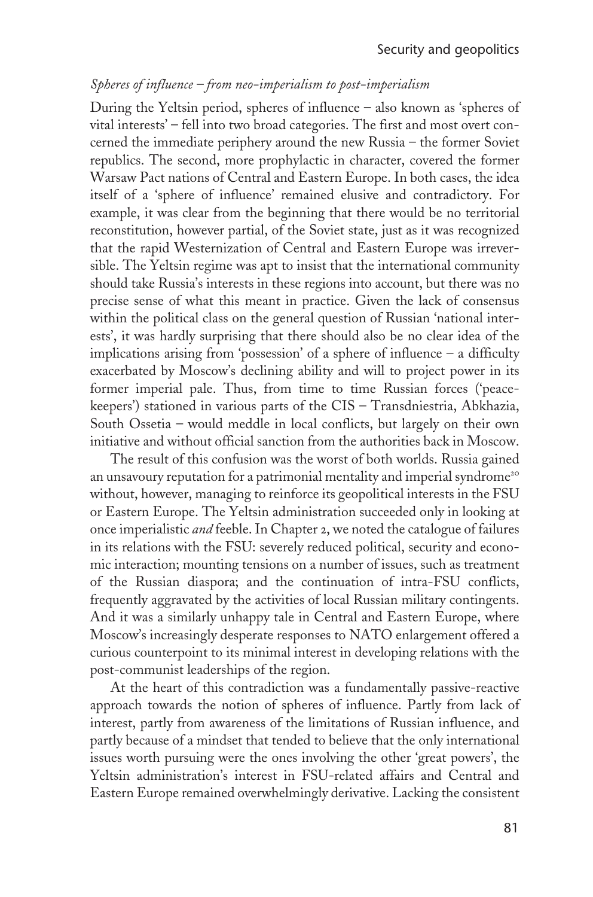*Spheres of influence – from neo-imperialism to post-imperialism*

During the Yeltsin period, spheres of influence – also known as 'spheres of vital interests' – fell into two broad categories. The first and most overt concerned the immediate periphery around the new Russia – the former Soviet republics. The second, more prophylactic in character, covered the former Warsaw Pact nations of Central and Eastern Europe. In both cases, the idea itself of a 'sphere of influence' remained elusive and contradictory. For example, it was clear from the beginning that there would be no territorial reconstitution, however partial, of the Soviet state, just as it was recognized that the rapid Westernization of Central and Eastern Europe was irreversible. The Yeltsin regime was apt to insist that the international community should take Russia's interests in these regions into account, but there was no precise sense of what this meant in practice. Given the lack of consensus within the political class on the general question of Russian 'national interests', it was hardly surprising that there should also be no clear idea of the implications arising from 'possession' of a sphere of influence – a difficulty exacerbated by Moscow's declining ability and will to project power in its former imperial pale. Thus, from time to time Russian forces ('peacekeepers') stationed in various parts of the CIS – Transdniestria, Abkhazia, South Ossetia – would meddle in local conflicts, but largely on their own initiative and without official sanction from the authorities back in Moscow.

The result of this confusion was the worst of both worlds. Russia gained an unsavoury reputation for a patrimonial mentality and imperial syndrome[20] without, however, managing to reinforce its geopolitical interests in the FSU or Eastern Europe. The Yeltsin administration succeeded only in looking at once imperialistic *and* feeble. In Chapter 2, we noted the catalogue of failures in its relations with the FSU: severely reduced political, security and economic interaction; mounting tensions on a number of issues, such as treatment of the Russian diaspora; and the continuation of intra-FSU conflicts, frequently aggravated by the activities of local Russian military contingents. And it was a similarly unhappy tale in Central and Eastern Europe, where Moscow's increasingly desperate responses to NATO enlargement offered a curious counterpoint to its minimal interest in developing relations with the post-communist leaderships of the region.

At the heart of this contradiction was a fundamentally passive-reactive approach towards the notion of spheres of influence. Partly from lack of interest, partly from awareness of the limitations of Russian influence, and partly because of a mindset that tended to believe that the only international issues worth pursuing were the ones involving the other 'great powers', the Yeltsin administration's interest in FSU-related affairs and Central and Eastern Europe remained overwhelmingly derivative. Lacking the consistent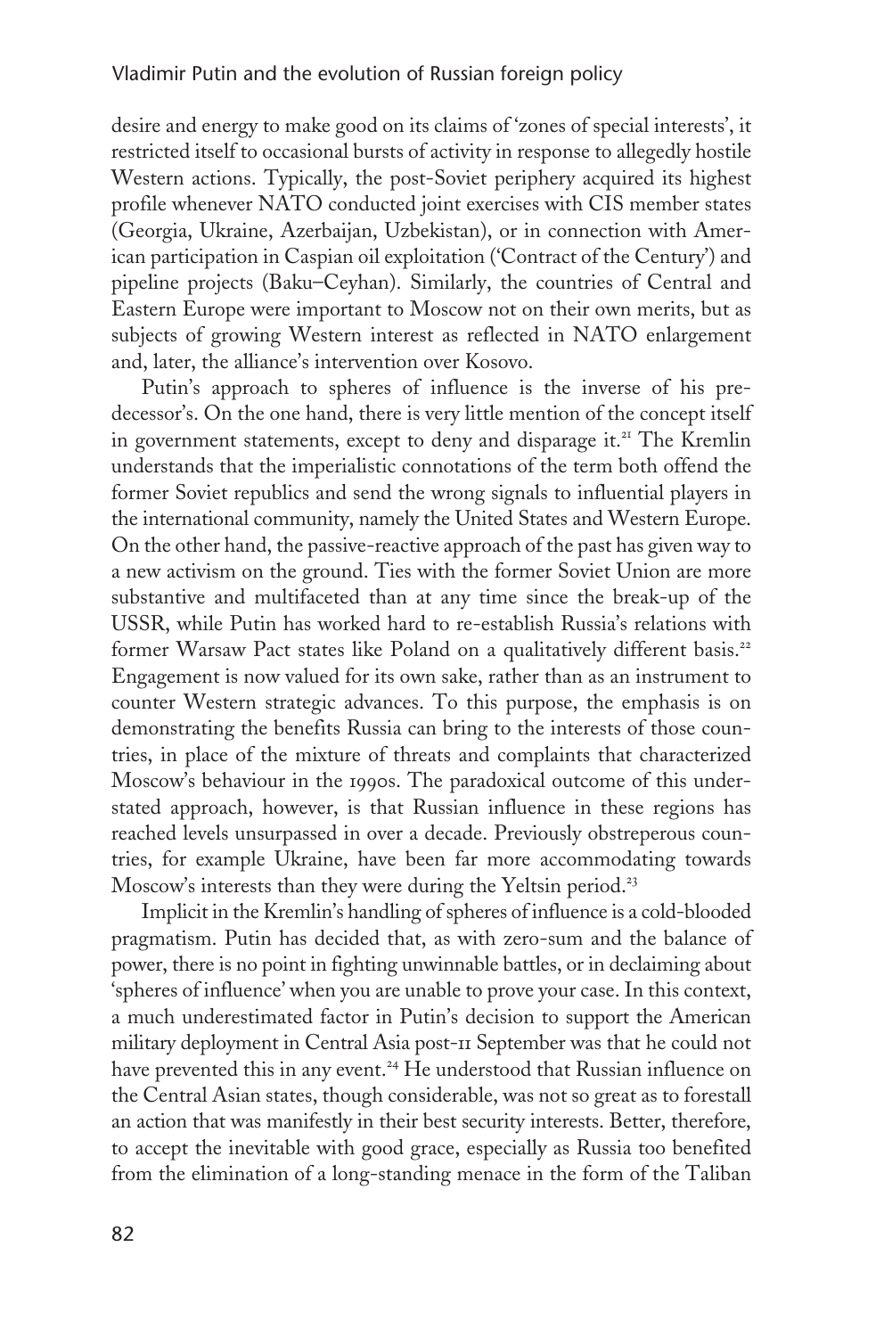desire and energy to make good on its claims of 'zones of special interests', it restricted itself to occasional bursts of activity in response to allegedly hostile Western actions. Typically, the post-Soviet periphery acquired its highest profile whenever NATO conducted joint exercises with CIS member states (Georgia, Ukraine, Azerbaijan, Uzbekistan), or in connection with American participation in Caspian oil exploitation ('Contract of the Century') and pipeline projects (Baku–Ceyhan). Similarly, the countries of Central and Eastern Europe were important to Moscow not on their own merits, but as subjects of growing Western interest as reflected in NATO enlargement and, later, the alliance's intervention over Kosovo.

Putin's approach to spheres of influence is the inverse of his predecessor's. On the one hand, there is very little mention of the concept itself in government statements, except to deny and disparage it.[21] The Kremlin understands that the imperialistic connotations of the term both offend the former Soviet republics and send the wrong signals to influential players in the international community, namely the United States and Western Europe. On the other hand, the passive-reactive approach of the past has given way to a new activism on the ground. Ties with the former Soviet Union are more substantive and multifaceted than at any time since the break-up of the USSR, while Putin has worked hard to re-establish Russia's relations with former Warsaw Pact states like Poland on a qualitatively different basis.[22] Engagement is now valued for its own sake, rather than as an instrument to counter Western strategic advances. To this purpose, the emphasis is on demonstrating the benefits Russia can bring to the interests of those countries, in place of the mixture of threats and complaints that characterized Moscow's behaviour in the 1990s. The paradoxical outcome of this understated approach, however, is that Russian influence in these regions has reached levels unsurpassed in over a decade. Previously obstreperous countries, for example Ukraine, have been far more accommodating towards Moscow's interests than they were during the Yeltsin period.[23]

Implicit in the Kremlin's handling of spheres of influence is a cold-blooded pragmatism. Putin has decided that, as with zero-sum and the balance of power, there is no point in fighting unwinnable battles, or in declaiming about 'spheres of influence' when you are unable to prove your case. In this context, a much underestimated factor in Putin's decision to support the American military deployment in Central Asia post-11 September was that he could not have prevented this in any event.[24] He understood that Russian influence on the Central Asian states, though considerable, was not so great as to forestall an action that was manifestly in their best security interests. Better, therefore, to accept the inevitable with good grace, especially as Russia too benefited from the elimination of a long-standing menace in the form of the Taliban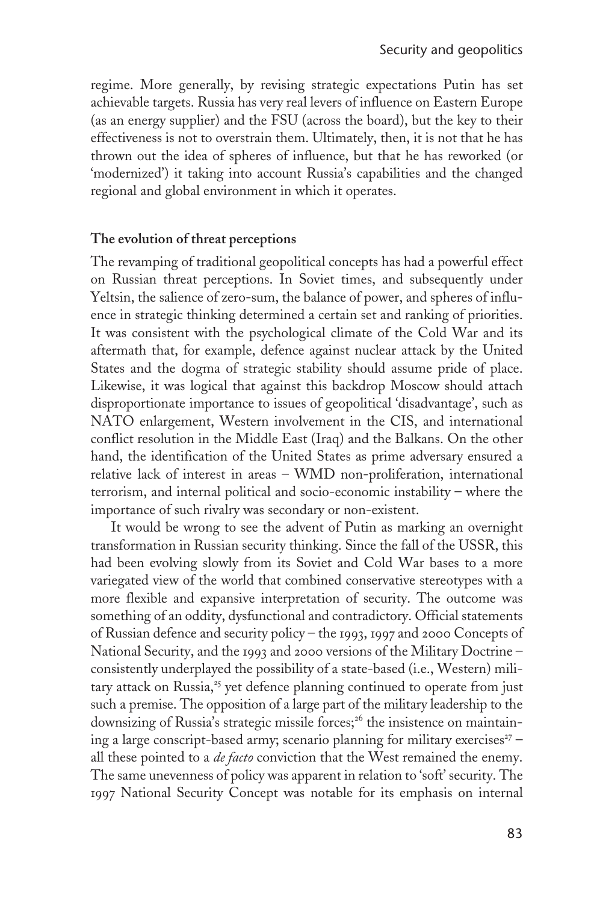regime. More generally, by revising strategic expectations Putin has set achievable targets. Russia has very real levers of influence on Eastern Europe (as an energy supplier) and the FSU (across the board), but the key to their effectiveness is not to overstrain them. Ultimately, then, it is not that he has thrown out the idea of spheres of influence, but that he has reworked (or 'modernized') it taking into account Russia's capabilities and the changed regional and global environment in which it operates.

### The evolution of threat perceptions

The revamping of traditional geopolitical concepts has had a powerful effect on Russian threat perceptions. In Soviet times, and subsequently under Yeltsin, the salience of zero-sum, the balance of power, and spheres of influence in strategic thinking determined a certain set and ranking of priorities. It was consistent with the psychological climate of the Cold War and its aftermath that, for example, defence against nuclear attack by the United States and the dogma of strategic stability should assume pride of place. Likewise, it was logical that against this backdrop Moscow should attach disproportionate importance to issues of geopolitical 'disadvantage', such as NATO enlargement, Western involvement in the CIS, and international conflict resolution in the Middle East (Iraq) and the Balkans. On the other hand, the identification of the United States as prime adversary ensured a relative lack of interest in areas – WMD non-proliferation, international terrorism, and internal political and socio-economic instability – where the importance of such rivalry was secondary or non-existent.

It would be wrong to see the advent of Putin as marking an overnight transformation in Russian security thinking. Since the fall of the USSR, this had been evolving slowly from its Soviet and Cold War bases to a more variegated view of the world that combined conservative stereotypes with a more flexible and expansive interpretation of security. The outcome was something of an oddity, dysfunctional and contradictory. Official statements of Russian defence and security policy – the 1993, 1997 and 2000 Concepts of National Security, and the 1993 and 2000 versions of the Military Doctrine – consistently underplayed the possibility of a state-based (i.e., Western) military attack on Russia,[25] yet defence planning continued to operate from just such a premise. The opposition of a large part of the military leadership to the downsizing of Russia's strategic missile forces;[26] the insistence on maintaining a large conscript-based army; scenario planning for military exercises[27] – all these pointed to a *de facto* conviction that the West remained the enemy. The same unevenness of policy was apparent in relation to 'soft' security. The 1997 National Security Concept was notable for its emphasis on internal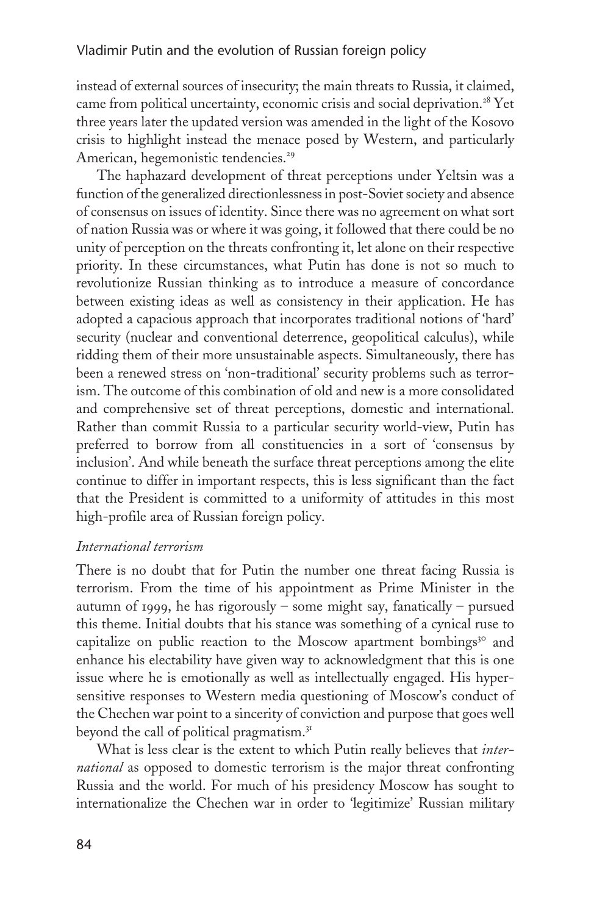instead of external sources of insecurity; the main threats to Russia, it claimed, came from political uncertainty, economic crisis and social deprivation.[28] Yet three years later the updated version was amended in the light of the Kosovo crisis to highlight instead the menace posed by Western, and particularly American, hegemonistic tendencies.[29]

The haphazard development of threat perceptions under Yeltsin was a function of the generalized directionlessness in post-Soviet society and absence of consensus on issues of identity. Since there was no agreement on what sort of nation Russia was or where it was going, it followed that there could be no unity of perception on the threats confronting it, let alone on their respective priority. In these circumstances, what Putin has done is not so much to revolutionize Russian thinking as to introduce a measure of concordance between existing ideas as well as consistency in their application. He has adopted a capacious approach that incorporates traditional notions of 'hard' security (nuclear and conventional deterrence, geopolitical calculus), while ridding them of their more unsustainable aspects. Simultaneously, there has been a renewed stress on 'non-traditional' security problems such as terrorism. The outcome of this combination of old and new is a more consolidated and comprehensive set of threat perceptions, domestic and international. Rather than commit Russia to a particular security world-view, Putin has preferred to borrow from all constituencies in a sort of 'consensus by inclusion'. And while beneath the surface threat perceptions among the elite continue to differ in important respects, this is less significant than the fact that the President is committed to a uniformity of attitudes in this most high-profile area of Russian foreign policy.

*International terrorism*

There is no doubt that for Putin the number one threat facing Russia is terrorism. From the time of his appointment as Prime Minister in the autumn of 1999, he has rigorously – some might say, fanatically – pursued this theme. Initial doubts that his stance was something of a cynical ruse to capitalize on public reaction to the Moscow apartment bombings[30] and enhance his electability have given way to acknowledgment that this is one issue where he is emotionally as well as intellectually engaged. His hypersensitive responses to Western media questioning of Moscow's conduct of the Chechen war point to a sincerity of conviction and purpose that goes well beyond the call of political pragmatism.[31]

What is less clear is the extent to which Putin really believes that *international* as opposed to domestic terrorism is the major threat confronting Russia and the world. For much of his presidency Moscow has sought to internationalize the Chechen war in order to 'legitimize' Russian military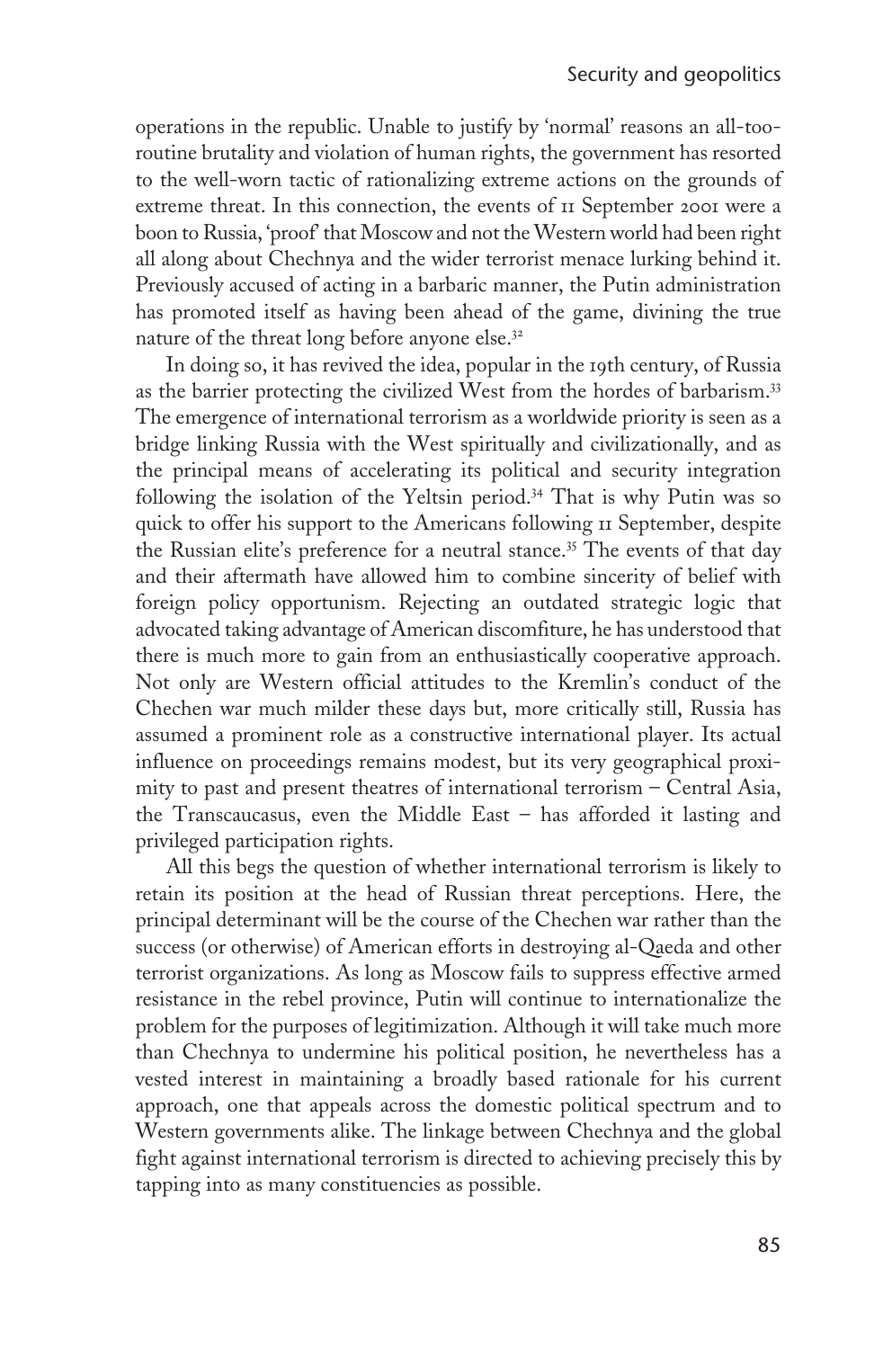operations in the republic. Unable to justify by 'normal' reasons an all-too-routine brutality and violation of human rights, the government has resorted to the well-worn tactic of rationalizing extreme actions on the grounds of extreme threat. In this connection, the events of 11 September 2001 were a boon to Russia, 'proof' that Moscow and not the Western world had been right all along about Chechnya and the wider terrorist menace lurking behind it. Previously accused of acting in a barbaric manner, the Putin administration has promoted itself as having been ahead of the game, divining the true nature of the threat long before anyone else.[32]

In doing so, it has revived the idea, popular in the 19th century, of Russia as the barrier protecting the civilized West from the hordes of barbarism.[33] The emergence of international terrorism as a worldwide priority is seen as a bridge linking Russia with the West spiritually and civilizationally, and as the principal means of accelerating its political and security integration following the isolation of the Yeltsin period.[34] That is why Putin was so quick to offer his support to the Americans following 11 September, despite the Russian elite's preference for a neutral stance.[35] The events of that day and their aftermath have allowed him to combine sincerity of belief with foreign policy opportunism. Rejecting an outdated strategic logic that advocated taking advantage of American discomfiture, he has understood that there is much more to gain from an enthusiastically cooperative approach. Not only are Western official attitudes to the Kremlin's conduct of the Chechen war much milder these days but, more critically still, Russia has assumed a prominent role as a constructive international player. Its actual influence on proceedings remains modest, but its very geographical proximity to past and present theatres of international terrorism – Central Asia, the Transcaucasus, even the Middle East – has afforded it lasting and privileged participation rights.

All this begs the question of whether international terrorism is likely to retain its position at the head of Russian threat perceptions. Here, the principal determinant will be the course of the Chechen war rather than the success (or otherwise) of American efforts in destroying al-Qaeda and other terrorist organizations. As long as Moscow fails to suppress effective armed resistance in the rebel province, Putin will continue to internationalize the problem for the purposes of legitimization. Although it will take much more than Chechnya to undermine his political position, he nevertheless has a vested interest in maintaining a broadly based rationale for his current approach, one that appeals across the domestic political spectrum and to Western governments alike. The linkage between Chechnya and the global fight against international terrorism is directed to achieving precisely this by tapping into as many constituencies as possible.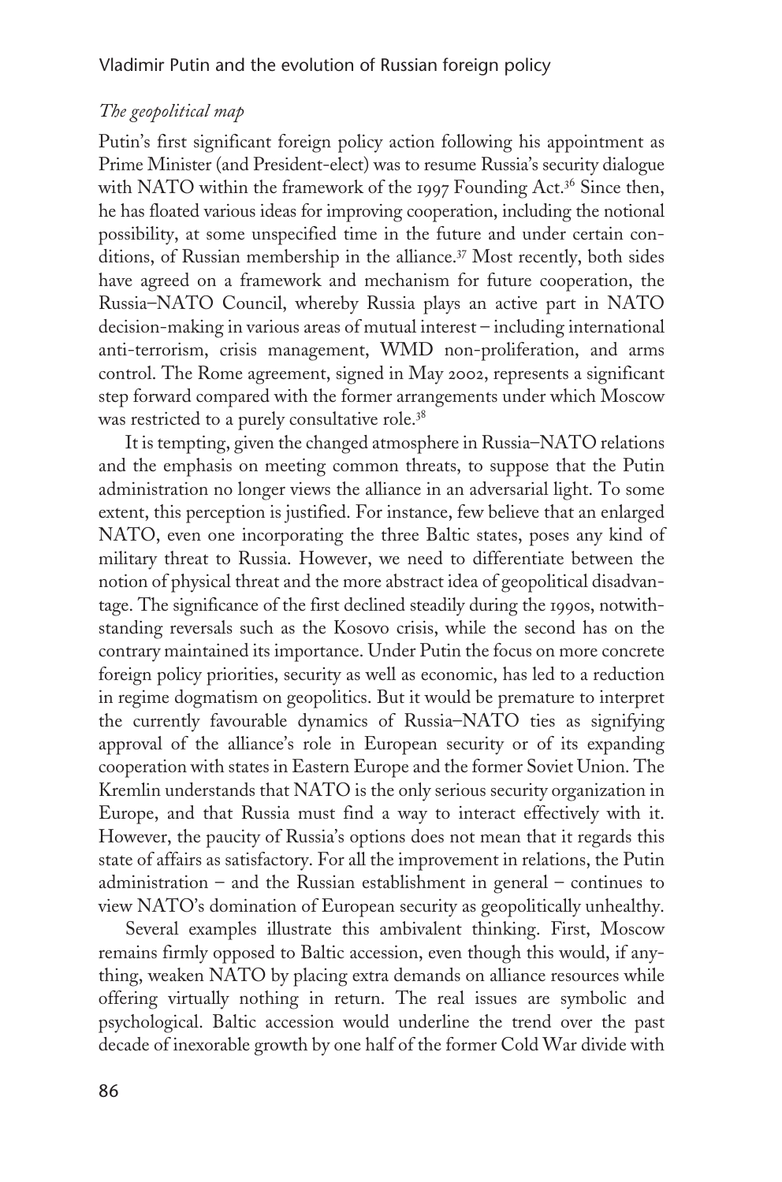*The geopolitical map*

Putin's first significant foreign policy action following his appointment as Prime Minister (and President-elect) was to resume Russia's security dialogue with NATO within the framework of the 1997 Founding Act.[36] Since then, he has floated various ideas for improving cooperation, including the notional possibility, at some unspecified time in the future and under certain conditions, of Russian membership in the alliance.[37] Most recently, both sides have agreed on a framework and mechanism for future cooperation, the Russia–NATO Council, whereby Russia plays an active part in NATO decision-making in various areas of mutual interest – including international anti-terrorism, crisis management, WMD non-proliferation, and arms control. The Rome agreement, signed in May 2002, represents a significant step forward compared with the former arrangements under which Moscow was restricted to a purely consultative role.[38]

It is tempting, given the changed atmosphere in Russia–NATO relations and the emphasis on meeting common threats, to suppose that the Putin administration no longer views the alliance in an adversarial light. To some extent, this perception is justified. For instance, few believe that an enlarged NATO, even one incorporating the three Baltic states, poses any kind of military threat to Russia. However, we need to differentiate between the notion of physical threat and the more abstract idea of geopolitical disadvantage. The significance of the first declined steadily during the 1990s, notwithstanding reversals such as the Kosovo crisis, while the second has on the contrary maintained its importance. Under Putin the focus on more concrete foreign policy priorities, security as well as economic, has led to a reduction in regime dogmatism on geopolitics. But it would be premature to interpret the currently favourable dynamics of Russia–NATO ties as signifying approval of the alliance's role in European security or of its expanding cooperation with states in Eastern Europe and the former Soviet Union. The Kremlin understands that NATO is the only serious security organization in Europe, and that Russia must find a way to interact effectively with it. However, the paucity of Russia's options does not mean that it regards this state of affairs as satisfactory. For all the improvement in relations, the Putin administration – and the Russian establishment in general – continues to view NATO's domination of European security as geopolitically unhealthy.

Several examples illustrate this ambivalent thinking. First, Moscow remains firmly opposed to Baltic accession, even though this would, if anything, weaken NATO by placing extra demands on alliance resources while offering virtually nothing in return. The real issues are symbolic and psychological. Baltic accession would underline the trend over the past decade of inexorable growth by one half of the former Cold War divide with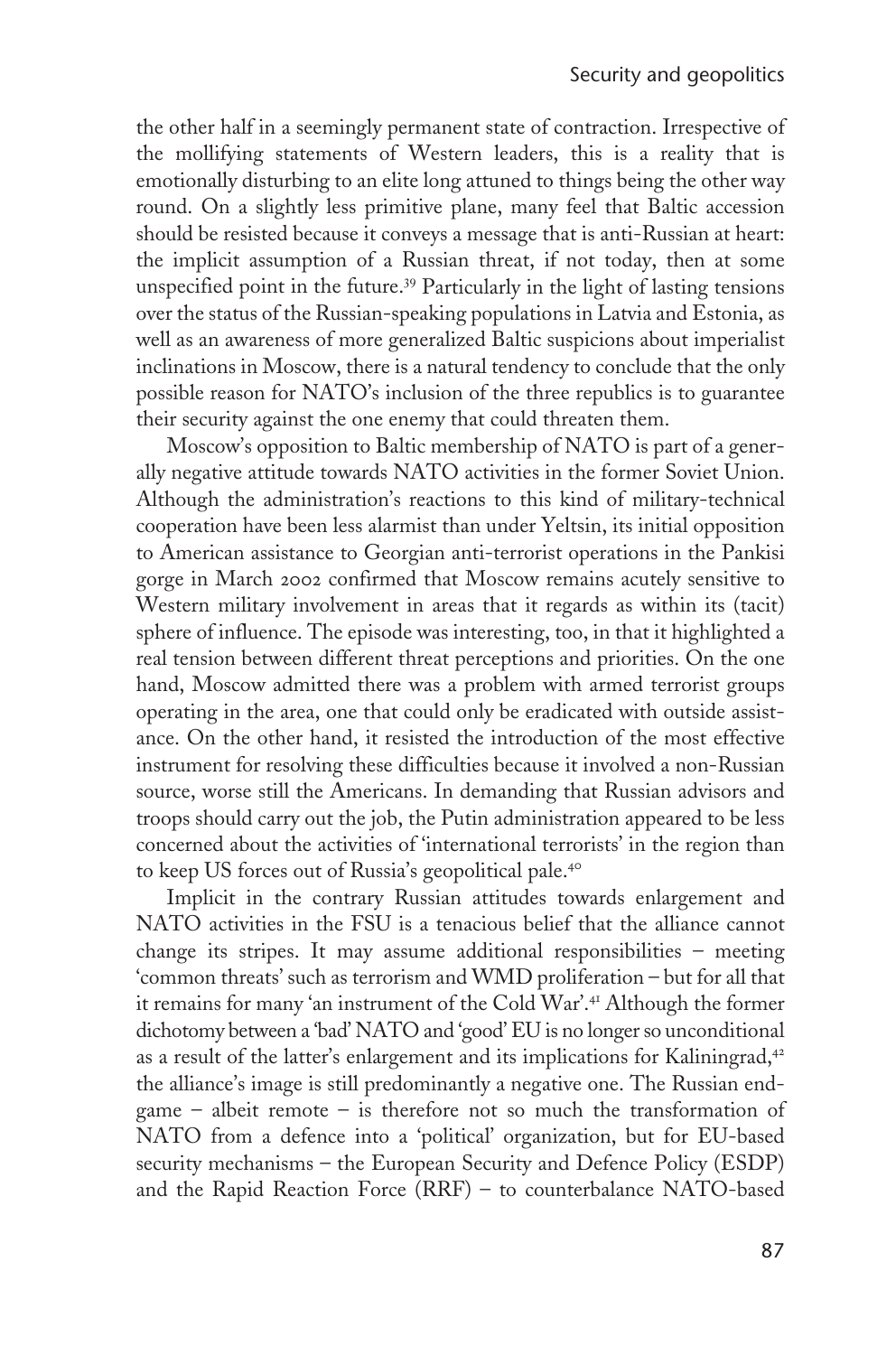the other half in a seemingly permanent state of contraction. Irrespective of the mollifying statements of Western leaders, this is a reality that is emotionally disturbing to an elite long attuned to things being the other way round. On a slightly less primitive plane, many feel that Baltic accession should be resisted because it conveys a message that is anti-Russian at heart: the implicit assumption of a Russian threat, if not today, then at some unspecified point in the future.[39] Particularly in the light of lasting tensions over the status of the Russian-speaking populations in Latvia and Estonia, as well as an awareness of more generalized Baltic suspicions about imperialist inclinations in Moscow, there is a natural tendency to conclude that the only possible reason for NATO's inclusion of the three republics is to guarantee their security against the one enemy that could threaten them.

Moscow's opposition to Baltic membership of NATO is part of a generally negative attitude towards NATO activities in the former Soviet Union. Although the administration's reactions to this kind of military-technical cooperation have been less alarmist than under Yeltsin, its initial opposition to American assistance to Georgian anti-terrorist operations in the Pankisi gorge in March 2002 confirmed that Moscow remains acutely sensitive to Western military involvement in areas that it regards as within its (tacit) sphere of influence. The episode was interesting, too, in that it highlighted a real tension between different threat perceptions and priorities. On the one hand, Moscow admitted there was a problem with armed terrorist groups operating in the area, one that could only be eradicated with outside assistance. On the other hand, it resisted the introduction of the most effective instrument for resolving these difficulties because it involved a non-Russian source, worse still the Americans. In demanding that Russian advisors and troops should carry out the job, the Putin administration appeared to be less concerned about the activities of 'international terrorists' in the region than to keep US forces out of Russia's geopolitical pale.[40]

Implicit in the contrary Russian attitudes towards enlargement and NATO activities in the FSU is a tenacious belief that the alliance cannot change its stripes. It may assume additional responsibilities – meeting 'common threats' such as terrorism and WMD proliferation – but for all that it remains for many 'an instrument of the Cold War'.[41] Although the former dichotomy between a 'bad' NATO and 'good' EU is no longer so unconditional as a result of the latter's enlargement and its implications for Kaliningrad,[42] the alliance's image is still predominantly a negative one. The Russian end-game – albeit remote – is therefore not so much the transformation of NATO from a defence into a 'political' organization, but for EU-based security mechanisms – the European Security and Defence Policy (ESDP) and the Rapid Reaction Force (RRF) – to counterbalance NATO-based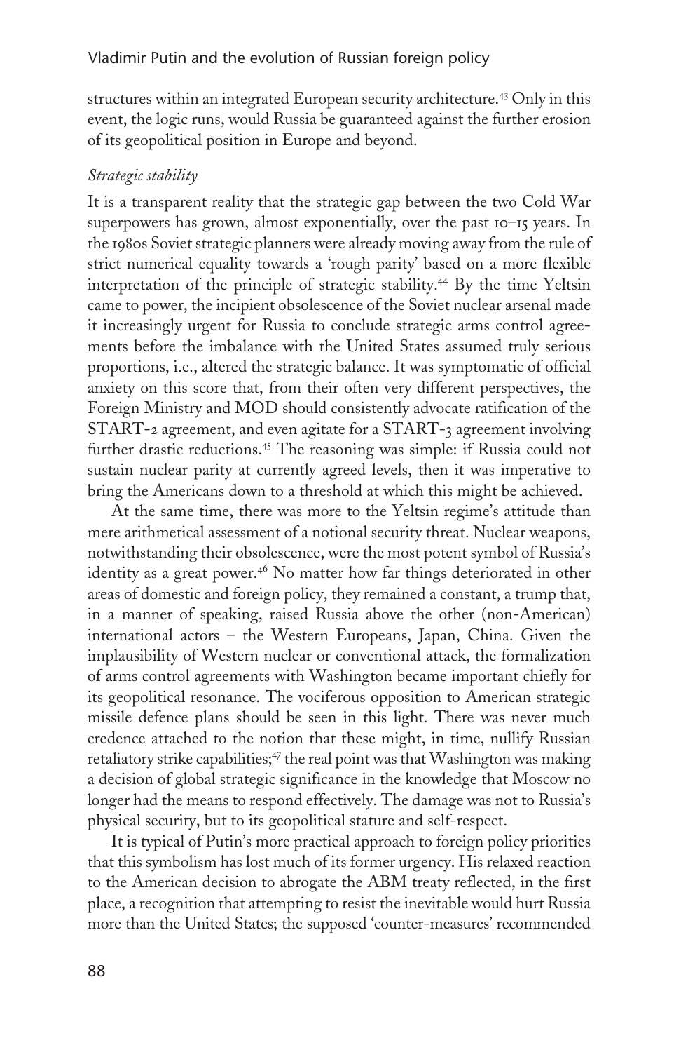structures within an integrated European security architecture.[43] Only in this event, the logic runs, would Russia be guaranteed against the further erosion of its geopolitical position in Europe and beyond.

*Strategic stability*

It is a transparent reality that the strategic gap between the two Cold War superpowers has grown, almost exponentially, over the past 10–15 years. In the 1980s Soviet strategic planners were already moving away from the rule of strict numerical equality towards a 'rough parity' based on a more flexible interpretation of the principle of strategic stability.[44] By the time Yeltsin came to power, the incipient obsolescence of the Soviet nuclear arsenal made it increasingly urgent for Russia to conclude strategic arms control agreements before the imbalance with the United States assumed truly serious proportions, i.e., altered the strategic balance. It was symptomatic of official anxiety on this score that, from their often very different perspectives, the Foreign Ministry and MOD should consistently advocate ratification of the START-2 agreement, and even agitate for a START-3 agreement involving further drastic reductions.[45] The reasoning was simple: if Russia could not sustain nuclear parity at currently agreed levels, then it was imperative to bring the Americans down to a threshold at which this might be achieved.

At the same time, there was more to the Yeltsin regime's attitude than mere arithmetical assessment of a notional security threat. Nuclear weapons, notwithstanding their obsolescence, were the most potent symbol of Russia's identity as a great power.[46] No matter how far things deteriorated in other areas of domestic and foreign policy, they remained a constant, a trump that, in a manner of speaking, raised Russia above the other (non-American) international actors – the Western Europeans, Japan, China. Given the implausibility of Western nuclear or conventional attack, the formalization of arms control agreements with Washington became important chiefly for its geopolitical resonance. The vociferous opposition to American strategic missile defence plans should be seen in this light. There was never much credence attached to the notion that these might, in time, nullify Russian retaliatory strike capabilities;[47] the real point was that Washington was making a decision of global strategic significance in the knowledge that Moscow no longer had the means to respond effectively. The damage was not to Russia's physical security, but to its geopolitical stature and self-respect.

It is typical of Putin's more practical approach to foreign policy priorities that this symbolism has lost much of its former urgency. His relaxed reaction to the American decision to abrogate the ABM treaty reflected, in the first place, a recognition that attempting to resist the inevitable would hurt Russia more than the United States; the supposed 'counter-measures' recommended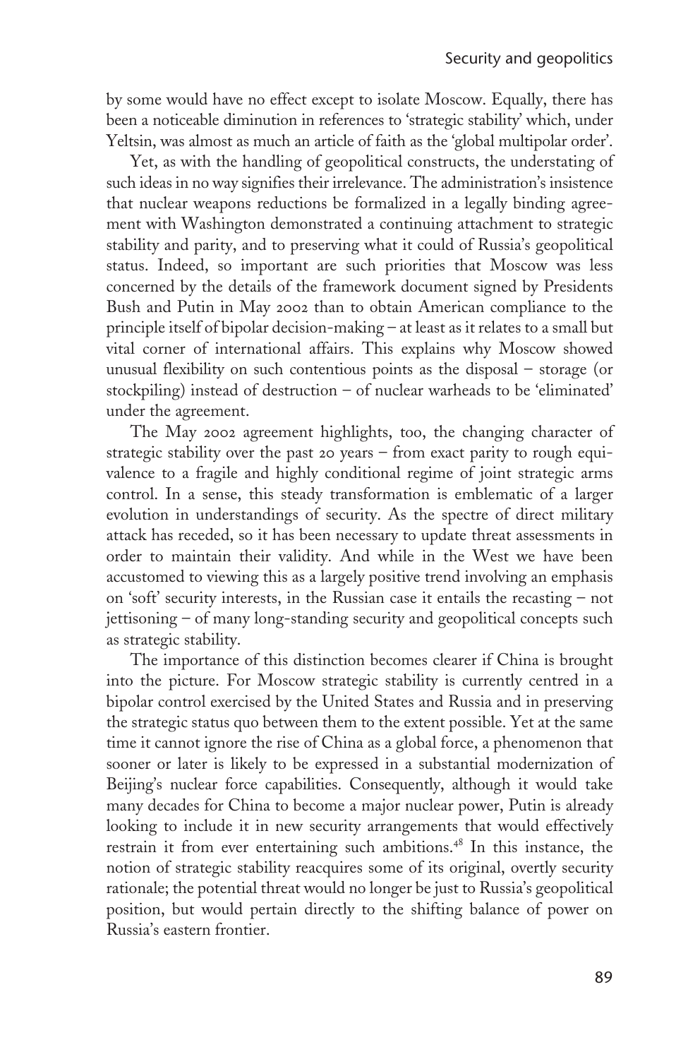by some would have no effect except to isolate Moscow. Equally, there has been a noticeable diminution in references to 'strategic stability' which, under Yeltsin, was almost as much an article of faith as the 'global multipolar order'.

Yet, as with the handling of geopolitical constructs, the understating of such ideas in no way signifies their irrelevance. The administration's insistence that nuclear weapons reductions be formalized in a legally binding agreement with Washington demonstrated a continuing attachment to strategic stability and parity, and to preserving what it could of Russia's geopolitical status. Indeed, so important are such priorities that Moscow was less concerned by the details of the framework document signed by Presidents Bush and Putin in May 2002 than to obtain American compliance to the principle itself of bipolar decision-making – at least as it relates to a small but vital corner of international affairs. This explains why Moscow showed unusual flexibility on such contentious points as the disposal – storage (or stockpiling) instead of destruction – of nuclear warheads to be 'eliminated' under the agreement.

The May 2002 agreement highlights, too, the changing character of strategic stability over the past 20 years – from exact parity to rough equivalence to a fragile and highly conditional regime of joint strategic arms control. In a sense, this steady transformation is emblematic of a larger evolution in understandings of security. As the spectre of direct military attack has receded, so it has been necessary to update threat assessments in order to maintain their validity. And while in the West we have been accustomed to viewing this as a largely positive trend involving an emphasis on 'soft' security interests, in the Russian case it entails the recasting – not jettisoning – of many long-standing security and geopolitical concepts such as strategic stability.

The importance of this distinction becomes clearer if China is brought into the picture. For Moscow strategic stability is currently centred in a bipolar control exercised by the United States and Russia and in preserving the strategic status quo between them to the extent possible. Yet at the same time it cannot ignore the rise of China as a global force, a phenomenon that sooner or later is likely to be expressed in a substantial modernization of Beijing's nuclear force capabilities. Consequently, although it would take many decades for China to become a major nuclear power, Putin is already looking to include it in new security arrangements that would effectively restrain it from ever entertaining such ambitions.[48] In this instance, the notion of strategic stability reacquires some of its original, overtly security rationale; the potential threat would no longer be just to Russia's geopolitical position, but would pertain directly to the shifting balance of power on Russia's eastern frontier.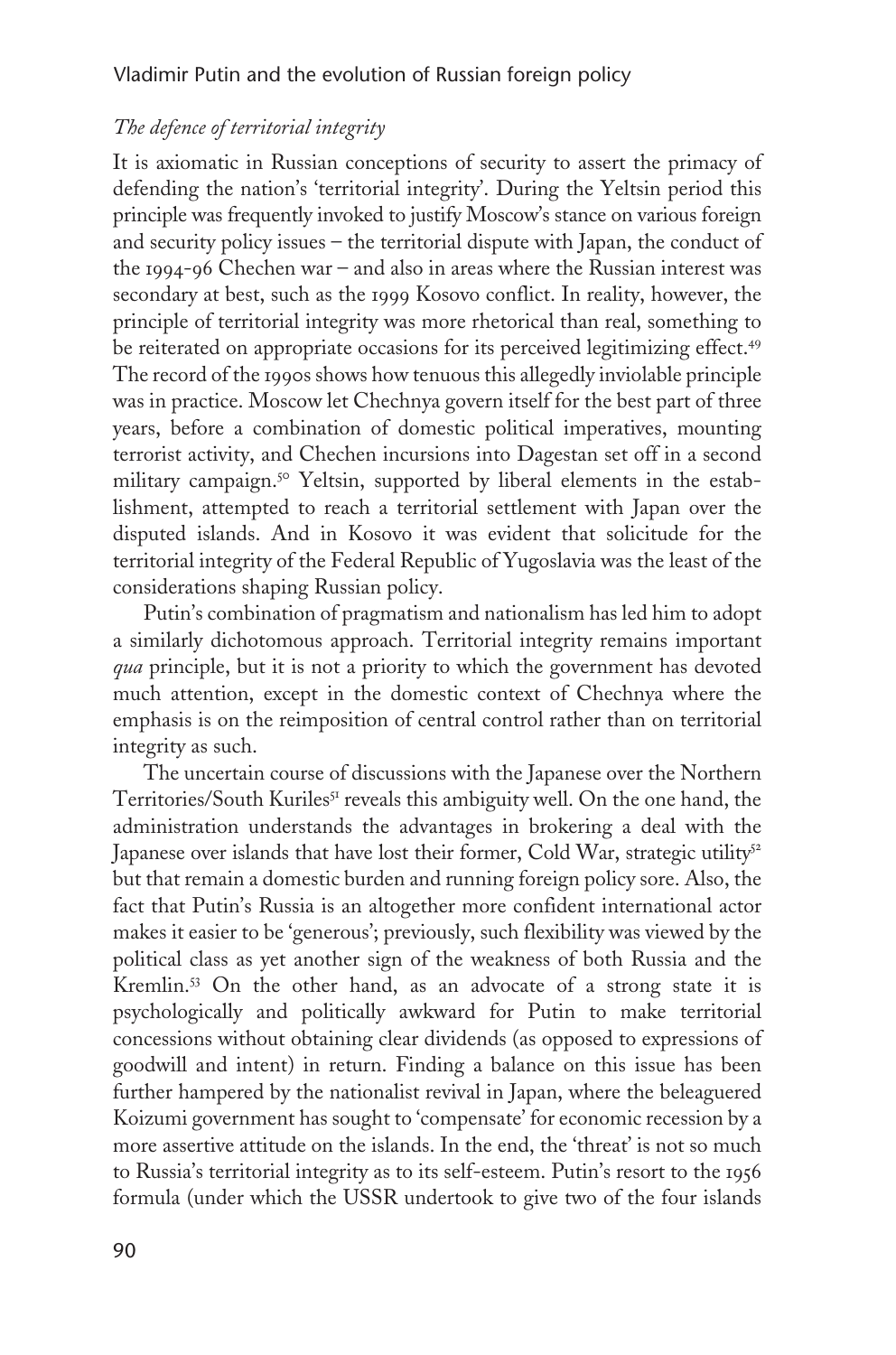*The defence of territorial integrity*

It is axiomatic in Russian conceptions of security to assert the primacy of defending the nation's 'territorial integrity'. During the Yeltsin period this principle was frequently invoked to justify Moscow's stance on various foreign and security policy issues – the territorial dispute with Japan, the conduct of the 1994-96 Chechen war – and also in areas where the Russian interest was secondary at best, such as the 1999 Kosovo conflict. In reality, however, the principle of territorial integrity was more rhetorical than real, something to be reiterated on appropriate occasions for its perceived legitimizing effect.[49] The record of the 1990s shows how tenuous this allegedly inviolable principle was in practice. Moscow let Chechnya govern itself for the best part of three years, before a combination of domestic political imperatives, mounting terrorist activity, and Chechen incursions into Dagestan set off in a second military campaign.[50] Yeltsin, supported by liberal elements in the establishment, attempted to reach a territorial settlement with Japan over the disputed islands. And in Kosovo it was evident that solicitude for the territorial integrity of the Federal Republic of Yugoslavia was the least of the considerations shaping Russian policy.

Putin's combination of pragmatism and nationalism has led him to adopt a similarly dichotomous approach. Territorial integrity remains important *qua* principle, but it is not a priority to which the government has devoted much attention, except in the domestic context of Chechnya where the emphasis is on the reimposition of central control rather than on territorial integrity as such.

The uncertain course of discussions with the Japanese over the Northern Territories/South Kuriles[51] reveals this ambiguity well. On the one hand, the administration understands the advantages in brokering a deal with the Japanese over islands that have lost their former, Cold War, strategic utility[52] but that remain a domestic burden and running foreign policy sore. Also, the fact that Putin's Russia is an altogether more confident international actor makes it easier to be 'generous'; previously, such flexibility was viewed by the political class as yet another sign of the weakness of both Russia and the Kremlin.[53] On the other hand, as an advocate of a strong state it is psychologically and politically awkward for Putin to make territorial concessions without obtaining clear dividends (as opposed to expressions of goodwill and intent) in return. Finding a balance on this issue has been further hampered by the nationalist revival in Japan, where the beleaguered Koizumi government has sought to 'compensate' for economic recession by a more assertive attitude on the islands. In the end, the 'threat' is not so much to Russia's territorial integrity as to its self-esteem. Putin's resort to the 1956 formula (under which the USSR undertook to give two of the four islands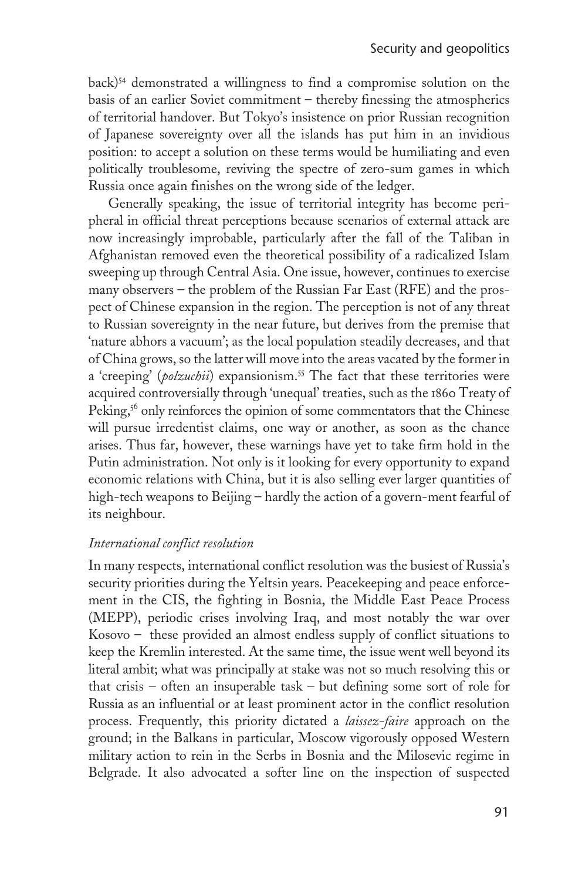back)[54] demonstrated a willingness to find a compromise solution on the basis of an earlier Soviet commitment – thereby finessing the atmospherics of territorial handover. But Tokyo's insistence on prior Russian recognition of Japanese sovereignty over all the islands has put him in an invidious position: to accept a solution on these terms would be humiliating and even politically troublesome, reviving the spectre of zero-sum games in which Russia once again finishes on the wrong side of the ledger.

Generally speaking, the issue of territorial integrity has become peripheral in official threat perceptions because scenarios of external attack are now increasingly improbable, particularly after the fall of the Taliban in Afghanistan removed even the theoretical possibility of a radicalized Islam sweeping up through Central Asia. One issue, however, continues to exercise many observers – the problem of the Russian Far East (RFE) and the prospect of Chinese expansion in the region. The perception is not of any threat to Russian sovereignty in the near future, but derives from the premise that 'nature abhors a vacuum'; as the local population steadily decreases, and that of China grows, so the latter will move into the areas vacated by the former in a 'creeping' (*polzuchii*) expansionism.[55] The fact that these territories were acquired controversially through 'unequal' treaties, such as the 1860 Treaty of Peking,[56] only reinforces the opinion of some commentators that the Chinese will pursue irredentist claims, one way or another, as soon as the chance arises. Thus far, however, these warnings have yet to take firm hold in the Putin administration. Not only is it looking for every opportunity to expand economic relations with China, but it is also selling ever larger quantities of high-tech weapons to Beijing – hardly the action of a govern-ment fearful of its neighbour.

*International conflict resolution*

In many respects, international conflict resolution was the busiest of Russia's security priorities during the Yeltsin years. Peacekeeping and peace enforcement in the CIS, the fighting in Bosnia, the Middle East Peace Process (MEPP), periodic crises involving Iraq, and most notably the war over Kosovo – these provided an almost endless supply of conflict situations to keep the Kremlin interested. At the same time, the issue went well beyond its literal ambit; what was principally at stake was not so much resolving this or that crisis – often an insuperable task – but defining some sort of role for Russia as an influential or at least prominent actor in the conflict resolution process. Frequently, this priority dictated a *laissez-faire* approach on the ground; in the Balkans in particular, Moscow vigorously opposed Western military action to rein in the Serbs in Bosnia and the Milosevic regime in Belgrade. It also advocated a softer line on the inspection of suspected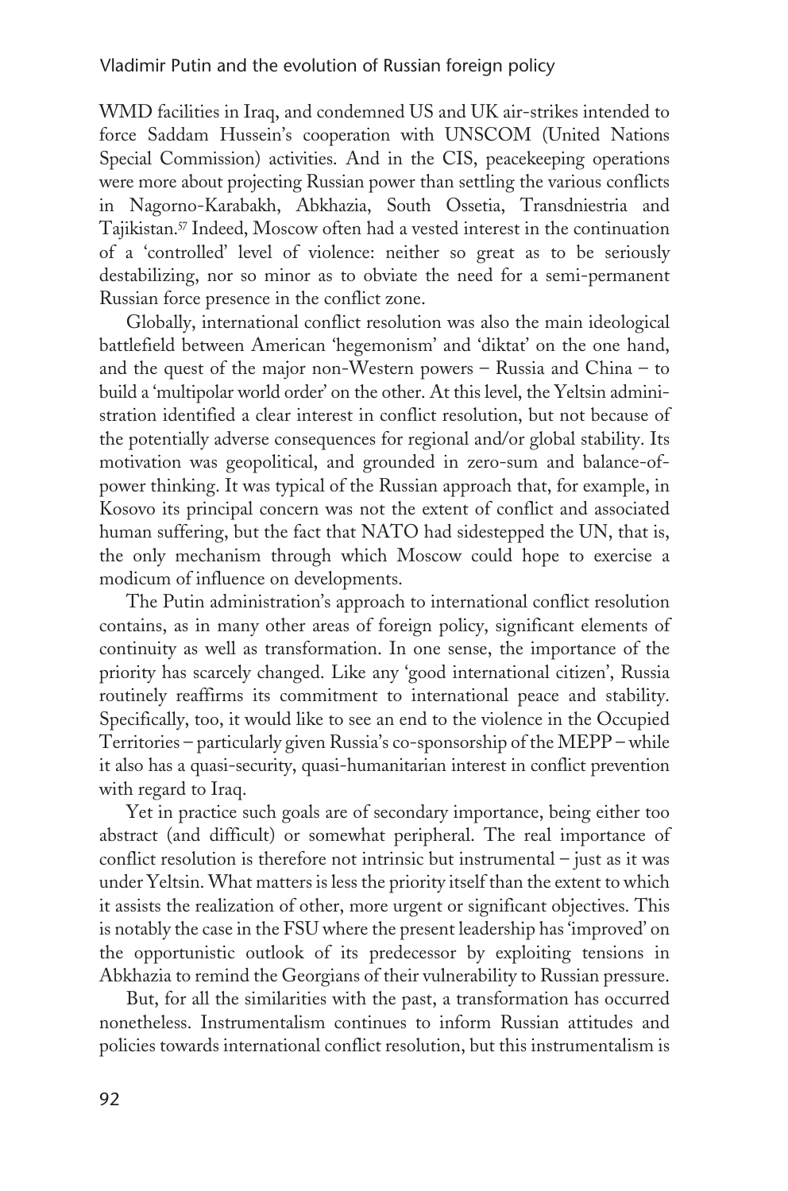WMD facilities in Iraq, and condemned US and UK air-strikes intended to force Saddam Hussein's cooperation with UNSCOM (United Nations Special Commission) activities. And in the CIS, peacekeeping operations were more about projecting Russian power than settling the various conflicts in Nagorno-Karabakh, Abkhazia, South Ossetia, Transdniestria and Tajikistan.[57] Indeed, Moscow often had a vested interest in the continuation of a 'controlled' level of violence: neither so great as to be seriously destabilizing, nor so minor as to obviate the need for a semi-permanent Russian force presence in the conflict zone.

Globally, international conflict resolution was also the main ideological battlefield between American 'hegemonism' and 'diktat' on the one hand, and the quest of the major non-Western powers – Russia and China – to build a 'multipolar world order' on the other. At this level, the Yeltsin administration identified a clear interest in conflict resolution, but not because of the potentially adverse consequences for regional and/or global stability. Its motivation was geopolitical, and grounded in zero-sum and balance-of-power thinking. It was typical of the Russian approach that, for example, in Kosovo its principal concern was not the extent of conflict and associated human suffering, but the fact that NATO had sidestepped the UN, that is, the only mechanism through which Moscow could hope to exercise a modicum of influence on developments.

The Putin administration's approach to international conflict resolution contains, as in many other areas of foreign policy, significant elements of continuity as well as transformation. In one sense, the importance of the priority has scarcely changed. Like any 'good international citizen', Russia routinely reaffirms its commitment to international peace and stability. Specifically, too, it would like to see an end to the violence in the Occupied Territories – particularly given Russia's co-sponsorship of the MEPP – while it also has a quasi-security, quasi-humanitarian interest in conflict prevention with regard to Iraq.

Yet in practice such goals are of secondary importance, being either too abstract (and difficult) or somewhat peripheral. The real importance of conflict resolution is therefore not intrinsic but instrumental – just as it was under Yeltsin. What matters is less the priority itself than the extent to which it assists the realization of other, more urgent or significant objectives. This is notably the case in the FSU where the present leadership has 'improved' on the opportunistic outlook of its predecessor by exploiting tensions in Abkhazia to remind the Georgians of their vulnerability to Russian pressure.

But, for all the similarities with the past, a transformation has occurred nonetheless. Instrumentalism continues to inform Russian attitudes and policies towards international conflict resolution, but this instrumentalism is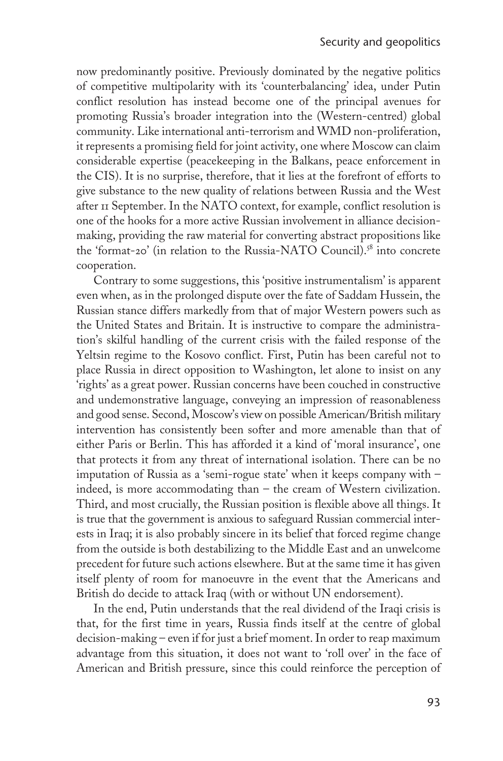now predominantly positive. Previously dominated by the negative politics of competitive multipolarity with its 'counterbalancing' idea, under Putin conflict resolution has instead become one of the principal avenues for promoting Russia's broader integration into the (Western-centred) global community. Like international anti-terrorism and WMD non-proliferation, it represents a promising field for joint activity, one where Moscow can claim considerable expertise (peacekeeping in the Balkans, peace enforcement in the CIS). It is no surprise, therefore, that it lies at the forefront of efforts to give substance to the new quality of relations between Russia and the West after 11 September. In the NATO context, for example, conflict resolution is one of the hooks for a more active Russian involvement in alliance decision-making, providing the raw material for converting abstract propositions like the 'format-20' (in relation to the Russia-NATO Council).[58] into concrete cooperation.

Contrary to some suggestions, this 'positive instrumentalism' is apparent even when, as in the prolonged dispute over the fate of Saddam Hussein, the Russian stance differs markedly from that of major Western powers such as the United States and Britain. It is instructive to compare the administration's skilful handling of the current crisis with the failed response of the Yeltsin regime to the Kosovo conflict. First, Putin has been careful not to place Russia in direct opposition to Washington, let alone to insist on any 'rights' as a great power. Russian concerns have been couched in constructive and undemonstrative language, conveying an impression of reasonableness and good sense. Second, Moscow's view on possible American/British military intervention has consistently been softer and more amenable than that of either Paris or Berlin. This has afforded it a kind of 'moral insurance', one that protects it from any threat of international isolation. There can be no imputation of Russia as a 'semi-rogue state' when it keeps company with – indeed, is more accommodating than – the cream of Western civilization. Third, and most crucially, the Russian position is flexible above all things. It is true that the government is anxious to safeguard Russian commercial interests in Iraq; it is also probably sincere in its belief that forced regime change from the outside is both destabilizing to the Middle East and an unwelcome precedent for future such actions elsewhere. But at the same time it has given itself plenty of room for manoeuvre in the event that the Americans and British do decide to attack Iraq (with or without UN endorsement).

In the end, Putin understands that the real dividend of the Iraqi crisis is that, for the first time in years, Russia finds itself at the centre of global decision-making – even if for just a brief moment. In order to reap maximum advantage from this situation, it does not want to 'roll over' in the face of American and British pressure, since this could reinforce the perception of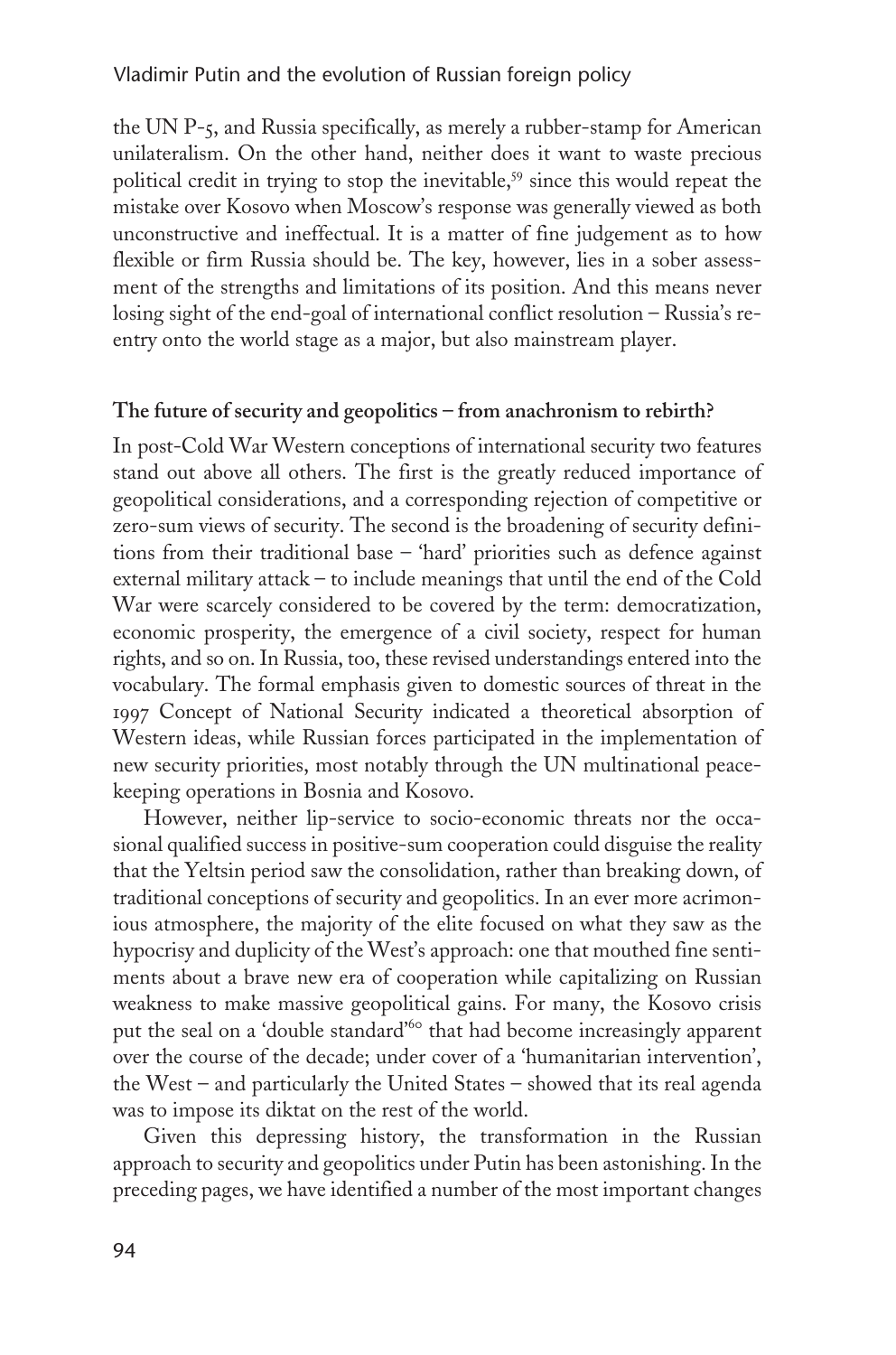the UN P-5, and Russia specifically, as merely a rubber-stamp for American unilateralism. On the other hand, neither does it want to waste precious political credit in trying to stop the inevitable,[59] since this would repeat the mistake over Kosovo when Moscow's response was generally viewed as both unconstructive and ineffectual. It is a matter of fine judgement as to how flexible or firm Russia should be. The key, however, lies in a sober assessment of the strengths and limitations of its position. And this means never losing sight of the end-goal of international conflict resolution – Russia's re-entry onto the world stage as a major, but also mainstream player.

## The future of security and geopolitics – from anachronism to rebirth?

In post-Cold War Western conceptions of international security two features stand out above all others. The first is the greatly reduced importance of geopolitical considerations, and a corresponding rejection of competitive or zero-sum views of security. The second is the broadening of security definitions from their traditional base – 'hard' priorities such as defence against external military attack – to include meanings that until the end of the Cold War were scarcely considered to be covered by the term: democratization, economic prosperity, the emergence of a civil society, respect for human rights, and so on. In Russia, too, these revised understandings entered into the vocabulary. The formal emphasis given to domestic sources of threat in the 1997 Concept of National Security indicated a theoretical absorption of Western ideas, while Russian forces participated in the implementation of new security priorities, most notably through the UN multinational peacekeeping operations in Bosnia and Kosovo.

However, neither lip-service to socio-economic threats nor the occasional qualified success in positive-sum cooperation could disguise the reality that the Yeltsin period saw the consolidation, rather than breaking down, of traditional conceptions of security and geopolitics. In an ever more acrimonious atmosphere, the majority of the elite focused on what they saw as the hypocrisy and duplicity of the West's approach: one that mouthed fine sentiments about a brave new era of cooperation while capitalizing on Russian weakness to make massive geopolitical gains. For many, the Kosovo crisis put the seal on a 'double standard'[60] that had become increasingly apparent over the course of the decade; under cover of a 'humanitarian intervention', the West – and particularly the United States – showed that its real agenda was to impose its diktat on the rest of the world.

Given this depressing history, the transformation in the Russian approach to security and geopolitics under Putin has been astonishing. In the preceding pages, we have identified a number of the most important changes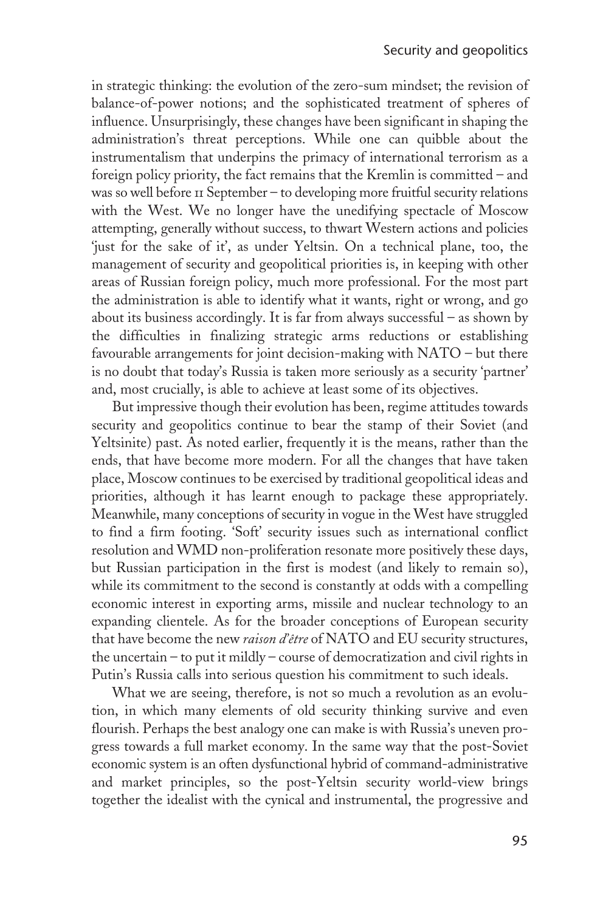in strategic thinking: the evolution of the zero-sum mindset; the revision of balance-of-power notions; and the sophisticated treatment of spheres of influence. Unsurprisingly, these changes have been significant in shaping the administration's threat perceptions. While one can quibble about the instrumentalism that underpins the primacy of international terrorism as a foreign policy priority, the fact remains that the Kremlin is committed – and was so well before 11 September – to developing more fruitful security relations with the West. We no longer have the unedifying spectacle of Moscow attempting, generally without success, to thwart Western actions and policies 'just for the sake of it', as under Yeltsin. On a technical plane, too, the management of security and geopolitical priorities is, in keeping with other areas of Russian foreign policy, much more professional. For the most part the administration is able to identify what it wants, right or wrong, and go about its business accordingly. It is far from always successful – as shown by the difficulties in finalizing strategic arms reductions or establishing favourable arrangements for joint decision-making with NATO – but there is no doubt that today's Russia is taken more seriously as a security 'partner' and, most crucially, is able to achieve at least some of its objectives.

But impressive though their evolution has been, regime attitudes towards security and geopolitics continue to bear the stamp of their Soviet (and Yeltsinite) past. As noted earlier, frequently it is the means, rather than the ends, that have become more modern. For all the changes that have taken place, Moscow continues to be exercised by traditional geopolitical ideas and priorities, although it has learnt enough to package these appropriately. Meanwhile, many conceptions of security in vogue in the West have struggled to find a firm footing. 'Soft' security issues such as international conflict resolution and WMD non-proliferation resonate more positively these days, but Russian participation in the first is modest (and likely to remain so), while its commitment to the second is constantly at odds with a compelling economic interest in exporting arms, missile and nuclear technology to an expanding clientele. As for the broader conceptions of European security that have become the new *raison d'être* of NATO and EU security structures, the uncertain – to put it mildly – course of democratization and civil rights in Putin's Russia calls into serious question his commitment to such ideals.

What we are seeing, therefore, is not so much a revolution as an evolution, in which many elements of old security thinking survive and even flourish. Perhaps the best analogy one can make is with Russia's uneven progress towards a full market economy. In the same way that the post-Soviet economic system is an often dysfunctional hybrid of command-administrative and market principles, so the post-Yeltsin security world-view brings together the idealist with the cynical and instrumental, the progressive and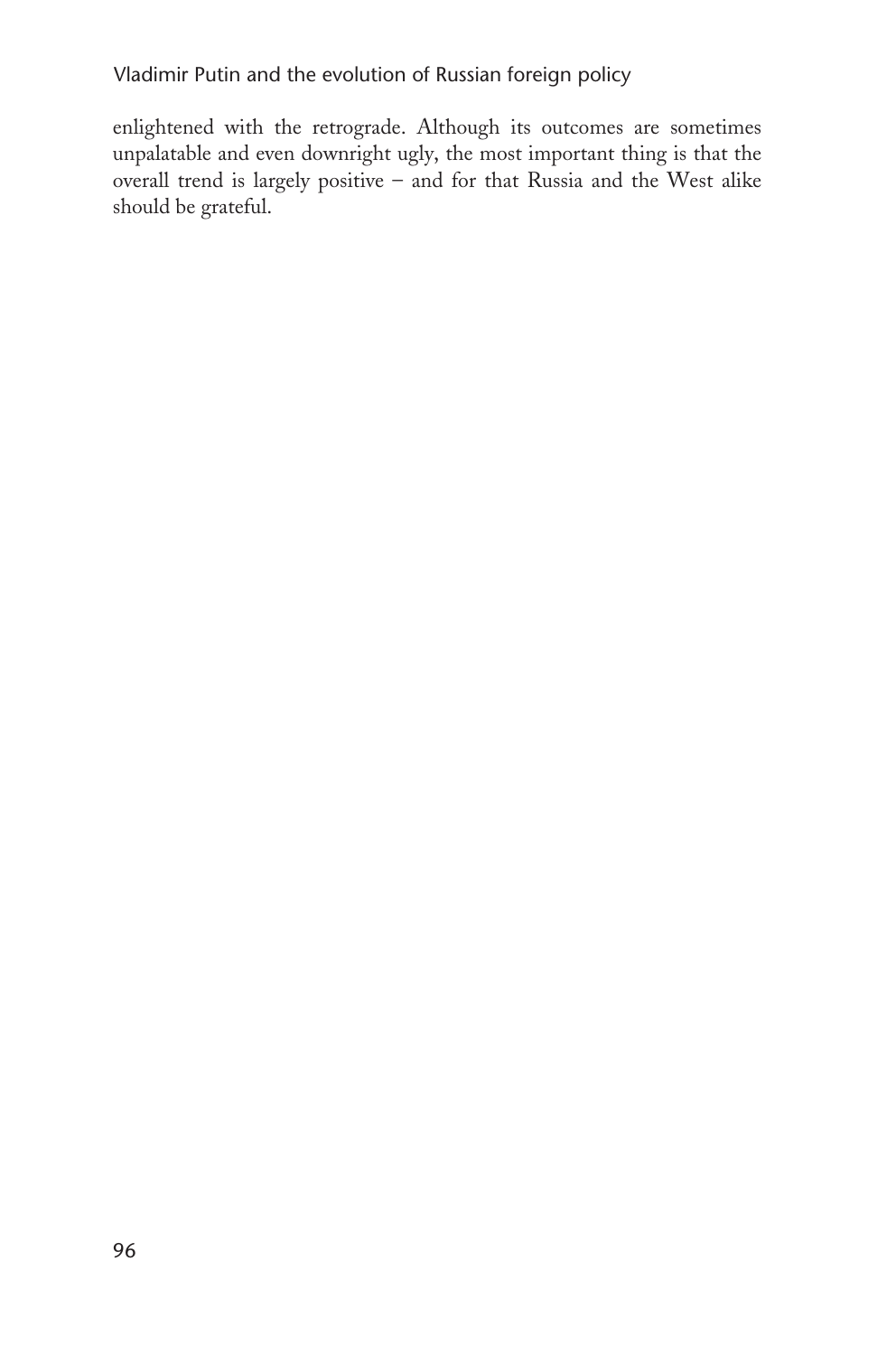enlightened with the retrograde. Although its outcomes are sometimes unpalatable and even downright ugly, the most important thing is that the overall trend is largely positive – and for that Russia and the West alike should be grateful.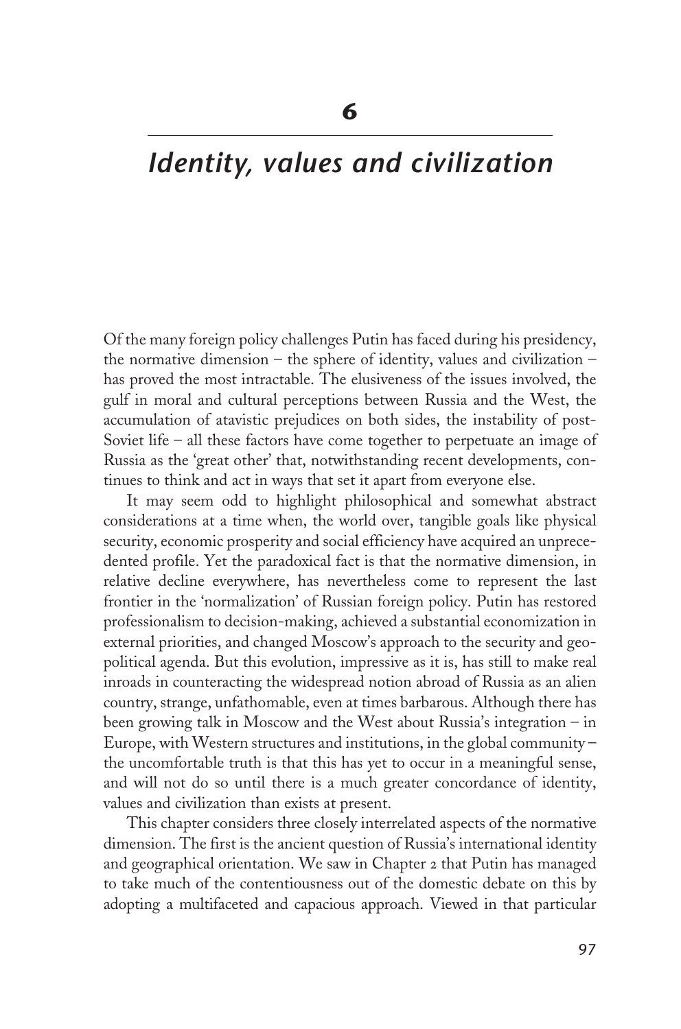# 6

# *Identity, values and civilization*

Of the many foreign policy challenges Putin has faced during his presidency, the normative dimension – the sphere of identity, values and civilization – has proved the most intractable. The elusiveness of the issues involved, the gulf in moral and cultural perceptions between Russia and the West, the accumulation of atavistic prejudices on both sides, the instability of post-Soviet life – all these factors have come together to perpetuate an image of Russia as the 'great other' that, notwithstanding recent developments, continues to think and act in ways that set it apart from everyone else.

It may seem odd to highlight philosophical and somewhat abstract considerations at a time when, the world over, tangible goals like physical security, economic prosperity and social efficiency have acquired an unprecedented profile. Yet the paradoxical fact is that the normative dimension, in relative decline everywhere, has nevertheless come to represent the last frontier in the 'normalization' of Russian foreign policy. Putin has restored professionalism to decision-making, achieved a substantial economization in external priorities, and changed Moscow's approach to the security and geopolitical agenda. But this evolution, impressive as it is, has still to make real inroads in counteracting the widespread notion abroad of Russia as an alien country, strange, unfathomable, even at times barbarous. Although there has been growing talk in Moscow and the West about Russia's integration – in Europe, with Western structures and institutions, in the global community – the uncomfortable truth is that this has yet to occur in a meaningful sense, and will not do so until there is a much greater concordance of identity, values and civilization than exists at present.

This chapter considers three closely interrelated aspects of the normative dimension. The first is the ancient question of Russia's international identity and geographical orientation. We saw in Chapter 2 that Putin has managed to take much of the contentiousness out of the domestic debate on this by adopting a multifaceted and capacious approach. Viewed in that particular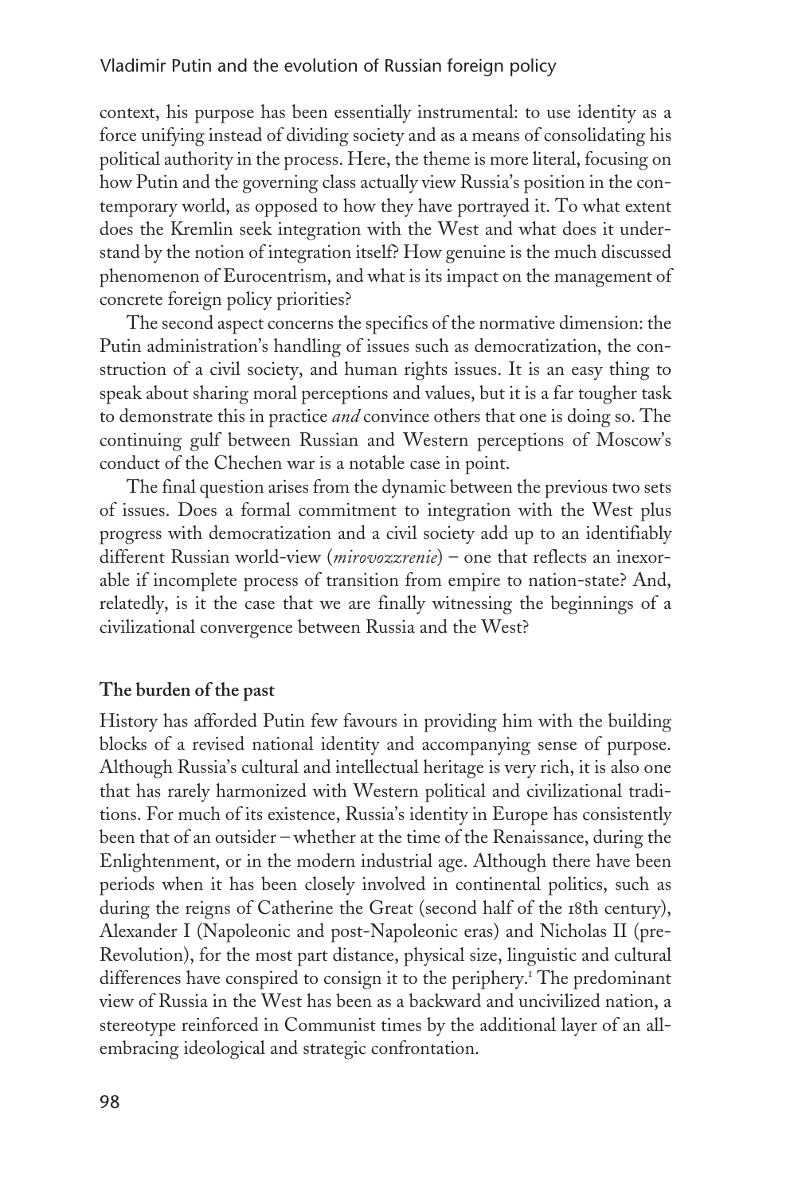context, his purpose has been essentially instrumental: to use identity as a force unifying instead of dividing society and as a means of consolidating his political authority in the process. Here, the theme is more literal, focusing on how Putin and the governing class actually view Russia's position in the contemporary world, as opposed to how they have portrayed it. To what extent does the Kremlin seek integration with the West and what does it understand by the notion of integration itself? How genuine is the much discussed phenomenon of Eurocentrism, and what is its impact on the management of concrete foreign policy priorities?

The second aspect concerns the specifics of the normative dimension: the Putin administration's handling of issues such as democratization, the construction of a civil society, and human rights issues. It is an easy thing to speak about sharing moral perceptions and values, but it is a far tougher task to demonstrate this in practice *and* convince others that one is doing so. The continuing gulf between Russian and Western perceptions of Moscow's conduct of the Chechen war is a notable case in point.

The final question arises from the dynamic between the previous two sets of issues. Does a formal commitment to integration with the West plus progress with democratization and a civil society add up to an identifiably different Russian world-view (*mirovozzrenie*) – one that reflects an inexorable if incomplete process of transition from empire to nation-state? And, relatedly, is it the case that we are finally witnessing the beginnings of a civilizational convergence between Russia and the West?

## The burden of the past

History has afforded Putin few favours in providing him with the building blocks of a revised national identity and accompanying sense of purpose. Although Russia's cultural and intellectual heritage is very rich, it is also one that has rarely harmonized with Western political and civilizational traditions. For much of its existence, Russia's identity in Europe has consistently been that of an outsider – whether at the time of the Renaissance, during the Enlightenment, or in the modern industrial age. Although there have been periods when it has been closely involved in continental politics, such as during the reigns of Catherine the Great (second half of the 18th century), Alexander I (Napoleonic and post-Napoleonic eras) and Nicholas II (pre-Revolution), for the most part distance, physical size, linguistic and cultural differences have conspired to consign it to the periphery.[1] The predominant view of Russia in the West has been as a backward and uncivilized nation, a stereotype reinforced in Communist times by the additional layer of an all-embracing ideological and strategic confrontation.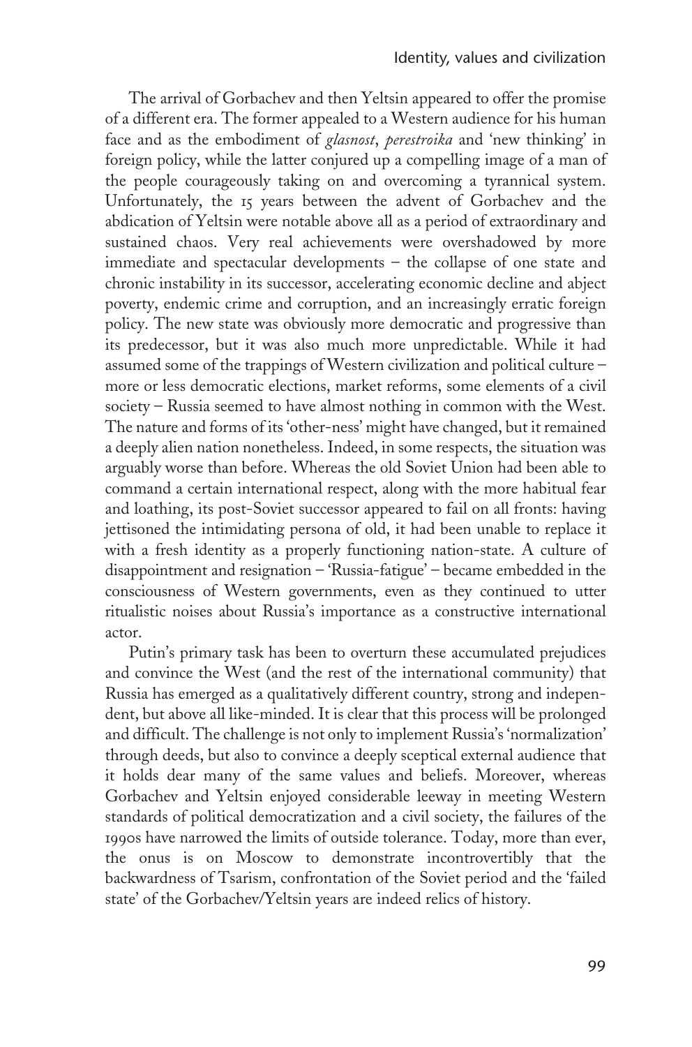The arrival of Gorbachev and then Yeltsin appeared to offer the promise of a different era. The former appealed to a Western audience for his human face and as the embodiment of *glasnost*, *perestroika* and 'new thinking' in foreign policy, while the latter conjured up a compelling image of a man of the people courageously taking on and overcoming a tyrannical system. Unfortunately, the 15 years between the advent of Gorbachev and the abdication of Yeltsin were notable above all as a period of extraordinary and sustained chaos. Very real achievements were overshadowed by more immediate and spectacular developments – the collapse of one state and chronic instability in its successor, accelerating economic decline and abject poverty, endemic crime and corruption, and an increasingly erratic foreign policy. The new state was obviously more democratic and progressive than its predecessor, but it was also much more unpredictable. While it had assumed some of the trappings of Western civilization and political culture – more or less democratic elections, market reforms, some elements of a civil society – Russia seemed to have almost nothing in common with the West. The nature and forms of its 'other-ness' might have changed, but it remained a deeply alien nation nonetheless. Indeed, in some respects, the situation was arguably worse than before. Whereas the old Soviet Union had been able to command a certain international respect, along with the more habitual fear and loathing, its post-Soviet successor appeared to fail on all fronts: having jettisoned the intimidating persona of old, it had been unable to replace it with a fresh identity as a properly functioning nation-state. A culture of disappointment and resignation – 'Russia-fatigue' – became embedded in the consciousness of Western governments, even as they continued to utter ritualistic noises about Russia's importance as a constructive international actor.

Putin's primary task has been to overturn these accumulated prejudices and convince the West (and the rest of the international community) that Russia has emerged as a qualitatively different country, strong and independent, but above all like-minded. It is clear that this process will be prolonged and difficult. The challenge is not only to implement Russia's 'normalization' through deeds, but also to convince a deeply sceptical external audience that it holds dear many of the same values and beliefs. Moreover, whereas Gorbachev and Yeltsin enjoyed considerable leeway in meeting Western standards of political democratization and a civil society, the failures of the 1990s have narrowed the limits of outside tolerance. Today, more than ever, the onus is on Moscow to demonstrate incontrovertibly that the backwardness of Tsarism, confrontation of the Soviet period and the 'failed state' of the Gorbachev/Yeltsin years are indeed relics of history.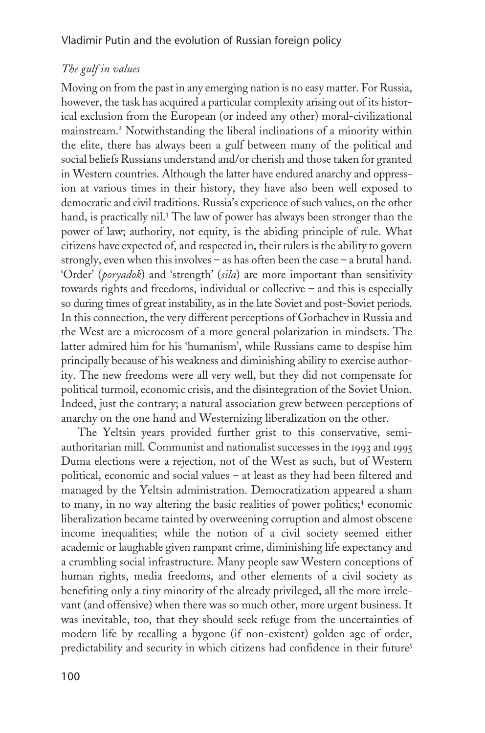*The gulf in values*

Moving on from the past in any emerging nation is no easy matter. For Russia, however, the task has acquired a particular complexity arising out of its historical exclusion from the European (or indeed any other) moral-civilizational mainstream.[2] Notwithstanding the liberal inclinations of a minority within the elite, there has always been a gulf between many of the political and social beliefs Russians understand and/or cherish and those taken for granted in Western countries. Although the latter have endured anarchy and oppression at various times in their history, they have also been well exposed to democratic and civil traditions. Russia's experience of such values, on the other hand, is practically nil.[3] The law of power has always been stronger than the power of law; authority, not equity, is the abiding principle of rule. What citizens have expected of, and respected in, their rulers is the ability to govern strongly, even when this involves – as has often been the case – a brutal hand. 'Order' (*poryadok*) and 'strength' (*sila*) are more important than sensitivity towards rights and freedoms, individual or collective – and this is especially so during times of great instability, as in the late Soviet and post-Soviet periods. In this connection, the very different perceptions of Gorbachev in Russia and the West are a microcosm of a more general polarization in mindsets. The latter admired him for his 'humanism', while Russians came to despise him principally because of his weakness and diminishing ability to exercise authority. The new freedoms were all very well, but they did not compensate for political turmoil, economic crisis, and the disintegration of the Soviet Union. Indeed, just the contrary; a natural association grew between perceptions of anarchy on the one hand and Westernizing liberalization on the other.

The Yeltsin years provided further grist to this conservative, semi-authoritarian mill. Communist and nationalist successes in the 1993 and 1995 Duma elections were a rejection, not of the West as such, but of Western political, economic and social values – at least as they had been filtered and managed by the Yeltsin administration. Democratization appeared a sham to many, in no way altering the basic realities of power politics;[4] economic liberalization became tainted by overweening corruption and almost obscene income inequalities; while the notion of a civil society seemed either academic or laughable given rampant crime, diminishing life expectancy and a crumbling social infrastructure. Many people saw Western conceptions of human rights, media freedoms, and other elements of a civil society as benefiting only a tiny minority of the already privileged, all the more irrelevant (and offensive) when there was so much other, more urgent business. It was inevitable, too, that they should seek refuge from the uncertainties of modern life by recalling a bygone (if non-existent) golden age of order, predictability and security in which citizens had confidence in their future[5]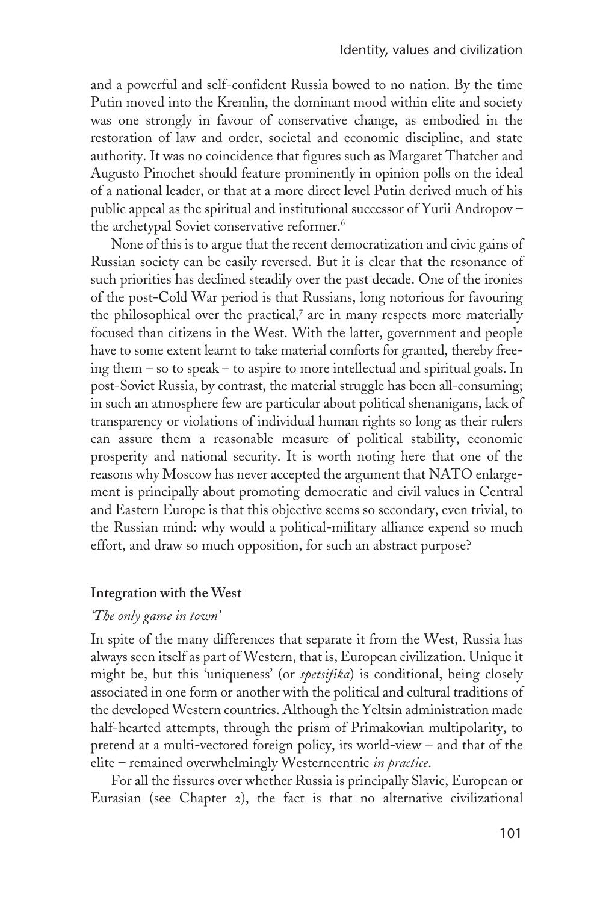and a powerful and self-confident Russia bowed to no nation. By the time Putin moved into the Kremlin, the dominant mood within elite and society was one strongly in favour of conservative change, as embodied in the restoration of law and order, societal and economic discipline, and state authority. It was no coincidence that figures such as Margaret Thatcher and Augusto Pinochet should feature prominently in opinion polls on the ideal of a national leader, or that at a more direct level Putin derived much of his public appeal as the spiritual and institutional successor of Yurii Andropov – the archetypal Soviet conservative reformer.[6]

None of this is to argue that the recent democratization and civic gains of Russian society can be easily reversed. But it is clear that the resonance of such priorities has declined steadily over the past decade. One of the ironies of the post-Cold War period is that Russians, long notorious for favouring the philosophical over the practical,[7] are in many respects more materially focused than citizens in the West. With the latter, government and people have to some extent learnt to take material comforts for granted, thereby freeing them – so to speak – to aspire to more intellectual and spiritual goals. In post-Soviet Russia, by contrast, the material struggle has been all-consuming; in such an atmosphere few are particular about political shenanigans, lack of transparency or violations of individual human rights so long as their rulers can assure them a reasonable measure of political stability, economic prosperity and national security. It is worth noting here that one of the reasons why Moscow has never accepted the argument that NATO enlargement is principally about promoting democratic and civil values in Central and Eastern Europe is that this objective seems so secondary, even trivial, to the Russian mind: why would a political-military alliance expend so much effort, and draw so much opposition, for such an abstract purpose?

## Integration with the West

### *'The only game in town'*

In spite of the many differences that separate it from the West, Russia has always seen itself as part of Western, that is, European civilization. Unique it might be, but this 'uniqueness' (or *spetsifika*) is conditional, being closely associated in one form or another with the political and cultural traditions of the developed Western countries. Although the Yeltsin administration made half-hearted attempts, through the prism of Primakovian multipolarity, to pretend at a multi-vectored foreign policy, its world-view – and that of the elite – remained overwhelmingly Westerncentric *in practice*.

For all the fissures over whether Russia is principally Slavic, European or Eurasian (see Chapter 2), the fact is that no alternative civilizational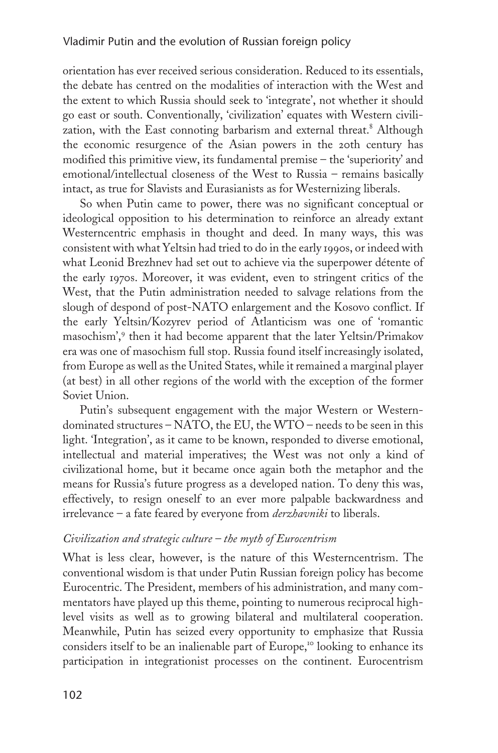orientation has ever received serious consideration. Reduced to its essentials, the debate has centred on the modalities of interaction with the West and the extent to which Russia should seek to 'integrate', not whether it should go east or south. Conventionally, 'civilization' equates with Western civilization, with the East connoting barbarism and external threat.[8] Although the economic resurgence of the Asian powers in the 20th century has modified this primitive view, its fundamental premise – the 'superiority' and emotional/intellectual closeness of the West to Russia – remains basically intact, as true for Slavists and Eurasianists as for Westernizing liberals.

So when Putin came to power, there was no significant conceptual or ideological opposition to his determination to reinforce an already extant Westerncentric emphasis in thought and deed. In many ways, this was consistent with what Yeltsin had tried to do in the early 1990s, or indeed with what Leonid Brezhnev had set out to achieve via the superpower détente of the early 1970s. Moreover, it was evident, even to stringent critics of the West, that the Putin administration needed to salvage relations from the slough of despond of post-NATO enlargement and the Kosovo conflict. If the early Yeltsin/Kozyrev period of Atlanticism was one of 'romantic masochism',[9] then it had become apparent that the later Yeltsin/Primakov era was one of masochism full stop. Russia found itself increasingly isolated, from Europe as well as the United States, while it remained a marginal player (at best) in all other regions of the world with the exception of the former Soviet Union.

Putin's subsequent engagement with the major Western or Western-dominated structures – NATO, the EU, the WTO – needs to be seen in this light. 'Integration', as it came to be known, responded to diverse emotional, intellectual and material imperatives; the West was not only a kind of civilizational home, but it became once again both the metaphor and the means for Russia's future progress as a developed nation. To deny this was, effectively, to resign oneself to an ever more palpable backwardness and irrelevance – a fate feared by everyone from *derzhavniki* to liberals.

### *Civilization and strategic culture – the myth of Eurocentrism*

What is less clear, however, is the nature of this Westerncentrism. The conventional wisdom is that under Putin Russian foreign policy has become Eurocentric. The President, members of his administration, and many commentators have played up this theme, pointing to numerous reciprocal high-level visits as well as to growing bilateral and multilateral cooperation. Meanwhile, Putin has seized every opportunity to emphasize that Russia considers itself to be an inalienable part of Europe,[10] looking to enhance its participation in integrationist processes on the continent. Eurocentrism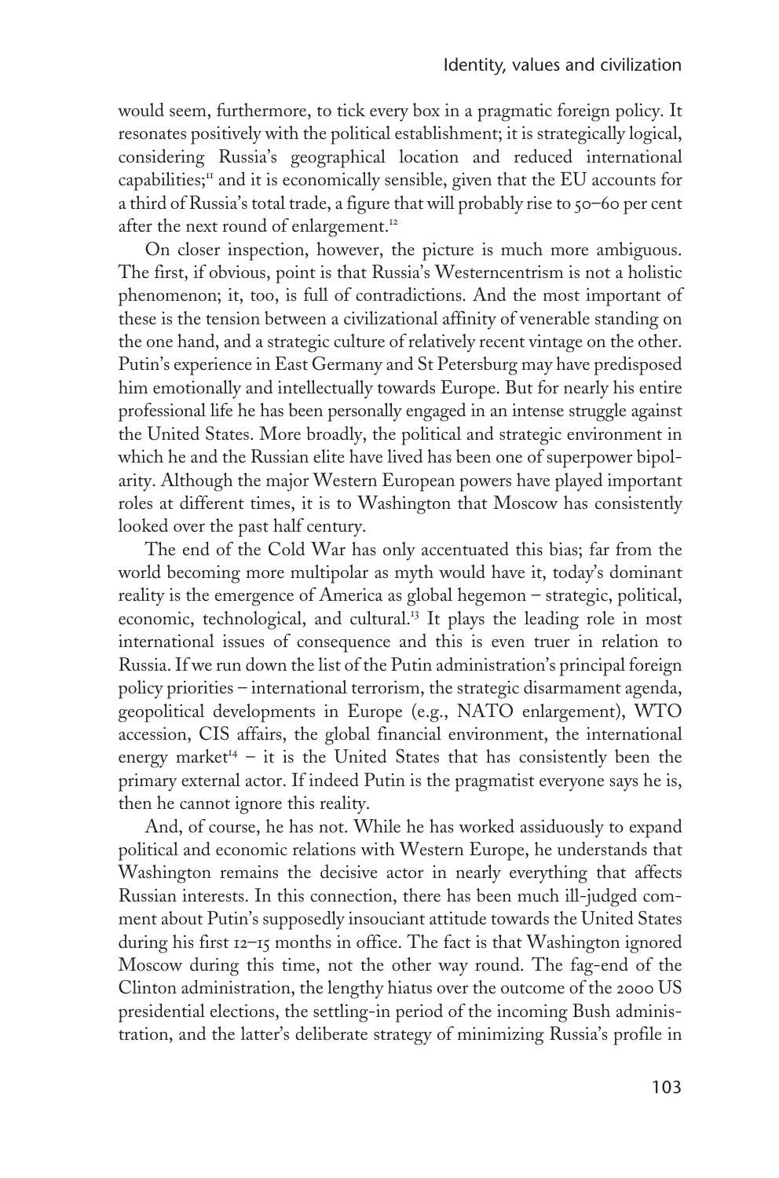would seem, furthermore, to tick every box in a pragmatic foreign policy. It resonates positively with the political establishment; it is strategically logical, considering Russia's geographical location and reduced international capabilities;[11] and it is economically sensible, given that the EU accounts for a third of Russia's total trade, a figure that will probably rise to 50–60 per cent after the next round of enlargement.[12]

On closer inspection, however, the picture is much more ambiguous. The first, if obvious, point is that Russia's Westerncentrism is not a holistic phenomenon; it, too, is full of contradictions. And the most important of these is the tension between a civilizational affinity of venerable standing on the one hand, and a strategic culture of relatively recent vintage on the other. Putin's experience in East Germany and St Petersburg may have predisposed him emotionally and intellectually towards Europe. But for nearly his entire professional life he has been personally engaged in an intense struggle against the United States. More broadly, the political and strategic environment in which he and the Russian elite have lived has been one of superpower bipolarity. Although the major Western European powers have played important roles at different times, it is to Washington that Moscow has consistently looked over the past half century.

The end of the Cold War has only accentuated this bias; far from the world becoming more multipolar as myth would have it, today's dominant reality is the emergence of America as global hegemon – strategic, political, economic, technological, and cultural.[13] It plays the leading role in most international issues of consequence and this is even truer in relation to Russia. If we run down the list of the Putin administration's principal foreign policy priorities – international terrorism, the strategic disarmament agenda, geopolitical developments in Europe (e.g., NATO enlargement), WTO accession, CIS affairs, the global financial environment, the international energy market[14] – it is the United States that has consistently been the primary external actor. If indeed Putin is the pragmatist everyone says he is, then he cannot ignore this reality.

And, of course, he has not. While he has worked assiduously to expand political and economic relations with Western Europe, he understands that Washington remains the decisive actor in nearly everything that affects Russian interests. In this connection, there has been much ill-judged comment about Putin's supposedly insouciant attitude towards the United States during his first 12–15 months in office. The fact is that Washington ignored Moscow during this time, not the other way round. The fag-end of the Clinton administration, the lengthy hiatus over the outcome of the 2000 US presidential elections, the settling-in period of the incoming Bush administration, and the latter's deliberate strategy of minimizing Russia's profile in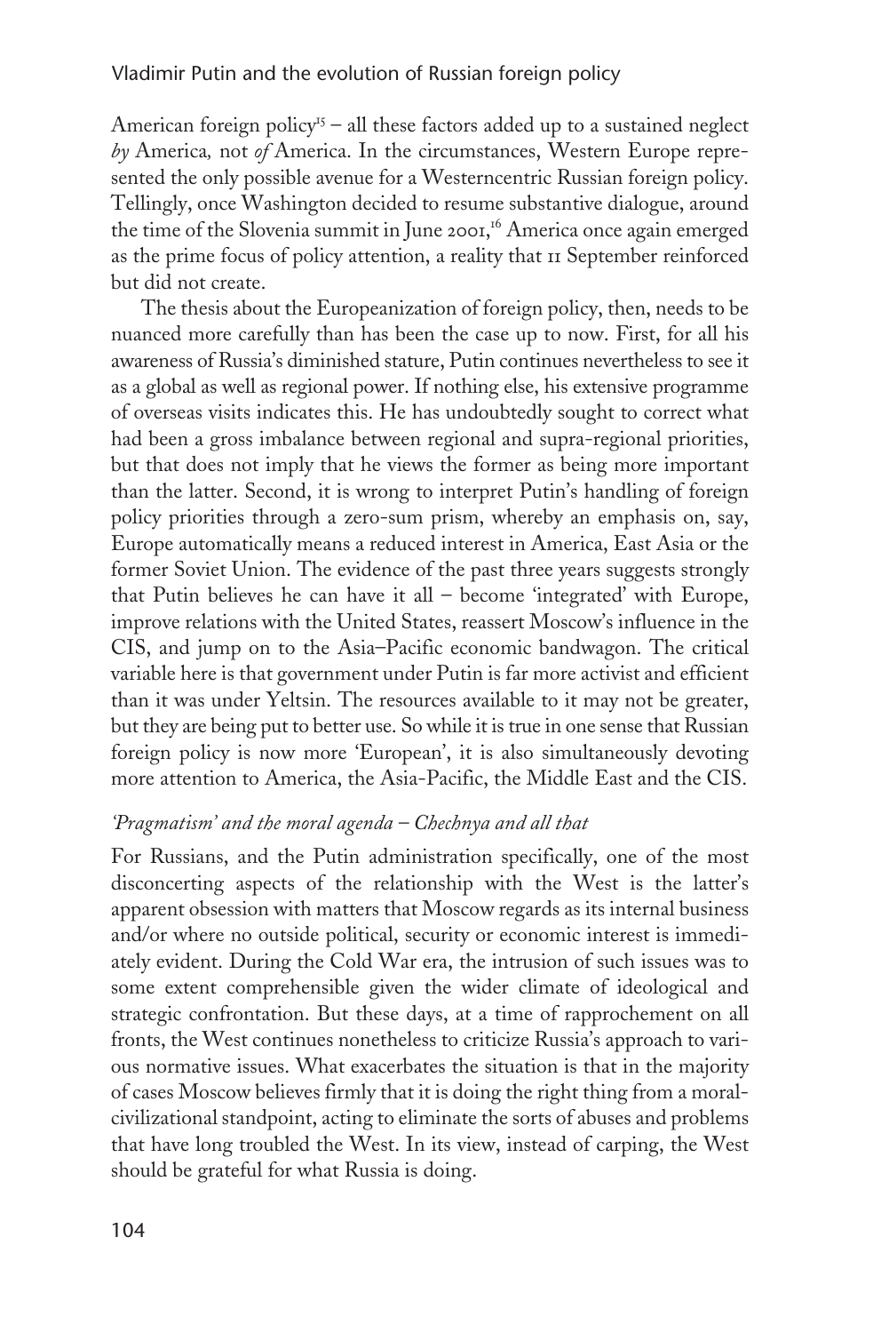American foreign policy[15] – all these factors added up to a sustained neglect *by* America, not *of* America. In the circumstances, Western Europe represented the only possible avenue for a Westerncentric Russian foreign policy. Tellingly, once Washington decided to resume substantive dialogue, around the time of the Slovenia summit in June 2001,[16] America once again emerged as the prime focus of policy attention, a reality that 11 September reinforced but did not create.

The thesis about the Europeanization of foreign policy, then, needs to be nuanced more carefully than has been the case up to now. First, for all his awareness of Russia's diminished stature, Putin continues nevertheless to see it as a global as well as regional power. If nothing else, his extensive programme of overseas visits indicates this. He has undoubtedly sought to correct what had been a gross imbalance between regional and supra-regional priorities, but that does not imply that he views the former as being more important than the latter. Second, it is wrong to interpret Putin's handling of foreign policy priorities through a zero-sum prism, whereby an emphasis on, say, Europe automatically means a reduced interest in America, East Asia or the former Soviet Union. The evidence of the past three years suggests strongly that Putin believes he can have it all – become 'integrated' with Europe, improve relations with the United States, reassert Moscow's influence in the CIS, and jump on to the Asia–Pacific economic bandwagon. The critical variable here is that government under Putin is far more activist and efficient than it was under Yeltsin. The resources available to it may not be greater, but they are being put to better use. So while it is true in one sense that Russian foreign policy is now more 'European', it is also simultaneously devoting more attention to America, the Asia-Pacific, the Middle East and the CIS.

### *'Pragmatism' and the moral agenda – Chechnya and all that*

For Russians, and the Putin administration specifically, one of the most disconcerting aspects of the relationship with the West is the latter's apparent obsession with matters that Moscow regards as its internal business and/or where no outside political, security or economic interest is immediately evident. During the Cold War era, the intrusion of such issues was to some extent comprehensible given the wider climate of ideological and strategic confrontation. But these days, at a time of rapprochement on all fronts, the West continues nonetheless to criticize Russia's approach to various normative issues. What exacerbates the situation is that in the majority of cases Moscow believes firmly that it is doing the right thing from a moral-civilizational standpoint, acting to eliminate the sorts of abuses and problems that have long troubled the West. In its view, instead of carping, the West should be grateful for what Russia is doing.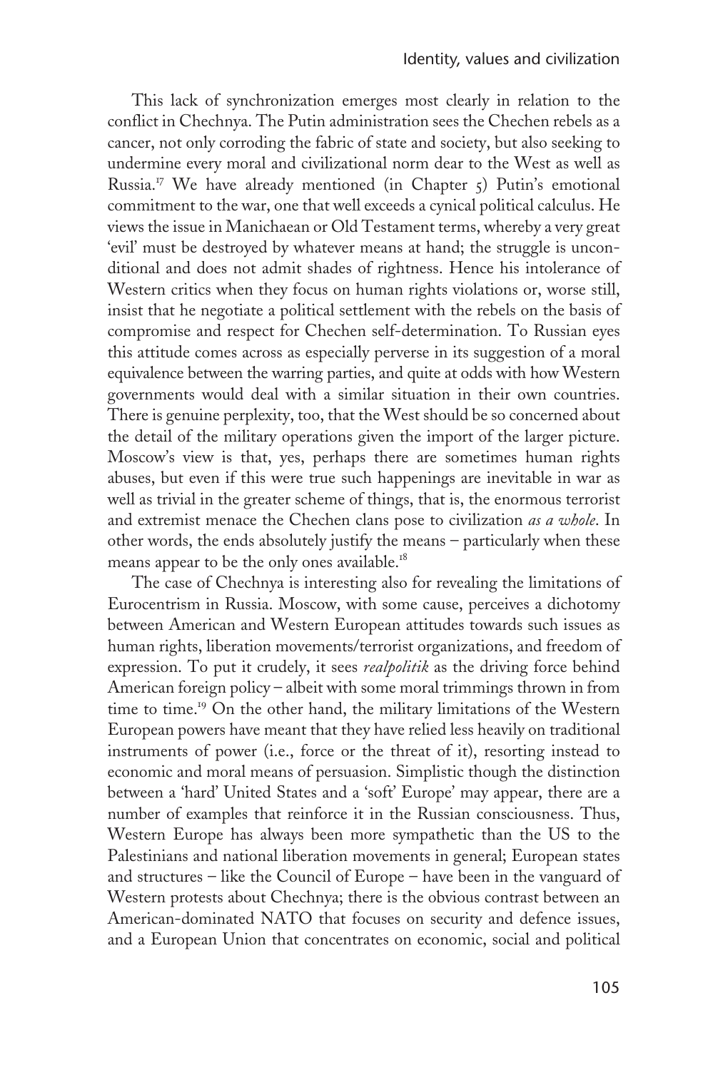This lack of synchronization emerges most clearly in relation to the conflict in Chechnya. The Putin administration sees the Chechen rebels as a cancer, not only corroding the fabric of state and society, but also seeking to undermine every moral and civilizational norm dear to the West as well as Russia.[17] We have already mentioned (in Chapter 5) Putin's emotional commitment to the war, one that well exceeds a cynical political calculus. He views the issue in Manichaean or Old Testament terms, whereby a very great 'evil' must be destroyed by whatever means at hand; the struggle is unconditional and does not admit shades of rightness. Hence his intolerance of Western critics when they focus on human rights violations or, worse still, insist that he negotiate a political settlement with the rebels on the basis of compromise and respect for Chechen self-determination. To Russian eyes this attitude comes across as especially perverse in its suggestion of a moral equivalence between the warring parties, and quite at odds with how Western governments would deal with a similar situation in their own countries. There is genuine perplexity, too, that the West should be so concerned about the detail of the military operations given the import of the larger picture. Moscow's view is that, yes, perhaps there are sometimes human rights abuses, but even if this were true such happenings are inevitable in war as well as trivial in the greater scheme of things, that is, the enormous terrorist and extremist menace the Chechen clans pose to civilization *as a whole*. In other words, the ends absolutely justify the means – particularly when these means appear to be the only ones available.[18]

The case of Chechnya is interesting also for revealing the limitations of Eurocentrism in Russia. Moscow, with some cause, perceives a dichotomy between American and Western European attitudes towards such issues as human rights, liberation movements/terrorist organizations, and freedom of expression. To put it crudely, it sees *realpolitik* as the driving force behind American foreign policy – albeit with some moral trimmings thrown in from time to time.[19] On the other hand, the military limitations of the Western European powers have meant that they have relied less heavily on traditional instruments of power (i.e., force or the threat of it), resorting instead to economic and moral means of persuasion. Simplistic though the distinction between a 'hard' United States and a 'soft' Europe' may appear, there are a number of examples that reinforce it in the Russian consciousness. Thus, Western Europe has always been more sympathetic than the US to the Palestinians and national liberation movements in general; European states and structures – like the Council of Europe – have been in the vanguard of Western protests about Chechnya; there is the obvious contrast between an American-dominated NATO that focuses on security and defence issues, and a European Union that concentrates on economic, social and political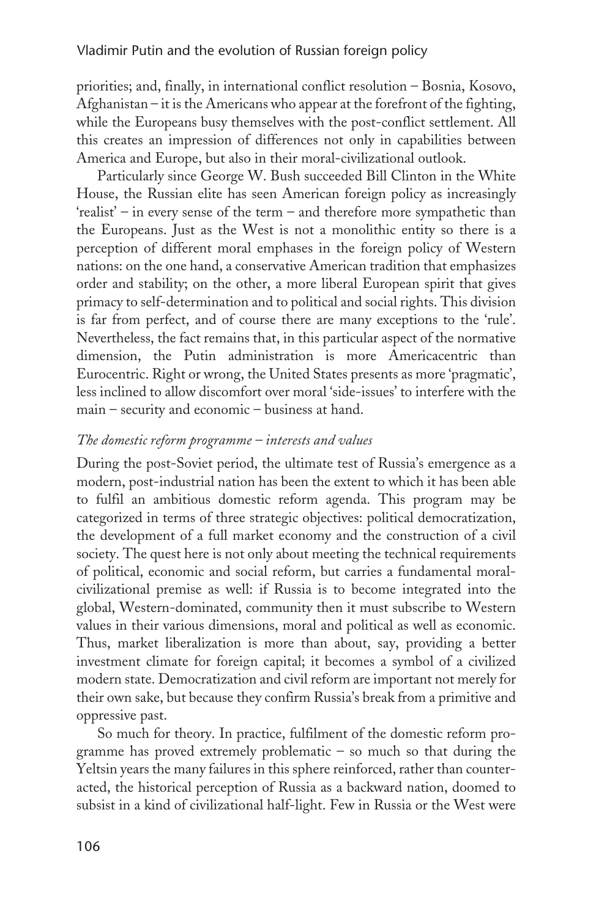priorities; and, finally, in international conflict resolution – Bosnia, Kosovo, Afghanistan – it is the Americans who appear at the forefront of the fighting, while the Europeans busy themselves with the post-conflict settlement. All this creates an impression of differences not only in capabilities between America and Europe, but also in their moral-civilizational outlook.

Particularly since George W. Bush succeeded Bill Clinton in the White House, the Russian elite has seen American foreign policy as increasingly 'realist' – in every sense of the term – and therefore more sympathetic than the Europeans. Just as the West is not a monolithic entity so there is a perception of different moral emphases in the foreign policy of Western nations: on the one hand, a conservative American tradition that emphasizes order and stability; on the other, a more liberal European spirit that gives primacy to self-determination and to political and social rights. This division is far from perfect, and of course there are many exceptions to the 'rule'. Nevertheless, the fact remains that, in this particular aspect of the normative dimension, the Putin administration is more Americacentric than Eurocentric. Right or wrong, the United States presents as more 'pragmatic', less inclined to allow discomfort over moral 'side-issues' to interfere with the main – security and economic – business at hand.

*The domestic reform programme – interests and values*

During the post-Soviet period, the ultimate test of Russia's emergence as a modern, post-industrial nation has been the extent to which it has been able to fulfil an ambitious domestic reform agenda. This program may be categorized in terms of three strategic objectives: political democratization, the development of a full market economy and the construction of a civil society. The quest here is not only about meeting the technical requirements of political, economic and social reform, but carries a fundamental moral-civilizational premise as well: if Russia is to become integrated into the global, Western-dominated, community then it must subscribe to Western values in their various dimensions, moral and political as well as economic. Thus, market liberalization is more than about, say, providing a better investment climate for foreign capital; it becomes a symbol of a civilized modern state. Democratization and civil reform are important not merely for their own sake, but because they confirm Russia's break from a primitive and oppressive past.

So much for theory. In practice, fulfilment of the domestic reform programme has proved extremely problematic – so much so that during the Yeltsin years the many failures in this sphere reinforced, rather than counteracted, the historical perception of Russia as a backward nation, doomed to subsist in a kind of civilizational half-light. Few in Russia or the West were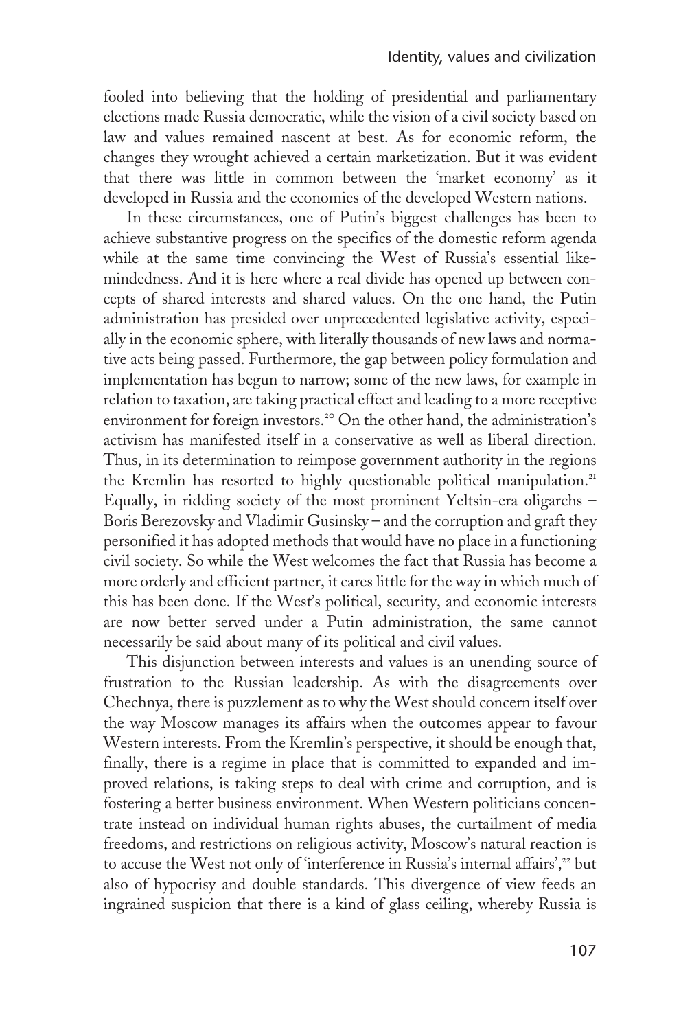fooled into believing that the holding of presidential and parliamentary elections made Russia democratic, while the vision of a civil society based on law and values remained nascent at best. As for economic reform, the changes they wrought achieved a certain marketization. But it was evident that there was little in common between the 'market economy' as it developed in Russia and the economies of the developed Western nations.

In these circumstances, one of Putin's biggest challenges has been to achieve substantive progress on the specifics of the domestic reform agenda while at the same time convincing the West of Russia's essential like-mindedness. And it is here where a real divide has opened up between concepts of shared interests and shared values. On the one hand, the Putin administration has presided over unprecedented legislative activity, especially in the economic sphere, with literally thousands of new laws and normative acts being passed. Furthermore, the gap between policy formulation and implementation has begun to narrow; some of the new laws, for example in relation to taxation, are taking practical effect and leading to a more receptive environment for foreign investors.[20] On the other hand, the administration's activism has manifested itself in a conservative as well as liberal direction. Thus, in its determination to reimpose government authority in the regions the Kremlin has resorted to highly questionable political manipulation.[21] Equally, in ridding society of the most prominent Yeltsin-era oligarchs – Boris Berezovsky and Vladimir Gusinsky – and the corruption and graft they personified it has adopted methods that would have no place in a functioning civil society. So while the West welcomes the fact that Russia has become a more orderly and efficient partner, it cares little for the way in which much of this has been done. If the West's political, security, and economic interests are now better served under a Putin administration, the same cannot necessarily be said about many of its political and civil values.

This disjunction between interests and values is an unending source of frustration to the Russian leadership. As with the disagreements over Chechnya, there is puzzlement as to why the West should concern itself over the way Moscow manages its affairs when the outcomes appear to favour Western interests. From the Kremlin's perspective, it should be enough that, finally, there is a regime in place that is committed to expanded and improved relations, is taking steps to deal with crime and corruption, and is fostering a better business environment. When Western politicians concentrate instead on individual human rights abuses, the curtailment of media freedoms, and restrictions on religious activity, Moscow's natural reaction is to accuse the West not only of 'interference in Russia's internal affairs',[22] but also of hypocrisy and double standards. This divergence of view feeds an ingrained suspicion that there is a kind of glass ceiling, whereby Russia is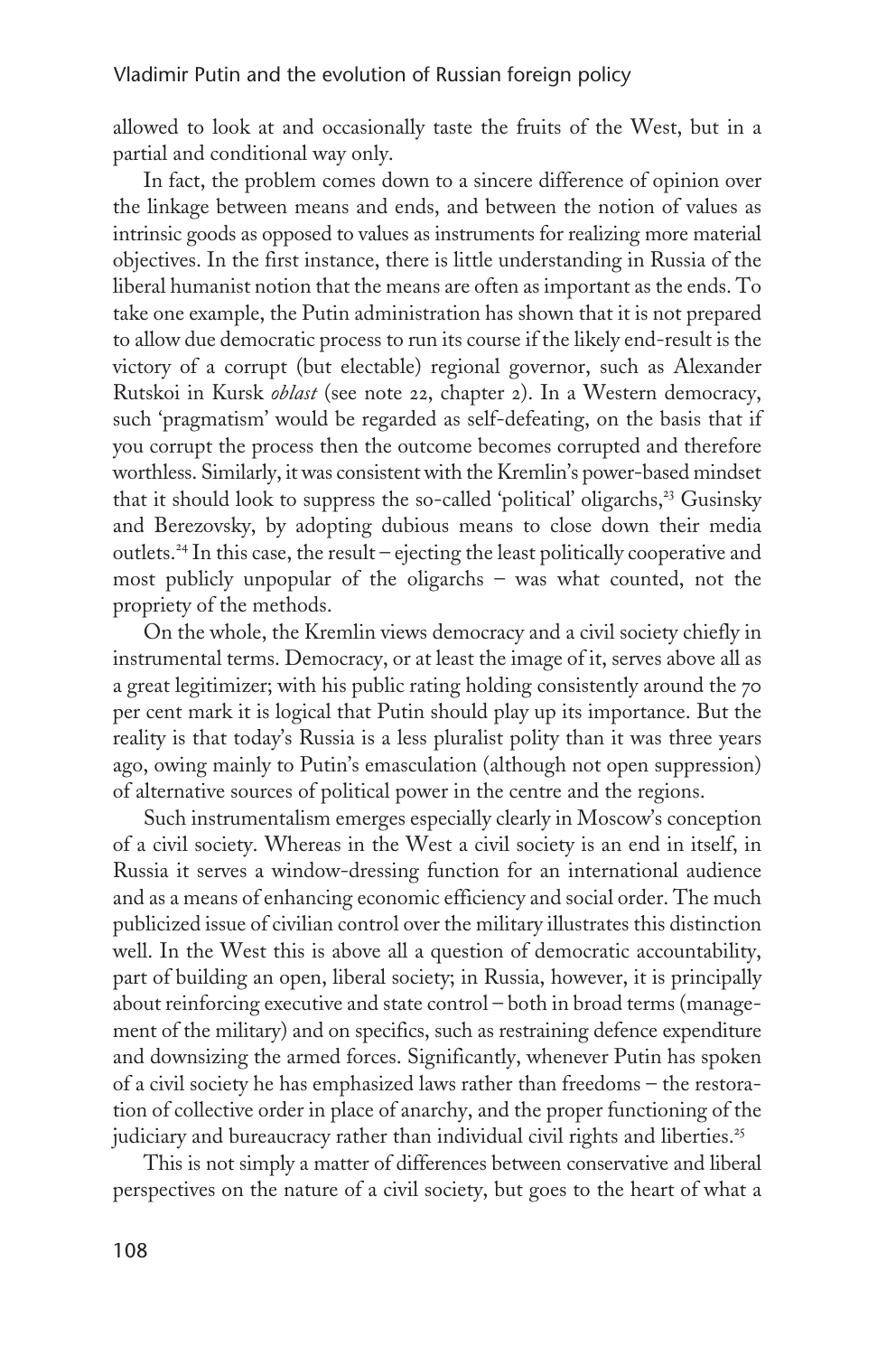allowed to look at and occasionally taste the fruits of the West, but in a partial and conditional way only.

In fact, the problem comes down to a sincere difference of opinion over the linkage between means and ends, and between the notion of values as intrinsic goods as opposed to values as instruments for realizing more material objectives. In the first instance, there is little understanding in Russia of the liberal humanist notion that the means are often as important as the ends. To take one example, the Putin administration has shown that it is not prepared to allow due democratic process to run its course if the likely end-result is the victory of a corrupt (but electable) regional governor, such as Alexander Rutskoi in Kursk *oblast* (see note 22, chapter 2). In a Western democracy, such 'pragmatism' would be regarded as self-defeating, on the basis that if you corrupt the process then the outcome becomes corrupted and therefore worthless. Similarly, it was consistent with the Kremlin's power-based mindset that it should look to suppress the so-called 'political' oligarchs,[23] Gusinsky and Berezovsky, by adopting dubious means to close down their media outlets.[24] In this case, the result – ejecting the least politically cooperative and most publicly unpopular of the oligarchs – was what counted, not the propriety of the methods.

On the whole, the Kremlin views democracy and a civil society chiefly in instrumental terms. Democracy, or at least the image of it, serves above all as a great legitimizer; with his public rating holding consistently around the 70 per cent mark it is logical that Putin should play up its importance. But the reality is that today's Russia is a less pluralist polity than it was three years ago, owing mainly to Putin's emasculation (although not open suppression) of alternative sources of political power in the centre and the regions.

Such instrumentalism emerges especially clearly in Moscow's conception of a civil society. Whereas in the West a civil society is an end in itself, in Russia it serves a window-dressing function for an international audience and as a means of enhancing economic efficiency and social order. The much publicized issue of civilian control over the military illustrates this distinction well. In the West this is above all a question of democratic accountability, part of building an open, liberal society; in Russia, however, it is principally about reinforcing executive and state control – both in broad terms (management of the military) and on specifics, such as restraining defence expenditure and downsizing the armed forces. Significantly, whenever Putin has spoken of a civil society he has emphasized laws rather than freedoms – the restoration of collective order in place of anarchy, and the proper functioning of the judiciary and bureaucracy rather than individual civil rights and liberties.[25]

This is not simply a matter of differences between conservative and liberal perspectives on the nature of a civil society, but goes to the heart of what a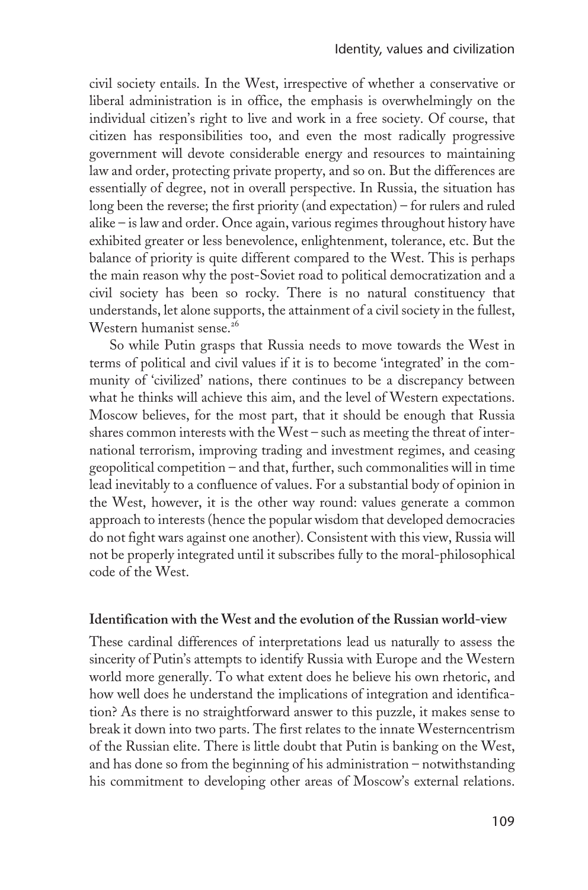civil society entails. In the West, irrespective of whether a conservative or liberal administration is in office, the emphasis is overwhelmingly on the individual citizen's right to live and work in a free society. Of course, that citizen has responsibilities too, and even the most radically progressive government will devote considerable energy and resources to maintaining law and order, protecting private property, and so on. But the differences are essentially of degree, not in overall perspective. In Russia, the situation has long been the reverse; the first priority (and expectation) – for rulers and ruled alike – is law and order. Once again, various regimes throughout history have exhibited greater or less benevolence, enlightenment, tolerance, etc. But the balance of priority is quite different compared to the West. This is perhaps the main reason why the post-Soviet road to political democratization and a civil society has been so rocky. There is no natural constituency that understands, let alone supports, the attainment of a civil society in the fullest, Western humanist sense.[26]

So while Putin grasps that Russia needs to move towards the West in terms of political and civil values if it is to become 'integrated' in the community of 'civilized' nations, there continues to be a discrepancy between what he thinks will achieve this aim, and the level of Western expectations. Moscow believes, for the most part, that it should be enough that Russia shares common interests with the West – such as meeting the threat of international terrorism, improving trading and investment regimes, and ceasing geopolitical competition – and that, further, such commonalities will in time lead inevitably to a confluence of values. For a substantial body of opinion in the West, however, it is the other way round: values generate a common approach to interests (hence the popular wisdom that developed democracies do not fight wars against one another). Consistent with this view, Russia will not be properly integrated until it subscribes fully to the moral-philosophical code of the West.

## Identification with the West and the evolution of the Russian world-view

These cardinal differences of interpretations lead us naturally to assess the sincerity of Putin's attempts to identify Russia with Europe and the Western world more generally. To what extent does he believe his own rhetoric, and how well does he understand the implications of integration and identification? As there is no straightforward answer to this puzzle, it makes sense to break it down into two parts. The first relates to the innate Westerncentrism of the Russian elite. There is little doubt that Putin is banking on the West, and has done so from the beginning of his administration – notwithstanding his commitment to developing other areas of Moscow's external relations.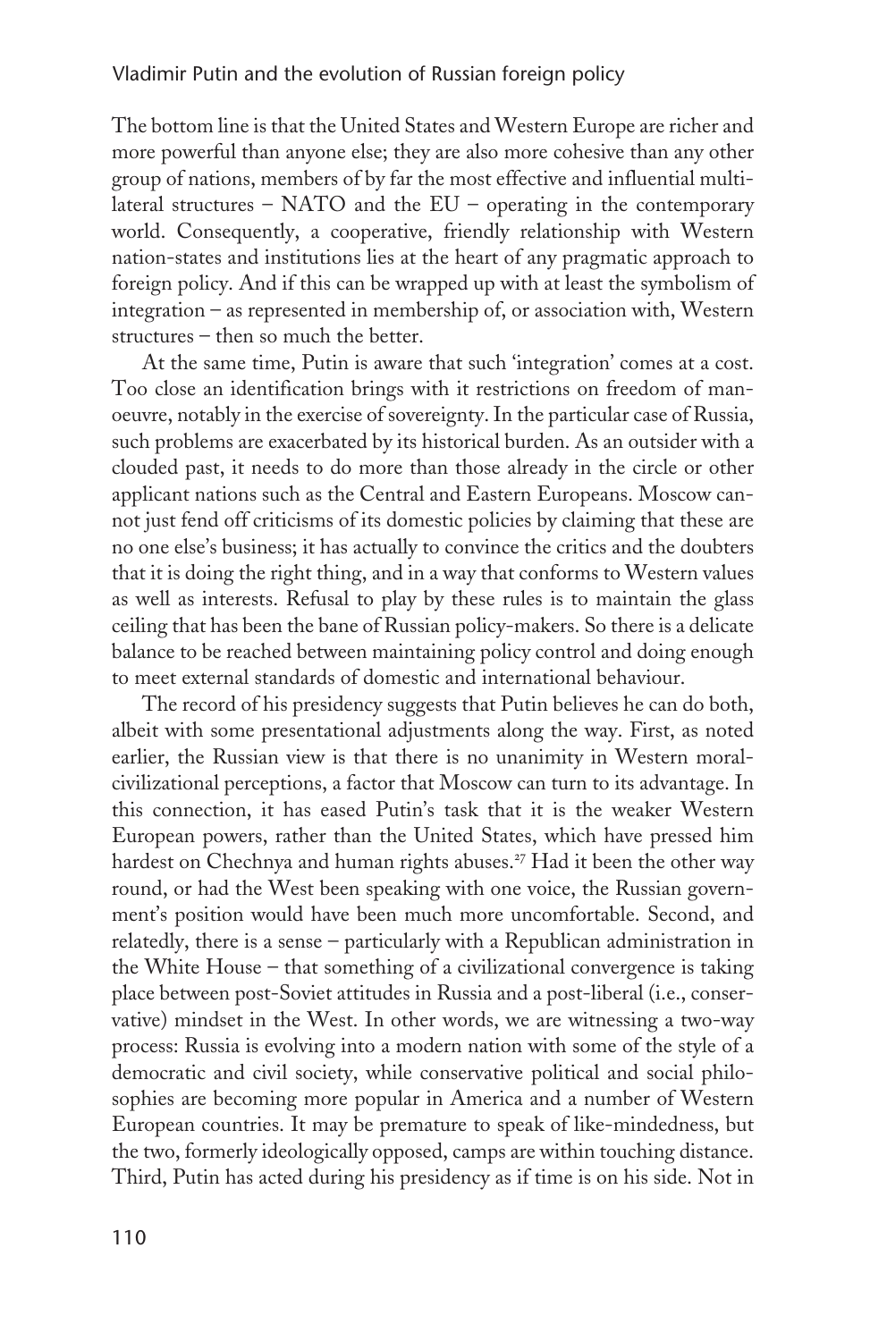The bottom line is that the United States and Western Europe are richer and more powerful than anyone else; they are also more cohesive than any other group of nations, members of by far the most effective and influential multilateral structures – NATO and the EU – operating in the contemporary world. Consequently, a cooperative, friendly relationship with Western nation-states and institutions lies at the heart of any pragmatic approach to foreign policy. And if this can be wrapped up with at least the symbolism of integration – as represented in membership of, or association with, Western structures – then so much the better.

At the same time, Putin is aware that such 'integration' comes at a cost. Too close an identification brings with it restrictions on freedom of manoeuvre, notably in the exercise of sovereignty. In the particular case of Russia, such problems are exacerbated by its historical burden. As an outsider with a clouded past, it needs to do more than those already in the circle or other applicant nations such as the Central and Eastern Europeans. Moscow cannot just fend off criticisms of its domestic policies by claiming that these are no one else's business; it has actually to convince the critics and the doubters that it is doing the right thing, and in a way that conforms to Western values as well as interests. Refusal to play by these rules is to maintain the glass ceiling that has been the bane of Russian policy-makers. So there is a delicate balance to be reached between maintaining policy control and doing enough to meet external standards of domestic and international behaviour.

The record of his presidency suggests that Putin believes he can do both, albeit with some presentational adjustments along the way. First, as noted earlier, the Russian view is that there is no unanimity in Western moral-civilizational perceptions, a factor that Moscow can turn to its advantage. In this connection, it has eased Putin's task that it is the weaker Western European powers, rather than the United States, which have pressed him hardest on Chechnya and human rights abuses.[27] Had it been the other way round, or had the West been speaking with one voice, the Russian government's position would have been much more uncomfortable. Second, and relatedly, there is a sense – particularly with a Republican administration in the White House – that something of a civilizational convergence is taking place between post-Soviet attitudes in Russia and a post-liberal (i.e., conservative) mindset in the West. In other words, we are witnessing a two-way process: Russia is evolving into a modern nation with some of the style of a democratic and civil society, while conservative political and social philosophies are becoming more popular in America and a number of Western European countries. It may be premature to speak of like-mindedness, but the two, formerly ideologically opposed, camps are within touching distance. Third, Putin has acted during his presidency as if time is on his side. Not in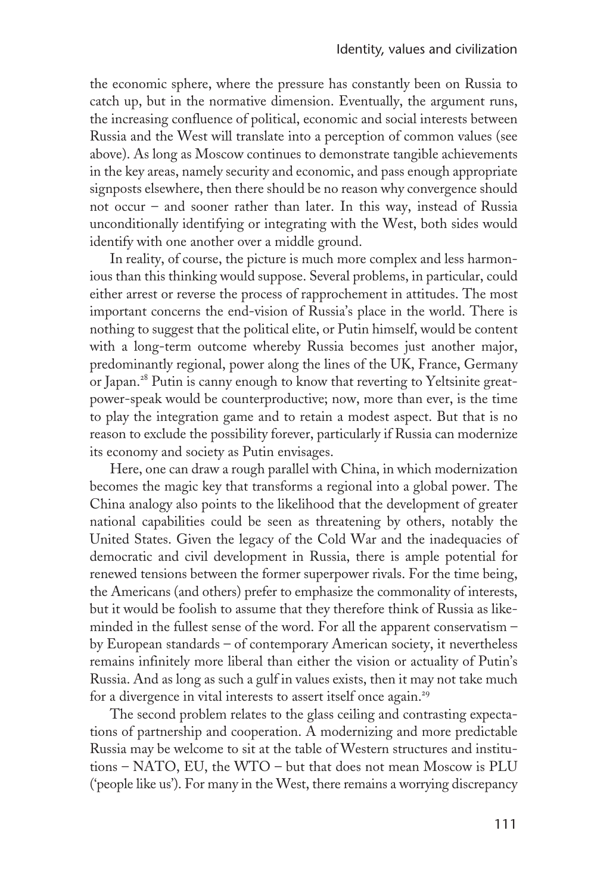the economic sphere, where the pressure has constantly been on Russia to catch up, but in the normative dimension. Eventually, the argument runs, the increasing confluence of political, economic and social interests between Russia and the West will translate into a perception of common values (see above). As long as Moscow continues to demonstrate tangible achievements in the key areas, namely security and economic, and pass enough appropriate signposts elsewhere, then there should be no reason why convergence should not occur – and sooner rather than later. In this way, instead of Russia unconditionally identifying or integrating with the West, both sides would identify with one another over a middle ground.

In reality, of course, the picture is much more complex and less harmonious than this thinking would suppose. Several problems, in particular, could either arrest or reverse the process of rapprochement in attitudes. The most important concerns the end-vision of Russia's place in the world. There is nothing to suggest that the political elite, or Putin himself, would be content with a long-term outcome whereby Russia becomes just another major, predominantly regional, power along the lines of the UK, France, Germany or Japan.[28] Putin is canny enough to know that reverting to Yeltsinite great-power-speak would be counterproductive; now, more than ever, is the time to play the integration game and to retain a modest aspect. But that is no reason to exclude the possibility forever, particularly if Russia can modernize its economy and society as Putin envisages.

Here, one can draw a rough parallel with China, in which modernization becomes the magic key that transforms a regional into a global power. The China analogy also points to the likelihood that the development of greater national capabilities could be seen as threatening by others, notably the United States. Given the legacy of the Cold War and the inadequacies of democratic and civil development in Russia, there is ample potential for renewed tensions between the former superpower rivals. For the time being, the Americans (and others) prefer to emphasize the commonality of interests, but it would be foolish to assume that they therefore think of Russia as like-minded in the fullest sense of the word. For all the apparent conservatism – by European standards – of contemporary American society, it nevertheless remains infinitely more liberal than either the vision or actuality of Putin's Russia. And as long as such a gulf in values exists, then it may not take much for a divergence in vital interests to assert itself once again.[29]

The second problem relates to the glass ceiling and contrasting expectations of partnership and cooperation. A modernizing and more predictable Russia may be welcome to sit at the table of Western structures and institutions – NATO, EU, the WTO – but that does not mean Moscow is PLU ('people like us'). For many in the West, there remains a worrying discrepancy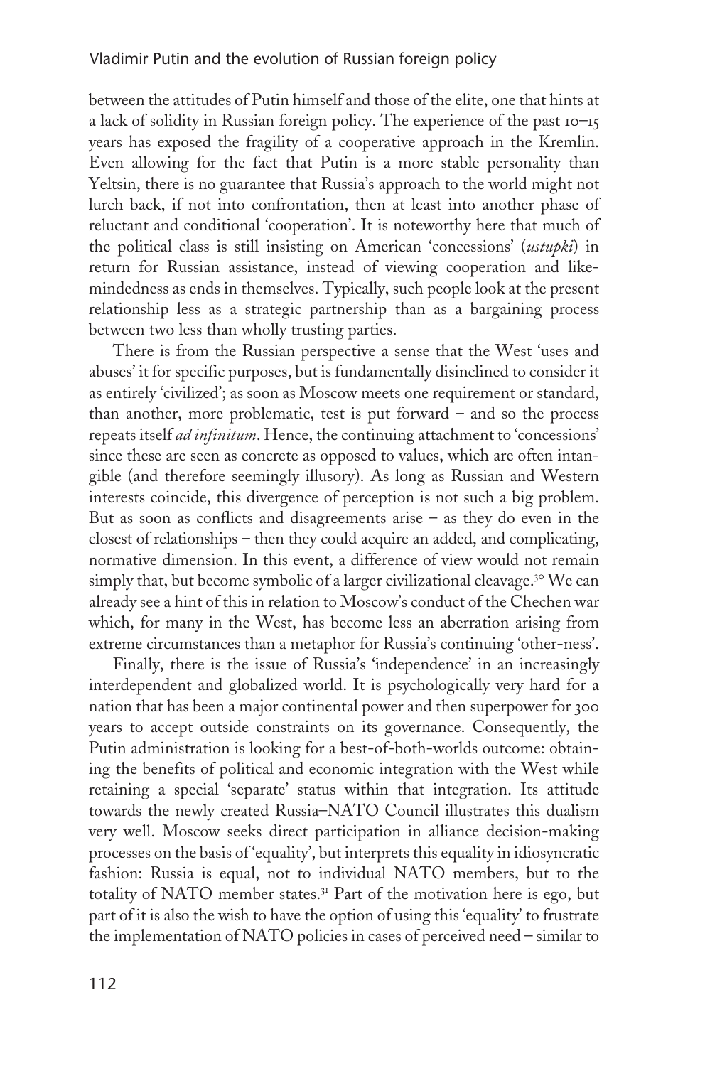between the attitudes of Putin himself and those of the elite, one that hints at a lack of solidity in Russian foreign policy. The experience of the past 10–15 years has exposed the fragility of a cooperative approach in the Kremlin. Even allowing for the fact that Putin is a more stable personality than Yeltsin, there is no guarantee that Russia's approach to the world might not lurch back, if not into confrontation, then at least into another phase of reluctant and conditional 'cooperation'. It is noteworthy here that much of the political class is still insisting on American 'concessions' (*ustupki*) in return for Russian assistance, instead of viewing cooperation and like-mindedness as ends in themselves. Typically, such people look at the present relationship less as a strategic partnership than as a bargaining process between two less than wholly trusting parties.

There is from the Russian perspective a sense that the West 'uses and abuses' it for specific purposes, but is fundamentally disinclined to consider it as entirely 'civilized'; as soon as Moscow meets one requirement or standard, than another, more problematic, test is put forward – and so the process repeats itself *ad infinitum*. Hence, the continuing attachment to 'concessions' since these are seen as concrete as opposed to values, which are often intangible (and therefore seemingly illusory). As long as Russian and Western interests coincide, this divergence of perception is not such a big problem. But as soon as conflicts and disagreements arise – as they do even in the closest of relationships – then they could acquire an added, and complicating, normative dimension. In this event, a difference of view would not remain simply that, but become symbolic of a larger civilizational cleavage.[30] We can already see a hint of this in relation to Moscow's conduct of the Chechen war which, for many in the West, has become less an aberration arising from extreme circumstances than a metaphor for Russia's continuing 'other-ness'.

Finally, there is the issue of Russia's 'independence' in an increasingly interdependent and globalized world. It is psychologically very hard for a nation that has been a major continental power and then superpower for 300 years to accept outside constraints on its governance. Consequently, the Putin administration is looking for a best-of-both-worlds outcome: obtaining the benefits of political and economic integration with the West while retaining a special 'separate' status within that integration. Its attitude towards the newly created Russia–NATO Council illustrates this dualism very well. Moscow seeks direct participation in alliance decision-making processes on the basis of 'equality', but interprets this equality in idiosyncratic fashion: Russia is equal, not to individual NATO members, but to the totality of NATO member states.[31] Part of the motivation here is ego, but part of it is also the wish to have the option of using this 'equality' to frustrate the implementation of NATO policies in cases of perceived need – similar to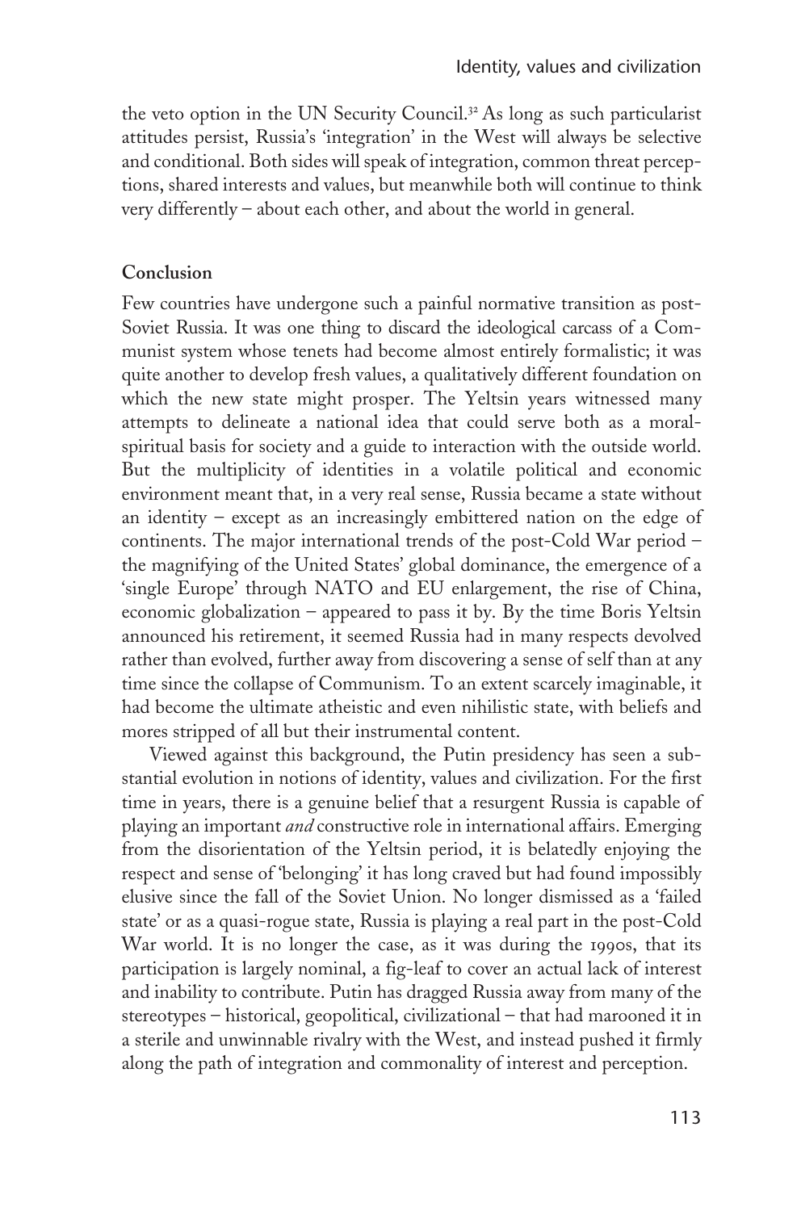the veto option in the UN Security Council.[32] As long as such particularist attitudes persist, Russia's 'integration' in the West will always be selective and conditional. Both sides will speak of integration, common threat perceptions, shared interests and values, but meanwhile both will continue to think very differently – about each other, and about the world in general.

## Conclusion

Few countries have undergone such a painful normative transition as post-Soviet Russia. It was one thing to discard the ideological carcass of a Communist system whose tenets had become almost entirely formalistic; it was quite another to develop fresh values, a qualitatively different foundation on which the new state might prosper. The Yeltsin years witnessed many attempts to delineate a national idea that could serve both as a moral-spiritual basis for society and a guide to interaction with the outside world. But the multiplicity of identities in a volatile political and economic environment meant that, in a very real sense, Russia became a state without an identity – except as an increasingly embittered nation on the edge of continents. The major international trends of the post-Cold War period – the magnifying of the United States' global dominance, the emergence of a 'single Europe' through NATO and EU enlargement, the rise of China, economic globalization – appeared to pass it by. By the time Boris Yeltsin announced his retirement, it seemed Russia had in many respects devolved rather than evolved, further away from discovering a sense of self than at any time since the collapse of Communism. To an extent scarcely imaginable, it had become the ultimate atheistic and even nihilistic state, with beliefs and mores stripped of all but their instrumental content.

Viewed against this background, the Putin presidency has seen a substantial evolution in notions of identity, values and civilization. For the first time in years, there is a genuine belief that a resurgent Russia is capable of playing an important *and* constructive role in international affairs. Emerging from the disorientation of the Yeltsin period, it is belatedly enjoying the respect and sense of 'belonging' it has long craved but had found impossibly elusive since the fall of the Soviet Union. No longer dismissed as a 'failed state' or as a quasi-rogue state, Russia is playing a real part in the post-Cold War world. It is no longer the case, as it was during the 1990s, that its participation is largely nominal, a fig-leaf to cover an actual lack of interest and inability to contribute. Putin has dragged Russia away from many of the stereotypes – historical, geopolitical, civilizational – that had marooned it in a sterile and unwinnable rivalry with the West, and instead pushed it firmly along the path of integration and commonality of interest and perception.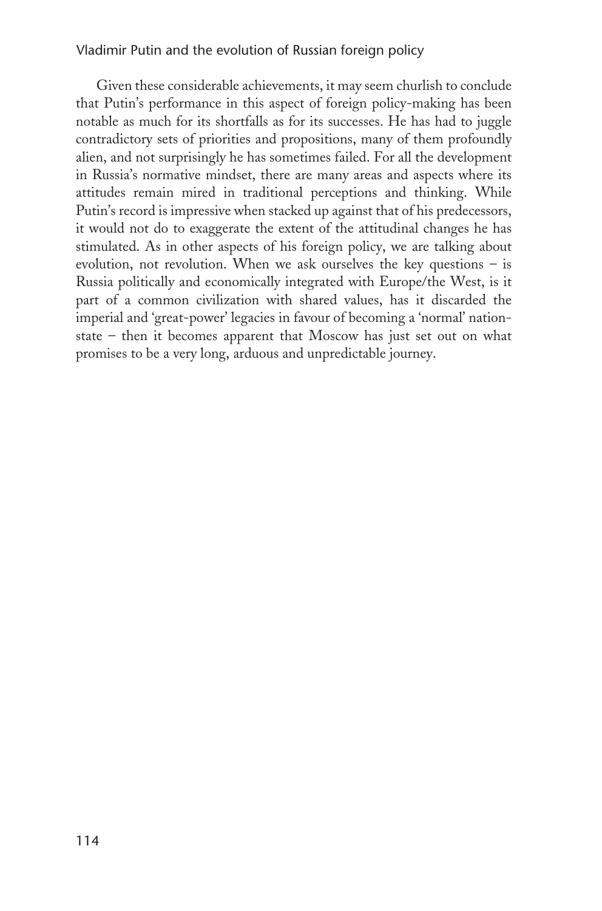Given these considerable achievements, it may seem churlish to conclude that Putin's performance in this aspect of foreign policy-making has been notable as much for its shortfalls as for its successes. He has had to juggle contradictory sets of priorities and propositions, many of them profoundly alien, and not surprisingly he has sometimes failed. For all the development in Russia's normative mindset, there are many areas and aspects where its attitudes remain mired in traditional perceptions and thinking. While Putin's record is impressive when stacked up against that of his predecessors, it would not do to exaggerate the extent of the attitudinal changes he has stimulated. As in other aspects of his foreign policy, we are talking about evolution, not revolution. When we ask ourselves the key questions – is Russia politically and economically integrated with Europe/the West, is it part of a common civilization with shared values, has it discarded the imperial and 'great-power' legacies in favour of becoming a 'normal' nation-state – then it becomes apparent that Moscow has just set out on what promises to be a very long, arduous and unpredictable journey.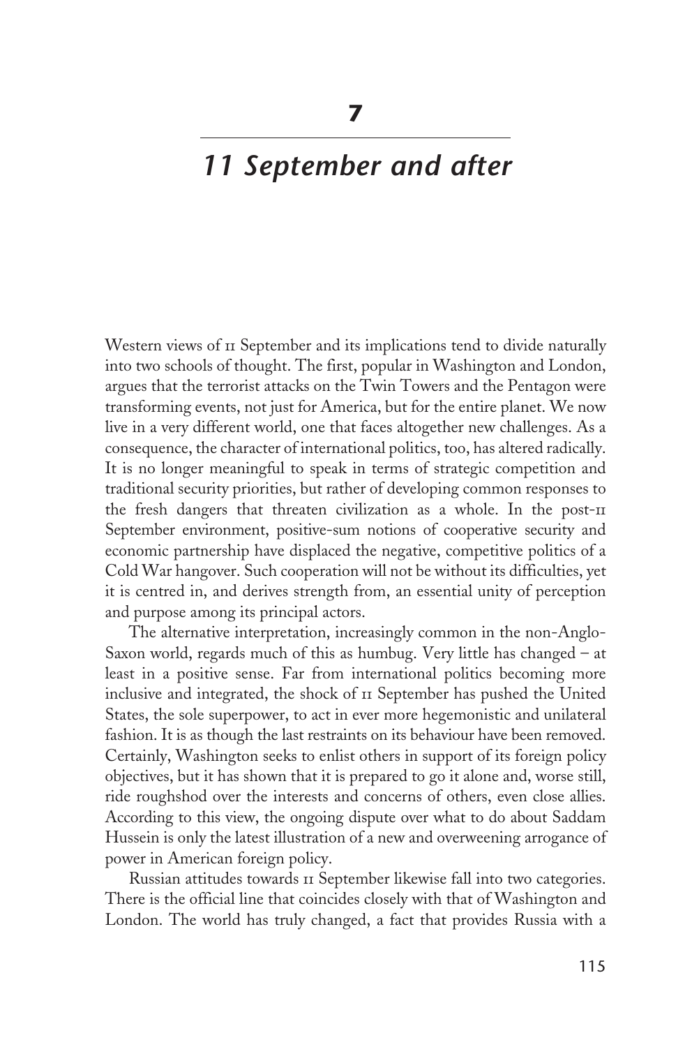# 7

## *11 September and after*

Western views of 11 September and its implications tend to divide naturally into two schools of thought. The first, popular in Washington and London, argues that the terrorist attacks on the Twin Towers and the Pentagon were transforming events, not just for America, but for the entire planet. We now live in a very different world, one that faces altogether new challenges. As a consequence, the character of international politics, too, has altered radically. It is no longer meaningful to speak in terms of strategic competition and traditional security priorities, but rather of developing common responses to the fresh dangers that threaten civilization as a whole. In the post-11 September environment, positive-sum notions of cooperative security and economic partnership have displaced the negative, competitive politics of a Cold War hangover. Such cooperation will not be without its difficulties, yet it is centred in, and derives strength from, an essential unity of perception and purpose among its principal actors.

The alternative interpretation, increasingly common in the non-Anglo-Saxon world, regards much of this as humbug. Very little has changed – at least in a positive sense. Far from international politics becoming more inclusive and integrated, the shock of 11 September has pushed the United States, the sole superpower, to act in ever more hegemonistic and unilateral fashion. It is as though the last restraints on its behaviour have been removed. Certainly, Washington seeks to enlist others in support of its foreign policy objectives, but it has shown that it is prepared to go it alone and, worse still, ride roughshod over the interests and concerns of others, even close allies. According to this view, the ongoing dispute over what to do about Saddam Hussein is only the latest illustration of a new and overweening arrogance of power in American foreign policy.

Russian attitudes towards 11 September likewise fall into two categories. There is the official line that coincides closely with that of Washington and London. The world has truly changed, a fact that provides Russia with a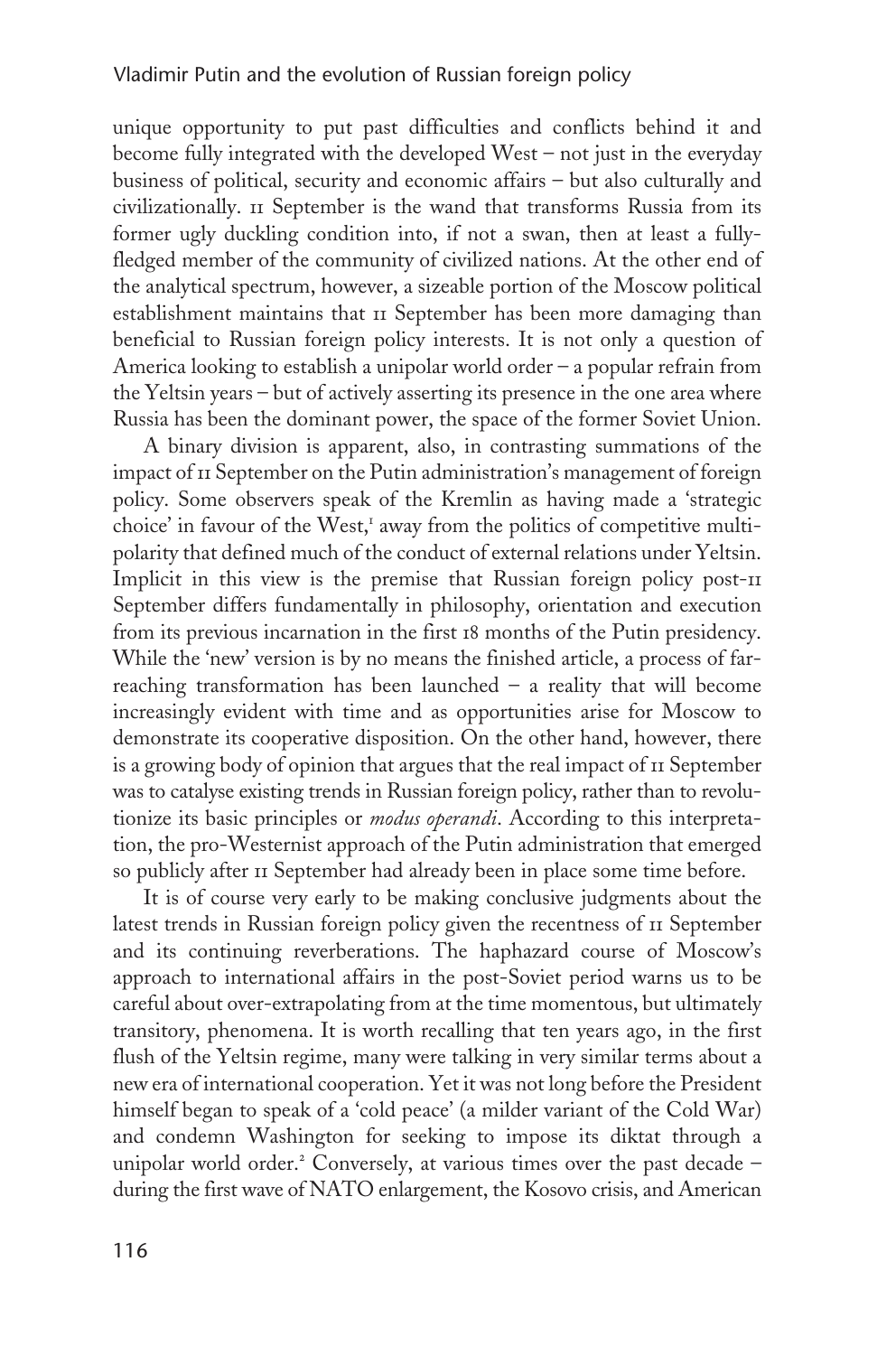unique opportunity to put past difficulties and conflicts behind it and become fully integrated with the developed West – not just in the everyday business of political, security and economic affairs – but also culturally and civilizationally. 11 September is the wand that transforms Russia from its former ugly duckling condition into, if not a swan, then at least a fully-fledged member of the community of civilized nations. At the other end of the analytical spectrum, however, a sizeable portion of the Moscow political establishment maintains that 11 September has been more damaging than beneficial to Russian foreign policy interests. It is not only a question of America looking to establish a unipolar world order – a popular refrain from the Yeltsin years – but of actively asserting its presence in the one area where Russia has been the dominant power, the space of the former Soviet Union.

A binary division is apparent, also, in contrasting summations of the impact of 11 September on the Putin administration's management of foreign policy. Some observers speak of the Kremlin as having made a 'strategic choice' in favour of the West,[1] away from the politics of competitive multipolarity that defined much of the conduct of external relations under Yeltsin. Implicit in this view is the premise that Russian foreign policy post-11 September differs fundamentally in philosophy, orientation and execution from its previous incarnation in the first 18 months of the Putin presidency. While the 'new' version is by no means the finished article, a process of far-reaching transformation has been launched – a reality that will become increasingly evident with time and as opportunities arise for Moscow to demonstrate its cooperative disposition. On the other hand, however, there is a growing body of opinion that argues that the real impact of 11 September was to catalyse existing trends in Russian foreign policy, rather than to revolutionize its basic principles or *modus operandi*. According to this interpretation, the pro-Westernist approach of the Putin administration that emerged so publicly after 11 September had already been in place some time before.

It is of course very early to be making conclusive judgments about the latest trends in Russian foreign policy given the recentness of 11 September and its continuing reverberations. The haphazard course of Moscow's approach to international affairs in the post-Soviet period warns us to be careful about over-extrapolating from at the time momentous, but ultimately transitory, phenomena. It is worth recalling that ten years ago, in the first flush of the Yeltsin regime, many were talking in very similar terms about a new era of international cooperation. Yet it was not long before the President himself began to speak of a 'cold peace' (a milder variant of the Cold War) and condemn Washington for seeking to impose its diktat through a unipolar world order.[2] Conversely, at various times over the past decade – during the first wave of NATO enlargement, the Kosovo crisis, and American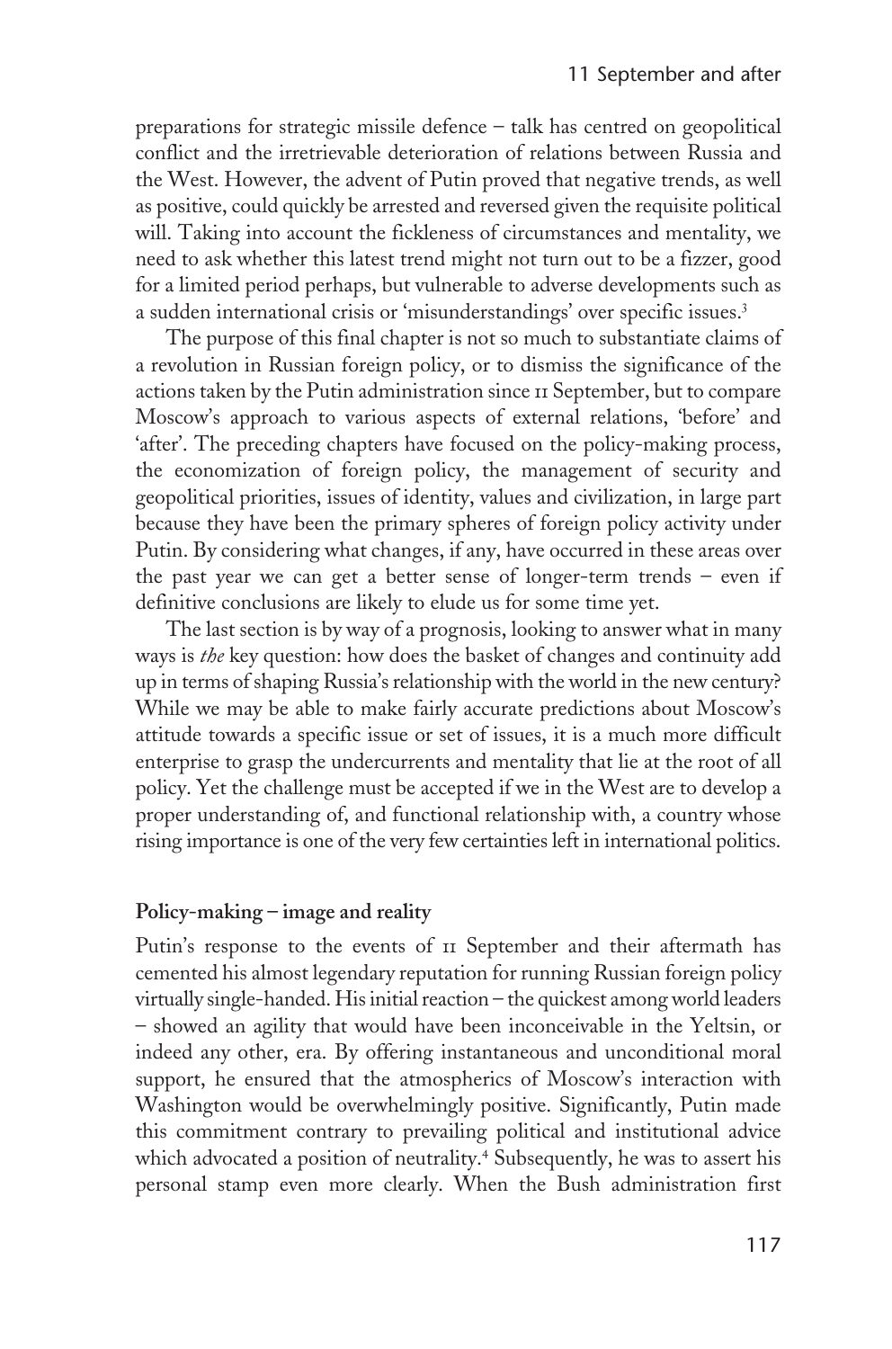preparations for strategic missile defence – talk has centred on geopolitical conflict and the irretrievable deterioration of relations between Russia and the West. However, the advent of Putin proved that negative trends, as well as positive, could quickly be arrested and reversed given the requisite political will. Taking into account the fickleness of circumstances and mentality, we need to ask whether this latest trend might not turn out to be a fizzer, good for a limited period perhaps, but vulnerable to adverse developments such as a sudden international crisis or 'misunderstandings' over specific issues.[3]

The purpose of this final chapter is not so much to substantiate claims of a revolution in Russian foreign policy, or to dismiss the significance of the actions taken by the Putin administration since 11 September, but to compare Moscow's approach to various aspects of external relations, 'before' and 'after'. The preceding chapters have focused on the policy-making process, the economization of foreign policy, the management of security and geopolitical priorities, issues of identity, values and civilization, in large part because they have been the primary spheres of foreign policy activity under Putin. By considering what changes, if any, have occurred in these areas over the past year we can get a better sense of longer-term trends – even if definitive conclusions are likely to elude us for some time yet.

The last section is by way of a prognosis, looking to answer what in many ways is *the* key question: how does the basket of changes and continuity add up in terms of shaping Russia's relationship with the world in the new century? While we may be able to make fairly accurate predictions about Moscow's attitude towards a specific issue or set of issues, it is a much more difficult enterprise to grasp the undercurrents and mentality that lie at the root of all policy. Yet the challenge must be accepted if we in the West are to develop a proper understanding of, and functional relationship with, a country whose rising importance is one of the very few certainties left in international politics.

## Policy-making – image and reality

Putin's response to the events of 11 September and their aftermath has cemented his almost legendary reputation for running Russian foreign policy virtually single-handed. His initial reaction – the quickest among world leaders – showed an agility that would have been inconceivable in the Yeltsin, or indeed any other, era. By offering instantaneous and unconditional moral support, he ensured that the atmospherics of Moscow's interaction with Washington would be overwhelmingly positive. Significantly, Putin made this commitment contrary to prevailing political and institutional advice which advocated a position of neutrality.[4] Subsequently, he was to assert his personal stamp even more clearly. When the Bush administration first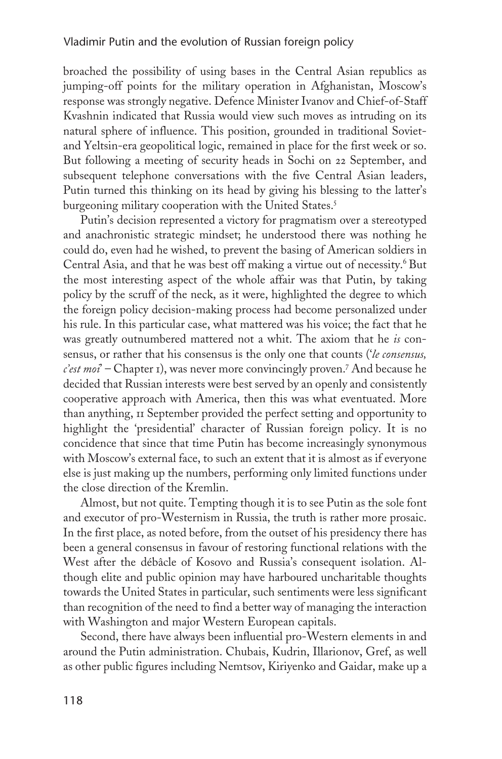broached the possibility of using bases in the Central Asian republics as jumping-off points for the military operation in Afghanistan, Moscow's response was strongly negative. Defence Minister Ivanov and Chief-of-Staff Kvashnin indicated that Russia would view such moves as intruding on its natural sphere of influence. This position, grounded in traditional Soviet- and Yeltsin-era geopolitical logic, remained in place for the first week or so. But following a meeting of security heads in Sochi on 22 September, and subsequent telephone conversations with the five Central Asian leaders, Putin turned this thinking on its head by giving his blessing to the latter's burgeoning military cooperation with the United States.[5]

Putin's decision represented a victory for pragmatism over a stereotyped and anachronistic strategic mindset; he understood there was nothing he could do, even had he wished, to prevent the basing of American soldiers in Central Asia, and that he was best off making a virtue out of necessity.[6] But the most interesting aspect of the whole affair was that Putin, by taking policy by the scruff of the neck, as it were, highlighted the degree to which the foreign policy decision-making process had become personalized under his rule. In this particular case, what mattered was his voice; the fact that he was greatly outnumbered mattered not a whit. The axiom that he *is* consensus, or rather that his consensus is the only one that counts ('*le consensus, c'est moi*' – Chapter 1), was never more convincingly proven.[7] And because he decided that Russian interests were best served by an openly and consistently cooperative approach with America, then this was what eventuated. More than anything, 11 September provided the perfect setting and opportunity to highlight the 'presidential' character of Russian foreign policy. It is no concidence that since that time Putin has become increasingly synonymous with Moscow's external face, to such an extent that it is almost as if everyone else is just making up the numbers, performing only limited functions under the close direction of the Kremlin.

Almost, but not quite. Tempting though it is to see Putin as the sole font and executor of pro-Westernism in Russia, the truth is rather more prosaic. In the first place, as noted before, from the outset of his presidency there has been a general consensus in favour of restoring functional relations with the West after the débâcle of Kosovo and Russia's consequent isolation. Although elite and public opinion may have harboured uncharitable thoughts towards the United States in particular, such sentiments were less significant than recognition of the need to find a better way of managing the interaction with Washington and major Western European capitals.

Second, there have always been influential pro-Western elements in and around the Putin administration. Chubais, Kudrin, Illarionov, Gref, as well as other public figures including Nemtsov, Kiriyenko and Gaidar, make up a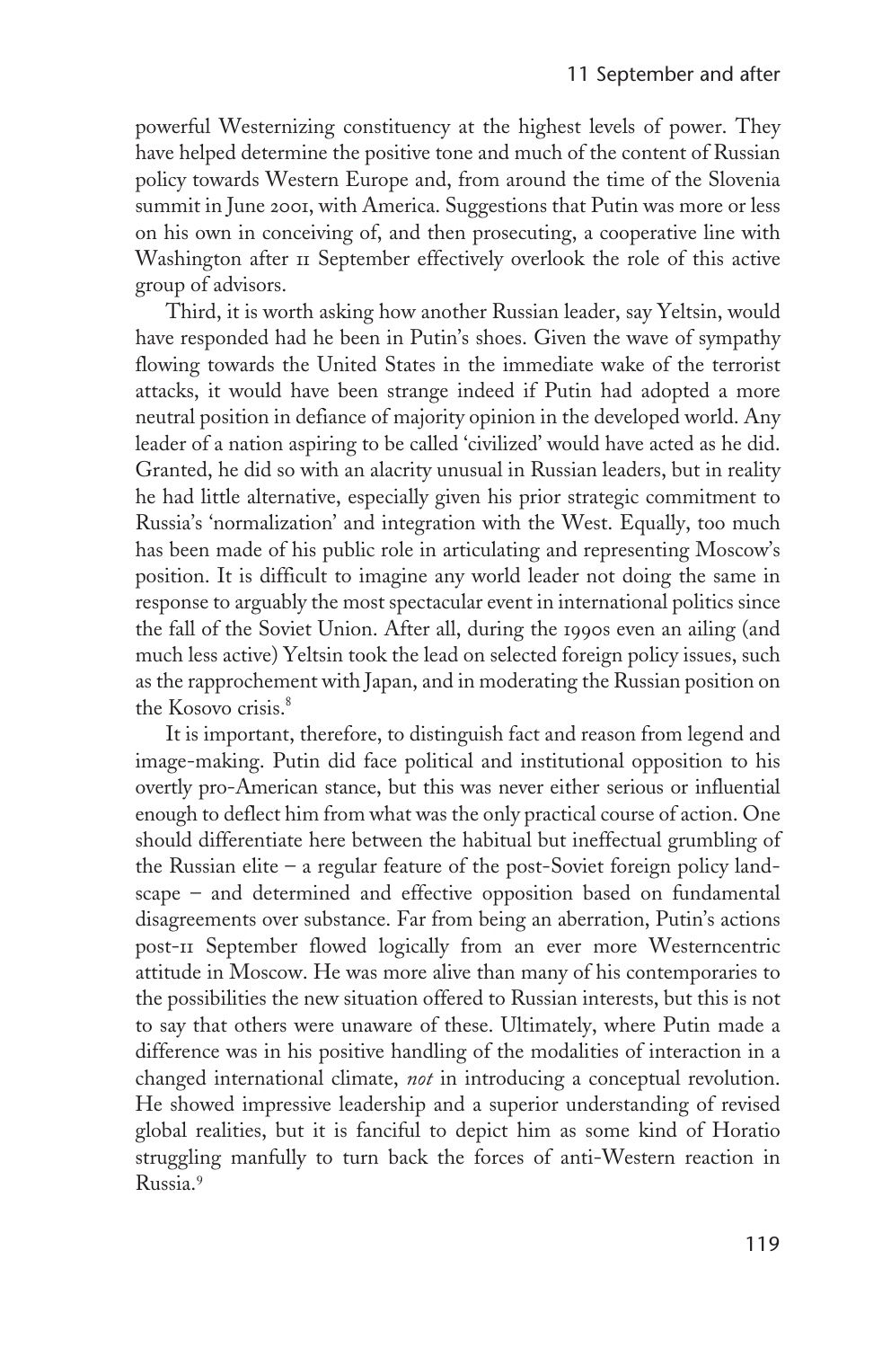powerful Westernizing constituency at the highest levels of power. They have helped determine the positive tone and much of the content of Russian policy towards Western Europe and, from around the time of the Slovenia summit in June 2001, with America. Suggestions that Putin was more or less on his own in conceiving of, and then prosecuting, a cooperative line with Washington after 11 September effectively overlook the role of this active group of advisors.

Third, it is worth asking how another Russian leader, say Yeltsin, would have responded had he been in Putin's shoes. Given the wave of sympathy flowing towards the United States in the immediate wake of the terrorist attacks, it would have been strange indeed if Putin had adopted a more neutral position in defiance of majority opinion in the developed world. Any leader of a nation aspiring to be called 'civilized' would have acted as he did. Granted, he did so with an alacrity unusual in Russian leaders, but in reality he had little alternative, especially given his prior strategic commitment to Russia's 'normalization' and integration with the West. Equally, too much has been made of his public role in articulating and representing Moscow's position. It is difficult to imagine any world leader not doing the same in response to arguably the most spectacular event in international politics since the fall of the Soviet Union. After all, during the 1990s even an ailing (and much less active) Yeltsin took the lead on selected foreign policy issues, such as the rapprochement with Japan, and in moderating the Russian position on the Kosovo crisis.[8]

It is important, therefore, to distinguish fact and reason from legend and image-making. Putin did face political and institutional opposition to his overtly pro-American stance, but this was never either serious or influential enough to deflect him from what was the only practical course of action. One should differentiate here between the habitual but ineffectual grumbling of the Russian elite – a regular feature of the post-Soviet foreign policy landscape – and determined and effective opposition based on fundamental disagreements over substance. Far from being an aberration, Putin's actions post-11 September flowed logically from an ever more Westerncentric attitude in Moscow. He was more alive than many of his contemporaries to the possibilities the new situation offered to Russian interests, but this is not to say that others were unaware of these. Ultimately, where Putin made a difference was in his positive handling of the modalities of interaction in a changed international climate, *not* in introducing a conceptual revolution. He showed impressive leadership and a superior understanding of revised global realities, but it is fanciful to depict him as some kind of Horatio struggling manfully to turn back the forces of anti-Western reaction in Russia.[9]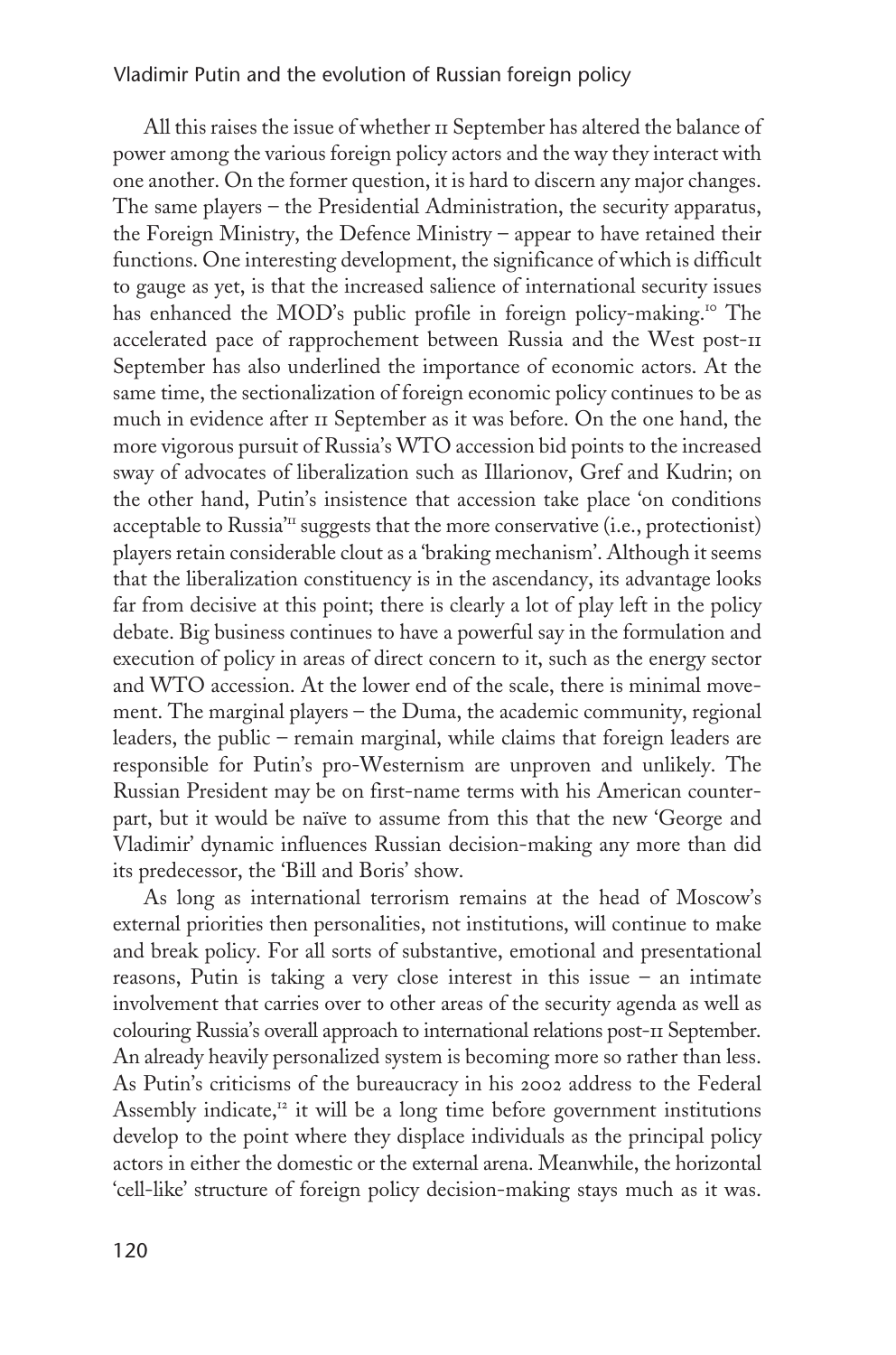All this raises the issue of whether 11 September has altered the balance of power among the various foreign policy actors and the way they interact with one another. On the former question, it is hard to discern any major changes. The same players – the Presidential Administration, the security apparatus, the Foreign Ministry, the Defence Ministry – appear to have retained their functions. One interesting development, the significance of which is difficult to gauge as yet, is that the increased salience of international security issues has enhanced the MOD's public profile in foreign policy-making.[10] The accelerated pace of rapprochement between Russia and the West post-11 September has also underlined the importance of economic actors. At the same time, the sectionalization of foreign economic policy continues to be as much in evidence after 11 September as it was before. On the one hand, the more vigorous pursuit of Russia's WTO accession bid points to the increased sway of advocates of liberalization such as Illarionov, Gref and Kudrin; on the other hand, Putin's insistence that accession take place 'on conditions acceptable to Russia'[11] suggests that the more conservative (i.e., protectionist) players retain considerable clout as a 'braking mechanism'. Although it seems that the liberalization constituency is in the ascendancy, its advantage looks far from decisive at this point; there is clearly a lot of play left in the policy debate. Big business continues to have a powerful say in the formulation and execution of policy in areas of direct concern to it, such as the energy sector and WTO accession. At the lower end of the scale, there is minimal movement. The marginal players – the Duma, the academic community, regional leaders, the public – remain marginal, while claims that foreign leaders are responsible for Putin's pro-Westernism are unproven and unlikely. The Russian President may be on first-name terms with his American counterpart, but it would be naïve to assume from this that the new 'George and Vladimir' dynamic influences Russian decision-making any more than did its predecessor, the 'Bill and Boris' show.

As long as international terrorism remains at the head of Moscow's external priorities then personalities, not institutions, will continue to make and break policy. For all sorts of substantive, emotional and presentational reasons, Putin is taking a very close interest in this issue – an intimate involvement that carries over to other areas of the security agenda as well as colouring Russia's overall approach to international relations post-11 September. An already heavily personalized system is becoming more so rather than less. As Putin's criticisms of the bureaucracy in his 2002 address to the Federal Assembly indicate,[12] it will be a long time before government institutions develop to the point where they displace individuals as the principal policy actors in either the domestic or the external arena. Meanwhile, the horizontal 'cell-like' structure of foreign policy decision-making stays much as it was.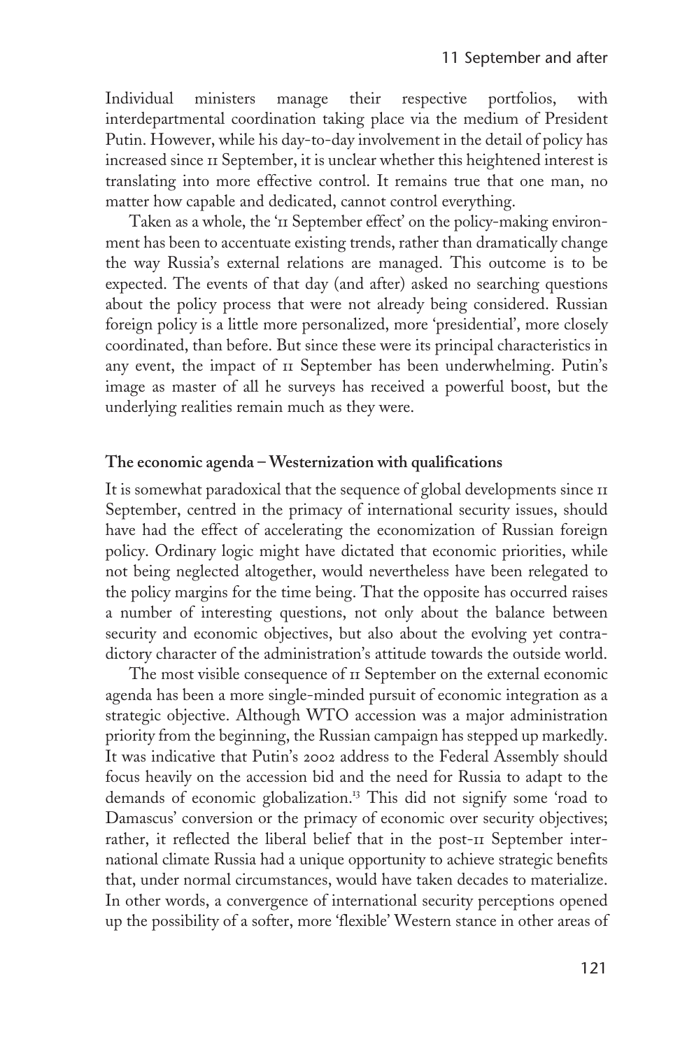Individual ministers manage their respective portfolios, with interdepartmental coordination taking place via the medium of President Putin. However, while his day-to-day involvement in the detail of policy has increased since 11 September, it is unclear whether this heightened interest is translating into more effective control. It remains true that one man, no matter how capable and dedicated, cannot control everything.

Taken as a whole, the '11 September effect' on the policy-making environment has been to accentuate existing trends, rather than dramatically change the way Russia's external relations are managed. This outcome is to be expected. The events of that day (and after) asked no searching questions about the policy process that were not already being considered. Russian foreign policy is a little more personalized, more 'presidential', more closely coordinated, than before. But since these were its principal characteristics in any event, the impact of 11 September has been underwhelming. Putin's image as master of all he surveys has received a powerful boost, but the underlying realities remain much as they were.

## The economic agenda – Westernization with qualifications

It is somewhat paradoxical that the sequence of global developments since 11 September, centred in the primacy of international security issues, should have had the effect of accelerating the economization of Russian foreign policy. Ordinary logic might have dictated that economic priorities, while not being neglected altogether, would nevertheless have been relegated to the policy margins for the time being. That the opposite has occurred raises a number of interesting questions, not only about the balance between security and economic objectives, but also about the evolving yet contradictory character of the administration's attitude towards the outside world.

The most visible consequence of 11 September on the external economic agenda has been a more single-minded pursuit of economic integration as a strategic objective. Although WTO accession was a major administration priority from the beginning, the Russian campaign has stepped up markedly. It was indicative that Putin's 2002 address to the Federal Assembly should focus heavily on the accession bid and the need for Russia to adapt to the demands of economic globalization.[13] This did not signify some 'road to Damascus' conversion or the primacy of economic over security objectives; rather, it reflected the liberal belief that in the post-11 September international climate Russia had a unique opportunity to achieve strategic benefits that, under normal circumstances, would have taken decades to materialize. In other words, a convergence of international security perceptions opened up the possibility of a softer, more 'flexible' Western stance in other areas of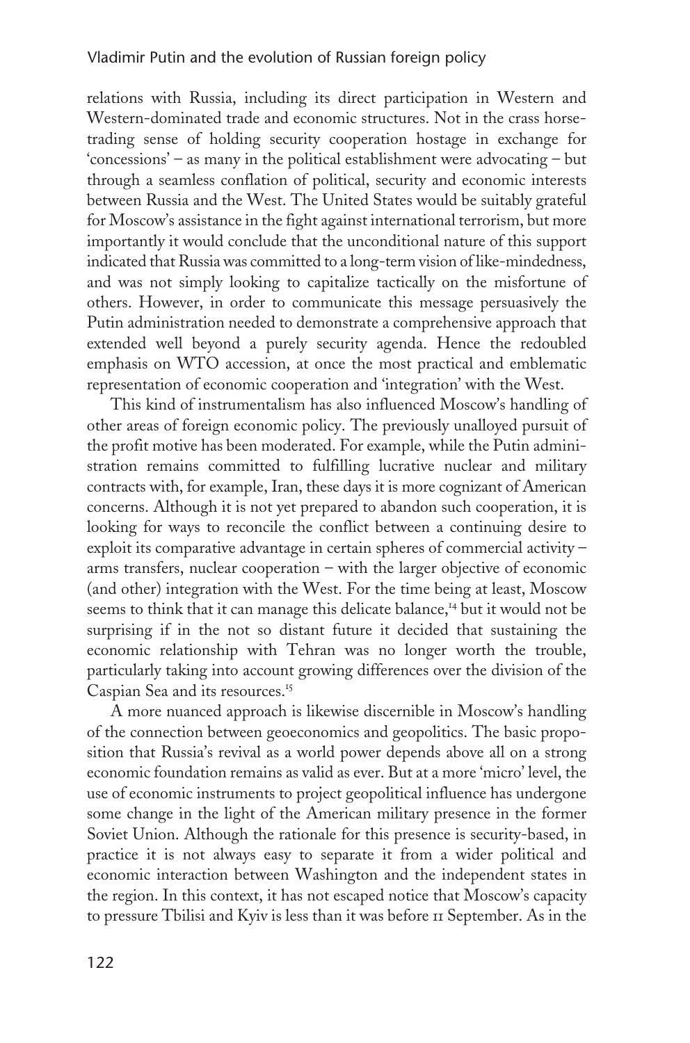relations with Russia, including its direct participation in Western and Western-dominated trade and economic structures. Not in the crass horse-trading sense of holding security cooperation hostage in exchange for 'concessions' – as many in the political establishment were advocating – but through a seamless conflation of political, security and economic interests between Russia and the West. The United States would be suitably grateful for Moscow's assistance in the fight against international terrorism, but more importantly it would conclude that the unconditional nature of this support indicated that Russia was committed to a long-term vision of like-mindedness, and was not simply looking to capitalize tactically on the misfortune of others. However, in order to communicate this message persuasively the Putin administration needed to demonstrate a comprehensive approach that extended well beyond a purely security agenda. Hence the redoubled emphasis on WTO accession, at once the most practical and emblematic representation of economic cooperation and 'integration' with the West.

This kind of instrumentalism has also influenced Moscow's handling of other areas of foreign economic policy. The previously unalloyed pursuit of the profit motive has been moderated. For example, while the Putin administration remains committed to fulfilling lucrative nuclear and military contracts with, for example, Iran, these days it is more cognizant of American concerns. Although it is not yet prepared to abandon such cooperation, it is looking for ways to reconcile the conflict between a continuing desire to exploit its comparative advantage in certain spheres of commercial activity – arms transfers, nuclear cooperation – with the larger objective of economic (and other) integration with the West. For the time being at least, Moscow seems to think that it can manage this delicate balance,[14] but it would not be surprising if in the not so distant future it decided that sustaining the economic relationship with Tehran was no longer worth the trouble, particularly taking into account growing differences over the division of the Caspian Sea and its resources.[15]

A more nuanced approach is likewise discernible in Moscow's handling of the connection between geoeconomics and geopolitics. The basic proposition that Russia's revival as a world power depends above all on a strong economic foundation remains as valid as ever. But at a more 'micro' level, the use of economic instruments to project geopolitical influence has undergone some change in the light of the American military presence in the former Soviet Union. Although the rationale for this presence is security-based, in practice it is not always easy to separate it from a wider political and economic interaction between Washington and the independent states in the region. In this context, it has not escaped notice that Moscow's capacity to pressure Tbilisi and Kyiv is less than it was before 11 September. As in the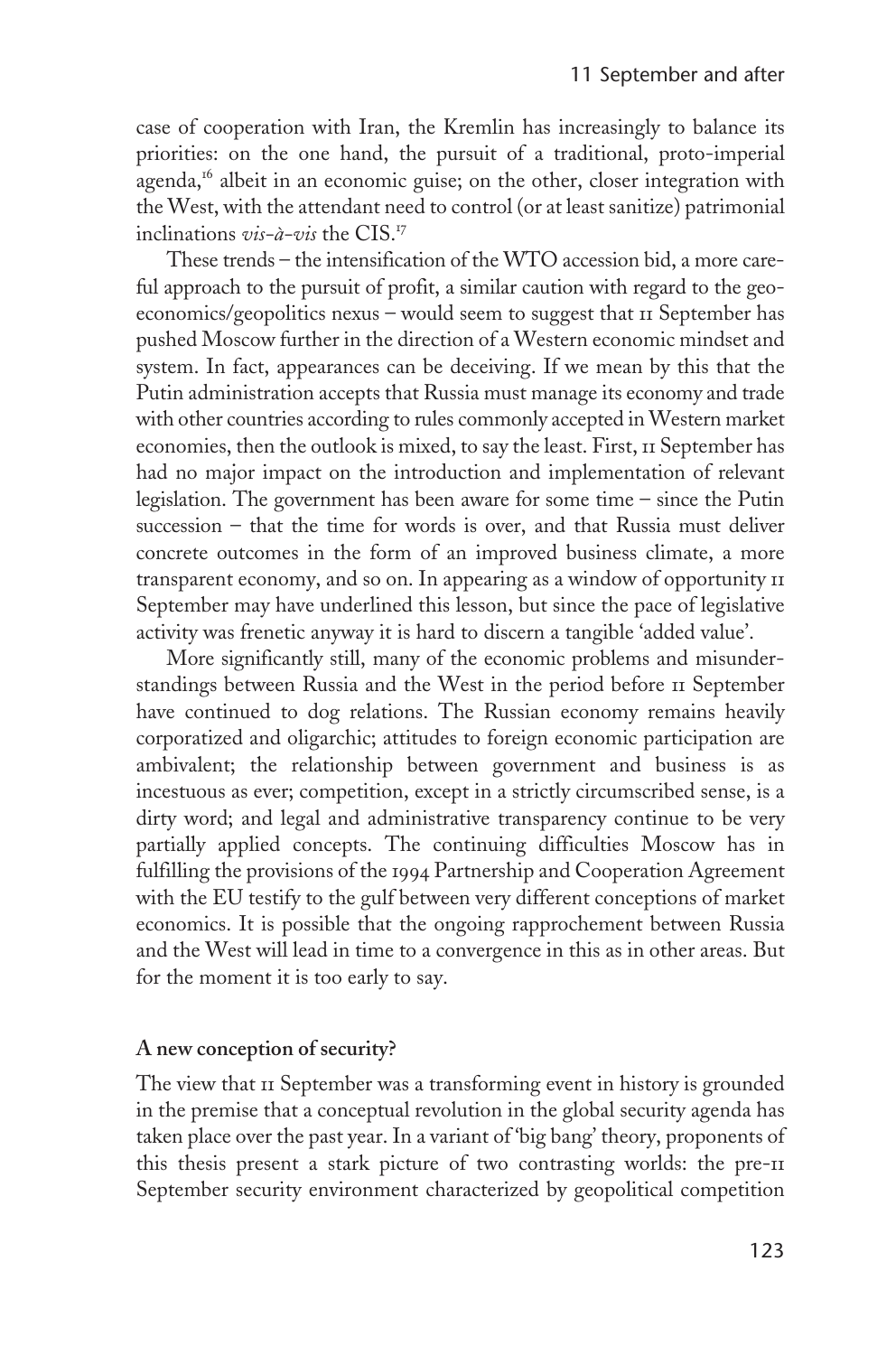case of cooperation with Iran, the Kremlin has increasingly to balance its priorities: on the one hand, the pursuit of a traditional, proto-imperial agenda,[16] albeit in an economic guise; on the other, closer integration with the West, with the attendant need to control (or at least sanitize) patrimonial inclinations *vis-à-vis* the CIS.[17]

These trends – the intensification of the WTO accession bid, a more careful approach to the pursuit of profit, a similar caution with regard to the geo-economics/geopolitics nexus – would seem to suggest that 11 September has pushed Moscow further in the direction of a Western economic mindset and system. In fact, appearances can be deceiving. If we mean by this that the Putin administration accepts that Russia must manage its economy and trade with other countries according to rules commonly accepted in Western market economies, then the outlook is mixed, to say the least. First, 11 September has had no major impact on the introduction and implementation of relevant legislation. The government has been aware for some time – since the Putin succession – that the time for words is over, and that Russia must deliver concrete outcomes in the form of an improved business climate, a more transparent economy, and so on. In appearing as a window of opportunity 11 September may have underlined this lesson, but since the pace of legislative activity was frenetic anyway it is hard to discern a tangible 'added value'.

More significantly still, many of the economic problems and misunderstandings between Russia and the West in the period before 11 September have continued to dog relations. The Russian economy remains heavily corporatized and oligarchic; attitudes to foreign economic participation are ambivalent; the relationship between government and business is as incestuous as ever; competition, except in a strictly circumscribed sense, is a dirty word; and legal and administrative transparency continue to be very partially applied concepts. The continuing difficulties Moscow has in fulfilling the provisions of the 1994 Partnership and Cooperation Agreement with the EU testify to the gulf between very different conceptions of market economics. It is possible that the ongoing rapprochement between Russia and the West will lead in time to a convergence in this as in other areas. But for the moment it is too early to say.

### A new conception of security?

The view that 11 September was a transforming event in history is grounded in the premise that a conceptual revolution in the global security agenda has taken place over the past year. In a variant of 'big bang' theory, proponents of this thesis present a stark picture of two contrasting worlds: the pre-11 September security environment characterized by geopolitical competition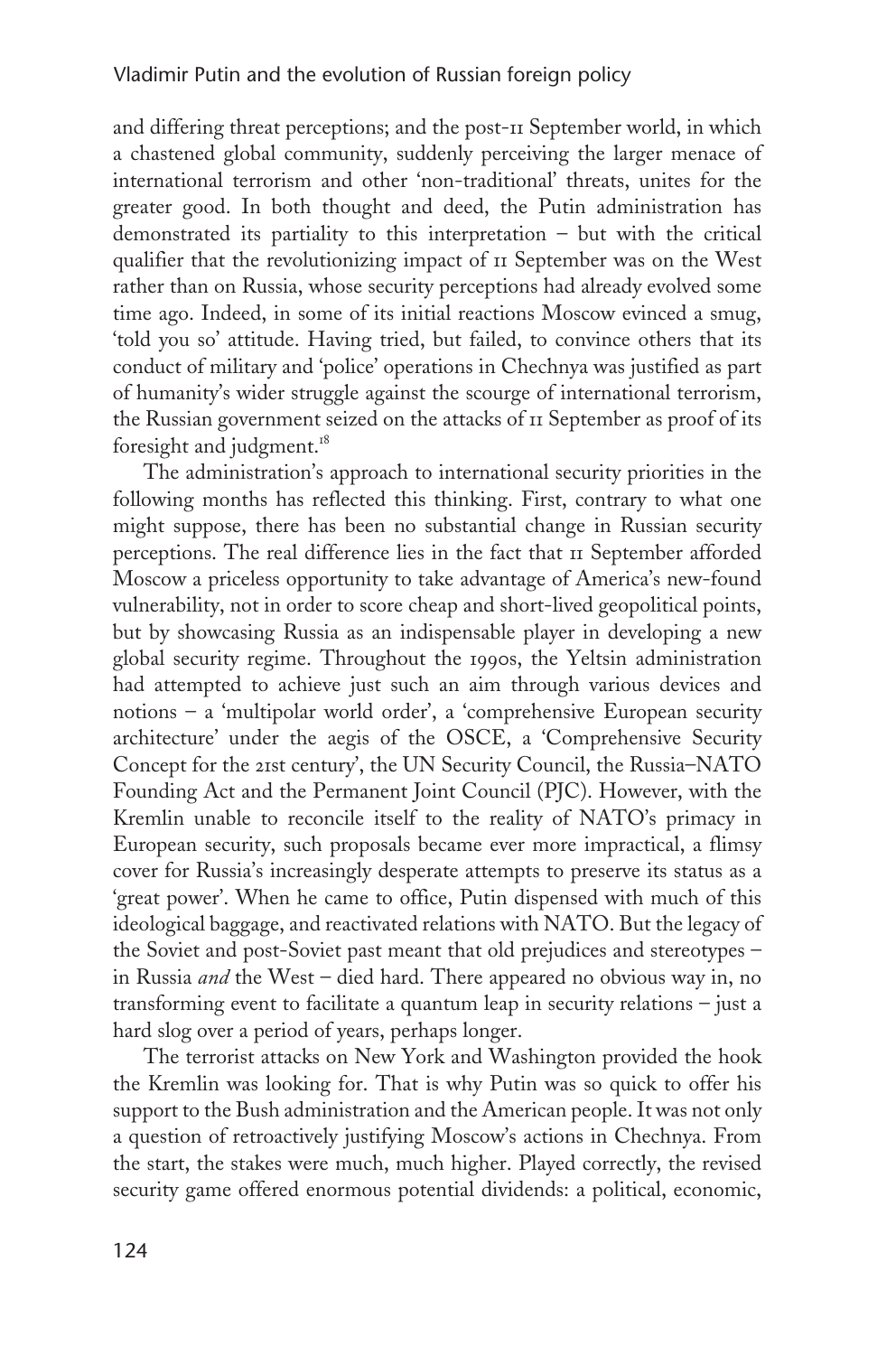and differing threat perceptions; and the post-11 September world, in which a chastened global community, suddenly perceiving the larger menace of international terrorism and other 'non-traditional' threats, unites for the greater good. In both thought and deed, the Putin administration has demonstrated its partiality to this interpretation – but with the critical qualifier that the revolutionizing impact of 11 September was on the West rather than on Russia, whose security perceptions had already evolved some time ago. Indeed, in some of its initial reactions Moscow evinced a smug, 'told you so' attitude. Having tried, but failed, to convince others that its conduct of military and 'police' operations in Chechnya was justified as part of humanity's wider struggle against the scourge of international terrorism, the Russian government seized on the attacks of 11 September as proof of its foresight and judgment.[18]

The administration's approach to international security priorities in the following months has reflected this thinking. First, contrary to what one might suppose, there has been no substantial change in Russian security perceptions. The real difference lies in the fact that 11 September afforded Moscow a priceless opportunity to take advantage of America's new-found vulnerability, not in order to score cheap and short-lived geopolitical points, but by showcasing Russia as an indispensable player in developing a new global security regime. Throughout the 1990s, the Yeltsin administration had attempted to achieve just such an aim through various devices and notions – a 'multipolar world order', a 'comprehensive European security architecture' under the aegis of the OSCE, a 'Comprehensive Security Concept for the 21st century', the UN Security Council, the Russia–NATO Founding Act and the Permanent Joint Council (PJC). However, with the Kremlin unable to reconcile itself to the reality of NATO's primacy in European security, such proposals became ever more impractical, a flimsy cover for Russia's increasingly desperate attempts to preserve its status as a 'great power'. When he came to office, Putin dispensed with much of this ideological baggage, and reactivated relations with NATO. But the legacy of the Soviet and post-Soviet past meant that old prejudices and stereotypes – in Russia *and* the West – died hard. There appeared no obvious way in, no transforming event to facilitate a quantum leap in security relations – just a hard slog over a period of years, perhaps longer.

The terrorist attacks on New York and Washington provided the hook the Kremlin was looking for. That is why Putin was so quick to offer his support to the Bush administration and the American people. It was not only a question of retroactively justifying Moscow's actions in Chechnya. From the start, the stakes were much, much higher. Played correctly, the revised security game offered enormous potential dividends: a political, economic,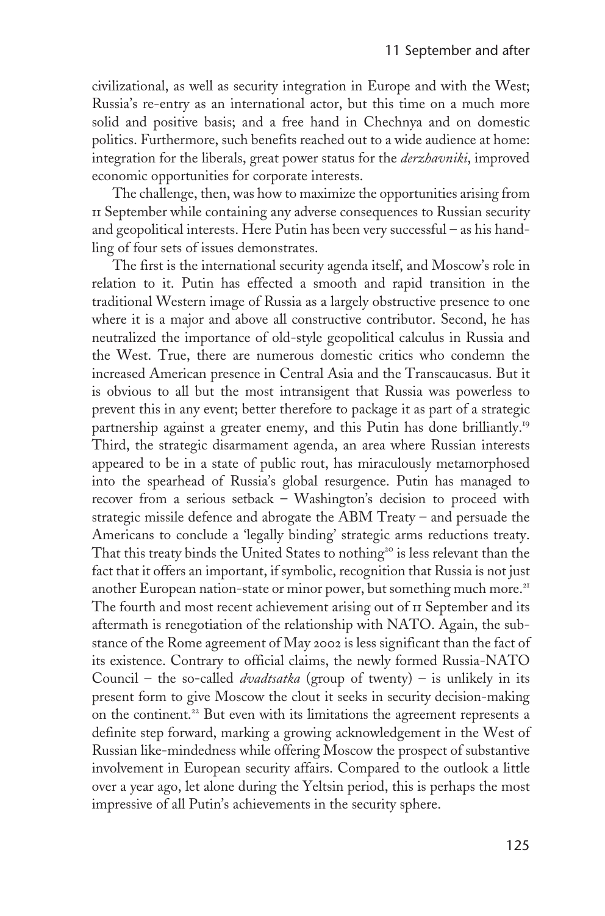civilizational, as well as security integration in Europe and with the West; Russia's re-entry as an international actor, but this time on a much more solid and positive basis; and a free hand in Chechnya and on domestic politics. Furthermore, such benefits reached out to a wide audience at home: integration for the liberals, great power status for the *derzhavniki*, improved economic opportunities for corporate interests.

The challenge, then, was how to maximize the opportunities arising from 11 September while containing any adverse consequences to Russian security and geopolitical interests. Here Putin has been very successful – as his handling of four sets of issues demonstrates.

The first is the international security agenda itself, and Moscow's role in relation to it. Putin has effected a smooth and rapid transition in the traditional Western image of Russia as a largely obstructive presence to one where it is a major and above all constructive contributor. Second, he has neutralized the importance of old-style geopolitical calculus in Russia and the West. True, there are numerous domestic critics who condemn the increased American presence in Central Asia and the Transcaucasus. But it is obvious to all but the most intransigent that Russia was powerless to prevent this in any event; better therefore to package it as part of a strategic partnership against a greater enemy, and this Putin has done brilliantly.[19] Third, the strategic disarmament agenda, an area where Russian interests appeared to be in a state of public rout, has miraculously metamorphosed into the spearhead of Russia's global resurgence. Putin has managed to recover from a serious setback – Washington's decision to proceed with strategic missile defence and abrogate the ABM Treaty – and persuade the Americans to conclude a 'legally binding' strategic arms reductions treaty. That this treaty binds the United States to nothing[20] is less relevant than the fact that it offers an important, if symbolic, recognition that Russia is not just another European nation-state or minor power, but something much more.[21] The fourth and most recent achievement arising out of 11 September and its aftermath is renegotiation of the relationship with NATO. Again, the substance of the Rome agreement of May 2002 is less significant than the fact of its existence. Contrary to official claims, the newly formed Russia-NATO Council – the so-called *dvadtsatka* (group of twenty) – is unlikely in its present form to give Moscow the clout it seeks in security decision-making on the continent.[22] But even with its limitations the agreement represents a definite step forward, marking a growing acknowledgement in the West of Russian like-mindedness while offering Moscow the prospect of substantive involvement in European security affairs. Compared to the outlook a little over a year ago, let alone during the Yeltsin period, this is perhaps the most impressive of all Putin's achievements in the security sphere.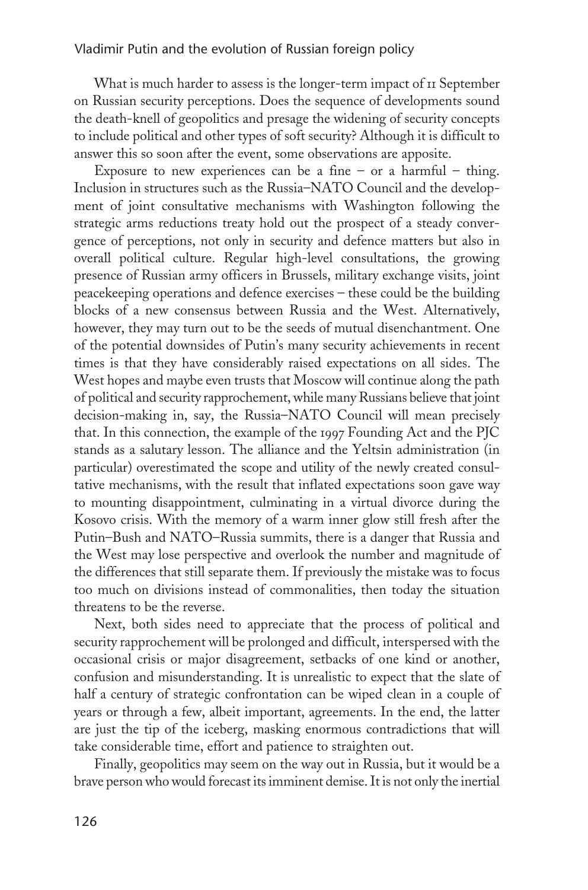What is much harder to assess is the longer-term impact of 11 September on Russian security perceptions. Does the sequence of developments sound the death-knell of geopolitics and presage the widening of security concepts to include political and other types of soft security? Although it is difficult to answer this so soon after the event, some observations are apposite.

Exposure to new experiences can be a fine – or a harmful – thing. Inclusion in structures such as the Russia–NATO Council and the development of joint consultative mechanisms with Washington following the strategic arms reductions treaty hold out the prospect of a steady convergence of perceptions, not only in security and defence matters but also in overall political culture. Regular high-level consultations, the growing presence of Russian army officers in Brussels, military exchange visits, joint peacekeeping operations and defence exercises – these could be the building blocks of a new consensus between Russia and the West. Alternatively, however, they may turn out to be the seeds of mutual disenchantment. One of the potential downsides of Putin's many security achievements in recent times is that they have considerably raised expectations on all sides. The West hopes and maybe even trusts that Moscow will continue along the path of political and security rapprochement, while many Russians believe that joint decision-making in, say, the Russia–NATO Council will mean precisely that. In this connection, the example of the 1997 Founding Act and the PJC stands as a salutary lesson. The alliance and the Yeltsin administration (in particular) overestimated the scope and utility of the newly created consultative mechanisms, with the result that inflated expectations soon gave way to mounting disappointment, culminating in a virtual divorce during the Kosovo crisis. With the memory of a warm inner glow still fresh after the Putin–Bush and NATO–Russia summits, there is a danger that Russia and the West may lose perspective and overlook the number and magnitude of the differences that still separate them. If previously the mistake was to focus too much on divisions instead of commonalities, then today the situation threatens to be the reverse.

Next, both sides need to appreciate that the process of political and security rapprochement will be prolonged and difficult, interspersed with the occasional crisis or major disagreement, setbacks of one kind or another, confusion and misunderstanding. It is unrealistic to expect that the slate of half a century of strategic confrontation can be wiped clean in a couple of years or through a few, albeit important, agreements. In the end, the latter are just the tip of the iceberg, masking enormous contradictions that will take considerable time, effort and patience to straighten out.

Finally, geopolitics may seem on the way out in Russia, but it would be a brave person who would forecast its imminent demise. It is not only the inertial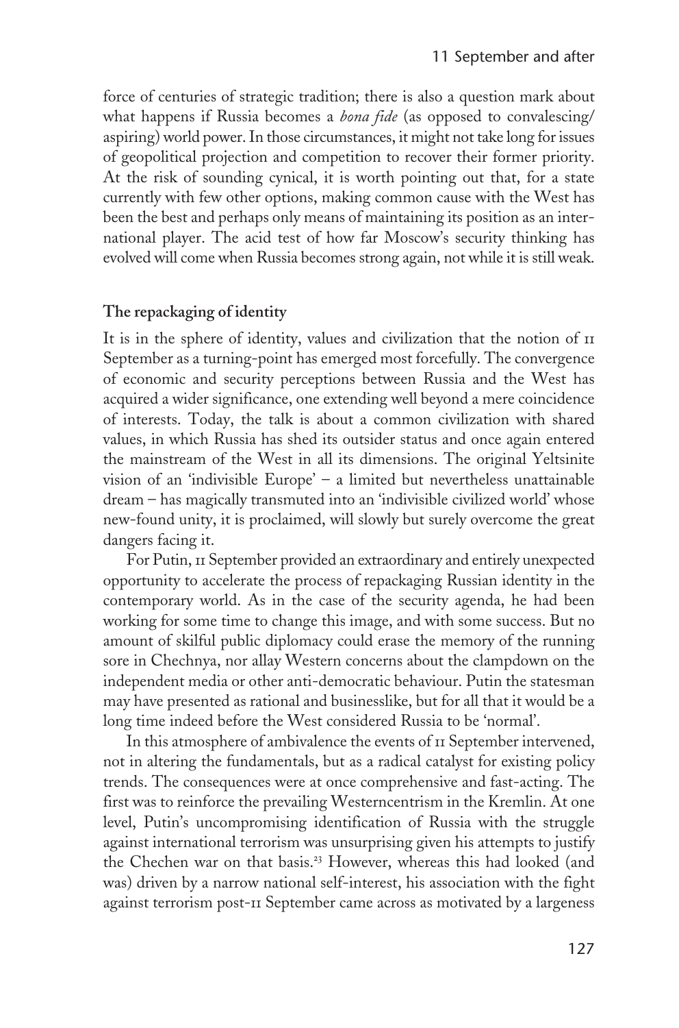force of centuries of strategic tradition; there is also a question mark about what happens if Russia becomes a *bona fide* (as opposed to convalescing/aspiring) world power. In those circumstances, it might not take long for issues of geopolitical projection and competition to recover their former priority. At the risk of sounding cynical, it is worth pointing out that, for a state currently with few other options, making common cause with the West has been the best and perhaps only means of maintaining its position as an international player. The acid test of how far Moscow's security thinking has evolved will come when Russia becomes strong again, not while it is still weak.

### The repackaging of identity

It is in the sphere of identity, values and civilization that the notion of 11 September as a turning-point has emerged most forcefully. The convergence of economic and security perceptions between Russia and the West has acquired a wider significance, one extending well beyond a mere coincidence of interests. Today, the talk is about a common civilization with shared values, in which Russia has shed its outsider status and once again entered the mainstream of the West in all its dimensions. The original Yeltsinite vision of an 'indivisible Europe' – a limited but nevertheless unattainable dream – has magically transmuted into an 'indivisible civilized world' whose new-found unity, it is proclaimed, will slowly but surely overcome the great dangers facing it.

For Putin, 11 September provided an extraordinary and entirely unexpected opportunity to accelerate the process of repackaging Russian identity in the contemporary world. As in the case of the security agenda, he had been working for some time to change this image, and with some success. But no amount of skilful public diplomacy could erase the memory of the running sore in Chechnya, nor allay Western concerns about the clampdown on the independent media or other anti-democratic behaviour. Putin the statesman may have presented as rational and businesslike, but for all that it would be a long time indeed before the West considered Russia to be 'normal'.

In this atmosphere of ambivalence the events of 11 September intervened, not in altering the fundamentals, but as a radical catalyst for existing policy trends. The consequences were at once comprehensive and fast-acting. The first was to reinforce the prevailing Westerncentrism in the Kremlin. At one level, Putin's uncompromising identification of Russia with the struggle against international terrorism was unsurprising given his attempts to justify the Chechen war on that basis.[23] However, whereas this had looked (and was) driven by a narrow national self-interest, his association with the fight against terrorism post-11 September came across as motivated by a largeness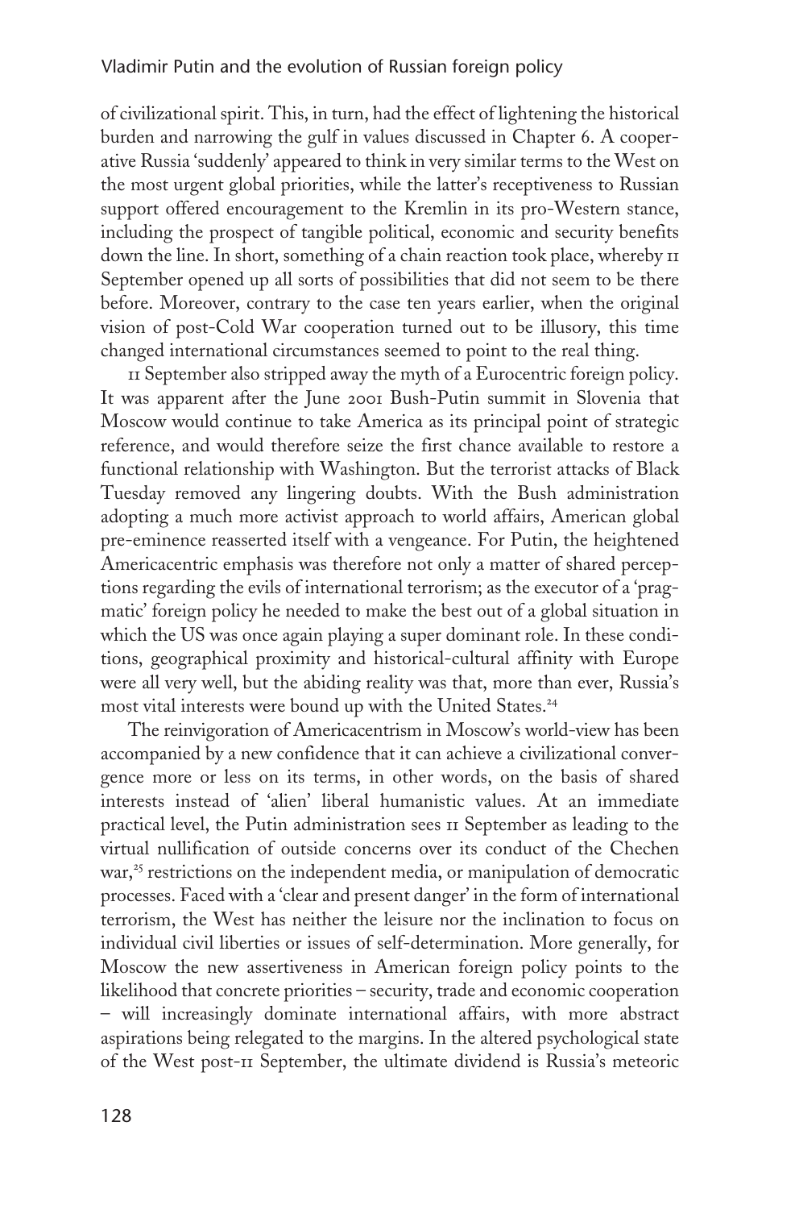of civilizational spirit. This, in turn, had the effect of lightening the historical burden and narrowing the gulf in values discussed in Chapter 6. A cooperative Russia 'suddenly' appeared to think in very similar terms to the West on the most urgent global priorities, while the latter's receptiveness to Russian support offered encouragement to the Kremlin in its pro-Western stance, including the prospect of tangible political, economic and security benefits down the line. In short, something of a chain reaction took place, whereby 11 September opened up all sorts of possibilities that did not seem to be there before. Moreover, contrary to the case ten years earlier, when the original vision of post-Cold War cooperation turned out to be illusory, this time changed international circumstances seemed to point to the real thing.

11 September also stripped away the myth of a Eurocentric foreign policy. It was apparent after the June 2001 Bush-Putin summit in Slovenia that Moscow would continue to take America as its principal point of strategic reference, and would therefore seize the first chance available to restore a functional relationship with Washington. But the terrorist attacks of Black Tuesday removed any lingering doubts. With the Bush administration adopting a much more activist approach to world affairs, American global pre-eminence reasserted itself with a vengeance. For Putin, the heightened Americacentric emphasis was therefore not only a matter of shared perceptions regarding the evils of international terrorism; as the executor of a 'pragmatic' foreign policy he needed to make the best out of a global situation in which the US was once again playing a super dominant role. In these conditions, geographical proximity and historical-cultural affinity with Europe were all very well, but the abiding reality was that, more than ever, Russia's most vital interests were bound up with the United States.[24]

The reinvigoration of Americacentrism in Moscow's world-view has been accompanied by a new confidence that it can achieve a civilizational convergence more or less on its terms, in other words, on the basis of shared interests instead of 'alien' liberal humanistic values. At an immediate practical level, the Putin administration sees 11 September as leading to the virtual nullification of outside concerns over its conduct of the Chechen war,[25] restrictions on the independent media, or manipulation of democratic processes. Faced with a 'clear and present danger' in the form of international terrorism, the West has neither the leisure nor the inclination to focus on individual civil liberties or issues of self-determination. More generally, for Moscow the new assertiveness in American foreign policy points to the likelihood that concrete priorities – security, trade and economic cooperation – will increasingly dominate international affairs, with more abstract aspirations being relegated to the margins. In the altered psychological state of the West post-11 September, the ultimate dividend is Russia's meteoric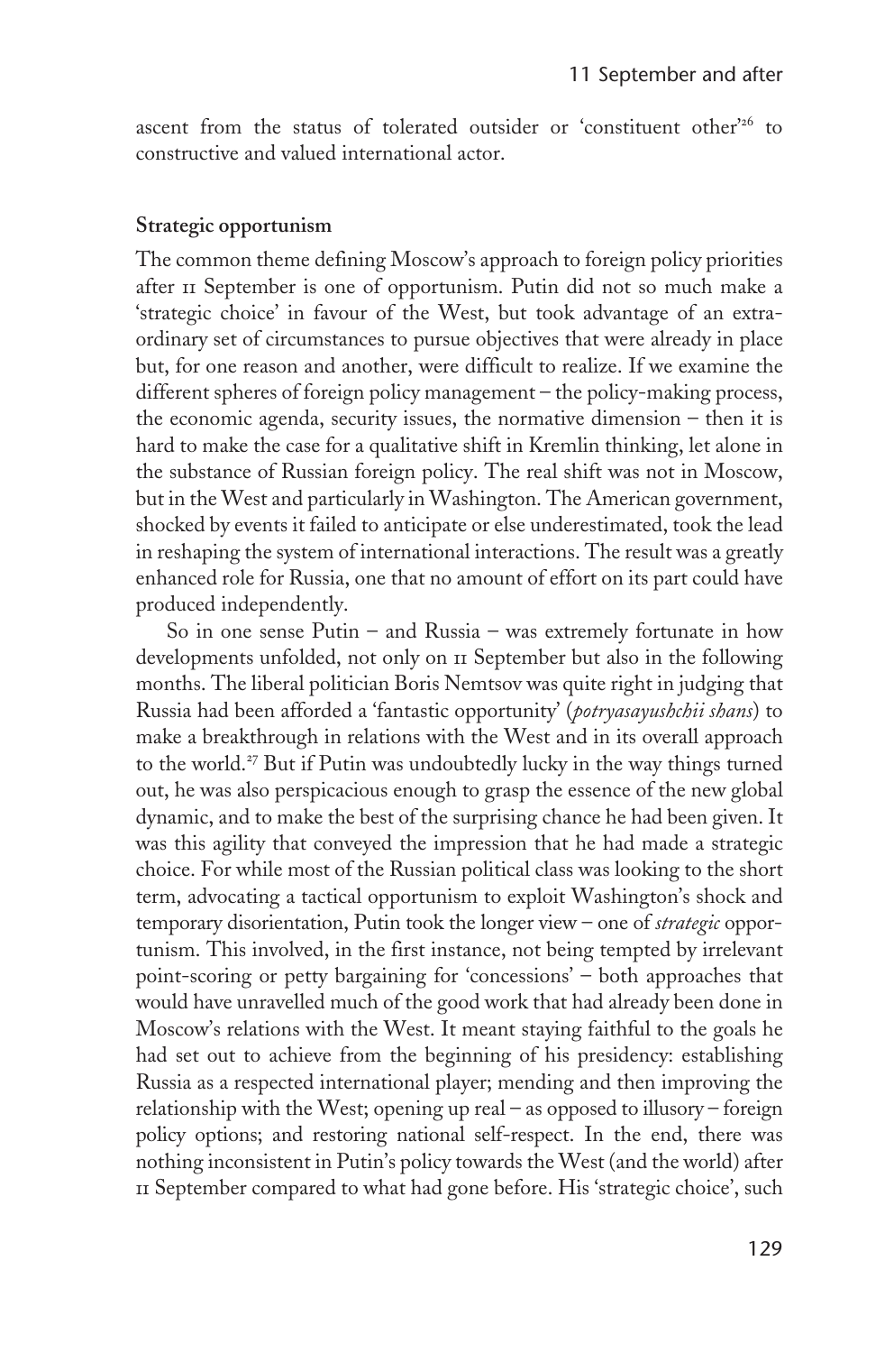ascent from the status of tolerated outsider or 'constituent other'[26] to constructive and valued international actor.

**Strategic opportunism**

The common theme defining Moscow's approach to foreign policy priorities after 11 September is one of opportunism. Putin did not so much make a 'strategic choice' in favour of the West, but took advantage of an extraordinary set of circumstances to pursue objectives that were already in place but, for one reason and another, were difficult to realize. If we examine the different spheres of foreign policy management – the policy-making process, the economic agenda, security issues, the normative dimension – then it is hard to make the case for a qualitative shift in Kremlin thinking, let alone in the substance of Russian foreign policy. The real shift was not in Moscow, but in the West and particularly in Washington. The American government, shocked by events it failed to anticipate or else underestimated, took the lead in reshaping the system of international interactions. The result was a greatly enhanced role for Russia, one that no amount of effort on its part could have produced independently.

So in one sense Putin – and Russia – was extremely fortunate in how developments unfolded, not only on 11 September but also in the following months. The liberal politician Boris Nemtsov was quite right in judging that Russia had been afforded a 'fantastic opportunity' (*potryasayushchii shans*) to make a breakthrough in relations with the West and in its overall approach to the world.[27] But if Putin was undoubtedly lucky in the way things turned out, he was also perspicacious enough to grasp the essence of the new global dynamic, and to make the best of the surprising chance he had been given. It was this agility that conveyed the impression that he had made a strategic choice. For while most of the Russian political class was looking to the short term, advocating a tactical opportunism to exploit Washington's shock and temporary disorientation, Putin took the longer view – one of *strategic* opportunism. This involved, in the first instance, not being tempted by irrelevant point-scoring or petty bargaining for 'concessions' – both approaches that would have unravelled much of the good work that had already been done in Moscow's relations with the West. It meant staying faithful to the goals he had set out to achieve from the beginning of his presidency: establishing Russia as a respected international player; mending and then improving the relationship with the West; opening up real – as opposed to illusory – foreign policy options; and restoring national self-respect. In the end, there was nothing inconsistent in Putin's policy towards the West (and the world) after 11 September compared to what had gone before. His 'strategic choice', such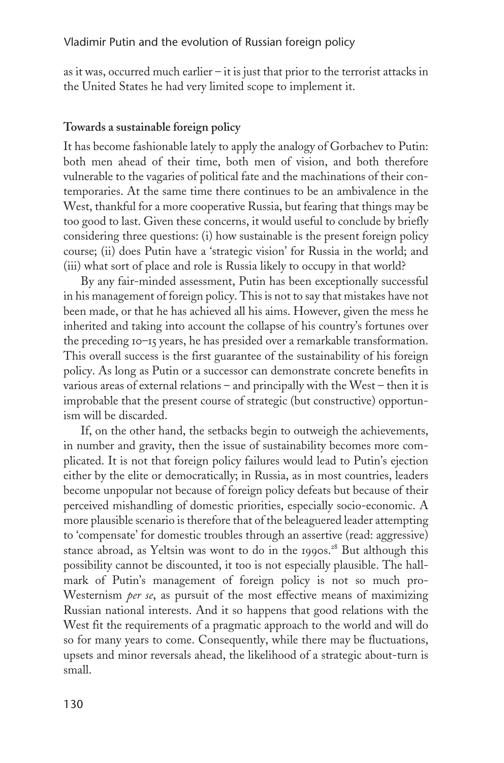as it was, occurred much earlier – it is just that prior to the terrorist attacks in the United States he had very limited scope to implement it.

## Towards a sustainable foreign policy

It has become fashionable lately to apply the analogy of Gorbachev to Putin: both men ahead of their time, both men of vision, and both therefore vulnerable to the vagaries of political fate and the machinations of their contemporaries. At the same time there continues to be an ambivalence in the West, thankful for a more cooperative Russia, but fearing that things may be too good to last. Given these concerns, it would useful to conclude by briefly considering three questions: (i) how sustainable is the present foreign policy course; (ii) does Putin have a 'strategic vision' for Russia in the world; and (iii) what sort of place and role is Russia likely to occupy in that world?

By any fair-minded assessment, Putin has been exceptionally successful in his management of foreign policy. This is not to say that mistakes have not been made, or that he has achieved all his aims. However, given the mess he inherited and taking into account the collapse of his country's fortunes over the preceding 10–15 years, he has presided over a remarkable transformation. This overall success is the first guarantee of the sustainability of his foreign policy. As long as Putin or a successor can demonstrate concrete benefits in various areas of external relations – and principally with the West – then it is improbable that the present course of strategic (but constructive) opportunism will be discarded.

If, on the other hand, the setbacks begin to outweigh the achievements, in number and gravity, then the issue of sustainability becomes more complicated. It is not that foreign policy failures would lead to Putin's ejection either by the elite or democratically; in Russia, as in most countries, leaders become unpopular not because of foreign policy defeats but because of their perceived mishandling of domestic priorities, especially socio-economic. A more plausible scenario is therefore that of the beleaguered leader attempting to 'compensate' for domestic troubles through an assertive (read: aggressive) stance abroad, as Yeltsin was wont to do in the 1990s.[28] But although this possibility cannot be discounted, it too is not especially plausible. The hallmark of Putin's management of foreign policy is not so much pro-Westernism *per se*, as pursuit of the most effective means of maximizing Russian national interests. And it so happens that good relations with the West fit the requirements of a pragmatic approach to the world and will do so for many years to come. Consequently, while there may be fluctuations, upsets and minor reversals ahead, the likelihood of a strategic about-turn is small.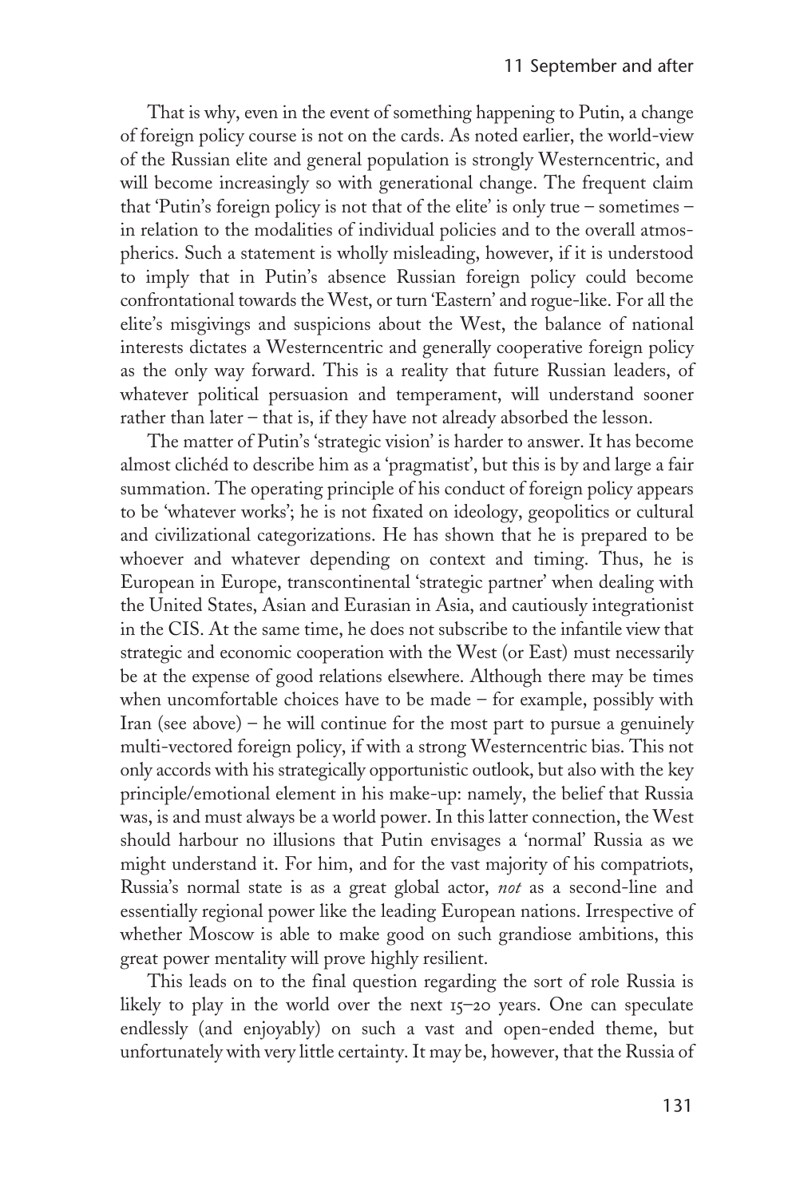That is why, even in the event of something happening to Putin, a change of foreign policy course is not on the cards. As noted earlier, the world-view of the Russian elite and general population is strongly Westerncentric, and will become increasingly so with generational change. The frequent claim that 'Putin's foreign policy is not that of the elite' is only true – sometimes – in relation to the modalities of individual policies and to the overall atmospherics. Such a statement is wholly misleading, however, if it is understood to imply that in Putin's absence Russian foreign policy could become confrontational towards the West, or turn 'Eastern' and rogue-like. For all the elite's misgivings and suspicions about the West, the balance of national interests dictates a Westerncentric and generally cooperative foreign policy as the only way forward. This is a reality that future Russian leaders, of whatever political persuasion and temperament, will understand sooner rather than later – that is, if they have not already absorbed the lesson.

The matter of Putin's 'strategic vision' is harder to answer. It has become almost clichéd to describe him as a 'pragmatist', but this is by and large a fair summation. The operating principle of his conduct of foreign policy appears to be 'whatever works'; he is not fixated on ideology, geopolitics or cultural and civilizational categorizations. He has shown that he is prepared to be whoever and whatever depending on context and timing. Thus, he is European in Europe, transcontinental 'strategic partner' when dealing with the United States, Asian and Eurasian in Asia, and cautiously integrationist in the CIS. At the same time, he does not subscribe to the infantile view that strategic and economic cooperation with the West (or East) must necessarily be at the expense of good relations elsewhere. Although there may be times when uncomfortable choices have to be made – for example, possibly with Iran (see above) – he will continue for the most part to pursue a genuinely multi-vectored foreign policy, if with a strong Westerncentric bias. This not only accords with his strategically opportunistic outlook, but also with the key principle/emotional element in his make-up: namely, the belief that Russia was, is and must always be a world power. In this latter connection, the West should harbour no illusions that Putin envisages a 'normal' Russia as we might understand it. For him, and for the vast majority of his compatriots, Russia's normal state is as a great global actor, *not* as a second-line and essentially regional power like the leading European nations. Irrespective of whether Moscow is able to make good on such grandiose ambitions, this great power mentality will prove highly resilient.

This leads on to the final question regarding the sort of role Russia is likely to play in the world over the next 15–20 years. One can speculate endlessly (and enjoyably) on such a vast and open-ended theme, but unfortunately with very little certainty. It may be, however, that the Russia of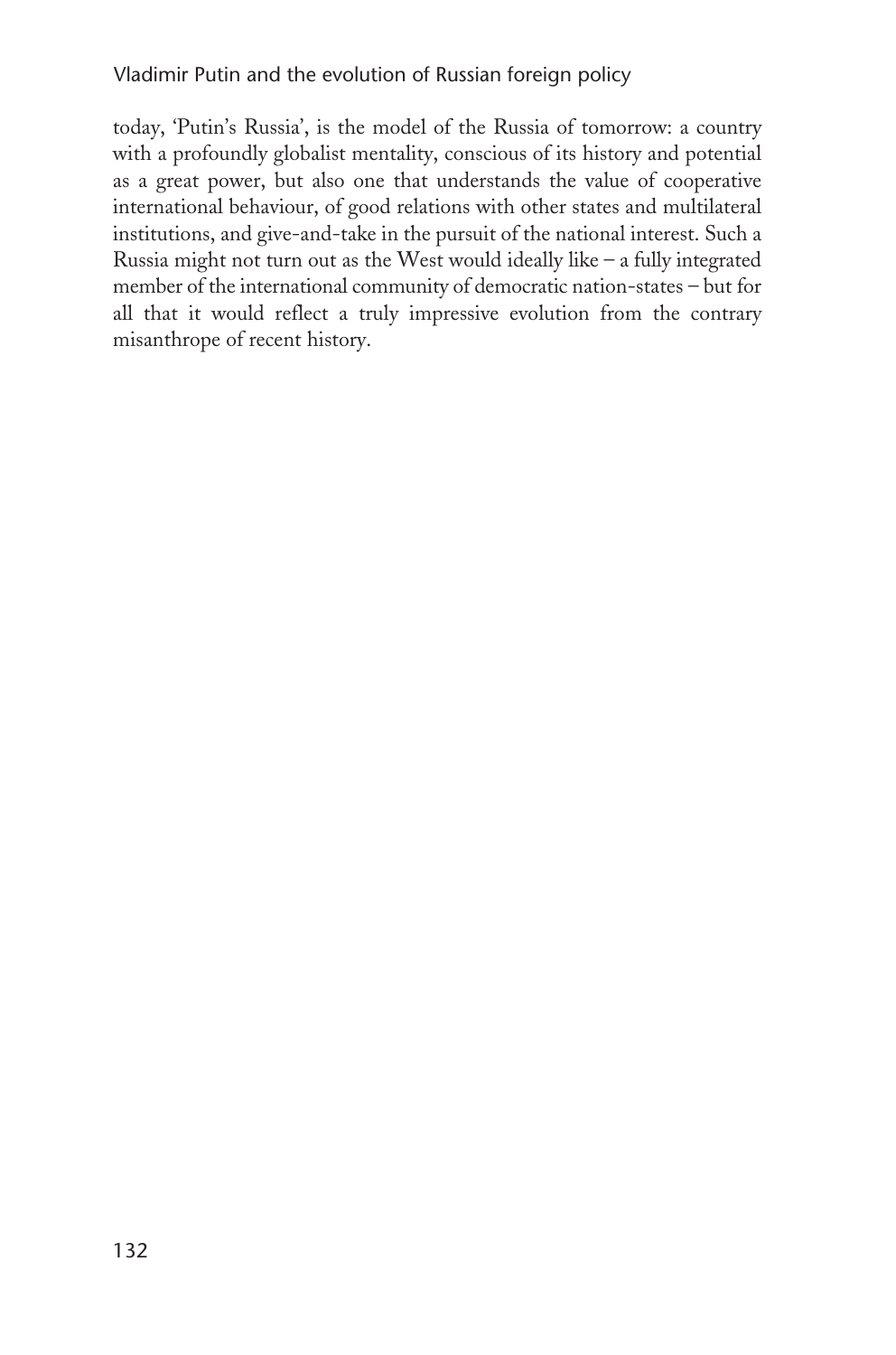today, 'Putin's Russia', is the model of the Russia of tomorrow: a country with a profoundly globalist mentality, conscious of its history and potential as a great power, but also one that understands the value of cooperative international behaviour, of good relations with other states and multilateral institutions, and give-and-take in the pursuit of the national interest. Such a Russia might not turn out as the West would ideally like – a fully integrated member of the international community of democratic nation-states – but for all that it would reflect a truly impressive evolution from the contrary misanthrope of recent history.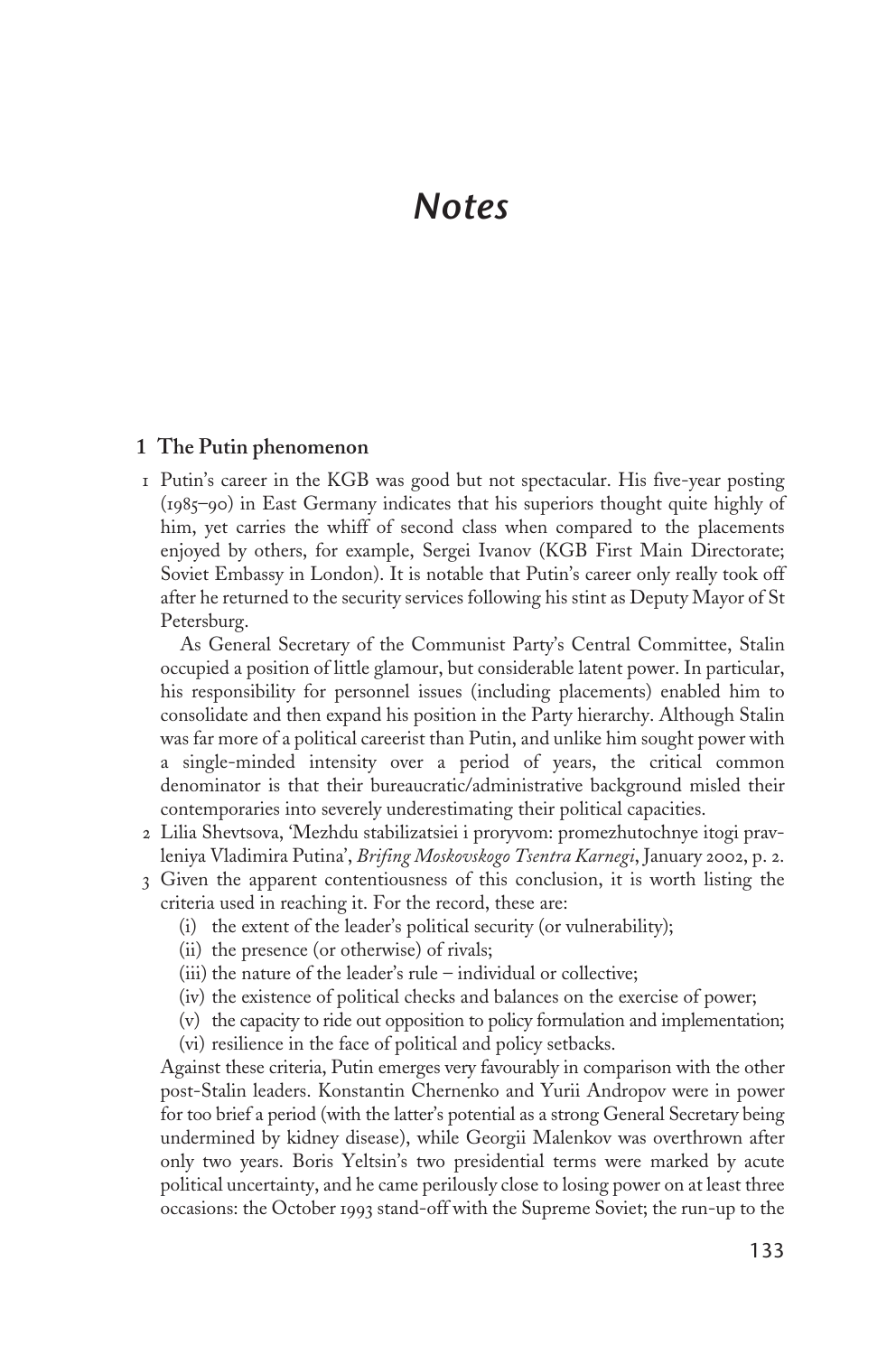# Notes

## 1 The Putin phenomenon

1 Putin's career in the KGB was good but not spectacular. His five-year posting (1985–90) in East Germany indicates that his superiors thought quite highly of him, yet carries the whiff of second class when compared to the placements enjoyed by others, for example, Sergei Ivanov (KGB First Main Directorate; Soviet Embassy in London). It is notable that Putin's career only really took off after he returned to the security services following his stint as Deputy Mayor of St Petersburg.

   As General Secretary of the Communist Party's Central Committee, Stalin occupied a position of little glamour, but considerable latent power. In particular, his responsibility for personnel issues (including placements) enabled him to consolidate and then expand his position in the Party hierarchy. Although Stalin was far more of a political careerist than Putin, and unlike him sought power with a single-minded intensity over a period of years, the critical common denominator is that their bureaucratic/administrative background misled their contemporaries into severely underestimating their political capacities.

2 Lilia Shevtsova, 'Mezhdu stabilizatsiei i proryvom: promezhutochnye itogi pravleniya Vladimira Putina', *Brifing Moskovskogo Tsentra Karnegi*, January 2002, p. 2.

3 Given the apparent contentiousness of this conclusion, it is worth listing the criteria used in reaching it. For the record, these are:

   (i) the extent of the leader's political security (or vulnerability);
   (ii) the presence (or otherwise) of rivals;
   (iii) the nature of the leader's rule – individual or collective;
   (iv) the existence of political checks and balances on the exercise of power;
   (v) the capacity to ride out opposition to policy formulation and implementation;
   (vi) resilience in the face of political and policy setbacks.

   Against these criteria, Putin emerges very favourably in comparison with the other post-Stalin leaders. Konstantin Chernenko and Yurii Andropov were in power for too brief a period (with the latter's potential as a strong General Secretary being undermined by kidney disease), while Georgii Malenkov was overthrown after only two years. Boris Yeltsin's two presidential terms were marked by acute political uncertainty, and he came perilously close to losing power on at least three occasions: the October 1993 stand-off with the Supreme Soviet; the run-up to the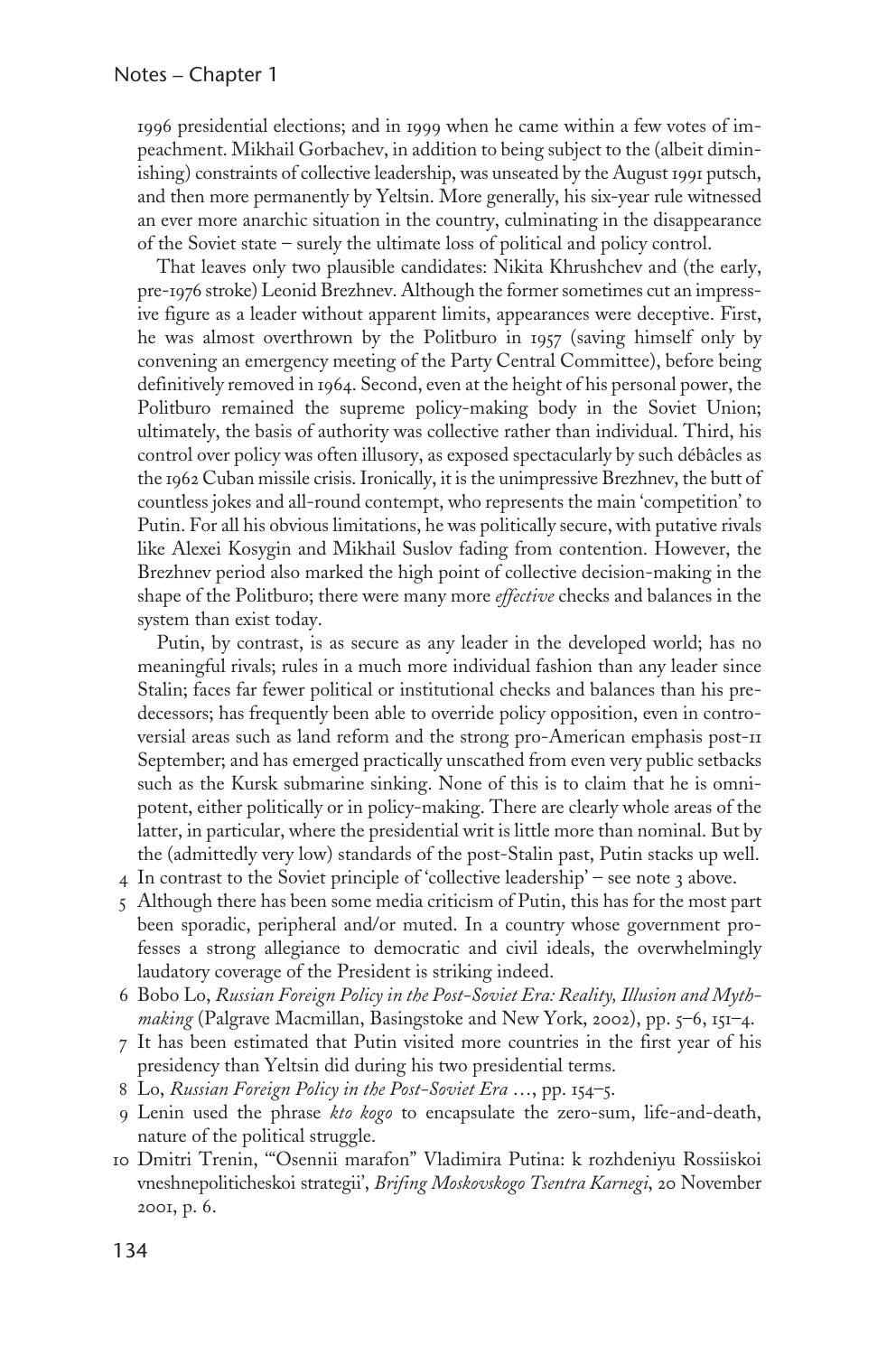1996 presidential elections; and in 1999 when he came within a few votes of impeachment. Mikhail Gorbachev, in addition to being subject to the (albeit diminishing) constraints of collective leadership, was unseated by the August 1991 putsch, and then more permanently by Yeltsin. More generally, his six-year rule witnessed an ever more anarchic situation in the country, culminating in the disappearance of the Soviet state – surely the ultimate loss of political and policy control.

That leaves only two plausible candidates: Nikita Khrushchev and (the early, pre-1976 stroke) Leonid Brezhnev. Although the former sometimes cut an impressive figure as a leader without apparent limits, appearances were deceptive. First, he was almost overthrown by the Politburo in 1957 (saving himself only by convening an emergency meeting of the Party Central Committee), before being definitively removed in 1964. Second, even at the height of his personal power, the Politburo remained the supreme policy-making body in the Soviet Union; ultimately, the basis of authority was collective rather than individual. Third, his control over policy was often illusory, as exposed spectacularly by such débâcles as the 1962 Cuban missile crisis. Ironically, it is the unimpressive Brezhnev, the butt of countless jokes and all-round contempt, who represents the main 'competition' to Putin. For all his obvious limitations, he was politically secure, with putative rivals like Alexei Kosygin and Mikhail Suslov fading from contention. However, the Brezhnev period also marked the high point of collective decision-making in the shape of the Politburo; there were many more *effective* checks and balances in the system than exist today.

Putin, by contrast, is as secure as any leader in the developed world; has no meaningful rivals; rules in a much more individual fashion than any leader since Stalin; faces far fewer political or institutional checks and balances than his predecessors; has frequently been able to override policy opposition, even in controversial areas such as land reform and the strong pro-American emphasis post-11 September; and has emerged practically unscathed from even very public setbacks such as the Kursk submarine sinking. None of this is to claim that he is omnipotent, either politically or in policy-making. There are clearly whole areas of the latter, in particular, where the presidential writ is little more than nominal. But by the (admittedly very low) standards of the post-Stalin past, Putin stacks up well.

4 In contrast to the Soviet principle of 'collective leadership' – see note 3 above.

5 Although there has been some media criticism of Putin, this has for the most part been sporadic, peripheral and/or muted. In a country whose government professes a strong allegiance to democratic and civil ideals, the overwhelmingly laudatory coverage of the President is striking indeed.

6 Bobo Lo, *Russian Foreign Policy in the Post-Soviet Era: Reality, Illusion and Mythmaking* (Palgrave Macmillan, Basingstoke and New York, 2002), pp. 5–6, 151–4.

7 It has been estimated that Putin visited more countries in the first year of his presidency than Yeltsin did during his two presidential terms.

8 Lo, *Russian Foreign Policy in the Post-Soviet Era* …, pp. 154–5.

9 Lenin used the phrase *kto kogo* to encapsulate the zero-sum, life-and-death, nature of the political struggle.

10 Dmitri Trenin, '"Osennii marafon" Vladimira Putina: k rozhdeniyu Rossiiskoi vneshnepoliticheskoi strategii', *Brifing Moskovskogo Tsentra Karnegi*, 20 November 2001, p. 6.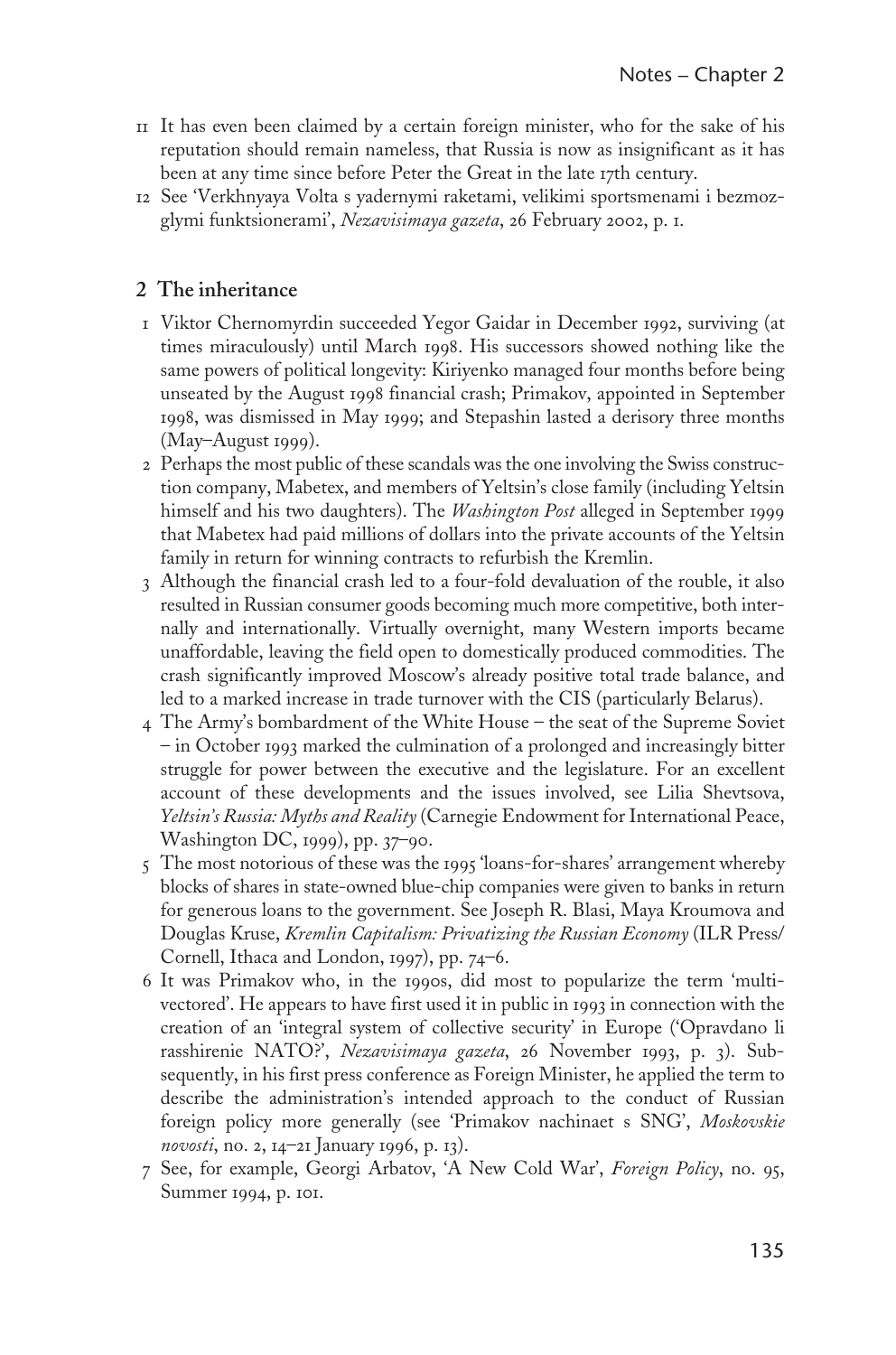11 It has even been claimed by a certain foreign minister, who for the sake of his reputation should remain nameless, that Russia is now as insignificant as it has been at any time since before Peter the Great in the late 17th century.

12 See 'Verkhnyaya Volta s yadernymi raketami, velikimi sportsmenami i bezmozglymi funktsionerami', *Nezavisimaya gazeta*, 26 February 2002, p. 1.

## 2 The inheritance

1 Viktor Chernomyrdin succeeded Yegor Gaidar in December 1992, surviving (at times miraculously) until March 1998. His successors showed nothing like the same powers of political longevity: Kiriyenko managed four months before being unseated by the August 1998 financial crash; Primakov, appointed in September 1998, was dismissed in May 1999; and Stepashin lasted a derisory three months (May–August 1999).

2 Perhaps the most public of these scandals was the one involving the Swiss construction company, Mabetex, and members of Yeltsin's close family (including Yeltsin himself and his two daughters). The *Washington Post* alleged in September 1999 that Mabetex had paid millions of dollars into the private accounts of the Yeltsin family in return for winning contracts to refurbish the Kremlin.

3 Although the financial crash led to a four-fold devaluation of the rouble, it also resulted in Russian consumer goods becoming much more competitive, both internally and internationally. Virtually overnight, many Western imports became unaffordable, leaving the field open to domestically produced commodities. The crash significantly improved Moscow's already positive total trade balance, and led to a marked increase in trade turnover with the CIS (particularly Belarus).

4 The Army's bombardment of the White House – the seat of the Supreme Soviet – in October 1993 marked the culmination of a prolonged and increasingly bitter struggle for power between the executive and the legislature. For an excellent account of these developments and the issues involved, see Lilia Shevtsova, *Yeltsin's Russia: Myths and Reality* (Carnegie Endowment for International Peace, Washington DC, 1999), pp. 37–90.

5 The most notorious of these was the 1995 'loans-for-shares' arrangement whereby blocks of shares in state-owned blue-chip companies were given to banks in return for generous loans to the government. See Joseph R. Blasi, Maya Kroumova and Douglas Kruse, *Kremlin Capitalism: Privatizing the Russian Economy* (ILR Press/ Cornell, Ithaca and London, 1997), pp. 74–6.

6 It was Primakov who, in the 1990s, did most to popularize the term 'multi-vectored'. He appears to have first used it in public in 1993 in connection with the creation of an 'integral system of collective security' in Europe ('Opravdano li rasshirenie NATO?', *Nezavisimaya gazeta*, 26 November 1993, p. 3). Subsequently, in his first press conference as Foreign Minister, he applied the term to describe the administration's intended approach to the conduct of Russian foreign policy more generally (see 'Primakov nachinaet s SNG', *Moskovskie novosti*, no. 2, 14–21 January 1996, p. 13).

7 See, for example, Georgi Arbatov, 'A New Cold War', *Foreign Policy*, no. 95, Summer 1994, p. 101.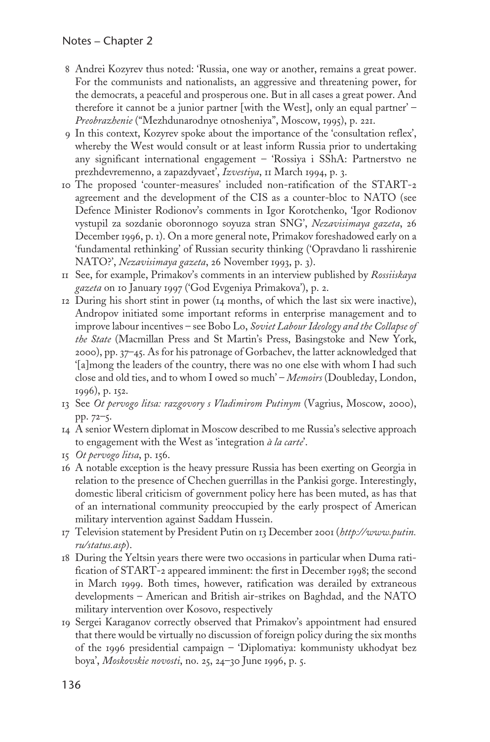8 Andrei Kozyrev thus noted: 'Russia, one way or another, remains a great power. For the communists and nationalists, an aggressive and threatening power, for the democrats, a peaceful and prosperous one. But in all cases a great power. And therefore it cannot be a junior partner [with the West], only an equal partner' – *Preobrazhenie* ("Mezhdunarodnye otnosheniya", Moscow, 1995), p. 221.

9 In this context, Kozyrev spoke about the importance of the 'consultation reflex', whereby the West would consult or at least inform Russia prior to undertaking any significant international engagement – 'Rossiya i SShA: Partnerstvo ne prezhdevremenno, a zapazdyvaet', *Izvestiya*, 11 March 1994, p. 3.

10 The proposed 'counter-measures' included non-ratification of the START-2 agreement and the development of the CIS as a counter-bloc to NATO (see Defence Minister Rodionov's comments in Igor Korotchenko, 'Igor Rodionov vystupil za sozdanie oboronnogo soyuza stran SNG', *Nezavisimaya gazeta*, 26 December 1996, p. 1). On a more general note, Primakov foreshadowed early on a 'fundamental rethinking' of Russian security thinking ('Opravdano li rasshirenie NATO?', *Nezavisimaya gazeta*, 26 November 1993, p. 3).

11 See, for example, Primakov's comments in an interview published by *Rossiiskaya gazeta* on 10 January 1997 ('God Evgeniya Primakova'), p. 2.

12 During his short stint in power (14 months, of which the last six were inactive), Andropov initiated some important reforms in enterprise management and to improve labour incentives – see Bobo Lo, *Soviet Labour Ideology and the Collapse of the State* (Macmillan Press and St Martin's Press, Basingstoke and New York, 2000), pp. 37–45. As for his patronage of Gorbachev, the latter acknowledged that '[a]mong the leaders of the country, there was no one else with whom I had such close and old ties, and to whom I owed so much' – *Memoirs* (Doubleday, London, 1996), p. 152.

13 See *Ot pervogo litsa: razgovory s Vladimirom Putinym* (Vagrius, Moscow, 2000), pp. 72–5.

14 A senior Western diplomat in Moscow described to me Russia's selective approach to engagement with the West as 'integration *à la carte*'.

15 *Ot pervogo litsa*, p. 156.

16 A notable exception is the heavy pressure Russia has been exerting on Georgia in relation to the presence of Chechen guerrillas in the Pankisi gorge. Interestingly, domestic liberal criticism of government policy here has been muted, as has that of an international community preoccupied by the early prospect of American military intervention against Saddam Hussein.

17 Television statement by President Putin on 13 December 2001 (*http://www.putin.ru/status.asp*).

18 During the Yeltsin years there were two occasions in particular when Duma ratification of START-2 appeared imminent: the first in December 1998; the second in March 1999. Both times, however, ratification was derailed by extraneous developments – American and British air-strikes on Baghdad, and the NATO military intervention over Kosovo, respectively

19 Sergei Karaganov correctly observed that Primakov's appointment had ensured that there would be virtually no discussion of foreign policy during the six months of the 1996 presidential campaign – 'Diplomatiya: kommunisty ukhodyat bez boya', *Moskovskie novosti*, no. 25, 24–30 June 1996, p. 5.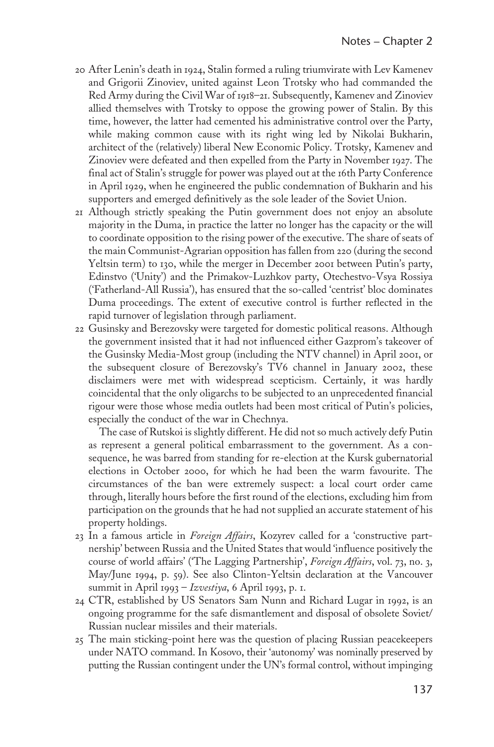20 After Lenin's death in 1924, Stalin formed a ruling triumvirate with Lev Kamenev and Grigorii Zinoviev, united against Leon Trotsky who had commanded the Red Army during the Civil War of 1918–21. Subsequently, Kamenev and Zinoviev allied themselves with Trotsky to oppose the growing power of Stalin. By this time, however, the latter had cemented his administrative control over the Party, while making common cause with its right wing led by Nikolai Bukharin, architect of the (relatively) liberal New Economic Policy. Trotsky, Kamenev and Zinoviev were defeated and then expelled from the Party in November 1927. The final act of Stalin's struggle for power was played out at the 16th Party Conference in April 1929, when he engineered the public condemnation of Bukharin and his supporters and emerged definitively as the sole leader of the Soviet Union.

21 Although strictly speaking the Putin government does not enjoy an absolute majority in the Duma, in practice the latter no longer has the capacity or the will to coordinate opposition to the rising power of the executive. The share of seats of the main Communist-Agrarian opposition has fallen from 220 (during the second Yeltsin term) to 130, while the merger in December 2001 between Putin's party, Edinstvo ('Unity') and the Primakov-Luzhkov party, Otechestvo-Vsya Rossiya ('Fatherland-All Russia'), has ensured that the so-called 'centrist' bloc dominates Duma proceedings. The extent of executive control is further reflected in the rapid turnover of legislation through parliament.

22 Gusinsky and Berezovsky were targeted for domestic political reasons. Although the government insisted that it had not influenced either Gazprom's takeover of the Gusinsky Media-Most group (including the NTV channel) in April 2001, or the subsequent closure of Berezovsky's TV6 channel in January 2002, these disclaimers were met with widespread scepticism. Certainly, it was hardly coincidental that the only oligarchs to be subjected to an unprecedented financial rigour were those whose media outlets had been most critical of Putin's policies, especially the conduct of the war in Chechnya.

The case of Rutskoi is slightly different. He did not so much actively defy Putin as represent a general political embarrassment to the government. As a consequence, he was barred from standing for re-election at the Kursk gubernatorial elections in October 2000, for which he had been the warm favourite. The circumstances of the ban were extremely suspect: a local court order came through, literally hours before the first round of the elections, excluding him from participation on the grounds that he had not supplied an accurate statement of his property holdings.

23 In a famous article in *Foreign Affairs*, Kozyrev called for a 'constructive partnership' between Russia and the United States that would 'influence positively the course of world affairs' ('The Lagging Partnership', *Foreign Affairs*, vol. 73, no. 3, May/June 1994, p. 59). See also Clinton-Yeltsin declaration at the Vancouver summit in April 1993 – *Izvestiya*, 6 April 1993, p. 1.

24 CTR, established by US Senators Sam Nunn and Richard Lugar in 1992, is an ongoing programme for the safe dismantlement and disposal of obsolete Soviet/Russian nuclear missiles and their materials.

25 The main sticking-point here was the question of placing Russian peacekeepers under NATO command. In Kosovo, their 'autonomy' was nominally preserved by putting the Russian contingent under the UN's formal control, without impinging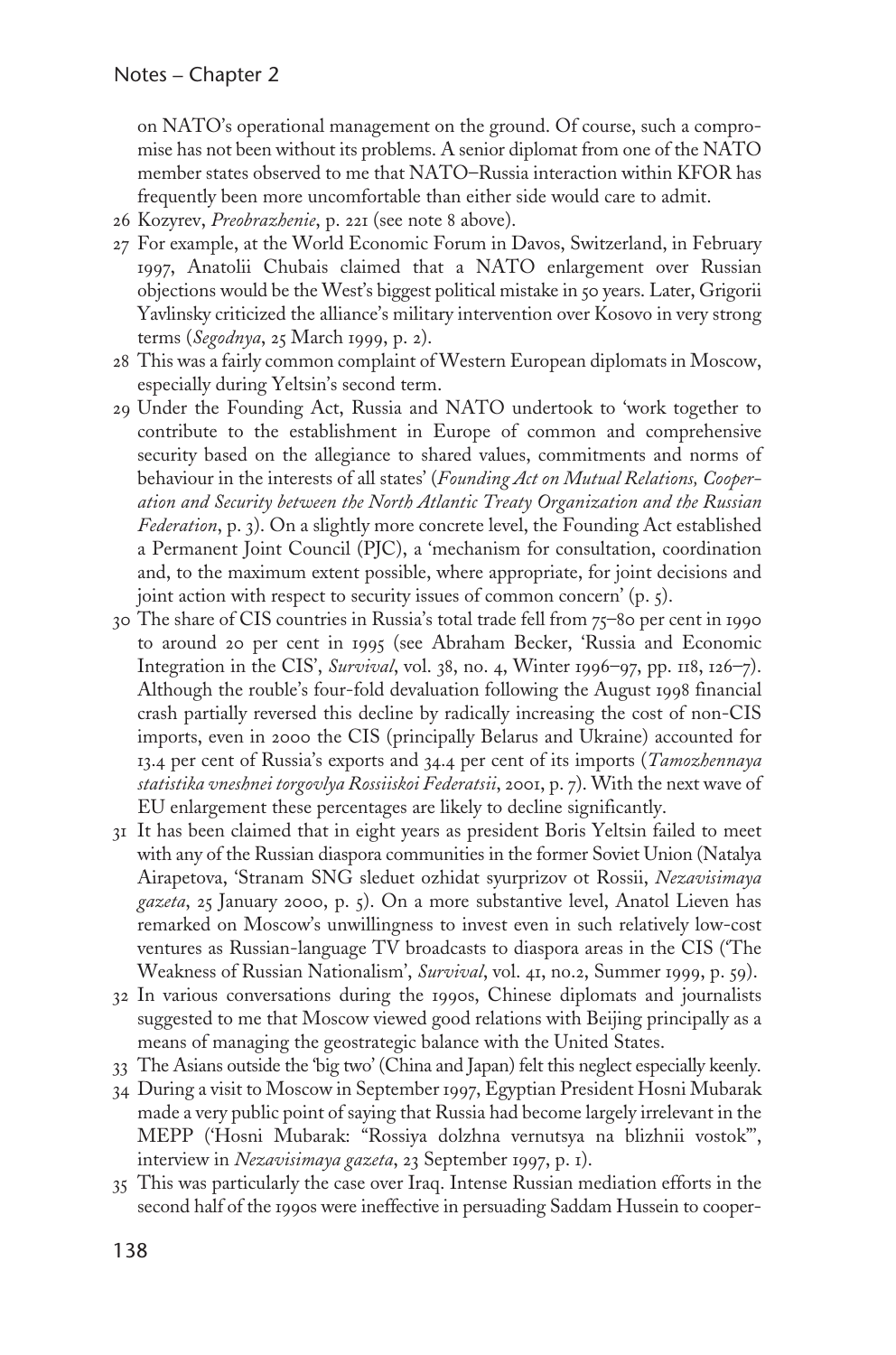on NATO's operational management on the ground. Of course, such a compromise has not been without its problems. A senior diplomat from one of the NATO member states observed to me that NATO–Russia interaction within KFOR has frequently been more uncomfortable than either side would care to admit.

26 Kozyrev, *Preobrazhenie*, p. 221 (see note 8 above).

27 For example, at the World Economic Forum in Davos, Switzerland, in February 1997, Anatolii Chubais claimed that a NATO enlargement over Russian objections would be the West's biggest political mistake in 50 years. Later, Grigorii Yavlinsky criticized the alliance's military intervention over Kosovo in very strong terms (*Segodnya*, 25 March 1999, p. 2).

28 This was a fairly common complaint of Western European diplomats in Moscow, especially during Yeltsin's second term.

29 Under the Founding Act, Russia and NATO undertook to 'work together to contribute to the establishment in Europe of common and comprehensive security based on the allegiance to shared values, commitments and norms of behaviour in the interests of all states' (*Founding Act on Mutual Relations, Cooperation and Security between the North Atlantic Treaty Organization and the Russian Federation*, p. 3). On a slightly more concrete level, the Founding Act established a Permanent Joint Council (PJC), a 'mechanism for consultation, coordination and, to the maximum extent possible, where appropriate, for joint decisions and joint action with respect to security issues of common concern' (p. 5).

30 The share of CIS countries in Russia's total trade fell from 75–80 per cent in 1990 to around 20 per cent in 1995 (see Abraham Becker, 'Russia and Economic Integration in the CIS', *Survival*, vol. 38, no. 4, Winter 1996–97, pp. 118, 126–7). Although the rouble's four-fold devaluation following the August 1998 financial crash partially reversed this decline by radically increasing the cost of non-CIS imports, even in 2000 the CIS (principally Belarus and Ukraine) accounted for 13.4 per cent of Russia's exports and 34.4 per cent of its imports (*Tamozhennaya statistika vneshnei torgovlya Rossiiskoi Federatsii*, 2001, p. 7). With the next wave of EU enlargement these percentages are likely to decline significantly.

31 It has been claimed that in eight years as president Boris Yeltsin failed to meet with any of the Russian diaspora communities in the former Soviet Union (Natalya Airapetova, 'Stranam SNG sleduet ozhidat syurprizov ot Rossii, *Nezavisimaya gazeta*, 25 January 2000, p. 5). On a more substantive level, Anatol Lieven has remarked on Moscow's unwillingness to invest even in such relatively low-cost ventures as Russian-language TV broadcasts to diaspora areas in the CIS ('The Weakness of Russian Nationalism', *Survival*, vol. 41, no.2, Summer 1999, p. 59).

32 In various conversations during the 1990s, Chinese diplomats and journalists suggested to me that Moscow viewed good relations with Beijing principally as a means of managing the geostrategic balance with the United States.

33 The Asians outside the 'big two' (China and Japan) felt this neglect especially keenly.

34 During a visit to Moscow in September 1997, Egyptian President Hosni Mubarak made a very public point of saying that Russia had become largely irrelevant in the MEPP ('Hosni Mubarak: "Rossiya dolzhna vernutsya na blizhnii vostok"', interview in *Nezavisimaya gazeta*, 23 September 1997, p. 1).

35 This was particularly the case over Iraq. Intense Russian mediation efforts in the second half of the 1990s were ineffective in persuading Saddam Hussein to cooper-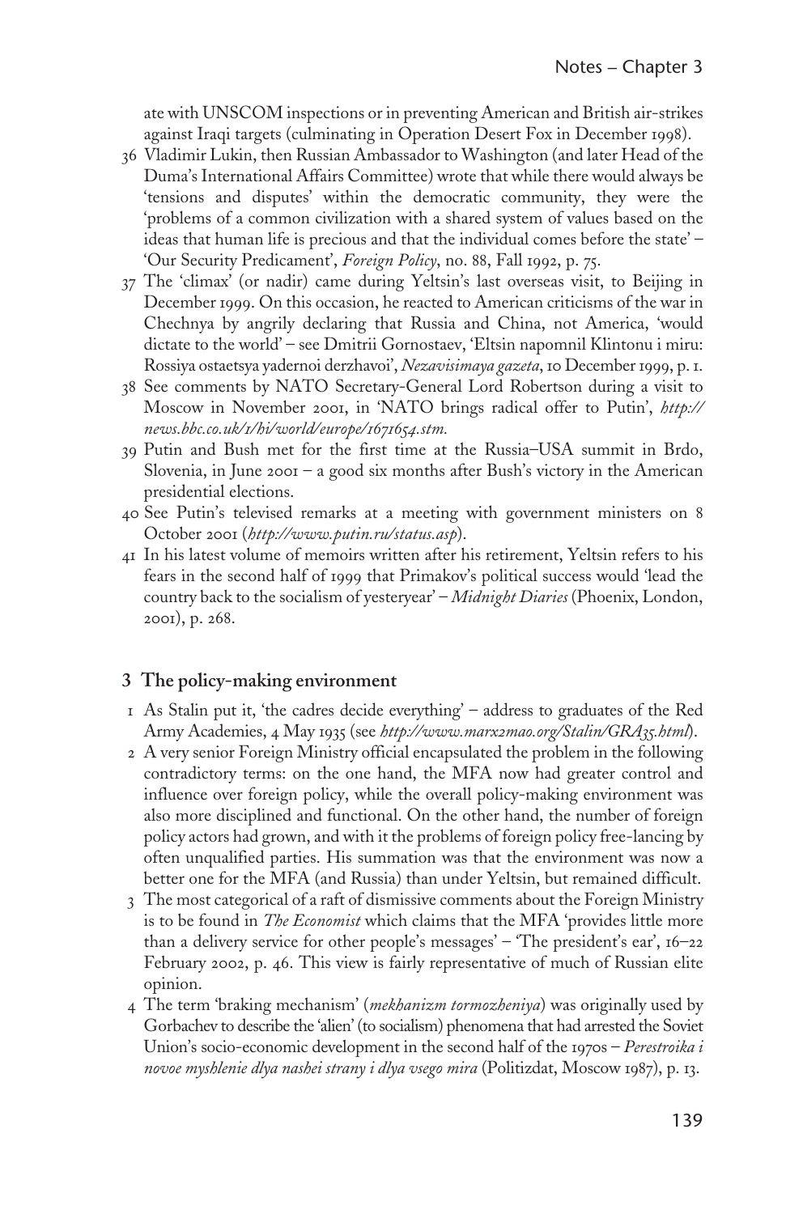ate with UNSCOM inspections or in preventing American and British air-strikes against Iraqi targets (culminating in Operation Desert Fox in December 1998).

36 Vladimir Lukin, then Russian Ambassador to Washington (and later Head of the Duma's International Affairs Committee) wrote that while there would always be 'tensions and disputes' within the democratic community, they were the 'problems of a common civilization with a shared system of values based on the ideas that human life is precious and that the individual comes before the state' – 'Our Security Predicament', *Foreign Policy*, no. 88, Fall 1992, p. 75.

37 The 'climax' (or nadir) came during Yeltsin's last overseas visit, to Beijing in December 1999. On this occasion, he reacted to American criticisms of the war in Chechnya by angrily declaring that Russia and China, not America, 'would dictate to the world' – see Dmitrii Gornostaev, 'Eltsin napomnil Klintonu i miru: Rossiya ostaetsya yadernoi derzhavoi', *Nezavisimaya gazeta*, 10 December 1999, p. 1.

38 See comments by NATO Secretary-General Lord Robertson during a visit to Moscow in November 2001, in 'NATO brings radical offer to Putin', *http://news.bbc.co.uk/1/hi/world/europe/1671654.stm*.

39 Putin and Bush met for the first time at the Russia–USA summit in Brdo, Slovenia, in June 2001 – a good six months after Bush's victory in the American presidential elections.

40 See Putin's televised remarks at a meeting with government ministers on 8 October 2001 (*http://www.putin.ru/status.asp*).

41 In his latest volume of memoirs written after his retirement, Yeltsin refers to his fears in the second half of 1999 that Primakov's political success would 'lead the country back to the socialism of yesteryear' – *Midnight Diaries* (Phoenix, London, 2001), p. 268.

## 3 The policy-making environment

1 As Stalin put it, 'the cadres decide everything' – address to graduates of the Red Army Academies, 4 May 1935 (see *http://www.marx2mao.org/Stalin/GRA35.html*).

2 A very senior Foreign Ministry official encapsulated the problem in the following contradictory terms: on the one hand, the MFA now had greater control and influence over foreign policy, while the overall policy-making environment was also more disciplined and functional. On the other hand, the number of foreign policy actors had grown, and with it the problems of foreign policy free-lancing by often unqualified parties. His summation was that the environment was now a better one for the MFA (and Russia) than under Yeltsin, but remained difficult.

3 The most categorical of a raft of dismissive comments about the Foreign Ministry is to be found in *The Economist* which claims that the MFA 'provides little more than a delivery service for other people's messages' – 'The president's ear', 16–22 February 2002, p. 46. This view is fairly representative of much of Russian elite opinion.

4 The term 'braking mechanism' (*mekhanizm tormozheniya*) was originally used by Gorbachev to describe the 'alien' (to socialism) phenomena that had arrested the Soviet Union's socio-economic development in the second half of the 1970s – *Perestroika i novoe myshlenie dlya nashei strany i dlya vsego mira* (Politizdat, Moscow 1987), p. 13.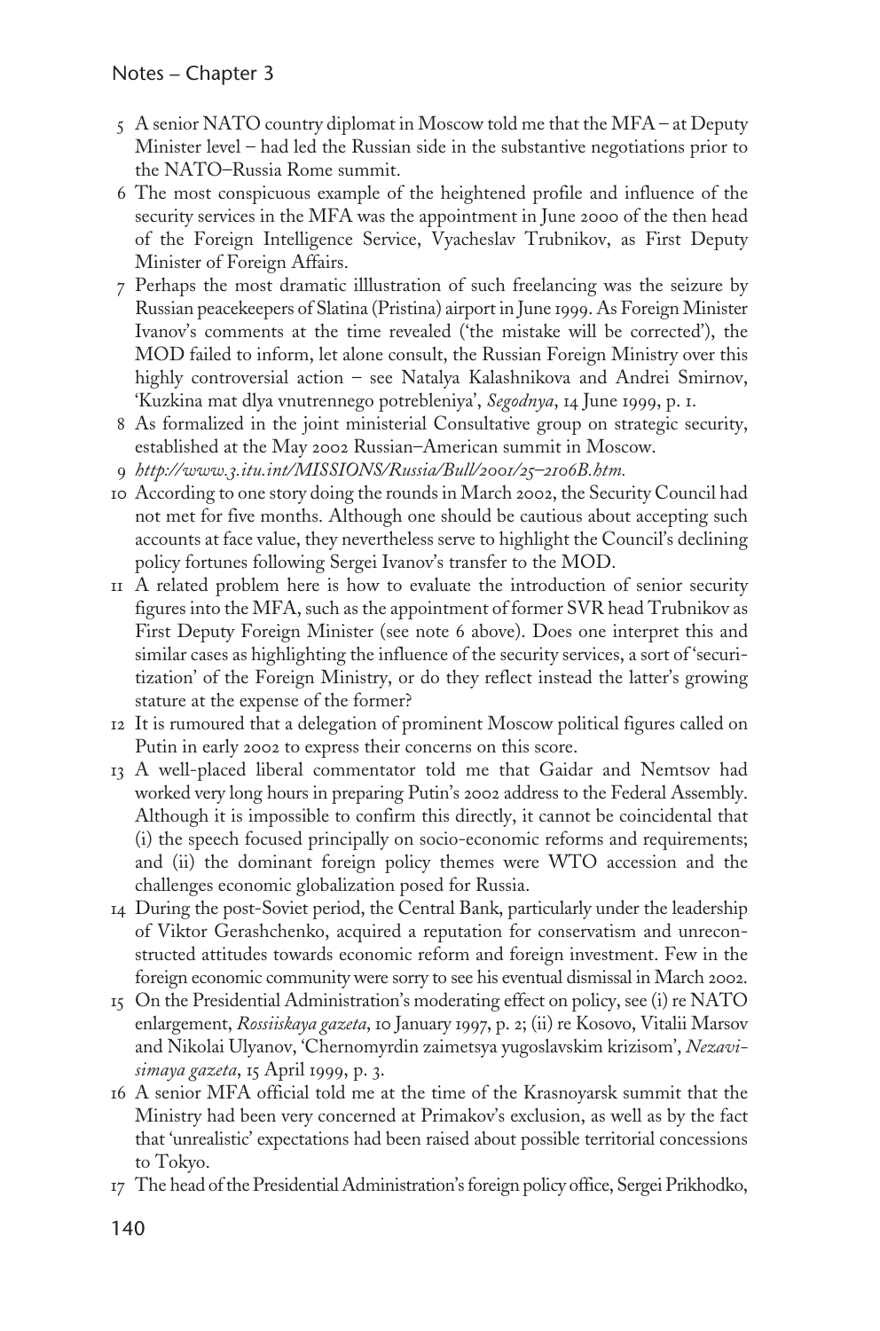5 A senior NATO country diplomat in Moscow told me that the MFA – at Deputy Minister level – had led the Russian side in the substantive negotiations prior to the NATO–Russia Rome summit.

6 The most conspicuous example of the heightened profile and influence of the security services in the MFA was the appointment in June 2000 of the then head of the Foreign Intelligence Service, Vyacheslav Trubnikov, as First Deputy Minister of Foreign Affairs.

7 Perhaps the most dramatic illlustration of such freelancing was the seizure by Russian peacekeepers of Slatina (Pristina) airport in June 1999. As Foreign Minister Ivanov's comments at the time revealed ('the mistake will be corrected'), the MOD failed to inform, let alone consult, the Russian Foreign Ministry over this highly controversial action – see Natalya Kalashnikova and Andrei Smirnov, 'Kuzkina mat dlya vnutrennego potrebleniya', *Segodnya*, 14 June 1999, p. 1.

8 As formalized in the joint ministerial Consultative group on strategic security, established at the May 2002 Russian–American summit in Moscow.

9 *http://www.3.itu.int/MISSIONS/Russia/Bull/2001/25–2106B.htm.*

10 According to one story doing the rounds in March 2002, the Security Council had not met for five months. Although one should be cautious about accepting such accounts at face value, they nevertheless serve to highlight the Council's declining policy fortunes following Sergei Ivanov's transfer to the MOD.

11 A related problem here is how to evaluate the introduction of senior security figures into the MFA, such as the appointment of former SVR head Trubnikov as First Deputy Foreign Minister (see note 6 above). Does one interpret this and similar cases as highlighting the influence of the security services, a sort of 'securitization' of the Foreign Ministry, or do they reflect instead the latter's growing stature at the expense of the former?

12 It is rumoured that a delegation of prominent Moscow political figures called on Putin in early 2002 to express their concerns on this score.

13 A well-placed liberal commentator told me that Gaidar and Nemtsov had worked very long hours in preparing Putin's 2002 address to the Federal Assembly. Although it is impossible to confirm this directly, it cannot be coincidental that (i) the speech focused principally on socio-economic reforms and requirements; and (ii) the dominant foreign policy themes were WTO accession and the challenges economic globalization posed for Russia.

14 During the post-Soviet period, the Central Bank, particularly under the leadership of Viktor Gerashchenko, acquired a reputation for conservatism and unreconstructed attitudes towards economic reform and foreign investment. Few in the foreign economic community were sorry to see his eventual dismissal in March 2002.

15 On the Presidential Administration's moderating effect on policy, see (i) re NATO enlargement, *Rossiiskaya gazeta*, 10 January 1997, p. 2; (ii) re Kosovo, Vitalii Marsov and Nikolai Ulyanov, 'Chernomyrdin zaimetsya yugoslavskim krizisom', *Nezavisimaya gazeta*, 15 April 1999, p. 3.

16 A senior MFA official told me at the time of the Krasnoyarsk summit that the Ministry had been very concerned at Primakov's exclusion, as well as by the fact that 'unrealistic' expectations had been raised about possible territorial concessions to Tokyo.

17 The head of the Presidential Administration's foreign policy office, Sergei Prikhodko,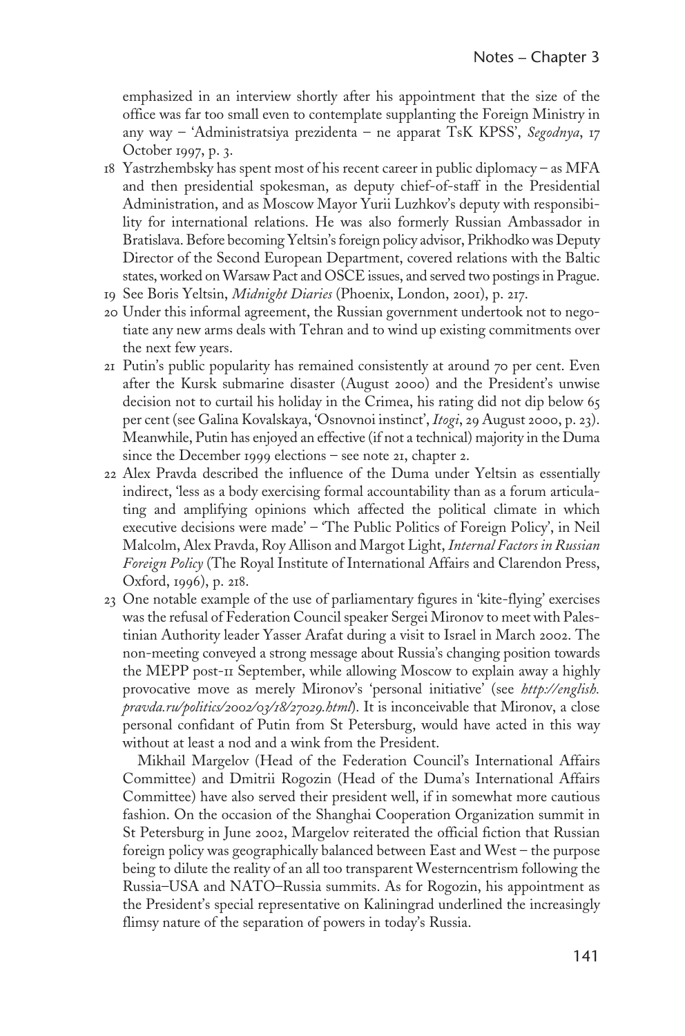emphasized in an interview shortly after his appointment that the size of the office was far too small even to contemplate supplanting the Foreign Ministry in any way – 'Administratsiya prezidenta – ne apparat TsK KPSS', *Segodnya*, 17 October 1997, p. 3.

18 Yastrzhembsky has spent most of his recent career in public diplomacy – as MFA and then presidential spokesman, as deputy chief-of-staff in the Presidential Administration, and as Moscow Mayor Yurii Luzhkov's deputy with responsibility for international relations. He was also formerly Russian Ambassador in Bratislava. Before becoming Yeltsin's foreign policy advisor, Prikhodko was Deputy Director of the Second European Department, covered relations with the Baltic states, worked on Warsaw Pact and OSCE issues, and served two postings in Prague.

19 See Boris Yeltsin, *Midnight Diaries* (Phoenix, London, 2001), p. 217.

20 Under this informal agreement, the Russian government undertook not to negotiate any new arms deals with Tehran and to wind up existing commitments over the next few years.

21 Putin's public popularity has remained consistently at around 70 per cent. Even after the Kursk submarine disaster (August 2000) and the President's unwise decision not to curtail his holiday in the Crimea, his rating did not dip below 65 per cent (see Galina Kovalskaya, 'Osnovnoi instinct', *Itogi*, 29 August 2000, p. 23). Meanwhile, Putin has enjoyed an effective (if not a technical) majority in the Duma since the December 1999 elections – see note 21, chapter 2.

22 Alex Pravda described the influence of the Duma under Yeltsin as essentially indirect, 'less as a body exercising formal accountability than as a forum articulating and amplifying opinions which affected the political climate in which executive decisions were made' – 'The Public Politics of Foreign Policy', in Neil Malcolm, Alex Pravda, Roy Allison and Margot Light, *Internal Factors in Russian Foreign Policy* (The Royal Institute of International Affairs and Clarendon Press, Oxford, 1996), p. 218.

23 One notable example of the use of parliamentary figures in 'kite-flying' exercises was the refusal of Federation Council speaker Sergei Mironov to meet with Palestinian Authority leader Yasser Arafat during a visit to Israel in March 2002. The non-meeting conveyed a strong message about Russia's changing position towards the MEPP post-11 September, while allowing Moscow to explain away a highly provocative move as merely Mironov's 'personal initiative' (see *http://english.pravda.ru/politics/2002/03/18/27029.html*). It is inconceivable that Mironov, a close personal confidant of Putin from St Petersburg, would have acted in this way without at least a nod and a wink from the President.

Mikhail Margelov (Head of the Federation Council's International Affairs Committee) and Dmitrii Rogozin (Head of the Duma's International Affairs Committee) have also served their president well, if in somewhat more cautious fashion. On the occasion of the Shanghai Cooperation Organization summit in St Petersburg in June 2002, Margelov reiterated the official fiction that Russian foreign policy was geographically balanced between East and West – the purpose being to dilute the reality of an all too transparent Westerncentrism following the Russia–USA and NATO–Russia summits. As for Rogozin, his appointment as the President's special representative on Kaliningrad underlined the increasingly flimsy nature of the separation of powers in today's Russia.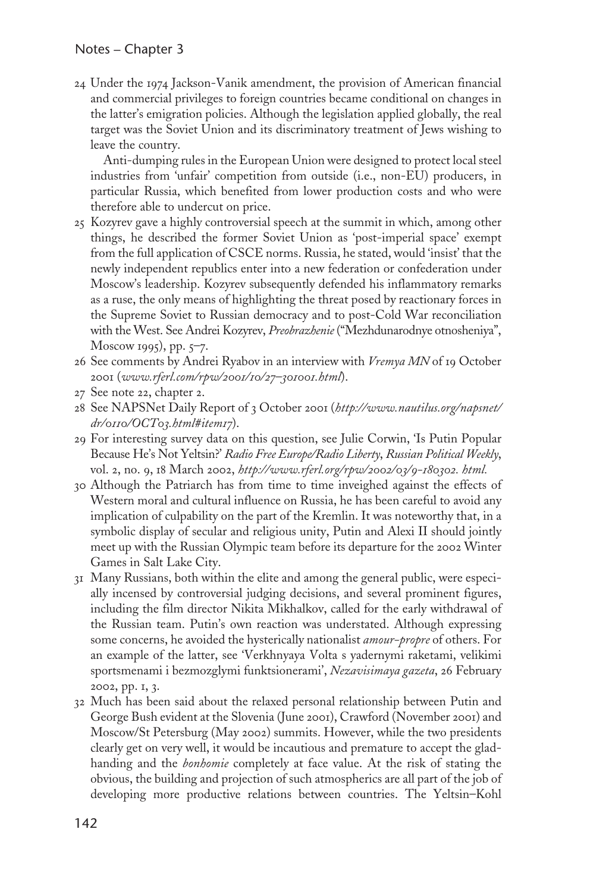24 Under the 1974 Jackson-Vanik amendment, the provision of American financial and commercial privileges to foreign countries became conditional on changes in the latter's emigration policies. Although the legislation applied globally, the real target was the Soviet Union and its discriminatory treatment of Jews wishing to leave the country.

 Anti-dumping rules in the European Union were designed to protect local steel industries from 'unfair' competition from outside (i.e., non-EU) producers, in particular Russia, which benefited from lower production costs and who were therefore able to undercut on price.

25 Kozyrev gave a highly controversial speech at the summit in which, among other things, he described the former Soviet Union as 'post-imperial space' exempt from the full application of CSCE norms. Russia, he stated, would 'insist' that the newly independent republics enter into a new federation or confederation under Moscow's leadership. Kozyrev subsequently defended his inflammatory remarks as a ruse, the only means of highlighting the threat posed by reactionary forces in the Supreme Soviet to Russian democracy and to post-Cold War reconciliation with the West. See Andrei Kozyrev, *Preobrazhenie* ("Mezhdunarodnye otnosheniya", Moscow 1995), pp. 5–7.

26 See comments by Andrei Ryabov in an interview with *Vremya MN* of 19 October 2001 (*www.rferl.com/rpw/2001/10/27–301001.html*).

27 See note 22, chapter 2.

28 See NAPSNet Daily Report of 3 October 2001 (*http://www.nautilus.org/napsnet/dr/0110/OCT03.html#item17*).

29 For interesting survey data on this question, see Julie Corwin, 'Is Putin Popular Because He's Not Yeltsin?' *Radio Free Europe/Radio Liberty*, *Russian Political Weekly*, vol. 2, no. 9, 18 March 2002, *http://www.rferl.org/rpw/2002/03/9-180302. html.*

30 Although the Patriarch has from time to time inveighed against the effects of Western moral and cultural influence on Russia, he has been careful to avoid any implication of culpability on the part of the Kremlin. It was noteworthy that, in a symbolic display of secular and religious unity, Putin and Alexi II should jointly meet up with the Russian Olympic team before its departure for the 2002 Winter Games in Salt Lake City.

31 Many Russians, both within the elite and among the general public, were especially incensed by controversial judging decisions, and several prominent figures, including the film director Nikita Mikhalkov, called for the early withdrawal of the Russian team. Putin's own reaction was understated. Although expressing some concerns, he avoided the hysterically nationalist *amour-propre* of others. For an example of the latter, see 'Verkhnyaya Volta s yadernymi raketami, velikimi sportsmenami i bezmozglymi funktsionerami', *Nezavisimaya gazeta*, 26 February 2002, pp. 1, 3.

32 Much has been said about the relaxed personal relationship between Putin and George Bush evident at the Slovenia (June 2001), Crawford (November 2001) and Moscow/St Petersburg (May 2002) summits. However, while the two presidents clearly get on very well, it would be incautious and premature to accept the glad-handing and the *bonhomie* completely at face value. At the risk of stating the obvious, the building and projection of such atmospherics are all part of the job of developing more productive relations between countries. The Yeltsin–Kohl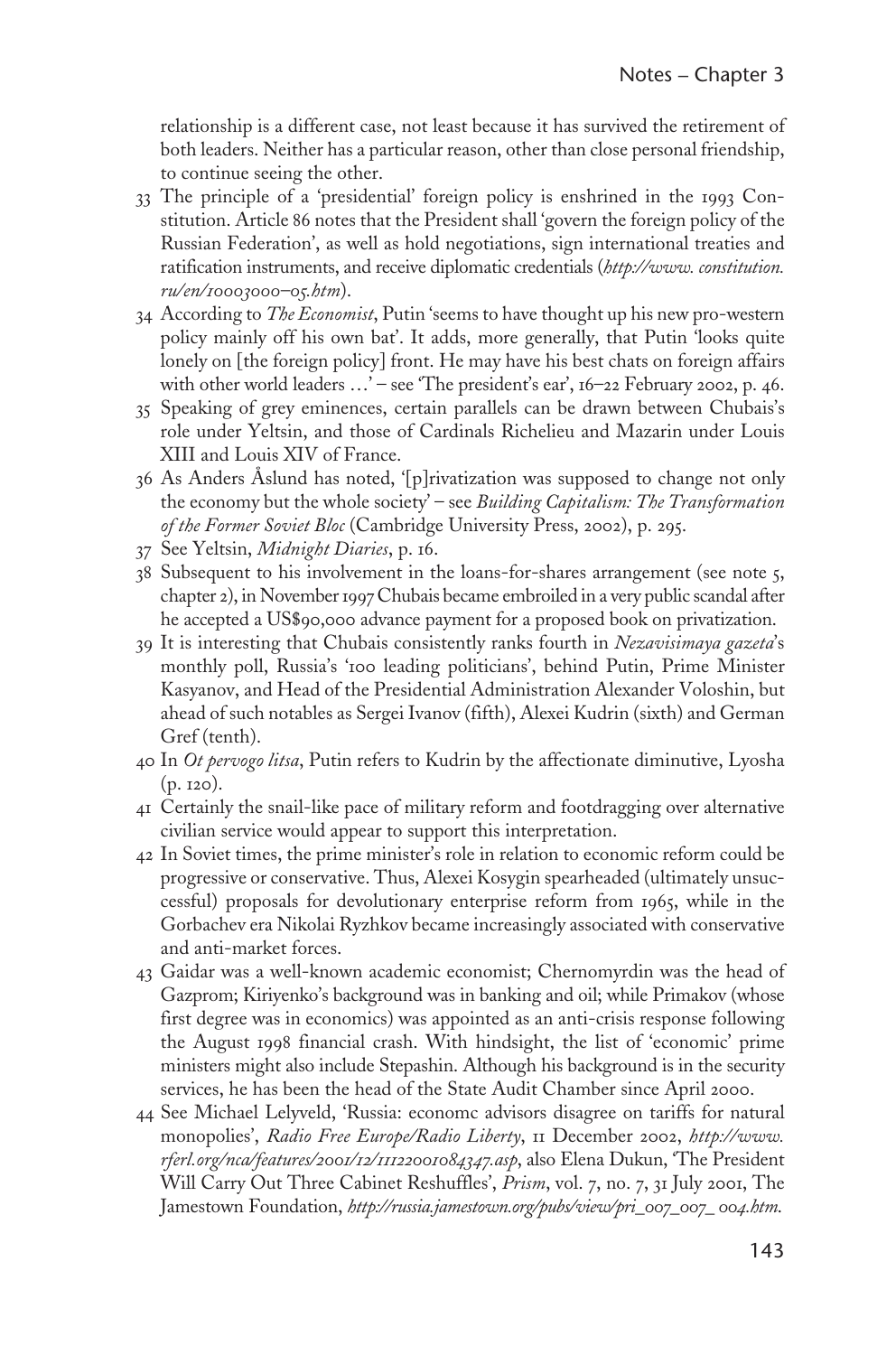relationship is a different case, not least because it has survived the retirement of both leaders. Neither has a particular reason, other than close personal friendship, to continue seeing the other.

33 The principle of a 'presidential' foreign policy is enshrined in the 1993 Constitution. Article 86 notes that the President shall 'govern the foreign policy of the Russian Federation', as well as hold negotiations, sign international treaties and ratification instruments, and receive diplomatic credentials (*http://www. constitution. ru/en/10003000–05.htm*).

34 According to *The Economist*, Putin 'seems to have thought up his new pro-western policy mainly off his own bat'. It adds, more generally, that Putin 'looks quite lonely on [the foreign policy] front. He may have his best chats on foreign affairs with other world leaders …' – see 'The president's ear', 16–22 February 2002, p. 46.

35 Speaking of grey eminences, certain parallels can be drawn between Chubais's role under Yeltsin, and those of Cardinals Richelieu and Mazarin under Louis XIII and Louis XIV of France.

36 As Anders Åslund has noted, '[p]rivatization was supposed to change not only the economy but the whole society' – see *Building Capitalism: The Transformation of the Former Soviet Bloc* (Cambridge University Press, 2002), p. 295.

37 See Yeltsin, *Midnight Diaries*, p. 16.

38 Subsequent to his involvement in the loans-for-shares arrangement (see note 5, chapter 2), in November 1997 Chubais became embroiled in a very public scandal after he accepted a US$90,000 advance payment for a proposed book on privatization.

39 It is interesting that Chubais consistently ranks fourth in *Nezavisimaya gazeta*'s monthly poll, Russia's '100 leading politicians', behind Putin, Prime Minister Kasyanov, and Head of the Presidential Administration Alexander Voloshin, but ahead of such notables as Sergei Ivanov (fifth), Alexei Kudrin (sixth) and German Gref (tenth).

40 In *Ot pervogo litsa*, Putin refers to Kudrin by the affectionate diminutive, Lyosha (p. 120).

41 Certainly the snail-like pace of military reform and footdragging over alternative civilian service would appear to support this interpretation.

42 In Soviet times, the prime minister's role in relation to economic reform could be progressive or conservative. Thus, Alexei Kosygin spearheaded (ultimately unsuccessful) proposals for devolutionary enterprise reform from 1965, while in the Gorbachev era Nikolai Ryzhkov became increasingly associated with conservative and anti-market forces.

43 Gaidar was a well-known academic economist; Chernomyrdin was the head of Gazprom; Kiriyenko's background was in banking and oil; while Primakov (whose first degree was in economics) was appointed as an anti-crisis response following the August 1998 financial crash. With hindsight, the list of 'economic' prime ministers might also include Stepashin. Although his background is in the security services, he has been the head of the State Audit Chamber since April 2000.

44 See Michael Lelyveld, 'Russia: economc advisors disagree on tariffs for natural monopolies', *Radio Free Europe/Radio Liberty*, 11 December 2002, *http://www. rferl.org/nca/features/2001/12/11122001084347.asp*, also Elena Dukun, 'The President Will Carry Out Three Cabinet Reshuffles', *Prism*, vol. 7, no. 7, 31 July 2001, The Jamestown Foundation, *http://russia.jamestown.org/pubs/view/pri_007_007_ 004.htm*.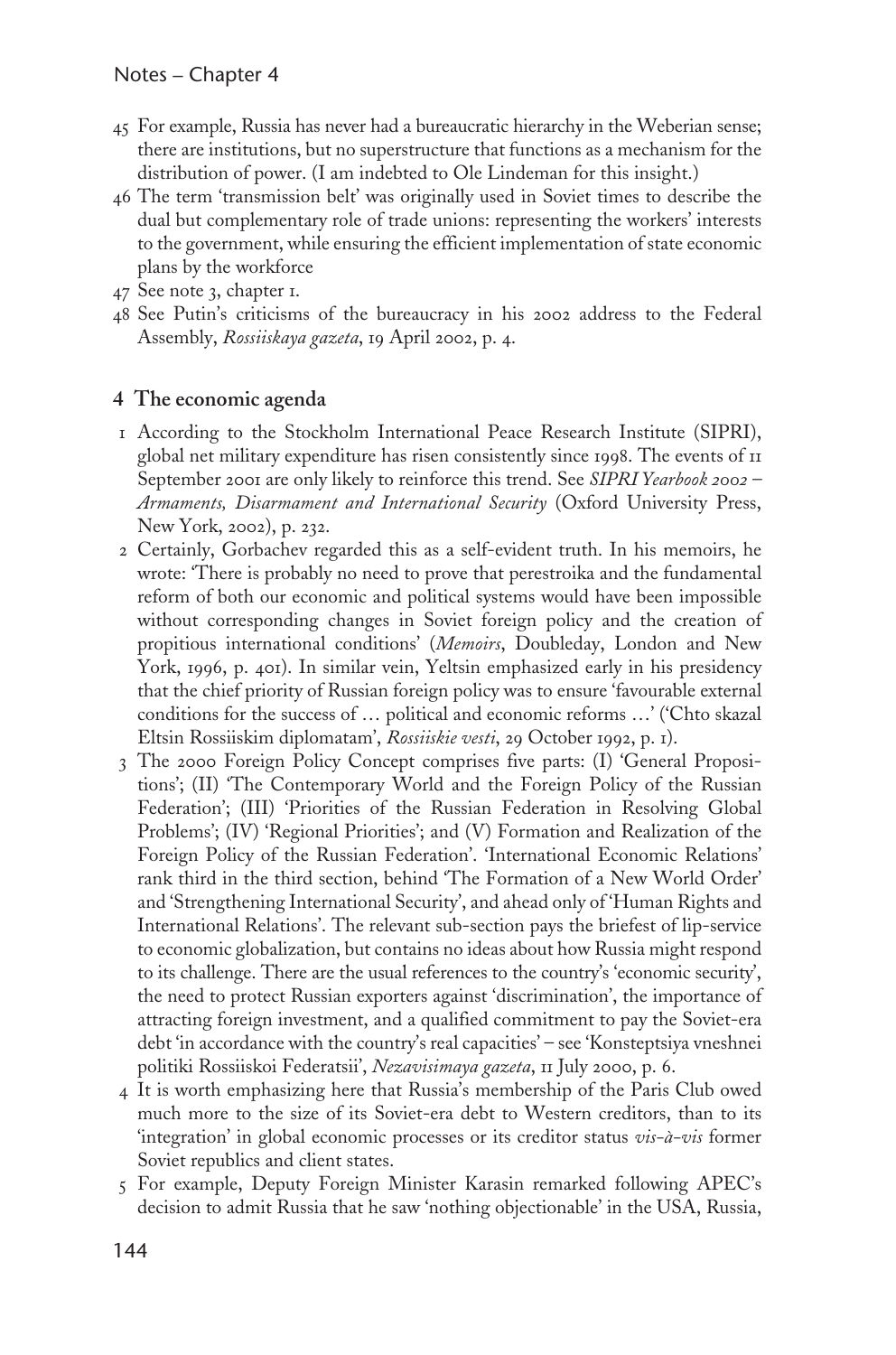45 For example, Russia has never had a bureaucratic hierarchy in the Weberian sense; there are institutions, but no superstructure that functions as a mechanism for the distribution of power. (I am indebted to Ole Lindeman for this insight.)

46 The term 'transmission belt' was originally used in Soviet times to describe the dual but complementary role of trade unions: representing the workers' interests to the government, while ensuring the efficient implementation of state economic plans by the workforce

47 See note 3, chapter 1.

48 See Putin's criticisms of the bureaucracy in his 2002 address to the Federal Assembly, *Rossiiskaya gazeta*, 19 April 2002, p. 4.

## 4 The economic agenda

1 According to the Stockholm International Peace Research Institute (SIPRI), global net military expenditure has risen consistently since 1998. The events of 11 September 2001 are only likely to reinforce this trend. See *SIPRI Yearbook 2002 – Armaments, Disarmament and International Security* (Oxford University Press, New York, 2002), p. 232.

2 Certainly, Gorbachev regarded this as a self-evident truth. In his memoirs, he wrote: 'There is probably no need to prove that perestroika and the fundamental reform of both our economic and political systems would have been impossible without corresponding changes in Soviet foreign policy and the creation of propitious international conditions' (*Memoirs*, Doubleday, London and New York, 1996, p. 401). In similar vein, Yeltsin emphasized early in his presidency that the chief priority of Russian foreign policy was to ensure 'favourable external conditions for the success of … political and economic reforms …' ('Chto skazal Eltsin Rossiiskim diplomatam', *Rossiiskie vesti*, 29 October 1992, p. 1).

3 The 2000 Foreign Policy Concept comprises five parts: (I) 'General Propositions'; (II) 'The Contemporary World and the Foreign Policy of the Russian Federation'; (III) 'Priorities of the Russian Federation in Resolving Global Problems'; (IV) 'Regional Priorities'; and (V) Formation and Realization of the Foreign Policy of the Russian Federation'. 'International Economic Relations' rank third in the third section, behind 'The Formation of a New World Order' and 'Strengthening International Security', and ahead only of 'Human Rights and International Relations'. The relevant sub-section pays the briefest of lip-service to economic globalization, but contains no ideas about how Russia might respond to its challenge. There are the usual references to the country's 'economic security', the need to protect Russian exporters against 'discrimination', the importance of attracting foreign investment, and a qualified commitment to pay the Soviet-era debt 'in accordance with the country's real capacities' – see 'Konsteptsiya vneshnei politiki Rossiiskoi Federatsii', *Nezavisimaya gazeta*, 11 July 2000, p. 6.

4 It is worth emphasizing here that Russia's membership of the Paris Club owed much more to the size of its Soviet-era debt to Western creditors, than to its 'integration' in global economic processes or its creditor status *vis-à-vis* former Soviet republics and client states.

5 For example, Deputy Foreign Minister Karasin remarked following APEC's decision to admit Russia that he saw 'nothing objectionable' in the USA, Russia,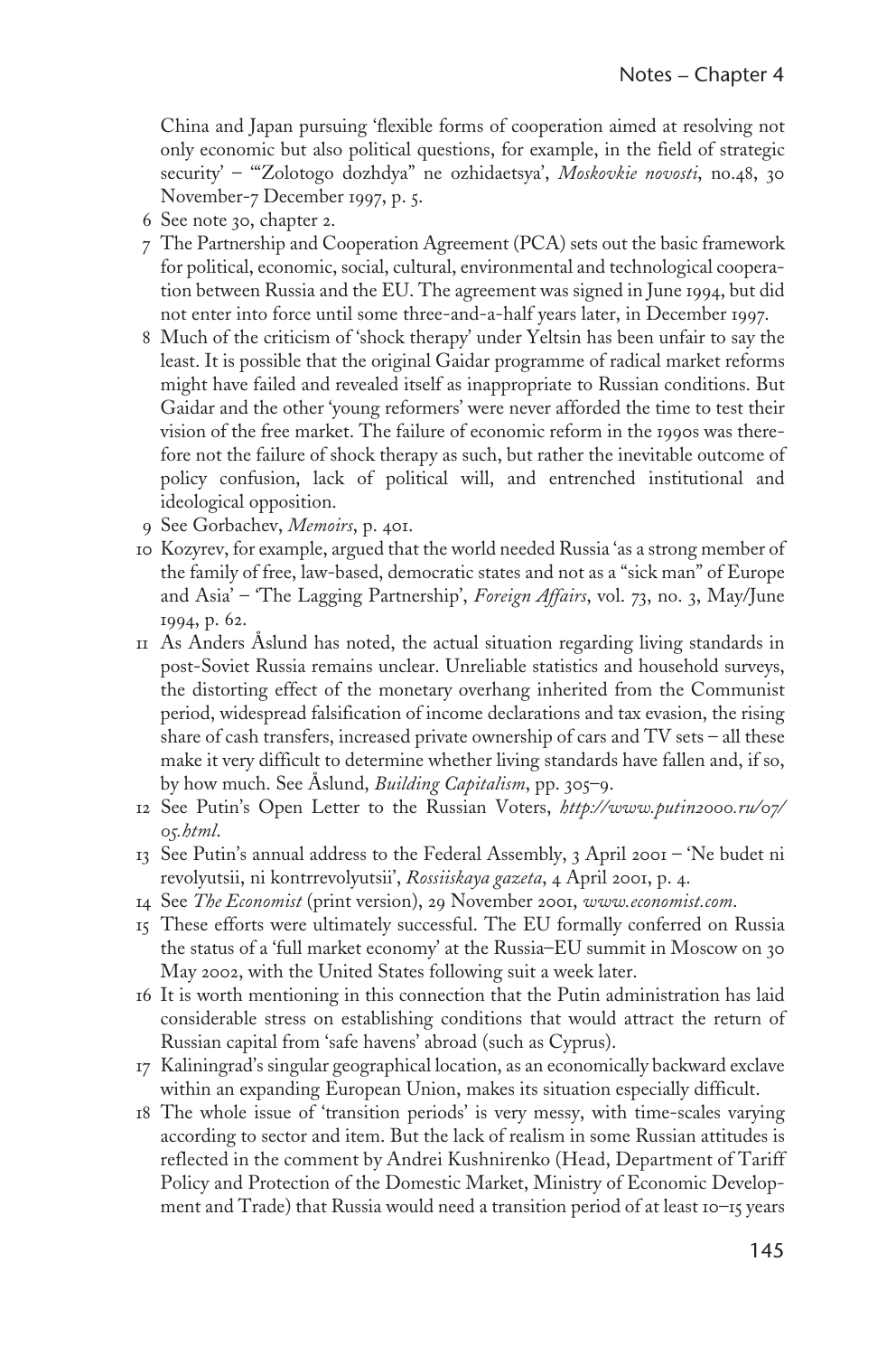China and Japan pursuing 'flexible forms of cooperation aimed at resolving not only economic but also political questions, for example, in the field of strategic security' – '"Zolotogo dozhdya" ne ozhidaetsya', *Moskovkie novosti*, no.48, 30 November-7 December 1997, p. 5.

6 See note 30, chapter 2.

7 The Partnership and Cooperation Agreement (PCA) sets out the basic framework for political, economic, social, cultural, environmental and technological cooperation between Russia and the EU. The agreement was signed in June 1994, but did not enter into force until some three-and-a-half years later, in December 1997.

8 Much of the criticism of 'shock therapy' under Yeltsin has been unfair to say the least. It is possible that the original Gaidar programme of radical market reforms might have failed and revealed itself as inappropriate to Russian conditions. But Gaidar and the other 'young reformers' were never afforded the time to test their vision of the free market. The failure of economic reform in the 1990s was therefore not the failure of shock therapy as such, but rather the inevitable outcome of policy confusion, lack of political will, and entrenched institutional and ideological opposition.

9 See Gorbachev, *Memoirs*, p. 401.

10 Kozyrev, for example, argued that the world needed Russia 'as a strong member of the family of free, law-based, democratic states and not as a "sick man" of Europe and Asia' – 'The Lagging Partnership', *Foreign Affairs*, vol. 73, no. 3, May/June 1994, p. 62.

11 As Anders Åslund has noted, the actual situation regarding living standards in post-Soviet Russia remains unclear. Unreliable statistics and household surveys, the distorting effect of the monetary overhang inherited from the Communist period, widespread falsification of income declarations and tax evasion, the rising share of cash transfers, increased private ownership of cars and TV sets – all these make it very difficult to determine whether living standards have fallen and, if so, by how much. See Åslund, *Building Capitalism*, pp. 305–9.

12 See Putin's Open Letter to the Russian Voters, *http://www.putin2000.ru/07/05.html*.

13 See Putin's annual address to the Federal Assembly, 3 April 2001 – 'Ne budet ni revolyutsii, ni kontrrevolyutsii', *Rossiiskaya gazeta*, 4 April 2001, p. 4.

14 See *The Economist* (print version), 29 November 2001, *www.economist.com*.

15 These efforts were ultimately successful. The EU formally conferred on Russia the status of a 'full market economy' at the Russia–EU summit in Moscow on 30 May 2002, with the United States following suit a week later.

16 It is worth mentioning in this connection that the Putin administration has laid considerable stress on establishing conditions that would attract the return of Russian capital from 'safe havens' abroad (such as Cyprus).

17 Kaliningrad's singular geographical location, as an economically backward exclave within an expanding European Union, makes its situation especially difficult.

18 The whole issue of 'transition periods' is very messy, with time-scales varying according to sector and item. But the lack of realism in some Russian attitudes is reflected in the comment by Andrei Kushnirenko (Head, Department of Tariff Policy and Protection of the Domestic Market, Ministry of Economic Development and Trade) that Russia would need a transition period of at least 10–15 years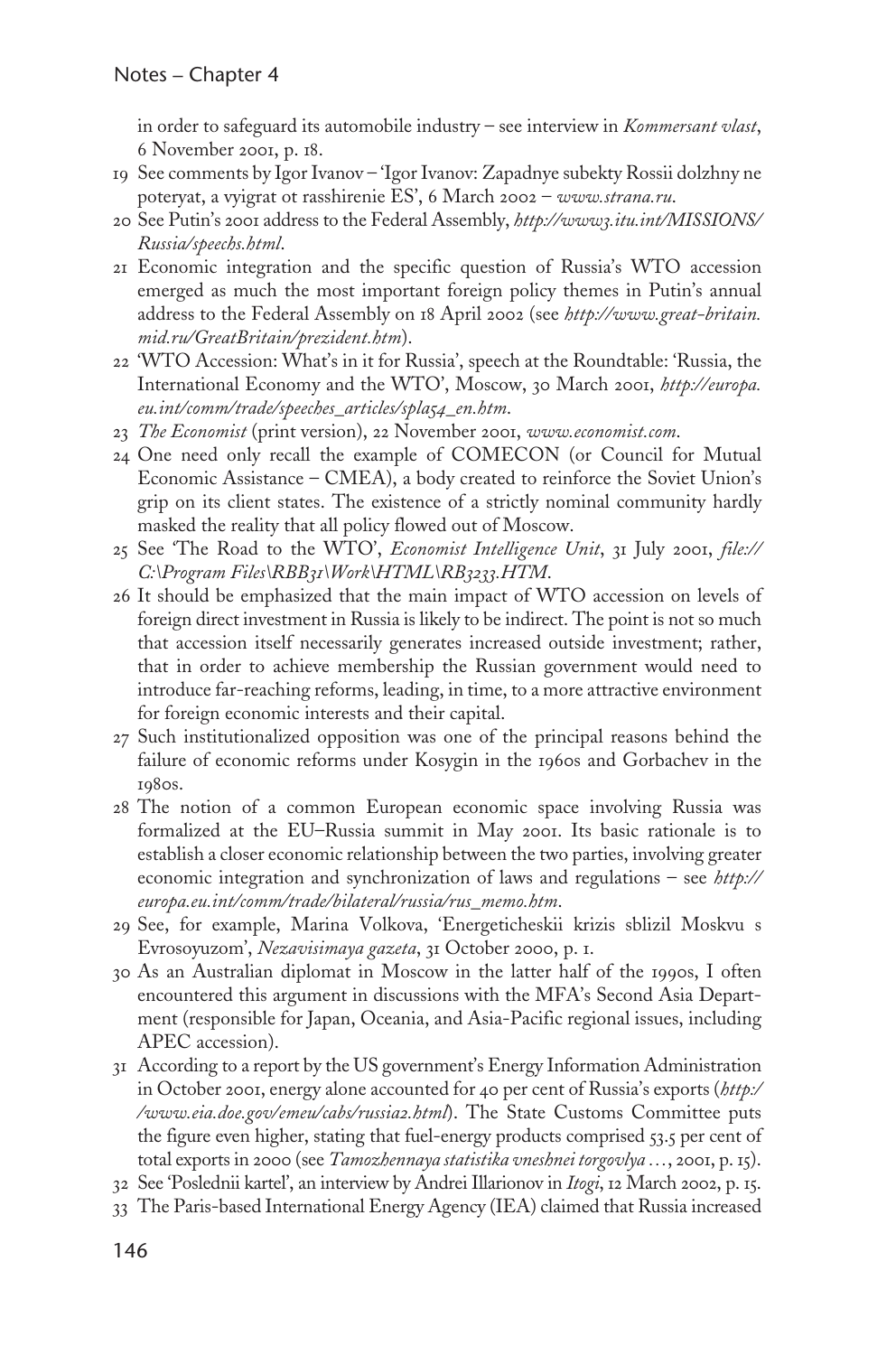in order to safeguard its automobile industry – see interview in *Kommersant vlast*, 6 November 2001, p. 18.

19 See comments by Igor Ivanov – 'Igor Ivanov: Zapadnye subekty Rossii dolzhny ne poteryat, a vyigrat ot rasshirenie ES', 6 March 2002 – *www.strana.ru*.

20 See Putin's 2001 address to the Federal Assembly, *http://www3.itu.int/MISSIONS/Russia/speechs.html*.

21 Economic integration and the specific question of Russia's WTO accession emerged as much the most important foreign policy themes in Putin's annual address to the Federal Assembly on 18 April 2002 (see *http://www.great-britain.mid.ru/GreatBritain/prezident.htm*).

22 'WTO Accession: What's in it for Russia', speech at the Roundtable: 'Russia, the International Economy and the WTO', Moscow, 30 March 2001, *http://europa.eu.int/comm/trade/speeches_articles/spla54_en.htm*.

23 *The Economist* (print version), 22 November 2001, *www.economist.com*.

24 One need only recall the example of COMECON (or Council for Mutual Economic Assistance – CMEA), a body created to reinforce the Soviet Union's grip on its client states. The existence of a strictly nominal community hardly masked the reality that all policy flowed out of Moscow.

25 See 'The Road to the WTO', *Economist Intelligence Unit*, 31 July 2001, *file://C:\Program Files\RBB31\Work\HTML\RB3233.HTM*.

26 It should be emphasized that the main impact of WTO accession on levels of foreign direct investment in Russia is likely to be indirect. The point is not so much that accession itself necessarily generates increased outside investment; rather, that in order to achieve membership the Russian government would need to introduce far-reaching reforms, leading, in time, to a more attractive environment for foreign economic interests and their capital.

27 Such institutionalized opposition was one of the principal reasons behind the failure of economic reforms under Kosygin in the 1960s and Gorbachev in the 1980s.

28 The notion of a common European economic space involving Russia was formalized at the EU–Russia summit in May 2001. Its basic rationale is to establish a closer economic relationship between the two parties, involving greater economic integration and synchronization of laws and regulations – see *http://europa.eu.int/comm/trade/bilateral/russia/rus_memo.htm*.

29 See, for example, Marina Volkova, 'Energeticheskii krizis sblizil Moskvu s Evrosoyuzom', *Nezavisimaya gazeta*, 31 October 2000, p. 1.

30 As an Australian diplomat in Moscow in the latter half of the 1990s, I often encountered this argument in discussions with the MFA's Second Asia Department (responsible for Japan, Oceania, and Asia-Pacific regional issues, including APEC accession).

31 According to a report by the US government's Energy Information Administration in October 2001, energy alone accounted for 40 per cent of Russia's exports (*http://www.eia.doe.gov/emeu/cabs/russia2.html*). The State Customs Committee puts the figure even higher, stating that fuel-energy products comprised 53.5 per cent of total exports in 2000 (see *Tamozhennaya statistika vneshnei torgovlya* …, 2001, p. 15).

32 See 'Poslednii kartel', an interview by Andrei Illarionov in *Itogi*, 12 March 2002, p. 15.

33 The Paris-based International Energy Agency (IEA) claimed that Russia increased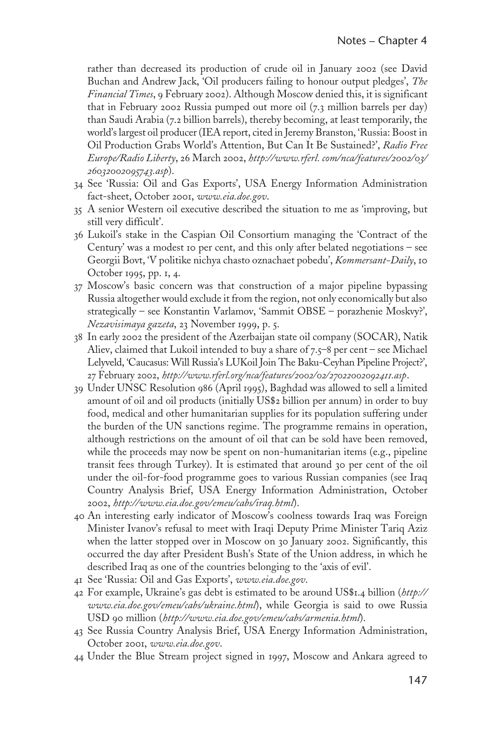rather than decreased its production of crude oil in January 2002 (see David Buchan and Andrew Jack, 'Oil producers failing to honour output pledges', *The Financial Times*, 9 February 2002). Although Moscow denied this, it is significant that in February 2002 Russia pumped out more oil (7.3 million barrels per day) than Saudi Arabia (7.2 billion barrels), thereby becoming, at least temporarily, the world's largest oil producer (IEA report, cited in Jeremy Branston, 'Russia: Boost in Oil Production Grabs World's Attention, But Can It Be Sustained?', *Radio Free Europe/Radio Liberty*, 26 March 2002, *http://www.rferl. com/nca/features/2002/03/26032002095743.asp*).

34 See 'Russia: Oil and Gas Exports', USA Energy Information Administration fact-sheet, October 2001, *www.eia.doe.gov*.

35 A senior Western oil executive described the situation to me as 'improving, but still very difficult'.

36 Lukoil's stake in the Caspian Oil Consortium managing the 'Contract of the Century' was a modest 10 per cent, and this only after belated negotiations – see Georgii Bovt, 'V politike nichya chasto oznachaet pobedu', *Kommersant-Daily*, 10 October 1995, pp. 1, 4.

37 Moscow's basic concern was that construction of a major pipeline bypassing Russia altogether would exclude it from the region, not only economically but also strategically – see Konstantin Varlamov, 'Sammit OBSE – porazhenie Moskvy?', *Nezavisimaya gazeta*, 23 November 1999, p. 5.

38 In early 2002 the president of the Azerbaijan state oil company (SOCAR), Natik Aliev, claimed that Lukoil intended to buy a share of 7.5–8 per cent – see Michael Lelyveld, 'Caucasus: Will Russia's LUKoil Join The Baku-Ceyhan Pipeline Project?', 27 February 2002, *http://www.rferl.org/nca/features/2002/02/27022002092411.asp*.

39 Under UNSC Resolution 986 (April 1995), Baghdad was allowed to sell a limited amount of oil and oil products (initially US$2 billion per annum) in order to buy food, medical and other humanitarian supplies for its population suffering under the burden of the UN sanctions regime. The programme remains in operation, although restrictions on the amount of oil that can be sold have been removed, while the proceeds may now be spent on non-humanitarian items (e.g., pipeline transit fees through Turkey). It is estimated that around 30 per cent of the oil under the oil-for-food programme goes to various Russian companies (see Iraq Country Analysis Brief, USA Energy Information Administration, October 2002, *http://www.eia.doe.gov/emeu/cabs/iraq.html*).

40 An interesting early indicator of Moscow's coolness towards Iraq was Foreign Minister Ivanov's refusal to meet with Iraqi Deputy Prime Minister Tariq Aziz when the latter stopped over in Moscow on 30 January 2002. Significantly, this occurred the day after President Bush's State of the Union address, in which he described Iraq as one of the countries belonging to the 'axis of evil'.

41 See 'Russia: Oil and Gas Exports', *www.eia.doe.gov*.

42 For example, Ukraine's gas debt is estimated to be around US$1.4 billion (*http://www.eia.doe.gov/emeu/cabs/ukraine.html*), while Georgia is said to owe Russia USD 90 million (*http://www.eia.doe.gov/emeu/cabs/armenia.html*).

43 See Russia Country Analysis Brief, USA Energy Information Administration, October 2001, *www.eia.doe.gov*.

44 Under the Blue Stream project signed in 1997, Moscow and Ankara agreed to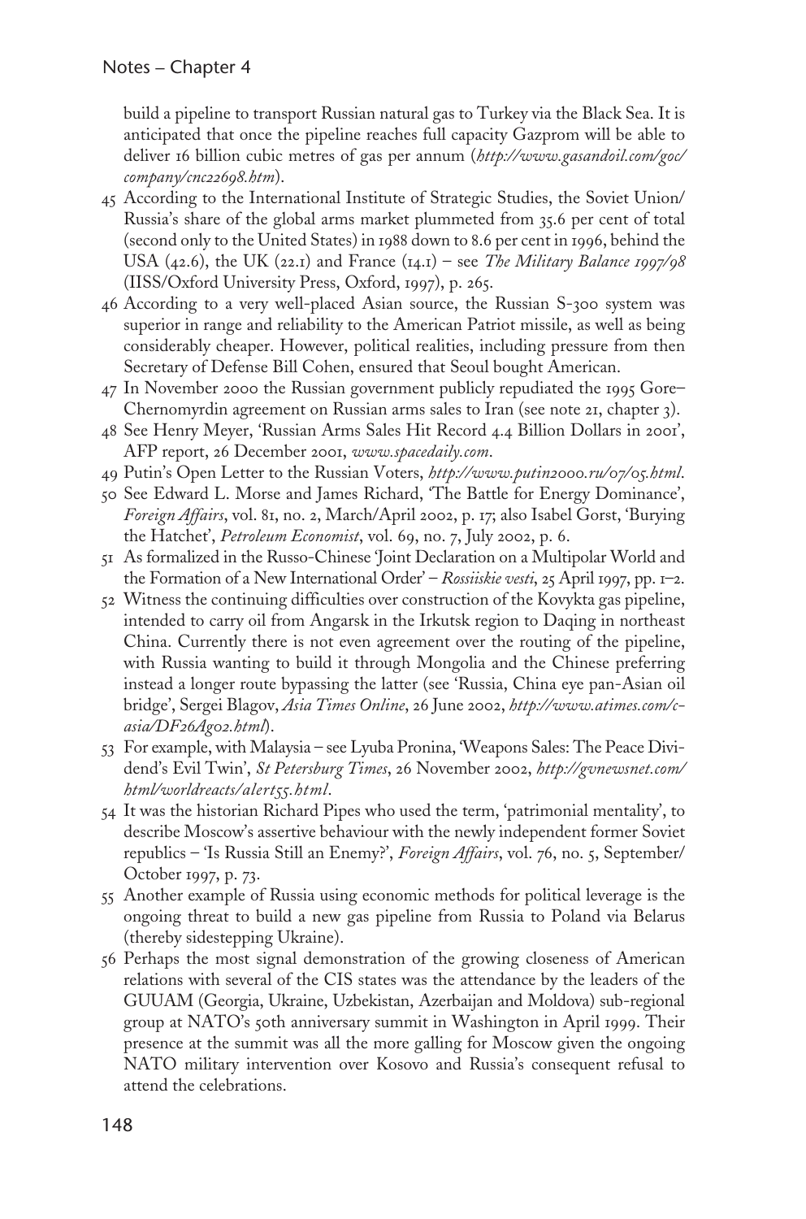build a pipeline to transport Russian natural gas to Turkey via the Black Sea. It is anticipated that once the pipeline reaches full capacity Gazprom will be able to deliver 16 billion cubic metres of gas per annum (*http://www.gasandoil.com/goc/company/cnc22698.htm*).

45 According to the International Institute of Strategic Studies, the Soviet Union/Russia's share of the global arms market plummeted from 35.6 per cent of total (second only to the United States) in 1988 down to 8.6 per cent in 1996, behind the USA (42.6), the UK (22.1) and France (14.1) – see *The Military Balance 1997/98* (IISS/Oxford University Press, Oxford, 1997), p. 265.

46 According to a very well-placed Asian source, the Russian S-300 system was superior in range and reliability to the American Patriot missile, as well as being considerably cheaper. However, political realities, including pressure from then Secretary of Defense Bill Cohen, ensured that Seoul bought American.

47 In November 2000 the Russian government publicly repudiated the 1995 Gore–Chernomyrdin agreement on Russian arms sales to Iran (see note 21, chapter 3).

48 See Henry Meyer, 'Russian Arms Sales Hit Record 4.4 Billion Dollars in 2001', AFP report, 26 December 2001, *www.spacedaily.com*.

49 Putin's Open Letter to the Russian Voters, *http://www.putin2000.ru/07/05.html*.

50 See Edward L. Morse and James Richard, 'The Battle for Energy Dominance', *Foreign Affairs*, vol. 81, no. 2, March/April 2002, p. 17; also Isabel Gorst, 'Burying the Hatchet', *Petroleum Economist*, vol. 69, no. 7, July 2002, p. 6.

51 As formalized in the Russo-Chinese 'Joint Declaration on a Multipolar World and the Formation of a New International Order' – *Rossiiskie vesti*, 25 April 1997, pp. 1–2.

52 Witness the continuing difficulties over construction of the Kovykta gas pipeline, intended to carry oil from Angarsk in the Irkutsk region to Daqing in northeast China. Currently there is not even agreement over the routing of the pipeline, with Russia wanting to build it through Mongolia and the Chinese preferring instead a longer route bypassing the latter (see 'Russia, China eye pan-Asian oil bridge', Sergei Blagov, *Asia Times Online*, 26 June 2002, *http://www.atimes.com/c-asia/DF26Ag02.html*).

53 For example, with Malaysia – see Lyuba Pronina, 'Weapons Sales: The Peace Dividend's Evil Twin', *St Petersburg Times*, 26 November 2002, *http://gvnewsnet.com/html/worldreacts/alert55.html*.

54 It was the historian Richard Pipes who used the term, 'patrimonial mentality', to describe Moscow's assertive behaviour with the newly independent former Soviet republics – 'Is Russia Still an Enemy?', *Foreign Affairs*, vol. 76, no. 5, September/October 1997, p. 73.

55 Another example of Russia using economic methods for political leverage is the ongoing threat to build a new gas pipeline from Russia to Poland via Belarus (thereby sidestepping Ukraine).

56 Perhaps the most signal demonstration of the growing closeness of American relations with several of the CIS states was the attendance by the leaders of the GUUAM (Georgia, Ukraine, Uzbekistan, Azerbaijan and Moldova) sub-regional group at NATO's 50th anniversary summit in Washington in April 1999. Their presence at the summit was all the more galling for Moscow given the ongoing NATO military intervention over Kosovo and Russia's consequent refusal to attend the celebrations.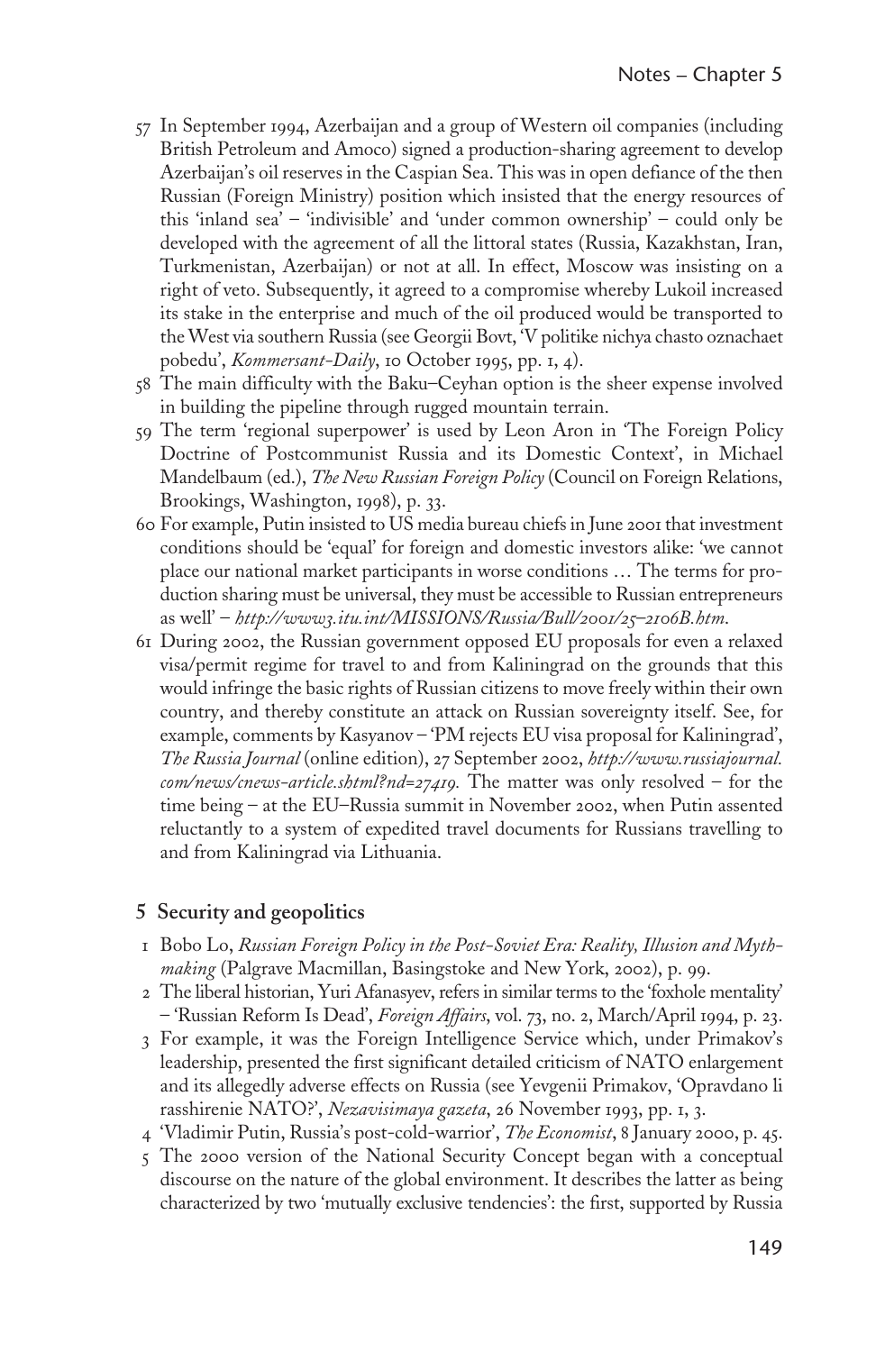57 In September 1994, Azerbaijan and a group of Western oil companies (including British Petroleum and Amoco) signed a production-sharing agreement to develop Azerbaijan's oil reserves in the Caspian Sea. This was in open defiance of the then Russian (Foreign Ministry) position which insisted that the energy resources of this 'inland sea' – 'indivisible' and 'under common ownership' – could only be developed with the agreement of all the littoral states (Russia, Kazakhstan, Iran, Turkmenistan, Azerbaijan) or not at all. In effect, Moscow was insisting on a right of veto. Subsequently, it agreed to a compromise whereby Lukoil increased its stake in the enterprise and much of the oil produced would be transported to the West via southern Russia (see Georgii Bovt, 'V politike nichya chasto oznachaet pobedu', *Kommersant-Daily*, 10 October 1995, pp. 1, 4).

58 The main difficulty with the Baku–Ceyhan option is the sheer expense involved in building the pipeline through rugged mountain terrain.

59 The term 'regional superpower' is used by Leon Aron in 'The Foreign Policy Doctrine of Postcommunist Russia and its Domestic Context', in Michael Mandelbaum (ed.), *The New Russian Foreign Policy* (Council on Foreign Relations, Brookings, Washington, 1998), p. 33.

60 For example, Putin insisted to US media bureau chiefs in June 2001 that investment conditions should be 'equal' for foreign and domestic investors alike: 'we cannot place our national market participants in worse conditions … The terms for production sharing must be universal, they must be accessible to Russian entrepreneurs as well' – *http://www3.itu.int/MISSIONS/Russia/Bull/2001/25–2106B.htm*.

61 During 2002, the Russian government opposed EU proposals for even a relaxed visa/permit regime for travel to and from Kaliningrad on the grounds that this would infringe the basic rights of Russian citizens to move freely within their own country, and thereby constitute an attack on Russian sovereignty itself. See, for example, comments by Kasyanov – 'PM rejects EU visa proposal for Kaliningrad', *The Russia Journal* (online edition), 27 September 2002, *http://www.russiajournal.com/news/cnews-article.shtml?nd=27419*. The matter was only resolved – for the time being – at the EU–Russia summit in November 2002, when Putin assented reluctantly to a system of expedited travel documents for Russians travelling to and from Kaliningrad via Lithuania.

## 5 Security and geopolitics

1 Bobo Lo, *Russian Foreign Policy in the Post-Soviet Era: Reality, Illusion and Mythmaking* (Palgrave Macmillan, Basingstoke and New York, 2002), p. 99.

2 The liberal historian, Yuri Afanasyev, refers in similar terms to the 'foxhole mentality' – 'Russian Reform Is Dead', *Foreign Affairs*, vol. 73, no. 2, March/April 1994, p. 23.

3 For example, it was the Foreign Intelligence Service which, under Primakov's leadership, presented the first significant detailed criticism of NATO enlargement and its allegedly adverse effects on Russia (see Yevgenii Primakov, 'Opravdano li rasshirenie NATO?', *Nezavisimaya gazeta*, 26 November 1993, pp. 1, 3.

4 'Vladimir Putin, Russia's post-cold-warrior', *The Economist*, 8 January 2000, p. 45.

5 The 2000 version of the National Security Concept began with a conceptual discourse on the nature of the global environment. It describes the latter as being characterized by two 'mutually exclusive tendencies': the first, supported by Russia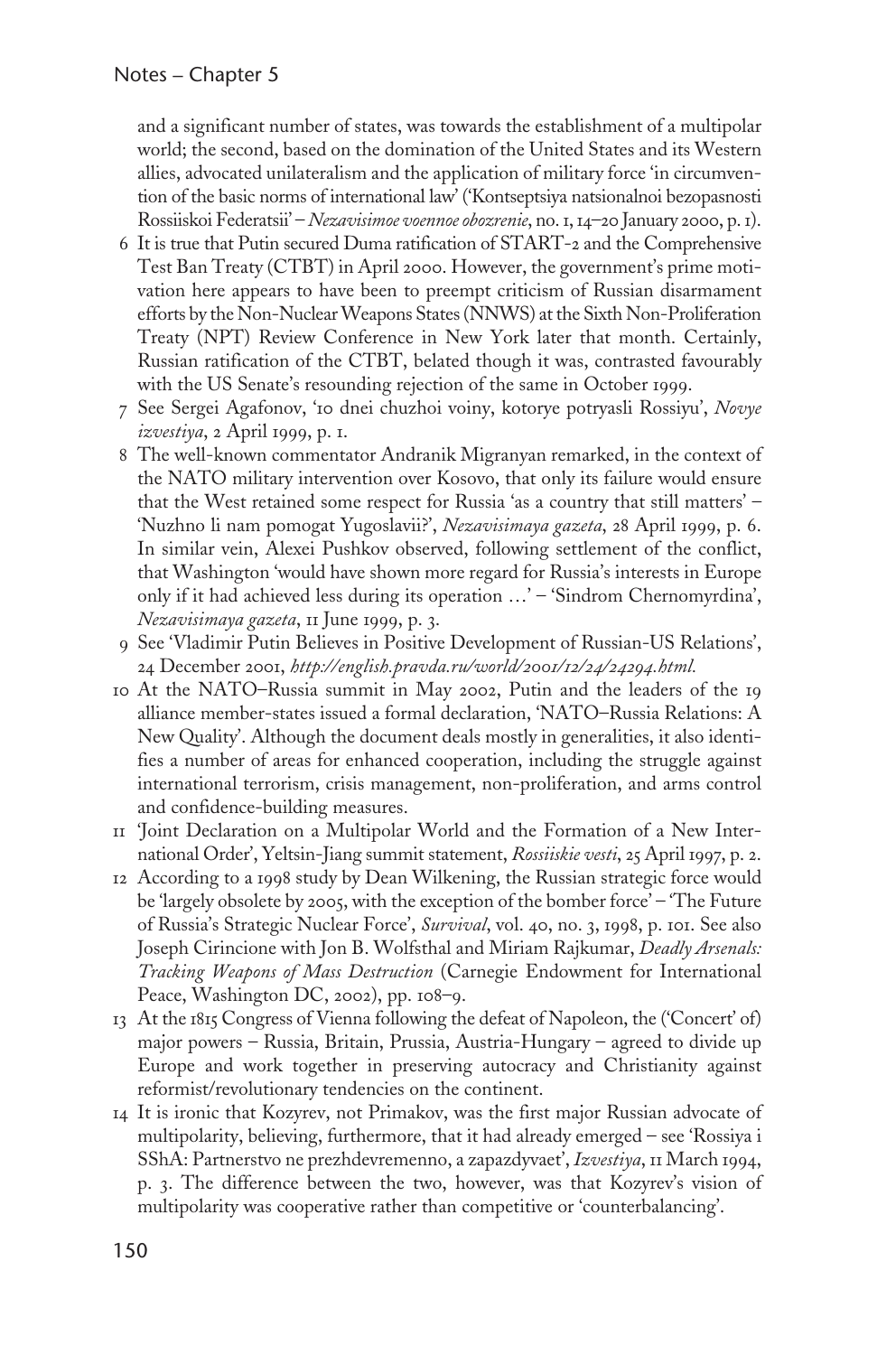and a significant number of states, was towards the establishment of a multipolar world; the second, based on the domination of the United States and its Western allies, advocated unilateralism and the application of military force 'in circumvention of the basic norms of international law' ('Kontseptsiya natsionalnoi bezopasnosti Rossiiskoi Federatsii' – *Nezavisimoe voennoe obozrenie*, no. 1, 14–20 January 2000, p. 1).

6 It is true that Putin secured Duma ratification of START-2 and the Comprehensive Test Ban Treaty (CTBT) in April 2000. However, the government's prime motivation here appears to have been to preempt criticism of Russian disarmament efforts by the Non-Nuclear Weapons States (NNWS) at the Sixth Non-Proliferation Treaty (NPT) Review Conference in New York later that month. Certainly, Russian ratification of the CTBT, belated though it was, contrasted favourably with the US Senate's resounding rejection of the same in October 1999.

7 See Sergei Agafonov, '10 dnei chuzhoi voiny, kotorye potryasli Rossiyu', *Novye izvestiya*, 2 April 1999, p. 1.

8 The well-known commentator Andranik Migranyan remarked, in the context of the NATO military intervention over Kosovo, that only its failure would ensure that the West retained some respect for Russia 'as a country that still matters' – 'Nuzhno li nam pomogat Yugoslavii?', *Nezavisimaya gazeta*, 28 April 1999, p. 6. In similar vein, Alexei Pushkov observed, following settlement of the conflict, that Washington 'would have shown more regard for Russia's interests in Europe only if it had achieved less during its operation …' – 'Sindrom Chernomyrdina', *Nezavisimaya gazeta*, 11 June 1999, p. 3.

9 See 'Vladimir Putin Believes in Positive Development of Russian-US Relations', 24 December 2001, *http://english.pravda.ru/world/2001/12/24/24294.html.*

10 At the NATO–Russia summit in May 2002, Putin and the leaders of the 19 alliance member-states issued a formal declaration, 'NATO–Russia Relations: A New Quality'. Although the document deals mostly in generalities, it also identifies a number of areas for enhanced cooperation, including the struggle against international terrorism, crisis management, non-proliferation, and arms control and confidence-building measures.

11 'Joint Declaration on a Multipolar World and the Formation of a New International Order', Yeltsin-Jiang summit statement, *Rossiiskie vesti*, 25 April 1997, p. 2.

12 According to a 1998 study by Dean Wilkening, the Russian strategic force would be 'largely obsolete by 2005, with the exception of the bomber force' – 'The Future of Russia's Strategic Nuclear Force', *Survival*, vol. 40, no. 3, 1998, p. 101. See also Joseph Cirincione with Jon B. Wolfsthal and Miriam Rajkumar, *Deadly Arsenals: Tracking Weapons of Mass Destruction* (Carnegie Endowment for International Peace, Washington DC, 2002), pp. 108–9.

13 At the 1815 Congress of Vienna following the defeat of Napoleon, the ('Concert' of) major powers – Russia, Britain, Prussia, Austria-Hungary – agreed to divide up Europe and work together in preserving autocracy and Christianity against reformist/revolutionary tendencies on the continent.

14 It is ironic that Kozyrev, not Primakov, was the first major Russian advocate of multipolarity, believing, furthermore, that it had already emerged – see 'Rossiya i SShA: Partnerstvo ne prezhdevremenno, a zapazdyvaet', *Izvestiya*, 11 March 1994, p. 3. The difference between the two, however, was that Kozyrev's vision of multipolarity was cooperative rather than competitive or 'counterbalancing'.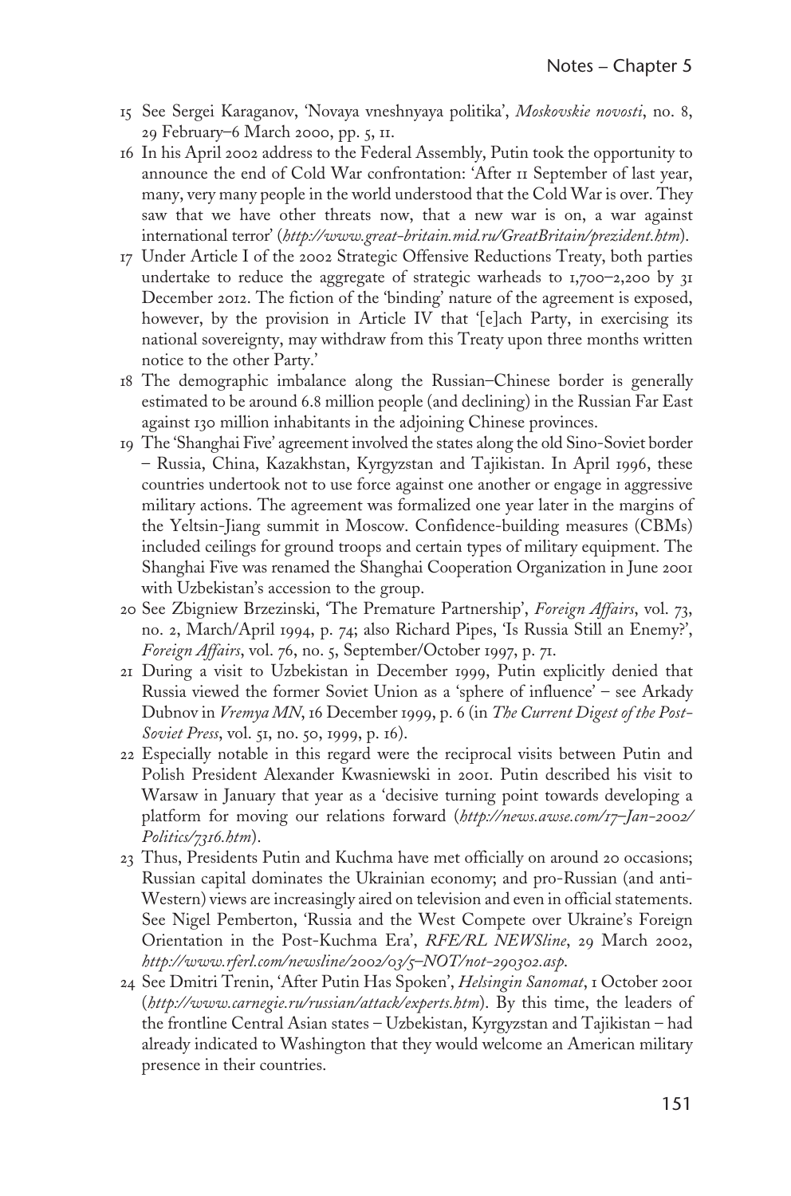15 See Sergei Karaganov, 'Novaya vneshnyaya politika', *Moskovskie novosti*, no. 8, 29 February–6 March 2000, pp. 5, 11.

16 In his April 2002 address to the Federal Assembly, Putin took the opportunity to announce the end of Cold War confrontation: 'After 11 September of last year, many, very many people in the world understood that the Cold War is over. They saw that we have other threats now, that a new war is on, a war against international terror' (*http://www.great-britain.mid.ru/GreatBritain/prezident.htm*).

17 Under Article I of the 2002 Strategic Offensive Reductions Treaty, both parties undertake to reduce the aggregate of strategic warheads to 1,700–2,200 by 31 December 2012. The fiction of the 'binding' nature of the agreement is exposed, however, by the provision in Article IV that '[e]ach Party, in exercising its national sovereignty, may withdraw from this Treaty upon three months written notice to the other Party.'

18 The demographic imbalance along the Russian–Chinese border is generally estimated to be around 6.8 million people (and declining) in the Russian Far East against 130 million inhabitants in the adjoining Chinese provinces.

19 The 'Shanghai Five' agreement involved the states along the old Sino-Soviet border – Russia, China, Kazakhstan, Kyrgyzstan and Tajikistan. In April 1996, these countries undertook not to use force against one another or engage in aggressive military actions. The agreement was formalized one year later in the margins of the Yeltsin-Jiang summit in Moscow. Confidence-building measures (CBMs) included ceilings for ground troops and certain types of military equipment. The Shanghai Five was renamed the Shanghai Cooperation Organization in June 2001 with Uzbekistan's accession to the group.

20 See Zbigniew Brzezinski, 'The Premature Partnership', *Foreign Affairs*, vol. 73, no. 2, March/April 1994, p. 74; also Richard Pipes, 'Is Russia Still an Enemy?', *Foreign Affairs*, vol. 76, no. 5, September/October 1997, p. 71.

21 During a visit to Uzbekistan in December 1999, Putin explicitly denied that Russia viewed the former Soviet Union as a 'sphere of influence' – see Arkady Dubnov in *Vremya MN*, 16 December 1999, p. 6 (in *The Current Digest of the Post-Soviet Press*, vol. 51, no. 50, 1999, p. 16).

22 Especially notable in this regard were the reciprocal visits between Putin and Polish President Alexander Kwasniewski in 2001. Putin described his visit to Warsaw in January that year as a 'decisive turning point towards developing a platform for moving our relations forward (*http://news.awse.com/17–Jan–2002/Politics/7316.htm*).

23 Thus, Presidents Putin and Kuchma have met officially on around 20 occasions; Russian capital dominates the Ukrainian economy; and pro-Russian (and anti-Western) views are increasingly aired on television and even in official statements. See Nigel Pemberton, 'Russia and the West Compete over Ukraine's Foreign Orientation in the Post-Kuchma Era', *RFE/RL NEWSline*, 29 March 2002, *http://www.rferl.com/newsline/2002/03/5–NOT/not–290302.asp*.

24 See Dmitri Trenin, 'After Putin Has Spoken', *Helsingin Sanomat*, 1 October 2001 (*http://www.carnegie.ru/russian/attack/experts.htm*). By this time, the leaders of the frontline Central Asian states – Uzbekistan, Kyrgyzstan and Tajikistan – had already indicated to Washington that they would welcome an American military presence in their countries.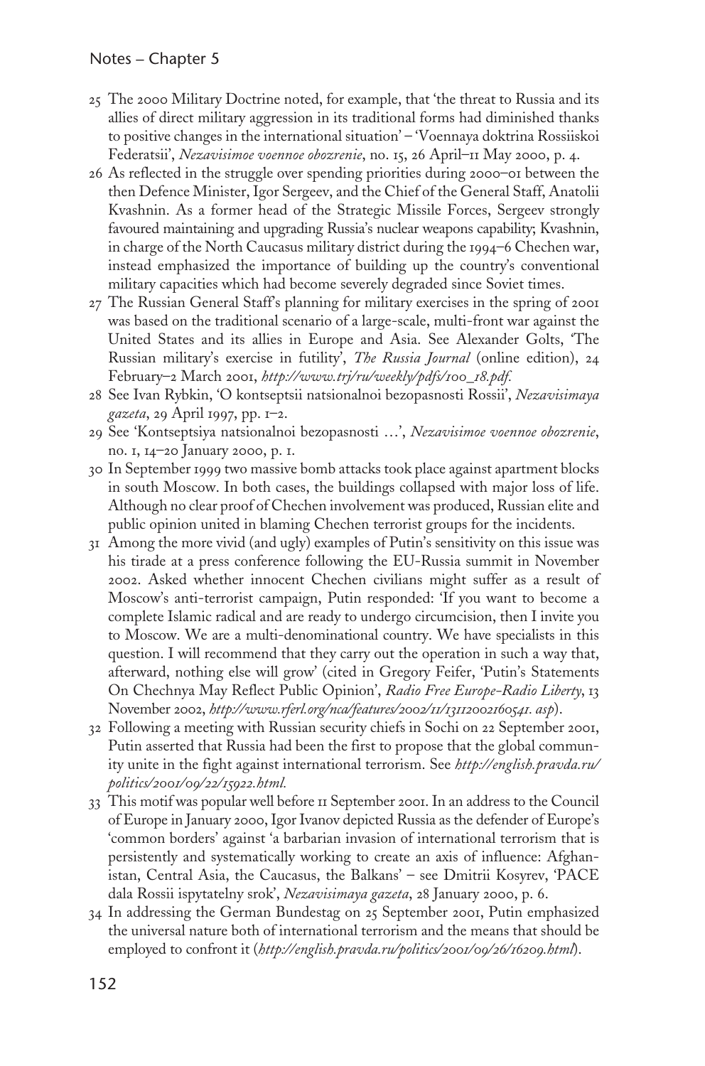25 The 2000 Military Doctrine noted, for example, that 'the threat to Russia and its allies of direct military aggression in its traditional forms had diminished thanks to positive changes in the international situation' – 'Voennaya doktrina Rossiiskoi Federatsii', *Nezavisimoe voennoe obozrenie*, no. 15, 26 April–11 May 2000, p. 4.

26 As reflected in the struggle over spending priorities during 2000–01 between the then Defence Minister, Igor Sergeev, and the Chief of the General Staff, Anatolii Kvashnin. As a former head of the Strategic Missile Forces, Sergeev strongly favoured maintaining and upgrading Russia's nuclear weapons capability; Kvashnin, in charge of the North Caucasus military district during the 1994–6 Chechen war, instead emphasized the importance of building up the country's conventional military capacities which had become severely degraded since Soviet times.

27 The Russian General Staff's planning for military exercises in the spring of 2001 was based on the traditional scenario of a large-scale, multi-front war against the United States and its allies in Europe and Asia. See Alexander Golts, 'The Russian military's exercise in futility', *The Russia Journal* (online edition), 24 February–2 March 2001, *http://www.trj/ru/weekly/pdfs/100_18.pdf*.

28 See Ivan Rybkin, 'O kontseptsii natsionalnoi bezopasnosti Rossii', *Nezavisimaya gazeta*, 29 April 1997, pp. 1–2.

29 See 'Kontseptsiya natsionalnoi bezopasnosti …', *Nezavisimoe voennoe obozrenie*, no. 1, 14–20 January 2000, p. 1.

30 In September 1999 two massive bomb attacks took place against apartment blocks in south Moscow. In both cases, the buildings collapsed with major loss of life. Although no clear proof of Chechen involvement was produced, Russian elite and public opinion united in blaming Chechen terrorist groups for the incidents.

31 Among the more vivid (and ugly) examples of Putin's sensitivity on this issue was his tirade at a press conference following the EU-Russia summit in November 2002. Asked whether innocent Chechen civilians might suffer as a result of Moscow's anti-terrorist campaign, Putin responded: 'If you want to become a complete Islamic radical and are ready to undergo circumcision, then I invite you to Moscow. We are a multi-denominational country. We have specialists in this question. I will recommend that they carry out the operation in such a way that, afterward, nothing else will grow' (cited in Gregory Feifer, 'Putin's Statements On Chechnya May Reflect Public Opinion', *Radio Free Europe-Radio Liberty*, 13 November 2002, *http://www.rferl.org/nca/features/2002/11/13112002160541.asp*).

32 Following a meeting with Russian security chiefs in Sochi on 22 September 2001, Putin asserted that Russia had been the first to propose that the global community unite in the fight against international terrorism. See *http://english.pravda.ru/politics/2001/09/22/15922.html*.

33 This motif was popular well before 11 September 2001. In an address to the Council of Europe in January 2000, Igor Ivanov depicted Russia as the defender of Europe's 'common borders' against 'a barbarian invasion of international terrorism that is persistently and systematically working to create an axis of influence: Afghanistan, Central Asia, the Caucasus, the Balkans' – see Dmitrii Kosyrev, 'PACE dala Rossii ispytatelny srok', *Nezavisimaya gazeta*, 28 January 2000, p. 6.

34 In addressing the German Bundestag on 25 September 2001, Putin emphasized the universal nature both of international terrorism and the means that should be employed to confront it (*http://english.pravda.ru/politics/2001/09/26/16209.html*).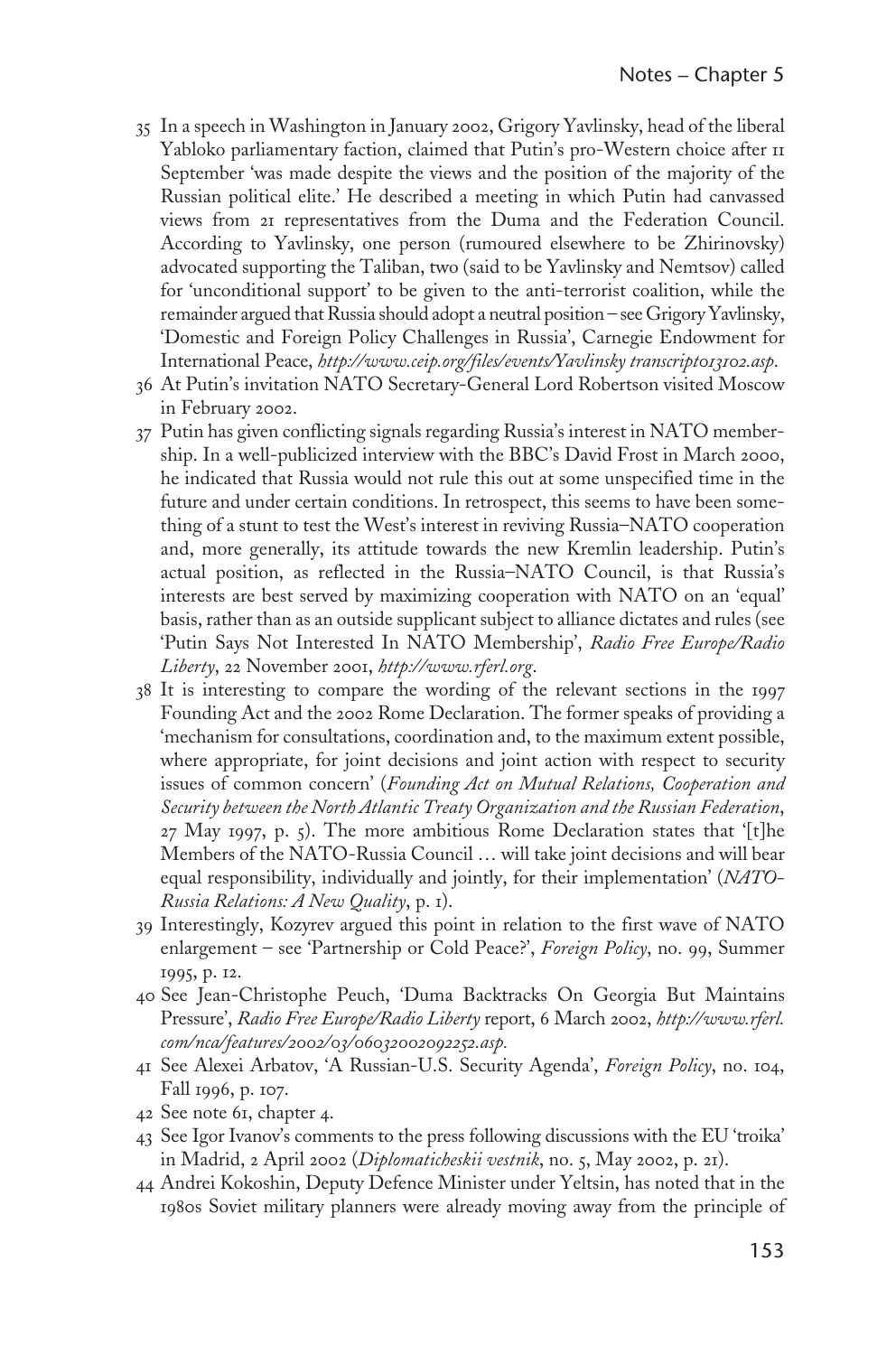35 In a speech in Washington in January 2002, Grigory Yavlinsky, head of the liberal Yabloko parliamentary faction, claimed that Putin's pro-Western choice after 11 September 'was made despite the views and the position of the majority of the Russian political elite.' He described a meeting in which Putin had canvassed views from 21 representatives from the Duma and the Federation Council. According to Yavlinsky, one person (rumoured elsewhere to be Zhirinovsky) advocated supporting the Taliban, two (said to be Yavlinsky and Nemtsov) called for 'unconditional support' to be given to the anti-terrorist coalition, while the remainder argued that Russia should adopt a neutral position – see Grigory Yavlinsky, 'Domestic and Foreign Policy Challenges in Russia', Carnegie Endowment for International Peace, *http://www.ceip.org/files/events/Yavlinsky transcript013102.asp*.

36 At Putin's invitation NATO Secretary-General Lord Robertson visited Moscow in February 2002.

37 Putin has given conflicting signals regarding Russia's interest in NATO membership. In a well-publicized interview with the BBC's David Frost in March 2000, he indicated that Russia would not rule this out at some unspecified time in the future and under certain conditions. In retrospect, this seems to have been something of a stunt to test the West's interest in reviving Russia–NATO cooperation and, more generally, its attitude towards the new Kremlin leadership. Putin's actual position, as reflected in the Russia–NATO Council, is that Russia's interests are best served by maximizing cooperation with NATO on an 'equal' basis, rather than as an outside supplicant subject to alliance dictates and rules (see 'Putin Says Not Interested In NATO Membership', *Radio Free Europe/Radio Liberty*, 22 November 2001, *http://www.rferl.org*.

38 It is interesting to compare the wording of the relevant sections in the 1997 Founding Act and the 2002 Rome Declaration. The former speaks of providing a 'mechanism for consultations, coordination and, to the maximum extent possible, where appropriate, for joint decisions and joint action with respect to security issues of common concern' (*Founding Act on Mutual Relations, Cooperation and Security between the North Atlantic Treaty Organization and the Russian Federation*, 27 May 1997, p. 5). The more ambitious Rome Declaration states that '[t]he Members of the NATO-Russia Council … will take joint decisions and will bear equal responsibility, individually and jointly, for their implementation' (*NATO-Russia Relations: A New Quality*, p. 1).

39 Interestingly, Kozyrev argued this point in relation to the first wave of NATO enlargement – see 'Partnership or Cold Peace?', *Foreign Policy*, no. 99, Summer 1995, p. 12.

40 See Jean-Christophe Peuch, 'Duma Backtracks On Georgia But Maintains Pressure', *Radio Free Europe/Radio Liberty* report, 6 March 2002, *http://www.rferl.com/nca/features/2002/03/06032002092252.asp.*

41 See Alexei Arbatov, 'A Russian-U.S. Security Agenda', *Foreign Policy*, no. 104, Fall 1996, p. 107.

42 See note 61, chapter 4.

43 See Igor Ivanov's comments to the press following discussions with the EU 'troika' in Madrid, 2 April 2002 (*Diplomaticheskii vestnik*, no. 5, May 2002, p. 21).

44 Andrei Kokoshin, Deputy Defence Minister under Yeltsin, has noted that in the 1980s Soviet military planners were already moving away from the principle of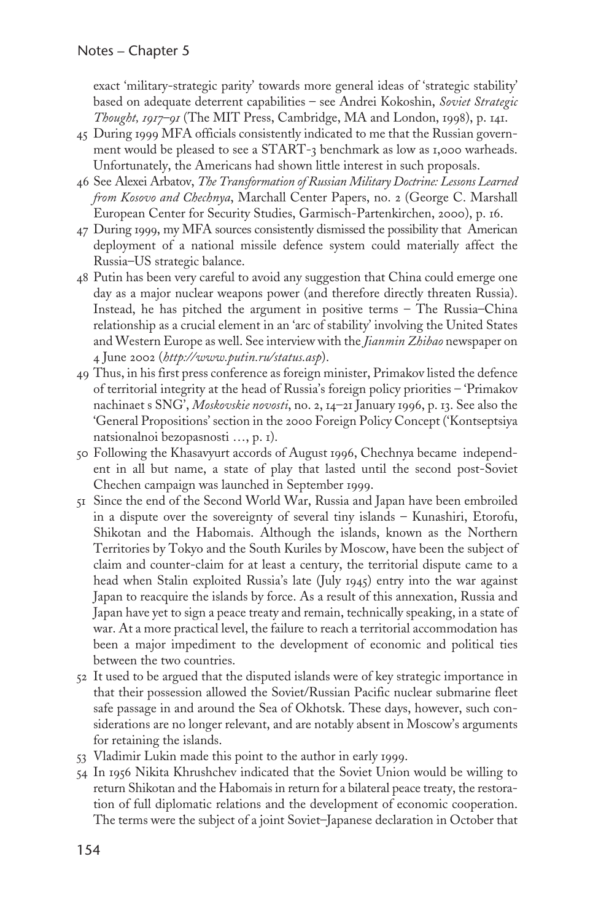exact 'military-strategic parity' towards more general ideas of 'strategic stability' based on adequate deterrent capabilities – see Andrei Kokoshin, *Soviet Strategic Thought, 1917–91* (The MIT Press, Cambridge, MA and London, 1998), p. 141.

45 During 1999 MFA officials consistently indicated to me that the Russian government would be pleased to see a START-3 benchmark as low as 1,000 warheads. Unfortunately, the Americans had shown little interest in such proposals.

46 See Alexei Arbatov, *The Transformation of Russian Military Doctrine: Lessons Learned from Kosovo and Chechnya*, Marchall Center Papers, no. 2 (George C. Marshall European Center for Security Studies, Garmisch-Partenkirchen, 2000), p. 16.

47 During 1999, my MFA sources consistently dismissed the possibility that American deployment of a national missile defence system could materially affect the Russia–US strategic balance.

48 Putin has been very careful to avoid any suggestion that China could emerge one day as a major nuclear weapons power (and therefore directly threaten Russia). Instead, he has pitched the argument in positive terms – The Russia–China relationship as a crucial element in an 'arc of stability' involving the United States and Western Europe as well. See interview with the *Jianmin Zhibao* newspaper on 4 June 2002 (*http://www.putin.ru/status.asp*).

49 Thus, in his first press conference as foreign minister, Primakov listed the defence of territorial integrity at the head of Russia's foreign policy priorities – 'Primakov nachinaet s SNG', *Moskovskie novosti*, no. 2, 14–21 January 1996, p. 13. See also the 'General Propositions' section in the 2000 Foreign Policy Concept ('Kontseptsiya natsionalnoi bezopasnosti …, p. 1).

50 Following the Khasavyurt accords of August 1996, Chechnya became independent in all but name, a state of play that lasted until the second post-Soviet Chechen campaign was launched in September 1999.

51 Since the end of the Second World War, Russia and Japan have been embroiled in a dispute over the sovereignty of several tiny islands – Kunashiri, Etorofu, Shikotan and the Habomais. Although the islands, known as the Northern Territories by Tokyo and the South Kuriles by Moscow, have been the subject of claim and counter-claim for at least a century, the territorial dispute came to a head when Stalin exploited Russia's late (July 1945) entry into the war against Japan to reacquire the islands by force. As a result of this annexation, Russia and Japan have yet to sign a peace treaty and remain, technically speaking, in a state of war. At a more practical level, the failure to reach a territorial accommodation has been a major impediment to the development of economic and political ties between the two countries.

52 It used to be argued that the disputed islands were of key strategic importance in that their possession allowed the Soviet/Russian Pacific nuclear submarine fleet safe passage in and around the Sea of Okhotsk. These days, however, such considerations are no longer relevant, and are notably absent in Moscow's arguments for retaining the islands.

53 Vladimir Lukin made this point to the author in early 1999.

54 In 1956 Nikita Khrushchev indicated that the Soviet Union would be willing to return Shikotan and the Habomais in return for a bilateral peace treaty, the restoration of full diplomatic relations and the development of economic cooperation. The terms were the subject of a joint Soviet–Japanese declaration in October that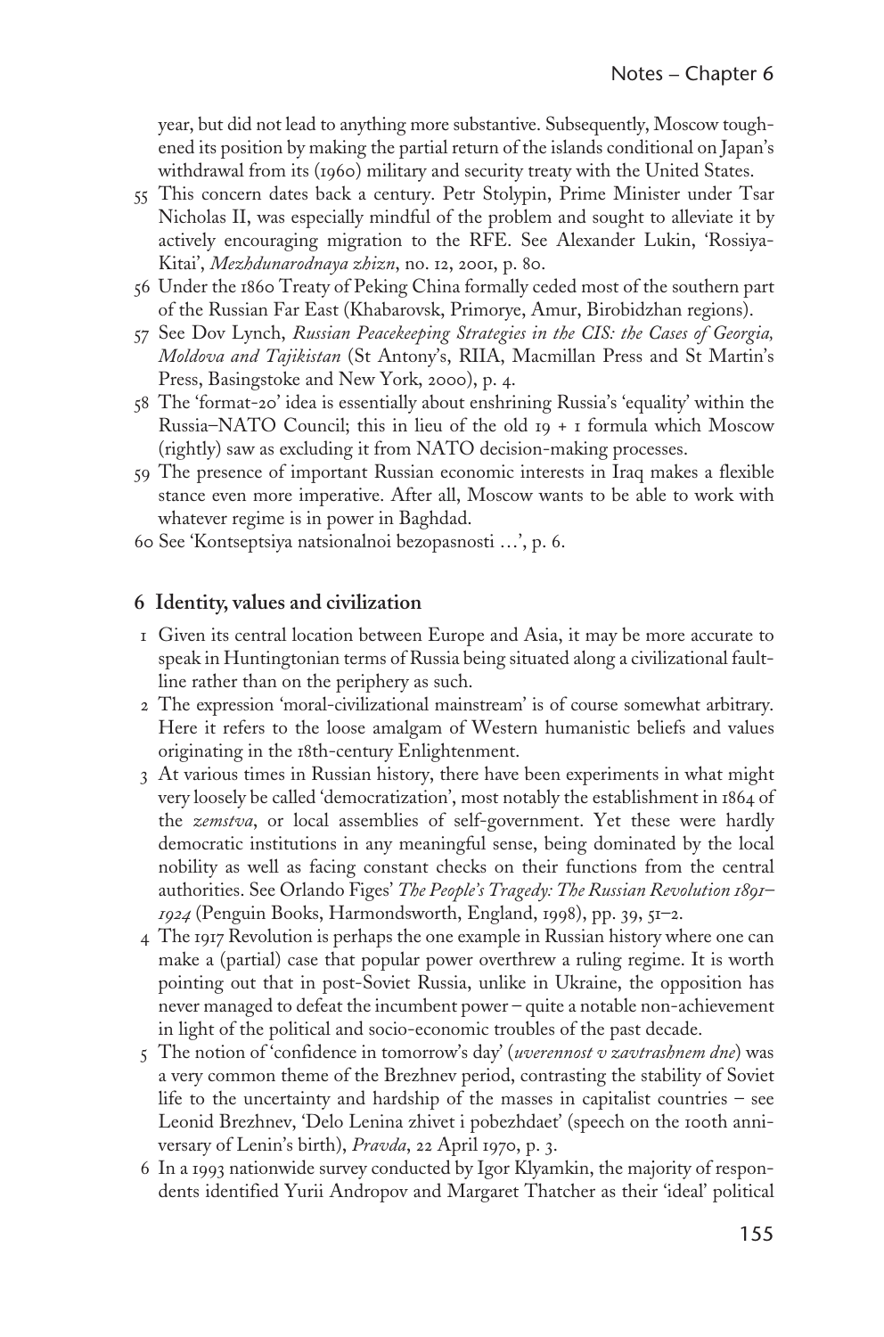year, but did not lead to anything more substantive. Subsequently, Moscow toughened its position by making the partial return of the islands conditional on Japan's withdrawal from its (1960) military and security treaty with the United States.

55 This concern dates back a century. Petr Stolypin, Prime Minister under Tsar Nicholas II, was especially mindful of the problem and sought to alleviate it by actively encouraging migration to the RFE. See Alexander Lukin, 'Rossiya-Kitai', *Mezhdunarodnaya zhizn*, no. 12, 2001, p. 80.

56 Under the 1860 Treaty of Peking China formally ceded most of the southern part of the Russian Far East (Khabarovsk, Primorye, Amur, Birobidzhan regions).

57 See Dov Lynch, *Russian Peacekeeping Strategies in the CIS: the Cases of Georgia, Moldova and Tajikistan* (St Antony's, RIIA, Macmillan Press and St Martin's Press, Basingstoke and New York, 2000), p. 4.

58 The 'format-20' idea is essentially about enshrining Russia's 'equality' within the Russia–NATO Council; this in lieu of the old 19 + 1 formula which Moscow (rightly) saw as excluding it from NATO decision-making processes.

59 The presence of important Russian economic interests in Iraq makes a flexible stance even more imperative. After all, Moscow wants to be able to work with whatever regime is in power in Baghdad.

60 See 'Kontseptsiya natsionalnoi bezopasnosti …', p. 6.

## 6 Identity, values and civilization

1 Given its central location between Europe and Asia, it may be more accurate to speak in Huntingtonian terms of Russia being situated along a civilizational faultline rather than on the periphery as such.

2 The expression 'moral-civilizational mainstream' is of course somewhat arbitrary. Here it refers to the loose amalgam of Western humanistic beliefs and values originating in the 18th-century Enlightenment.

3 At various times in Russian history, there have been experiments in what might very loosely be called 'democratization', most notably the establishment in 1864 of the *zemstva*, or local assemblies of self-government. Yet these were hardly democratic institutions in any meaningful sense, being dominated by the local nobility as well as facing constant checks on their functions from the central authorities. See Orlando Figes' *The People's Tragedy: The Russian Revolution 1891–1924* (Penguin Books, Harmondsworth, England, 1998), pp. 39, 51–2.

4 The 1917 Revolution is perhaps the one example in Russian history where one can make a (partial) case that popular power overthrew a ruling regime. It is worth pointing out that in post-Soviet Russia, unlike in Ukraine, the opposition has never managed to defeat the incumbent power – quite a notable non-achievement in light of the political and socio-economic troubles of the past decade.

5 The notion of 'confidence in tomorrow's day' (*uverennost v zavtrashnem dne*) was a very common theme of the Brezhnev period, contrasting the stability of Soviet life to the uncertainty and hardship of the masses in capitalist countries – see Leonid Brezhnev, 'Delo Lenina zhivet i pobezhdaet' (speech on the 100th anniversary of Lenin's birth), *Pravda*, 22 April 1970, p. 3.

6 In a 1993 nationwide survey conducted by Igor Klyamkin, the majority of respondents identified Yurii Andropov and Margaret Thatcher as their 'ideal' political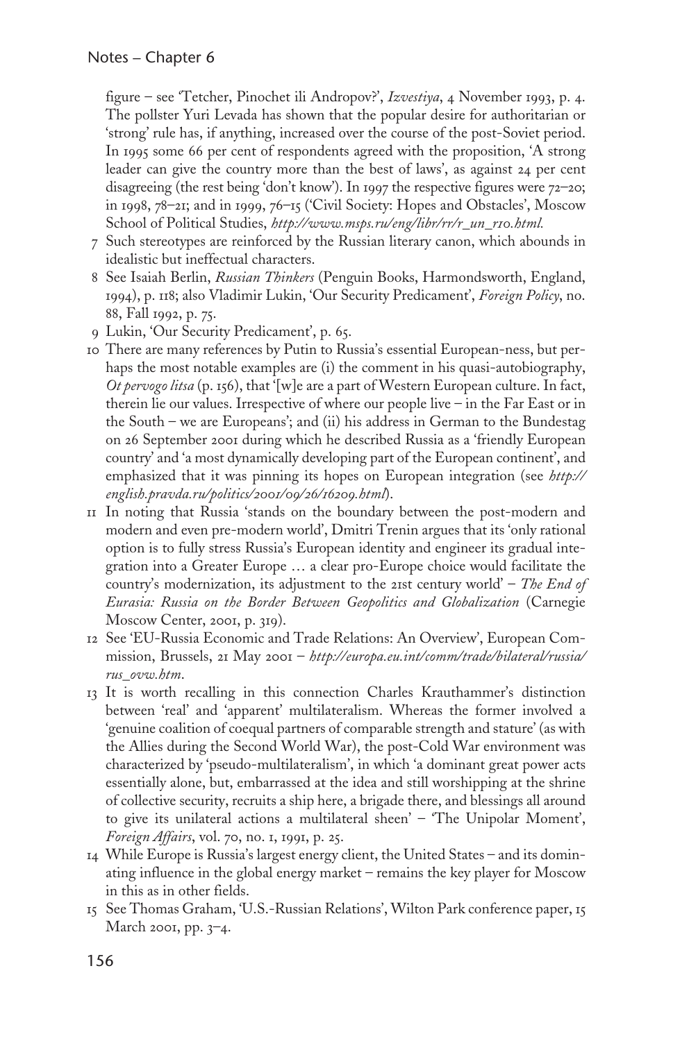figure – see 'Tetcher, Pinochet ili Andropov?', *Izvestiya*, 4 November 1993, p. 4. The pollster Yuri Levada has shown that the popular desire for authoritarian or 'strong' rule has, if anything, increased over the course of the post-Soviet period. In 1995 some 66 per cent of respondents agreed with the proposition, 'A strong leader can give the country more than the best of laws', as against 24 per cent disagreeing (the rest being 'don't know'). In 1997 the respective figures were 72–20; in 1998, 78–21; and in 1999, 76–15 ('Civil Society: Hopes and Obstacles', Moscow School of Political Studies, *http://www.msps.ru/eng/libr/rr/r_un_r10.html.*

7 Such stereotypes are reinforced by the Russian literary canon, which abounds in idealistic but ineffectual characters.

8 See Isaiah Berlin, *Russian Thinkers* (Penguin Books, Harmondsworth, England, 1994), p. 118; also Vladimir Lukin, 'Our Security Predicament', *Foreign Policy*, no. 88, Fall 1992, p. 75.

9 Lukin, 'Our Security Predicament', p. 65.

10 There are many references by Putin to Russia's essential European-ness, but perhaps the most notable examples are (i) the comment in his quasi-autobiography, *Ot pervogo litsa* (p. 156), that '[w]e are a part of Western European culture. In fact, therein lie our values. Irrespective of where our people live – in the Far East or in the South – we are Europeans'; and (ii) his address in German to the Bundestag on 26 September 2001 during which he described Russia as a 'friendly European country' and 'a most dynamically developing part of the European continent', and emphasized that it was pinning its hopes on European integration (see *http://english.pravda.ru/politics/2001/09/26/16209.html*).

11 In noting that Russia 'stands on the boundary between the post-modern and modern and even pre-modern world', Dmitri Trenin argues that its 'only rational option is to fully stress Russia's European identity and engineer its gradual integration into a Greater Europe … a clear pro-Europe choice would facilitate the country's modernization, its adjustment to the 21st century world' – *The End of Eurasia: Russia on the Border Between Geopolitics and Globalization* (Carnegie Moscow Center, 2001, p. 319).

12 See 'EU-Russia Economic and Trade Relations: An Overview', European Commission, Brussels, 21 May 2001 – *http://europa.eu.int/comm/trade/bilateral/russia/rus_ovw.htm*.

13 It is worth recalling in this connection Charles Krauthammer's distinction between 'real' and 'apparent' multilateralism. Whereas the former involved a 'genuine coalition of coequal partners of comparable strength and stature' (as with the Allies during the Second World War), the post-Cold War environment was characterized by 'pseudo-multilateralism', in which 'a dominant great power acts essentially alone, but, embarrassed at the idea and still worshipping at the shrine of collective security, recruits a ship here, a brigade there, and blessings all around to give its unilateral actions a multilateral sheen' – 'The Unipolar Moment', *Foreign Affairs*, vol. 70, no. 1, 1991, p. 25.

14 While Europe is Russia's largest energy client, the United States – and its dominating influence in the global energy market – remains the key player for Moscow in this as in other fields.

15 See Thomas Graham, 'U.S.-Russian Relations', Wilton Park conference paper, 15 March 2001, pp. 3–4.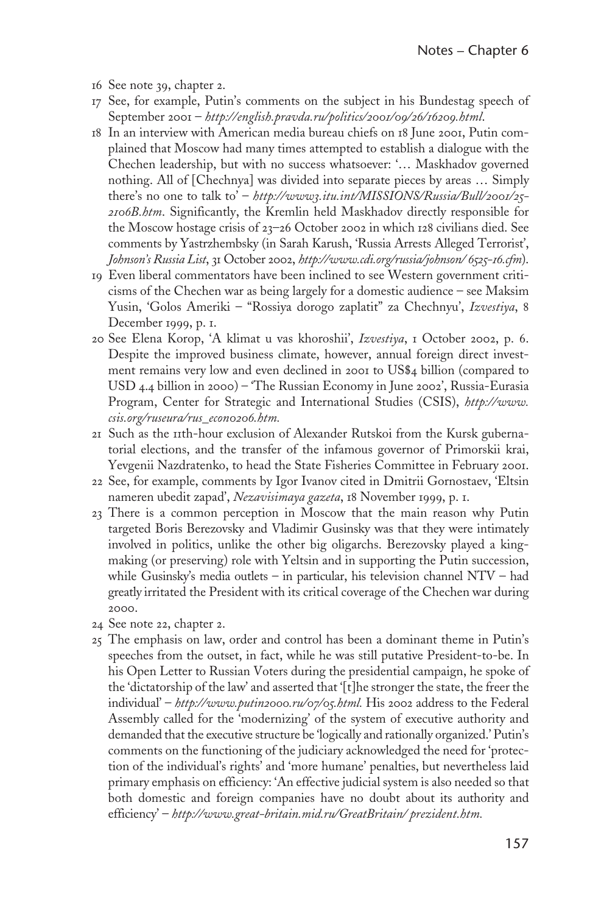16 See note 39, chapter 2.

17 See, for example, Putin's comments on the subject in his Bundestag speech of September 2001 – *http://english.pravda.ru/politics/2001/09/26/16209.html*.

18 In an interview with American media bureau chiefs on 18 June 2001, Putin complained that Moscow had many times attempted to establish a dialogue with the Chechen leadership, but with no success whatsoever: '… Maskhadov governed nothing. All of [Chechnya] was divided into separate pieces by areas … Simply there's no one to talk to' – *http://www3.itu.int/MISSIONS/Russia/Bull/2001/25-2106B.htm*. Significantly, the Kremlin held Maskhadov directly responsible for the Moscow hostage crisis of 23–26 October 2002 in which 128 civilians died. See comments by Yastrzhembsky (in Sarah Karush, 'Russia Arrests Alleged Terrorist', *Johnson's Russia List*, 31 October 2002, *http://www.cdi.org/russia/johnson/ 6525-16.cfm*).

19 Even liberal commentators have been inclined to see Western government criticisms of the Chechen war as being largely for a domestic audience – see Maksim Yusin, 'Golos Ameriki – "Rossiya dorogo zaplatit" za Chechnyu', *Izvestiya*, 8 December 1999, p. 1.

20 See Elena Korop, 'A klimat u vas khoroshii', *Izvestiya*, 1 October 2002, p. 6. Despite the improved business climate, however, annual foreign direct investment remains very low and even declined in 2001 to US$4 billion (compared to USD 4.4 billion in 2000) – 'The Russian Economy in June 2002', Russia-Eurasia Program, Center for Strategic and International Studies (CSIS), *http://www.csis.org/ruseura/rus_econ0206.htm*.

21 Such as the 11th-hour exclusion of Alexander Rutskoi from the Kursk gubernatorial elections, and the transfer of the infamous governor of Primorskii krai, Yevgenii Nazdratenko, to head the State Fisheries Committee in February 2001.

22 See, for example, comments by Igor Ivanov cited in Dmitrii Gornostaev, 'Eltsin nameren ubedit zapad', *Nezavisimaya gazeta*, 18 November 1999, p. 1.

23 There is a common perception in Moscow that the main reason why Putin targeted Boris Berezovsky and Vladimir Gusinsky was that they were intimately involved in politics, unlike the other big oligarchs. Berezovsky played a king-making (or preserving) role with Yeltsin and in supporting the Putin succession, while Gusinsky's media outlets – in particular, his television channel NTV – had greatly irritated the President with its critical coverage of the Chechen war during 2000.

24 See note 22, chapter 2.

25 The emphasis on law, order and control has been a dominant theme in Putin's speeches from the outset, in fact, while he was still putative President-to-be. In his Open Letter to Russian Voters during the presidential campaign, he spoke of the 'dictatorship of the law' and asserted that '[t]he stronger the state, the freer the individual' – *http://www.putin2000.ru/07/05.html.* His 2002 address to the Federal Assembly called for the 'modernizing' of the system of executive authority and demanded that the executive structure be 'logically and rationally organized.' Putin's comments on the functioning of the judiciary acknowledged the need for 'protection of the individual's rights' and 'more humane' penalties, but nevertheless laid primary emphasis on efficiency: 'An effective judicial system is also needed so that both domestic and foreign companies have no doubt about its authority and efficiency' – *http://www.great-britain.mid.ru/GreatBritain/ prezident.htm.*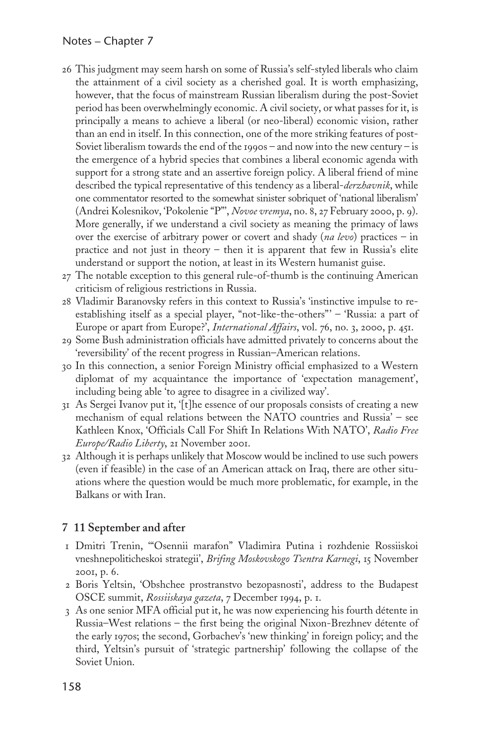26 This judgment may seem harsh on some of Russia's self-styled liberals who claim the attainment of a civil society as a cherished goal. It is worth emphasizing, however, that the focus of mainstream Russian liberalism during the post-Soviet period has been overwhelmingly economic. A civil society, or what passes for it, is principally a means to achieve a liberal (or neo-liberal) economic vision, rather than an end in itself. In this connection, one of the more striking features of post-Soviet liberalism towards the end of the 1990s – and now into the new century – is the emergence of a hybrid species that combines a liberal economic agenda with support for a strong state and an assertive foreign policy. A liberal friend of mine described the typical representative of this tendency as a liberal-*derzhavnik*, while one commentator resorted to the somewhat sinister sobriquet of 'national liberalism' (Andrei Kolesnikov, 'Pokolenie "P"', *Novoe vremya*, no. 8, 27 February 2000, p. 9). More generally, if we understand a civil society as meaning the primacy of laws over the exercise of arbitrary power or covert and shady (*na levo*) practices – in practice and not just in theory – then it is apparent that few in Russia's elite understand or support the notion, at least in its Western humanist guise.

27 The notable exception to this general rule-of-thumb is the continuing American criticism of religious restrictions in Russia.

28 Vladimir Baranovsky refers in this context to Russia's 'instinctive impulse to re-establishing itself as a special player, "not-like-the-others"' – 'Russia: a part of Europe or apart from Europe?', *International Affairs*, vol. 76, no. 3, 2000, p. 451.

29 Some Bush administration officials have admitted privately to concerns about the 'reversibility' of the recent progress in Russian–American relations.

30 In this connection, a senior Foreign Ministry official emphasized to a Western diplomat of my acquaintance the importance of 'expectation management', including being able 'to agree to disagree in a civilized way'.

31 As Sergei Ivanov put it, '[t]he essence of our proposals consists of creating a new mechanism of equal relations between the NATO countries and Russia' – see Kathleen Knox, 'Officials Call For Shift In Relations With NATO', *Radio Free Europe/Radio Liberty*, 21 November 2001.

32 Although it is perhaps unlikely that Moscow would be inclined to use such powers (even if feasible) in the case of an American attack on Iraq, there are other situations where the question would be much more problematic, for example, in the Balkans or with Iran.

## 7 11 September and after

1 Dmitri Trenin, '"Osennii marafon" Vladimira Putina i rozhdenie Rossiiskoi vneshnepoliticheskoi strategii', *Brifing Moskovskogo Tsentra Karnegi*, 15 November 2001, p. 6.

2 Boris Yeltsin, 'Obshchee prostranstvo bezopasnosti', address to the Budapest OSCE summit, *Rossiiskaya gazeta*, 7 December 1994, p. 1.

3 As one senior MFA official put it, he was now experiencing his fourth détente in Russia–West relations – the first being the original Nixon-Brezhnev détente of the early 1970s; the second, Gorbachev's 'new thinking' in foreign policy; and the third, Yeltsin's pursuit of 'strategic partnership' following the collapse of the Soviet Union.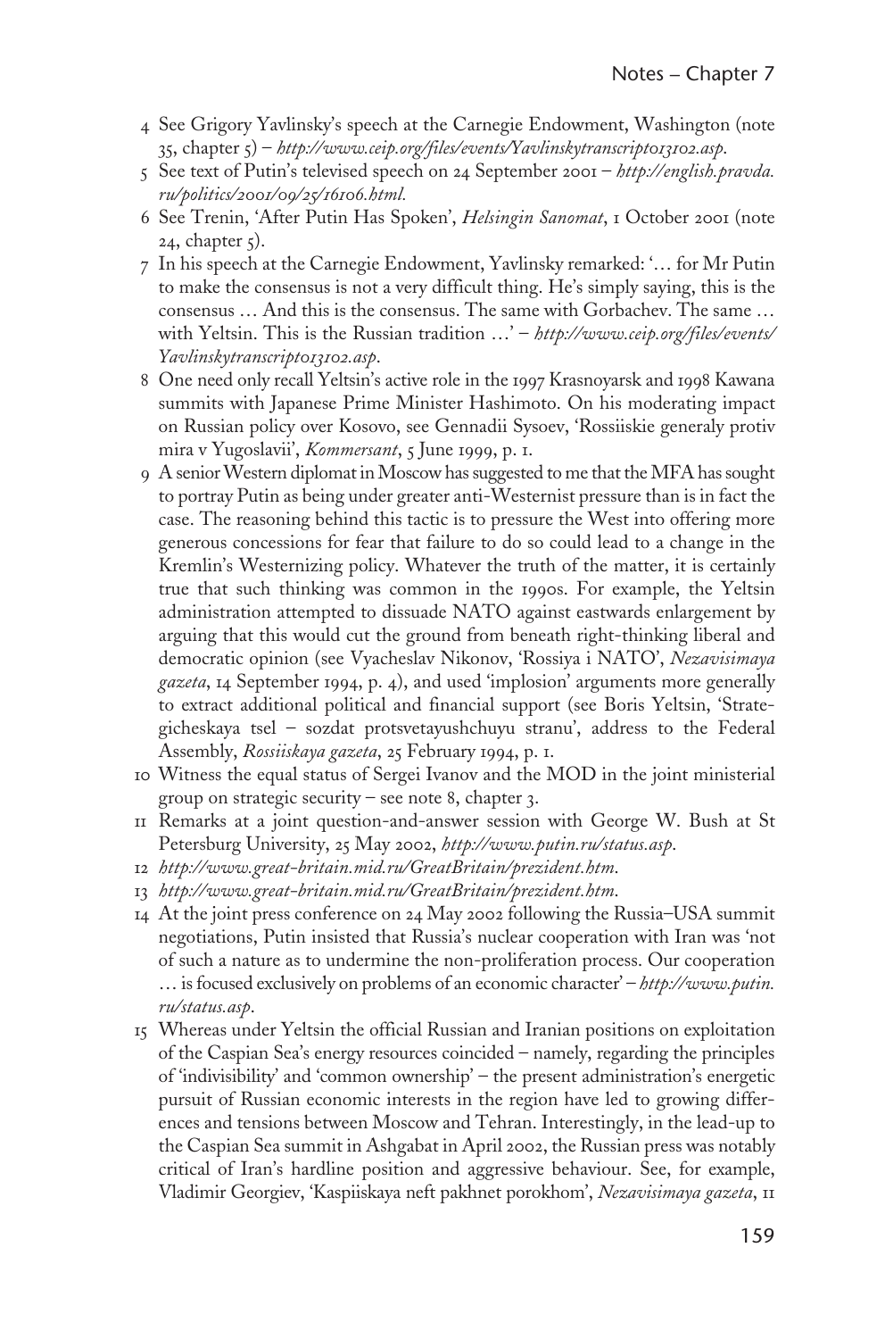4 See Grigory Yavlinsky's speech at the Carnegie Endowment, Washington (note 35, chapter 5) – *http://www.ceip.org/files/events/Yavlinskytranscript013102.asp*.

5 See text of Putin's televised speech on 24 September 2001 – *http://english.pravda.ru/politics/2001/09/25/16106.html*.

6 See Trenin, 'After Putin Has Spoken', *Helsingin Sanomat*, 1 October 2001 (note 24, chapter 5).

7 In his speech at the Carnegie Endowment, Yavlinsky remarked: '… for Mr Putin to make the consensus is not a very difficult thing. He's simply saying, this is the consensus … And this is the consensus. The same with Gorbachev. The same … with Yeltsin. This is the Russian tradition …' – *http://www.ceip.org/files/events/Yavlinskytranscript013102.asp*.

8 One need only recall Yeltsin's active role in the 1997 Krasnoyarsk and 1998 Kawana summits with Japanese Prime Minister Hashimoto. On his moderating impact on Russian policy over Kosovo, see Gennadii Sysoev, 'Rossiiskie generaly protiv mira v Yugoslavii', *Kommersant*, 5 June 1999, p. 1.

9 A senior Western diplomat in Moscow has suggested to me that the MFA has sought to portray Putin as being under greater anti-Westernist pressure than is in fact the case. The reasoning behind this tactic is to pressure the West into offering more generous concessions for fear that failure to do so could lead to a change in the Kremlin's Westernizing policy. Whatever the truth of the matter, it is certainly true that such thinking was common in the 1990s. For example, the Yeltsin administration attempted to dissuade NATO against eastwards enlargement by arguing that this would cut the ground from beneath right-thinking liberal and democratic opinion (see Vyacheslav Nikonov, 'Rossiya i NATO', *Nezavisimaya gazeta*, 14 September 1994, p. 4), and used 'implosion' arguments more generally to extract additional political and financial support (see Boris Yeltsin, 'Strategicheskaya tsel – sozdat protsvetayushchuyu stranu', address to the Federal Assembly, *Rossiiskaya gazeta*, 25 February 1994, p. 1.

10 Witness the equal status of Sergei Ivanov and the MOD in the joint ministerial group on strategic security – see note 8, chapter 3.

11 Remarks at a joint question-and-answer session with George W. Bush at St Petersburg University, 25 May 2002, *http://www.putin.ru/status.asp*.

12 *http://www.great-britain.mid.ru/GreatBritain/prezident.htm*.

13 *http://www.great-britain.mid.ru/GreatBritain/prezident.htm*.

14 At the joint press conference on 24 May 2002 following the Russia–USA summit negotiations, Putin insisted that Russia's nuclear cooperation with Iran was 'not of such a nature as to undermine the non-proliferation process. Our cooperation … is focused exclusively on problems of an economic character' – *http://www.putin.ru/status.asp*.

15 Whereas under Yeltsin the official Russian and Iranian positions on exploitation of the Caspian Sea's energy resources coincided – namely, regarding the principles of 'indivisibility' and 'common ownership' – the present administration's energetic pursuit of Russian economic interests in the region have led to growing differences and tensions between Moscow and Tehran. Interestingly, in the lead-up to the Caspian Sea summit in Ashgabat in April 2002, the Russian press was notably critical of Iran's hardline position and aggressive behaviour. See, for example, Vladimir Georgiev, 'Kaspiiskaya neft pakhnet porokhom', *Nezavisimaya gazeta*, 11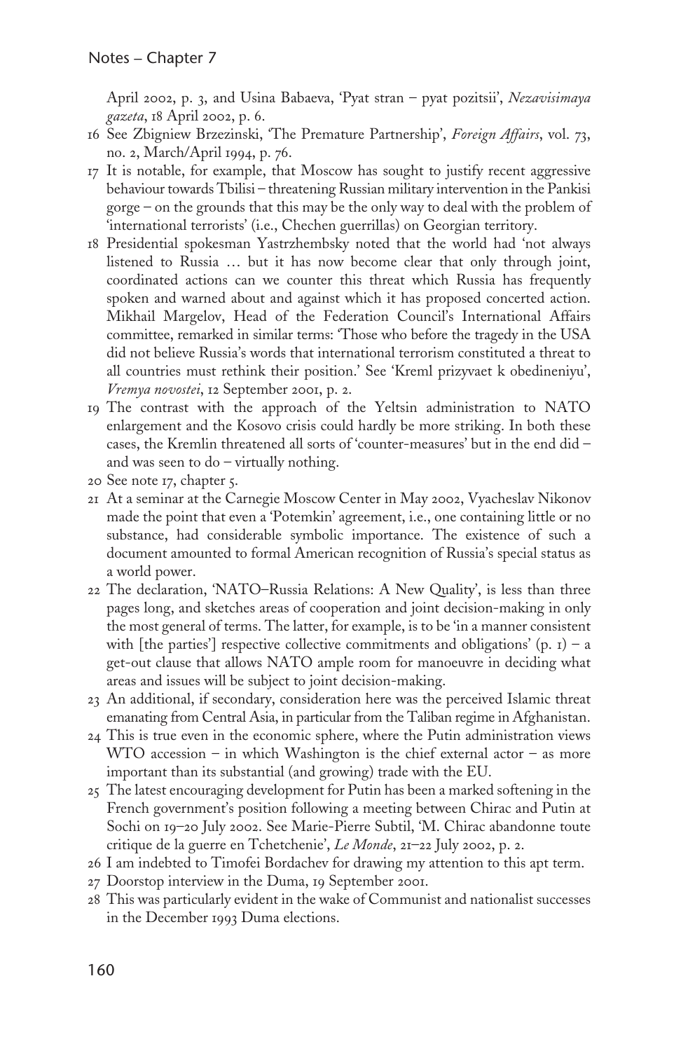April 2002, p. 3, and Usina Babaeva, 'Pyat stran – pyat pozitsii', *Nezavisimaya gazeta*, 18 April 2002, p. 6.

16 See Zbigniew Brzezinski, 'The Premature Partnership', *Foreign Affairs*, vol. 73, no. 2, March/April 1994, p. 76.

17 It is notable, for example, that Moscow has sought to justify recent aggressive behaviour towards Tbilisi – threatening Russian military intervention in the Pankisi gorge – on the grounds that this may be the only way to deal with the problem of 'international terrorists' (i.e., Chechen guerrillas) on Georgian territory.

18 Presidential spokesman Yastrzhembsky noted that the world had 'not always listened to Russia … but it has now become clear that only through joint, coordinated actions can we counter this threat which Russia has frequently spoken and warned about and against which it has proposed concerted action. Mikhail Margelov, Head of the Federation Council's International Affairs committee, remarked in similar terms: 'Those who before the tragedy in the USA did not believe Russia's words that international terrorism constituted a threat to all countries must rethink their position.' See 'Kreml prizyvaet k obedineniyu', *Vremya novostei*, 12 September 2001, p. 2.

19 The contrast with the approach of the Yeltsin administration to NATO enlargement and the Kosovo crisis could hardly be more striking. In both these cases, the Kremlin threatened all sorts of 'counter-measures' but in the end did – and was seen to do – virtually nothing.

20 See note 17, chapter 5.

21 At a seminar at the Carnegie Moscow Center in May 2002, Vyacheslav Nikonov made the point that even a 'Potemkin' agreement, i.e., one containing little or no substance, had considerable symbolic importance. The existence of such a document amounted to formal American recognition of Russia's special status as a world power.

22 The declaration, 'NATO–Russia Relations: A New Quality', is less than three pages long, and sketches areas of cooperation and joint decision-making in only the most general of terms. The latter, for example, is to be 'in a manner consistent with [the parties'] respective collective commitments and obligations' (p. 1) – a get-out clause that allows NATO ample room for manoeuvre in deciding what areas and issues will be subject to joint decision-making.

23 An additional, if secondary, consideration here was the perceived Islamic threat emanating from Central Asia, in particular from the Taliban regime in Afghanistan.

24 This is true even in the economic sphere, where the Putin administration views WTO accession – in which Washington is the chief external actor – as more important than its substantial (and growing) trade with the EU.

25 The latest encouraging development for Putin has been a marked softening in the French government's position following a meeting between Chirac and Putin at Sochi on 19–20 July 2002. See Marie-Pierre Subtil, 'M. Chirac abandonne toute critique de la guerre en Tchetchenie', *Le Monde*, 21–22 July 2002, p. 2.

26 I am indebted to Timofei Bordachev for drawing my attention to this apt term.

27 Doorstop interview in the Duma, 19 September 2001.

28 This was particularly evident in the wake of Communist and nationalist successes in the December 1993 Duma elections.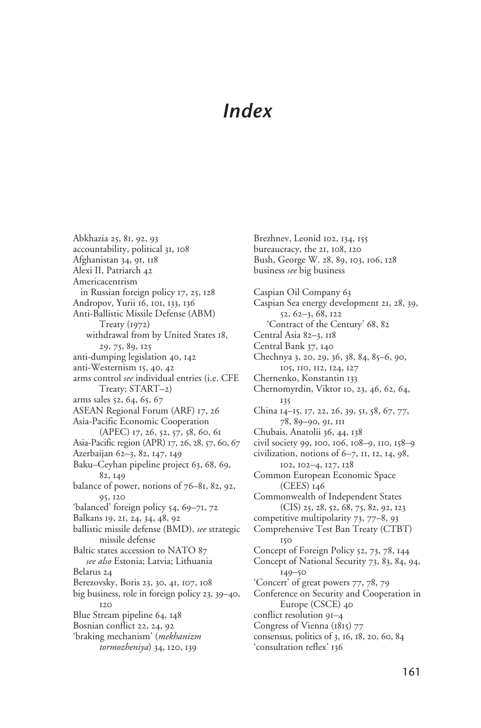# Index

Abkhazia 25, 81, 92, 93
accountability, political 31, 108
Afghanistan 34, 91, 118
Alexi II, Patriarch 42
Americacentrism
  in Russian foreign policy 17, 25, 128
Andropov, Yurii 16, 101, 133, 136
Anti-Ballistic Missile Defense (ABM) Treaty (1972)
  withdrawal from by United States 18, 29, 75, 89, 125
anti-dumping legislation 40, 142
anti-Westernism 15, 40, 42
arms control *see* individual entries (i.e. CFE Treaty; START–2)
arms sales 52, 64, 65, 67
ASEAN Regional Forum (ARF) 17, 26
Asia-Pacific Economic Cooperation (APEC) 17, 26, 52, 57, 58, 60, 61
Asia-Pacific region (APR) 17, 26, 28, 57, 60, 67
Azerbaijan 62–3, 82, 147, 149
Baku–Ceyhan pipeline project 63, 68, 69, 82, 149
balance of power, notions of 76–81, 82, 92, 95, 120
'balanced' foreign policy 54, 69–71, 72
Balkans 19, 21, 24, 34, 48, 92
ballistic missile defense (BMD), *see* strategic missile defense
Baltic states accession to NATO 87
  *see also* Estonia; Latvia; Lithuania
Belarus 24
Berezovsky, Boris 23, 30, 41, 107, 108
big business, role in foreign policy 23, 39–40, 120
Blue Stream pipeline 64, 148
Bosnian conflict 22, 24, 92
'braking mechanism' (*mekhanizm tormozheniya*) 34, 120, 139
Brezhnev, Leonid 102, 134, 155
bureaucracy, the 21, 108, 120
Bush, George W. 28, 89, 103, 106, 128
business *see* big business

Caspian Oil Company 63
Caspian Sea energy development 21, 28, 39, 52, 62–3, 68, 122
  'Contract of the Century' 68, 82
Central Asia 82–3, 118
Central Bank 37, 140
Chechnya 3, 20, 29, 36, 38, 84, 85–6, 90, 105, 110, 112, 124, 127
Chernenko, Konstantin 133
Chernomyrdin, Viktor 10, 23, 46, 62, 64, 135
China 14–15, 17, 22, 26, 39, 51, 58, 67, 77, 78, 89–90, 91, 111
Chubais, Anatolii 36, 44, 138
civil society 99, 100, 106, 108–9, 110, 158–9
civilization, notions of 6–7, 11, 12, 14, 98, 102, 102–4, 127, 128
Common European Economic Space (CEES) 146
Commonwealth of Independent States (CIS) 25, 28, 52, 68, 75, 82, 92, 123
competitive multipolarity 73, 77–8, 93
Comprehensive Test Ban Treaty (CTBT) 150
Concept of Foreign Policy 52, 73, 78, 144
Concept of National Security 73, 83, 84, 94, 149–50
'Concert' of great powers 77, 78, 79
Conference on Security and Cooperation in Europe (CSCE) 40
conflict resolution 91–4
Congress of Vienna (1815) 77
consensus, politics of 3, 16, 18, 20, 60, 84
'consultation reflex' 136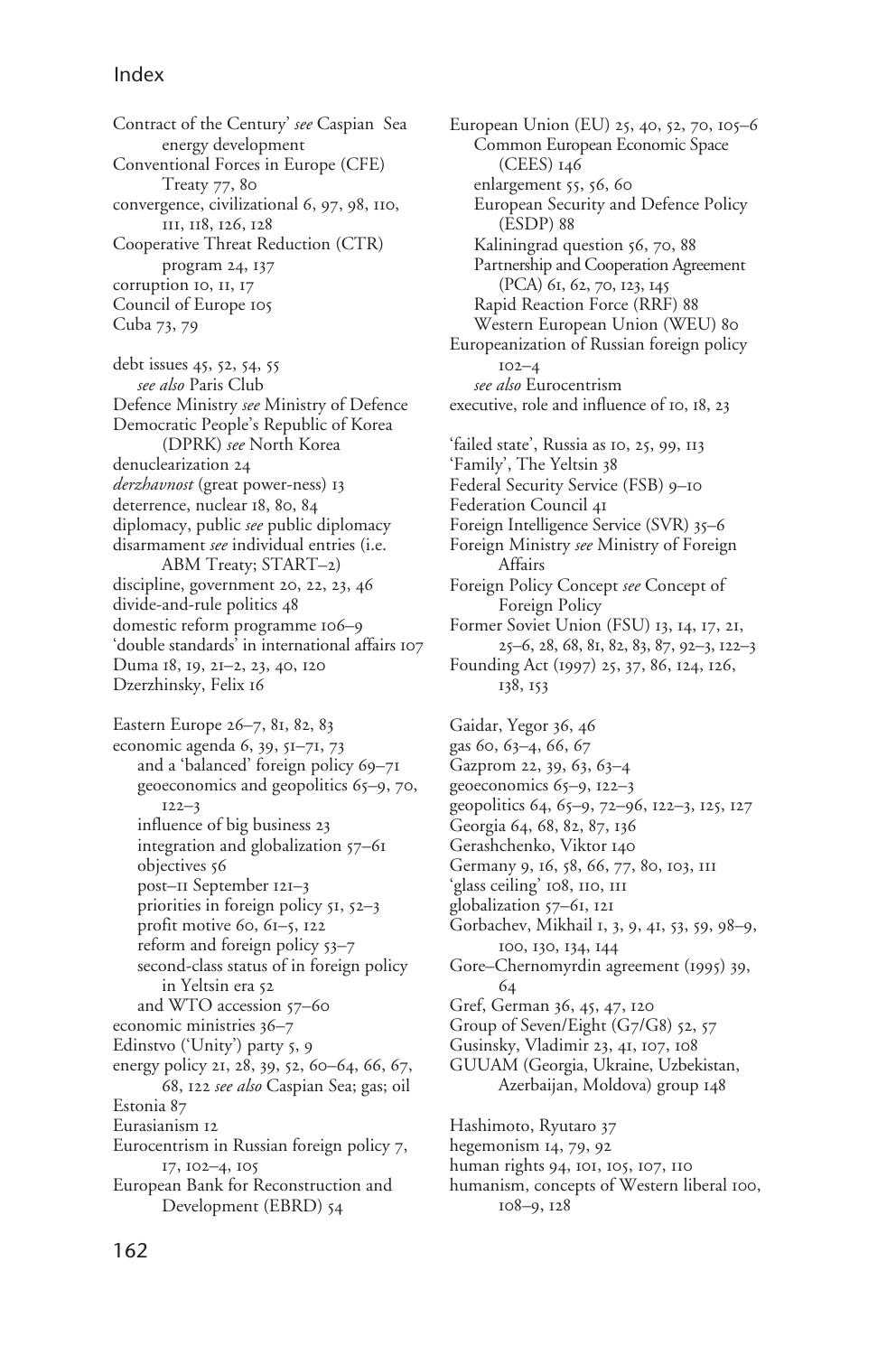# Index

Contract of the Century' *see* Caspian Sea energy development
Conventional Forces in Europe (CFE) Treaty 77, 80
convergence, civilizational 6, 97, 98, 110, 111, 118, 126, 128
Cooperative Threat Reduction (CTR) program 24, 137
corruption 10, 11, 17
Council of Europe 105
Cuba 73, 79

debt issues 45, 52, 54, 55
- *see also* Paris Club

Defence Ministry *see* Ministry of Defence
Democratic People's Republic of Korea (DPRK) *see* North Korea
denuclearization 24
*derzhavnost* (great power-ness) 13
deterrence, nuclear 18, 80, 84
diplomacy, public *see* public diplomacy
disarmament *see* individual entries (i.e. ABM Treaty; START–2)
discipline, government 20, 22, 23, 46
divide-and-rule politics 48
domestic reform programme 106–9
'double standards' in international affairs 107
Duma 18, 19, 21–2, 23, 40, 120
Dzerzhinsky, Felix 16

Eastern Europe 26–7, 81, 82, 83
economic agenda 6, 39, 51–71, 73
- and a 'balanced' foreign policy 69–71
- geoeconomics and geopolitics 65–9, 70, 122–3
- influence of big business 23
- integration and globalization 57–61
- objectives 56
- post–11 September 121–3
- priorities in foreign policy 51, 52–3
- profit motive 60, 61–5, 122
- reform and foreign policy 53–7
- second-class status of in foreign policy in Yeltsin era 52
- and WTO accession 57–60

economic ministries 36–7
Edinstvo ('Unity') party 5, 9
energy policy 21, 28, 39, 52, 60–64, 66, 67, 68, 122 *see also* Caspian Sea; gas; oil
Estonia 87
Eurasianism 12
Eurocentrism in Russian foreign policy 7, 17, 102–4, 105
European Bank for Reconstruction and Development (EBRD) 54
European Union (EU) 25, 40, 52, 70, 105–6
- Common European Economic Space (CEES) 146
- enlargement 55, 56, 60
- European Security and Defence Policy (ESDP) 88
- Kaliningrad question 56, 70, 88
- Partnership and Cooperation Agreement (PCA) 61, 62, 70, 123, 145
- Rapid Reaction Force (RRF) 88
- Western European Union (WEU) 80

Europeanization of Russian foreign policy 102–4
- *see also* Eurocentrism

executive, role and influence of 10, 18, 23

'failed state', Russia as 10, 25, 99, 113
'Family', The Yeltsin 38
Federal Security Service (FSB) 9–10
Federation Council 41
Foreign Intelligence Service (SVR) 35–6
Foreign Ministry *see* Ministry of Foreign Affairs
Foreign Policy Concept *see* Concept of Foreign Policy
Former Soviet Union (FSU) 13, 14, 17, 21, 25–6, 28, 68, 81, 82, 83, 87, 92–3, 122–3
Founding Act (1997) 25, 37, 86, 124, 126, 138, 153

Gaidar, Yegor 36, 46
gas 60, 63–4, 66, 67
Gazprom 22, 39, 63, 63–4
geoeconomics 65–9, 122–3
geopolitics 64, 65–9, 72–96, 122–3, 125, 127
Georgia 64, 68, 82, 87, 136
Gerashchenko, Viktor 140
Germany 9, 16, 58, 66, 77, 80, 103, 111
'glass ceiling' 108, 110, 111
globalization 57–61, 121
Gorbachev, Mikhail 1, 3, 9, 41, 53, 59, 98–9, 100, 130, 134, 144
Gore–Chernomyrdin agreement (1995) 39, 64
Gref, German 36, 45, 47, 120
Group of Seven/Eight (G7/G8) 52, 57
Gusinsky, Vladimir 23, 41, 107, 108
GUUAM (Georgia, Ukraine, Uzbekistan, Azerbaijan, Moldova) group 148

Hashimoto, Ryutaro 37
hegemonism 14, 79, 92
human rights 94, 101, 105, 107, 110
humanism, concepts of Western liberal 100, 108–9, 128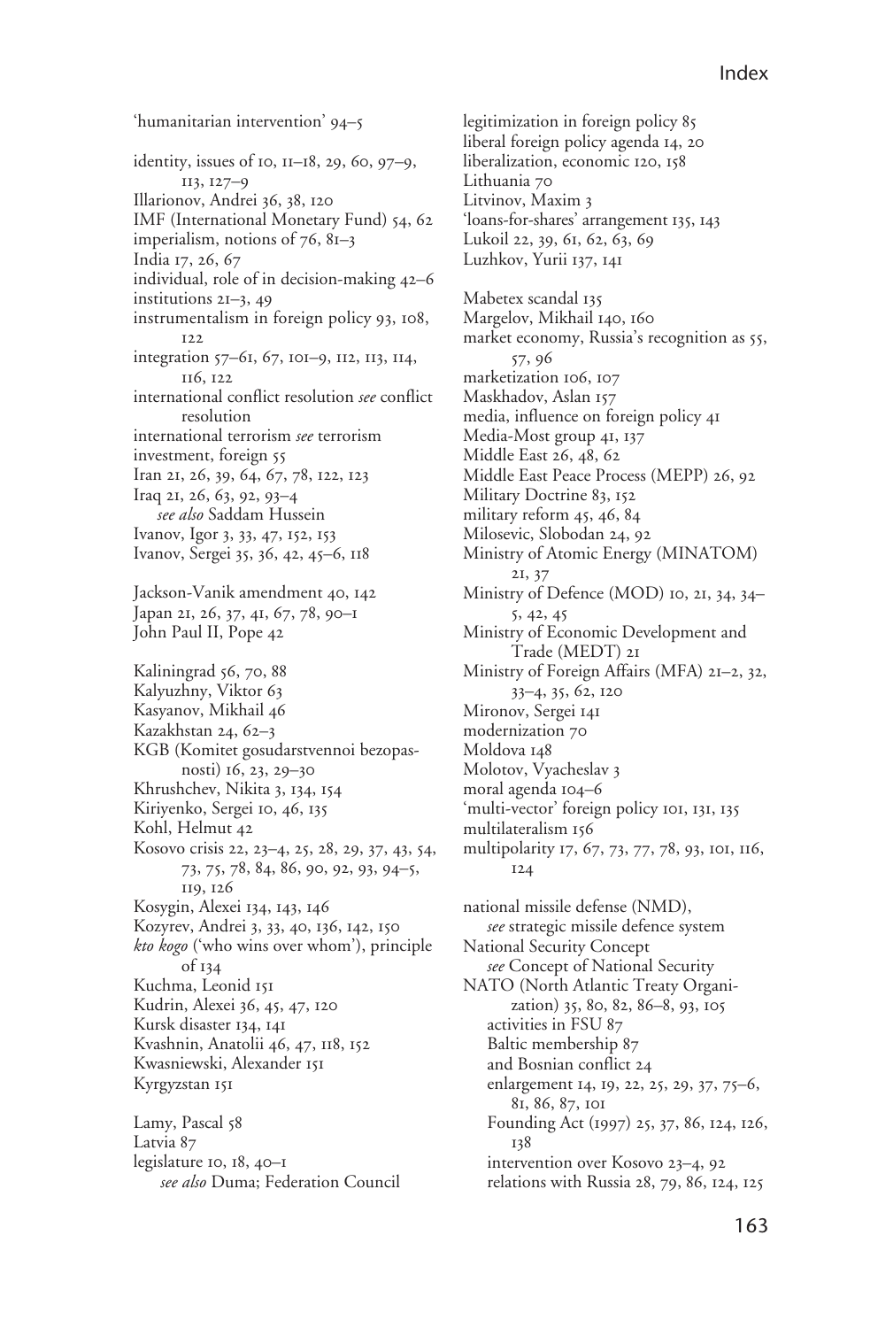'humanitarian intervention' 94–5

identity, issues of 10, 11–18, 29, 60, 97–9, 113, 127–9
Illarionov, Andrei 36, 38, 120
IMF (International Monetary Fund) 54, 62
imperialism, notions of 76, 81–3
India 17, 26, 67
individual, role of in decision-making 42–6
institutions 21–3, 49
instrumentalism in foreign policy 93, 108, 122
integration 57–61, 67, 101–9, 112, 113, 114, 116, 122
international conflict resolution *see* conflict resolution
international terrorism *see* terrorism
investment, foreign 55
Iran 21, 26, 39, 64, 67, 78, 122, 123
Iraq 21, 26, 63, 92, 93–4
 *see also* Saddam Hussein
Ivanov, Igor 3, 33, 47, 152, 153
Ivanov, Sergei 35, 36, 42, 45–6, 118

Jackson-Vanik amendment 40, 142
Japan 21, 26, 37, 41, 67, 78, 90–1
John Paul II, Pope 42

Kaliningrad 56, 70, 88
Kalyuzhny, Viktor 63
Kasyanov, Mikhail 46
Kazakhstan 24, 62–3
KGB (Komitet gosudarstvennoi bezopasnosti) 16, 23, 29–30
Khrushchev, Nikita 3, 134, 154
Kiriyenko, Sergei 10, 46, 135
Kohl, Helmut 42
Kosovo crisis 22, 23–4, 25, 28, 29, 37, 43, 54, 73, 75, 78, 84, 86, 90, 92, 93, 94–5, 119, 126
Kosygin, Alexei 134, 143, 146
Kozyrev, Andrei 3, 33, 40, 136, 142, 150
*kto kogo* ('who wins over whom'), principle of 134
Kuchma, Leonid 151
Kudrin, Alexei 36, 45, 47, 120
Kursk disaster 134, 141
Kvashnin, Anatolii 46, 47, 118, 152
Kwasniewski, Alexander 151
Kyrgyzstan 151

Lamy, Pascal 58
Latvia 87
legislature 10, 18, 40–1
 *see also* Duma; Federation Council
legitimization in foreign policy 85
liberal foreign policy agenda 14, 20
liberalization, economic 120, 158
Lithuania 70
Litvinov, Maxim 3
'loans-for-shares' arrangement 135, 143
Lukoil 22, 39, 61, 62, 63, 69
Luzhkov, Yurii 137, 141

Mabetex scandal 135
Margelov, Mikhail 140, 160
market economy, Russia's recognition as 55, 57, 96
marketization 106, 107
Maskhadov, Aslan 157
media, influence on foreign policy 41
Media-Most group 41, 137
Middle East 26, 48, 62
Middle East Peace Process (MEPP) 26, 92
Military Doctrine 83, 152
military reform 45, 46, 84
Milosevic, Slobodan 24, 92
Ministry of Atomic Energy (MINATOM) 21, 37
Ministry of Defence (MOD) 10, 21, 34, 34–5, 42, 45
Ministry of Economic Development and Trade (MEDT) 21
Ministry of Foreign Affairs (MFA) 21–2, 32, 33–4, 35, 62, 120
Mironov, Sergei 141
modernization 70
Moldova 148
Molotov, Vyacheslav 3
moral agenda 104–6
'multi-vector' foreign policy 101, 131, 135
multilateralism 156
multipolarity 17, 67, 73, 77, 78, 93, 101, 116, 124

national missile defense (NMD), *see* strategic missile defence system
National Security Concept
 *see* Concept of National Security
NATO (North Atlantic Treaty Organization) 35, 80, 82, 86–8, 93, 105
 activities in FSU 87
 Baltic membership 87
 and Bosnian conflict 24
 enlargement 14, 19, 22, 25, 29, 37, 75–6, 81, 86, 87, 101
 Founding Act (1997) 25, 37, 86, 124, 126, 138
 intervention over Kosovo 23–4, 92
 relations with Russia 28, 79, 86, 124, 125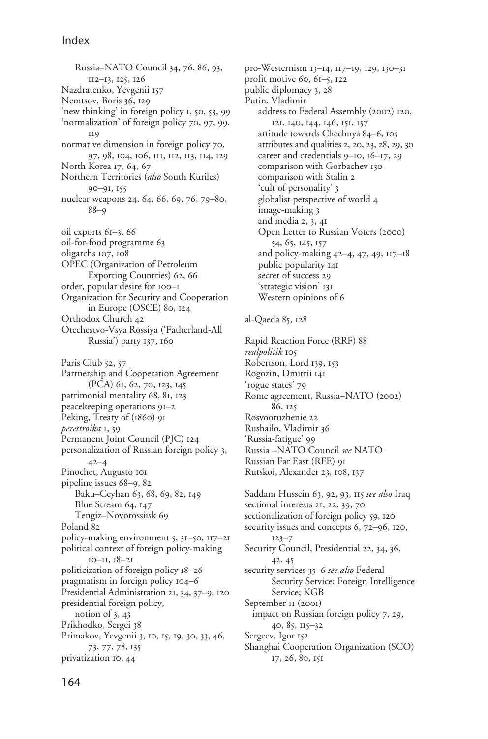Russia–NATO Council 34, 76, 86, 93, 112–13, 125, 126
Nazdratenko, Yevgenii 157
Nemtsov, Boris 36, 129
'new thinking' in foreign policy 1, 50, 53, 99
'normalization' of foreign policy 70, 97, 99, 119
normative dimension in foreign policy 70, 97, 98, 104, 106, 111, 112, 113, 114, 129
North Korea 17, 64, 67
Northern Territories (*also* South Kuriles) 90–91, 155
nuclear weapons 24, 64, 66, 69, 76, 79–80, 88–9

oil exports 61–3, 66
oil-for-food programme 63
oligarchs 107, 108
OPEC (Organization of Petroleum Exporting Countries) 62, 66
order, popular desire for 100–1
Organization for Security and Cooperation in Europe (OSCE) 80, 124
Orthodox Church 42
Otechestvo-Vsya Rossiya ('Fatherland-All Russia') party 137, 160

Paris Club 52, 57
Partnership and Cooperation Agreement (PCA) 61, 62, 70, 123, 145
patrimonial mentality 68, 81, 123
peacekeeping operations 91–2
Peking, Treaty of (1860) 91
*perestroika* 1, 59
Permanent Joint Council (PJC) 124
personalization of Russian foreign policy 3, 42–4
Pinochet, Augusto 101
pipeline issues 68–9, 82
- Baku–Ceyhan 63, 68, 69, 82, 149
- Blue Stream 64, 147
- Tengiz–Novorossiisk 69

Poland 82
policy-making environment 5, 31–50, 117–21
political context of foreign policy-making 10–11, 18–21
politicization of foreign policy 18–26
pragmatism in foreign policy 104–6
Presidential Administration 21, 34, 37–9, 120
presidential foreign policy, notion of 3, 43
Prikhodko, Sergei 38
Primakov, Yevgenii 3, 10, 15, 19, 30, 33, 46, 73, 77, 78, 135
privatization 10, 44
pro-Westernism 13–14, 117–19, 129, 130–31
profit motive 60, 61–5, 122
public diplomacy 3, 28
Putin, Vladimir
- address to Federal Assembly (2002) 120, 121, 140, 144, 146, 151, 157
- attitude towards Chechnya 84–6, 105
- attributes and qualities 2, 20, 23, 28, 29, 30
- career and credentials 9–10, 16–17, 29
- comparison with Gorbachev 130
- comparison with Stalin 2
- 'cult of personality' 3
- globalist perspective of world 4
- image-making 3
- and media 2, 3, 41
- Open Letter to Russian Voters (2000) 54, 65, 145, 157
- and policy-making 42–4, 47, 49, 117–18
- public popularity 141
- secret of success 29
- 'strategic vision' 131
- Western opinions of 6

al-Qaeda 85, 128

Rapid Reaction Force (RRF) 88
*realpolitik* 105
Robertson, Lord 139, 153
Rogozin, Dmitrii 141
'rogue states' 79
Rome agreement, Russia–NATO (2002) 86, 125
Rosvooruzhenie 22
Rushailo, Vladimir 36
'Russia-fatigue' 99
Russia –NATO Council *see* NATO
Russian Far East (RFE) 91
Rutskoi, Alexander 23, 108, 137

Saddam Hussein 63, 92, 93, 115 *see also* Iraq
sectional interests 21, 22, 39, 70
sectionalization of foreign policy 59, 120
security issues and concepts 6, 72–96, 120, 123–7
Security Council, Presidential 22, 34, 36, 42, 45
security services 35–6 *see also* Federal Security Service; Foreign Intelligence Service; KGB
September 11 (2001)
- impact on Russian foreign policy 7, 29, 40, 85, 115–32

Sergeev, Igor 152
Shanghai Cooperation Organization (SCO) 17, 26, 80, 151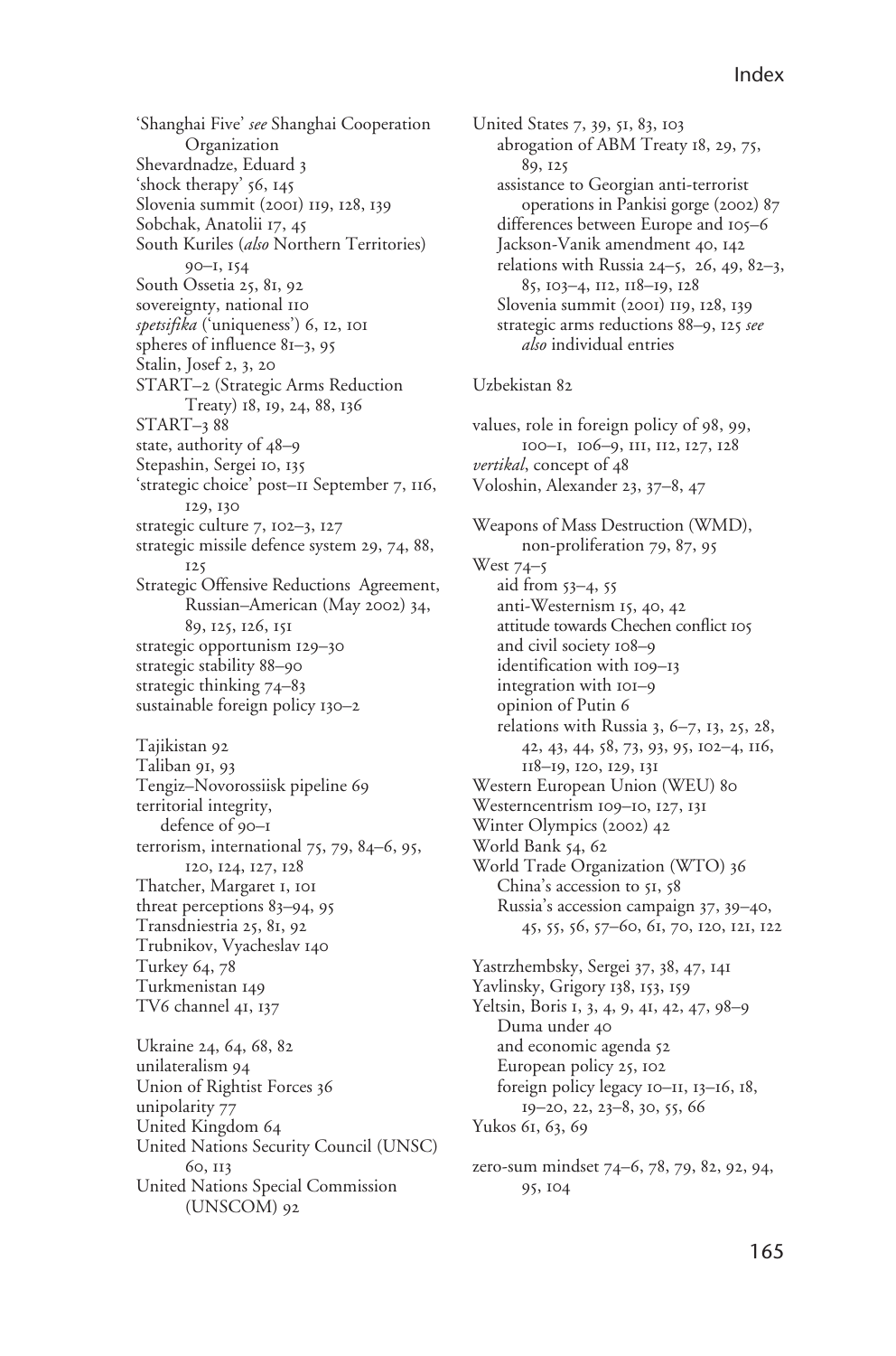'Shanghai Five' *see* Shanghai Cooperation Organization
Shevardnadze, Eduard 3
'shock therapy' 56, 145
Slovenia summit (2001) 119, 128, 139
Sobchak, Anatolii 17, 45
South Kuriles (*also* Northern Territories) 90–1, 154
South Ossetia 25, 81, 92
sovereignty, national 110
*spetsifika* ('uniqueness') 6, 12, 101
spheres of influence 81–3, 95
Stalin, Josef 2, 3, 20
START–2 (Strategic Arms Reduction Treaty) 18, 19, 24, 88, 136
START–3 88
state, authority of 48–9
Stepashin, Sergei 10, 135
'strategic choice' post–11 September 7, 116, 129, 130
strategic culture 7, 102–3, 127
strategic missile defence system 29, 74, 88, 125
Strategic Offensive Reductions Agreement, Russian–American (May 2002) 34, 89, 125, 126, 151
strategic opportunism 129–30
strategic stability 88–90
strategic thinking 74–83
sustainable foreign policy 130–2

Tajikistan 92
Taliban 91, 93
Tengiz–Novorossiisk pipeline 69
territorial integrity,
  defence of 90–1
terrorism, international 75, 79, 84–6, 95, 120, 124, 127, 128
Thatcher, Margaret 1, 101
threat perceptions 83–94, 95
Transdniestria 25, 81, 92
Trubnikov, Vyacheslav 140
Turkey 64, 78
Turkmenistan 149
TV6 channel 41, 137

Ukraine 24, 64, 68, 82
unilateralism 94
Union of Rightist Forces 36
unipolarity 77
United Kingdom 64
United Nations Security Council (UNSC) 60, 113
United Nations Special Commission (UNSCOM) 92

United States 7, 39, 51, 83, 103
  abrogation of ABM Treaty 18, 29, 75, 89, 125
  assistance to Georgian anti-terrorist operations in Pankisi gorge (2002) 87
  differences between Europe and 105–6
  Jackson-Vanik amendment 40, 142
  relations with Russia 24–5, 26, 49, 82–3, 85, 103–4, 112, 118–19, 128
  Slovenia summit (2001) 119, 128, 139
  strategic arms reductions 88–9, 125 *see also* individual entries

Uzbekistan 82

values, role in foreign policy of 98, 99, 100–1, 106–9, 111, 112, 127, 128
*vertikal*, concept of 48
Voloshin, Alexander 23, 37–8, 47

Weapons of Mass Destruction (WMD), non-proliferation 79, 87, 95
West 74–5
  aid from 53–4, 55
  anti-Westernism 15, 40, 42
  attitude towards Chechen conflict 105
  and civil society 108–9
  identification with 109–13
  integration with 101–9
  opinion of Putin 6
  relations with Russia 3, 6–7, 13, 25, 28, 42, 43, 44, 58, 73, 93, 95, 102–4, 116, 118–19, 120, 129, 131
Western European Union (WEU) 80
Westerncentrism 109–10, 127, 131
Winter Olympics (2002) 42
World Bank 54, 62
World Trade Organization (WTO) 36
  China's accession to 51, 58
  Russia's accession campaign 37, 39–40, 45, 55, 56, 57–60, 61, 70, 120, 121, 122

Yastrzhembsky, Sergei 37, 38, 47, 141
Yavlinsky, Grigory 138, 153, 159
Yeltsin, Boris 1, 3, 4, 9, 41, 42, 47, 98–9
  Duma under 40
  and economic agenda 52
  European policy 25, 102
  foreign policy legacy 10–11, 13–16, 18, 19–20, 22, 23–8, 30, 55, 66
Yukos 61, 63, 69

zero-sum mindset 74–6, 78, 79, 82, 92, 94, 95, 104